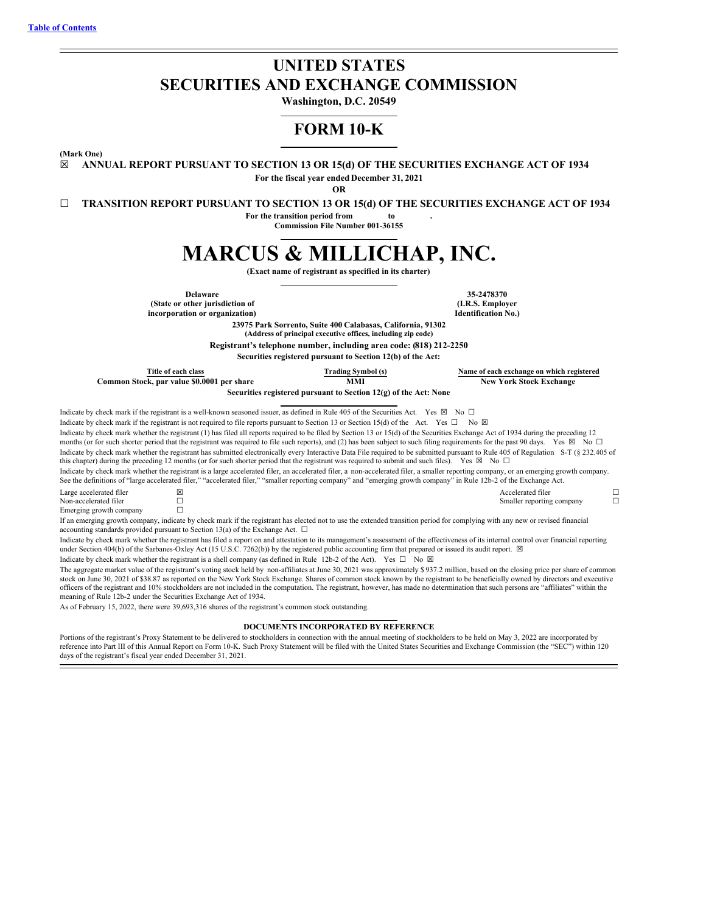[Table of Contents](#)

# UNITED STATES
# SECURITIES AND EXCHANGE COMMISSION

**Washington, D.C. 20549**

## FORM 10-K

**(Mark One)**

☒ **ANNUAL REPORT PURSUANT TO SECTION 13 OR 15(d) OF THE SECURITIES EXCHANGE ACT OF 1934**

**For the fiscal year ended December 31, 2021**

**OR**

☐ **TRANSITION REPORT PURSUANT TO SECTION 13 OR 15(d) OF THE SECURITIES EXCHANGE ACT OF 1934**

**For the transition period from to .**

**Commission File Number 001-36155**

# MARCUS & MILLICHAP, INC.

**(Exact name of registrant as specified in its charter)**

| **Delaware** | **35-2478370** |
|---|---|
| **(State or other jurisdiction of incorporation or organization)** | **(I.R.S. Employer Identification No.)** |

**23975 Park Sorrento, Suite 400 Calabasas, California, 91302**
**(Address of principal executive offices, including zip code)**

**Registrant's telephone number, including area code: (818) 212-2250**

**Securities registered pursuant to Section 12(b) of the Act:**

| Title of each class | Trading Symbol (s) | Name of each exchange on which registered |
|---|---|---|
| **Common Stock, par value $0.0001 per share** | **MMI** | **New York Stock Exchange** |

**Securities registered pursuant to Section 12(g) of the Act: None**

Indicate by check mark if the registrant is a well-known seasoned issuer, as defined in Rule 405 of the Securities Act. Yes ☒ No ☐

Indicate by check mark if the registrant is not required to file reports pursuant to Section 13 or Section 15(d) of the Act. Yes ☐ No ☒

Indicate by check mark whether the registrant (1) has filed all reports required to be filed by Section 13 or 15(d) of the Securities Exchange Act of 1934 during the preceding 12 months (or for such shorter period that the registrant was required to file such reports), and (2) has been subject to such filing requirements for the past 90 days. Yes ☒ No ☐

Indicate by check mark whether the registrant has submitted electronically every Interactive Data File required to be submitted pursuant to Rule 405 of Regulation S-T (§ 232.405 of this chapter) during the preceding 12 months (or for such shorter period that the registrant was required to submit and such files). Yes ☒ No ☐

Indicate by check mark whether the registrant is a large accelerated filer, an accelerated filer, a non-accelerated filer, a smaller reporting company, or an emerging growth company. See the definitions of "large accelerated filer," "accelerated filer," "smaller reporting company" and "emerging growth company" in Rule 12b-2 of the Exchange Act.

| | | | |
|---|---|---|---|
| Large accelerated filer | ☒ | Accelerated filer | ☐ |
| Non-accelerated filer | ☐ | Smaller reporting company | ☐ |
| Emerging growth company | ☐ | | |

If an emerging growth company, indicate by check mark if the registrant has elected not to use the extended transition period for complying with any new or revised financial accounting standards provided pursuant to Section 13(a) of the Exchange Act. ☐

Indicate by check mark whether the registrant has filed a report on and attestation to its management's assessment of the effectiveness of its internal control over financial reporting under Section 404(b) of the Sarbanes-Oxley Act (15 U.S.C. 7262(b)) by the registered public accounting firm that prepared or issued its audit report. ☒

Indicate by check mark whether the registrant is a shell company (as defined in Rule 12b-2 of the Act). Yes ☐ No ☒

The aggregate market value of the registrant's voting stock held by non-affiliates at June 30, 2021 was approximately $ 937.2 million, based on the closing price per share of common stock on June 30, 2021 of $38.87 as reported on the New York Stock Exchange. Shares of common stock known by the registrant to be beneficially owned by directors and executive officers of the registrant and 10% stockholders are not included in the computation. The registrant, however, has made no determination that such persons are "affiliates" within the meaning of Rule 12b-2 under the Securities Exchange Act of 1934.

As of February 15, 2022, there were 39,693,316 shares of the registrant's common stock outstanding.

**DOCUMENTS INCORPORATED BY REFERENCE**

Portions of the registrant's Proxy Statement to be delivered to stockholders in connection with the annual meeting of stockholders to be held on May 3, 2022 are incorporated by reference into Part III of this Annual Report on Form 10-K. Such Proxy Statement will be filed with the United States Securities and Exchange Commission (the "SEC") within 120 days of the registrant's fiscal year ended December 31, 2021.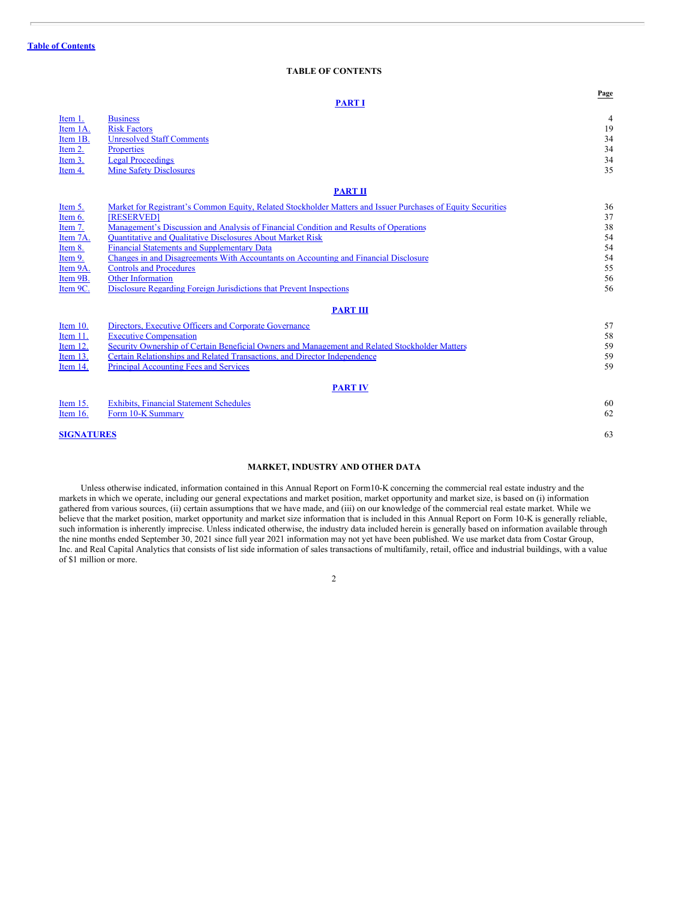Table of Contents

# TABLE OF CONTENTS

| | | Page |
|---|---|---|
| | **PART I** | |
| Item 1. | Business | 4 |
| Item 1A. | Risk Factors | 19 |
| Item 1B. | Unresolved Staff Comments | 34 |
| Item 2. | Properties | 34 |
| Item 3. | Legal Proceedings | 34 |
| Item 4. | Mine Safety Disclosures | 35 |
| | **PART II** | |
| Item 5. | Market for Registrant's Common Equity, Related Stockholder Matters and Issuer Purchases of Equity Securities | 36 |
| Item 6. | [RESERVED] | 37 |
| Item 7. | Management's Discussion and Analysis of Financial Condition and Results of Operations | 38 |
| Item 7A. | Quantitative and Qualitative Disclosures About Market Risk | 54 |
| Item 8. | Financial Statements and Supplementary Data | 54 |
| Item 9. | Changes in and Disagreements With Accountants on Accounting and Financial Disclosure | 54 |
| Item 9A. | Controls and Procedures | 55 |
| Item 9B. | Other Information | 56 |
| Item 9C. | Disclosure Regarding Foreign Jurisdictions that Prevent Inspections | 56 |
| | **PART III** | |
| Item 10. | Directors, Executive Officers and Corporate Governance | 57 |
| Item 11. | Executive Compensation | 58 |
| Item 12. | Security Ownership of Certain Beneficial Owners and Management and Related Stockholder Matters | 59 |
| Item 13. | Certain Relationships and Related Transactions, and Director Independence | 59 |
| Item 14. | Principal Accounting Fees and Services | 59 |
| | **PART IV** | |
| Item 15. | Exhibits, Financial Statement Schedules | 60 |
| Item 16. | Form 10-K Summary | 62 |
| **SIGNATURES** | | 63 |

## MARKET, INDUSTRY AND OTHER DATA

Unless otherwise indicated, information contained in this Annual Report on Form10-K concerning the commercial real estate industry and the markets in which we operate, including our general expectations and market position, market opportunity and market size, is based on (i) information gathered from various sources, (ii) certain assumptions that we have made, and (iii) on our knowledge of the commercial real estate market. While we believe that the market position, market opportunity and market size information that is included in this Annual Report on Form 10-K is generally reliable, such information is inherently imprecise. Unless indicated otherwise, the industry data included herein is generally based on information available through the nine months ended September 30, 2021 since full year 2021 information may not yet have been published. We use market data from Costar Group, Inc. and Real Capital Analytics that consists of list side information of sales transactions of multifamily, retail, office and industrial buildings, with a value of $1 million or more.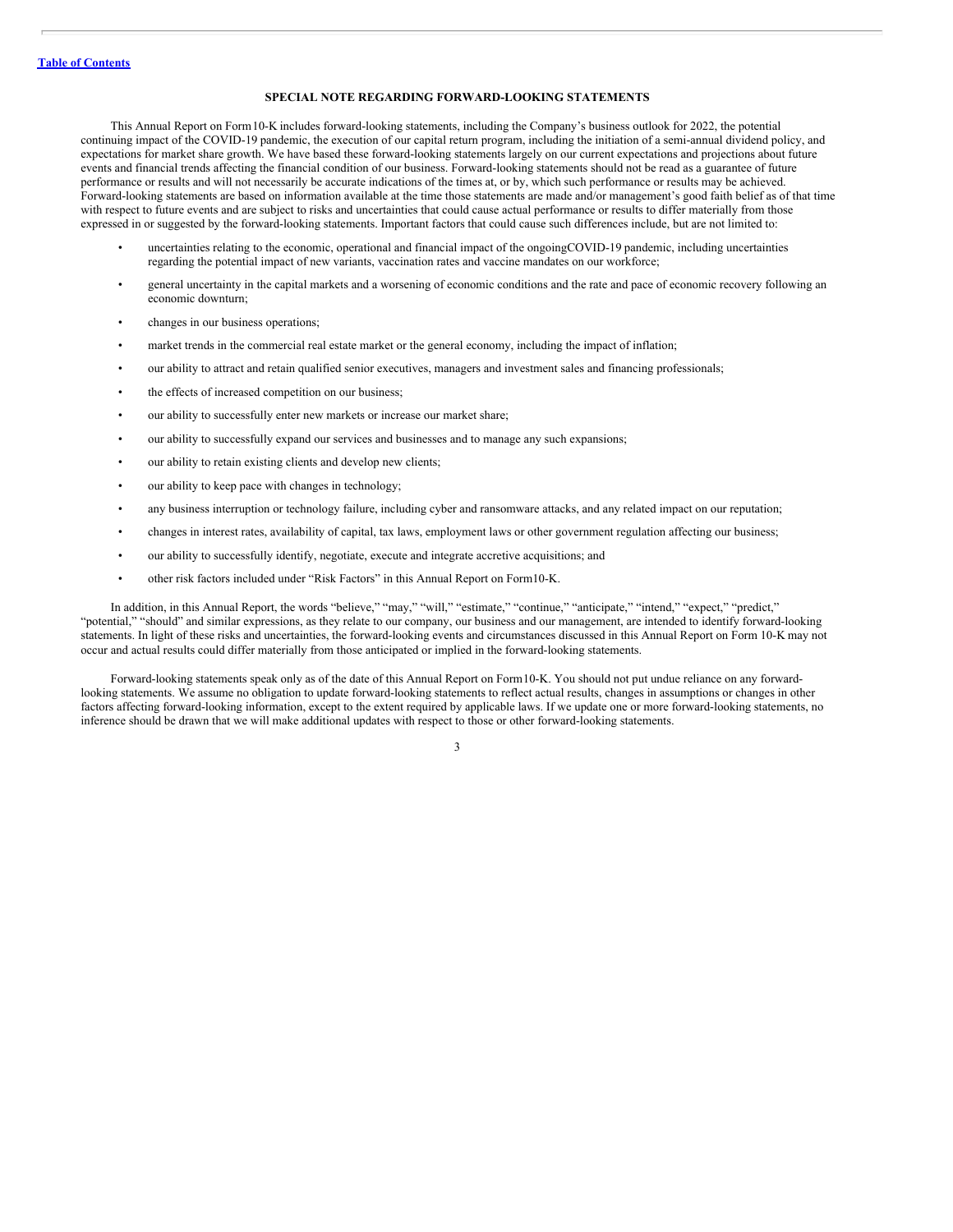[Table of Contents](#)

## SPECIAL NOTE REGARDING FORWARD-LOOKING STATEMENTS

This Annual Report on Form10-K includes forward-looking statements, including the Company's business outlook for 2022, the potential continuing impact of the COVID-19 pandemic, the execution of our capital return program, including the initiation of a semi-annual dividend policy, and expectations for market share growth. We have based these forward-looking statements largely on our current expectations and projections about future events and financial trends affecting the financial condition of our business. Forward-looking statements should not be read as a guarantee of future performance or results and will not necessarily be accurate indications of the times at, or by, which such performance or results may be achieved. Forward-looking statements are based on information available at the time those statements are made and/or management's good faith belief as of that time with respect to future events and are subject to risks and uncertainties that could cause actual performance or results to differ materially from those expressed in or suggested by the forward-looking statements. Important factors that could cause such differences include, but are not limited to:

- uncertainties relating to the economic, operational and financial impact of the ongoingCOVID-19 pandemic, including uncertainties regarding the potential impact of new variants, vaccination rates and vaccine mandates on our workforce;
- general uncertainty in the capital markets and a worsening of economic conditions and the rate and pace of economic recovery following an economic downturn;
- changes in our business operations;
- market trends in the commercial real estate market or the general economy, including the impact of inflation;
- our ability to attract and retain qualified senior executives, managers and investment sales and financing professionals;
- the effects of increased competition on our business;
- our ability to successfully enter new markets or increase our market share;
- our ability to successfully expand our services and businesses and to manage any such expansions;
- our ability to retain existing clients and develop new clients;
- our ability to keep pace with changes in technology;
- any business interruption or technology failure, including cyber and ransomware attacks, and any related impact on our reputation;
- changes in interest rates, availability of capital, tax laws, employment laws or other government regulation affecting our business;
- our ability to successfully identify, negotiate, execute and integrate accretive acquisitions; and
- other risk factors included under "Risk Factors" in this Annual Report on Form10-K.

In addition, in this Annual Report, the words "believe," "may," "will," "estimate," "continue," "anticipate," "intend," "expect," "predict," "potential," "should" and similar expressions, as they relate to our company, our business and our management, are intended to identify forward-looking statements. In light of these risks and uncertainties, the forward-looking events and circumstances discussed in this Annual Report on Form 10-K may not occur and actual results could differ materially from those anticipated or implied in the forward-looking statements.

Forward-looking statements speak only as of the date of this Annual Report on Form10-K. You should not put undue reliance on any forward-looking statements. We assume no obligation to update forward-looking statements to reflect actual results, changes in assumptions or changes in other factors affecting forward-looking information, except to the extent required by applicable laws. If we update one or more forward-looking statements, no inference should be drawn that we will make additional updates with respect to those or other forward-looking statements.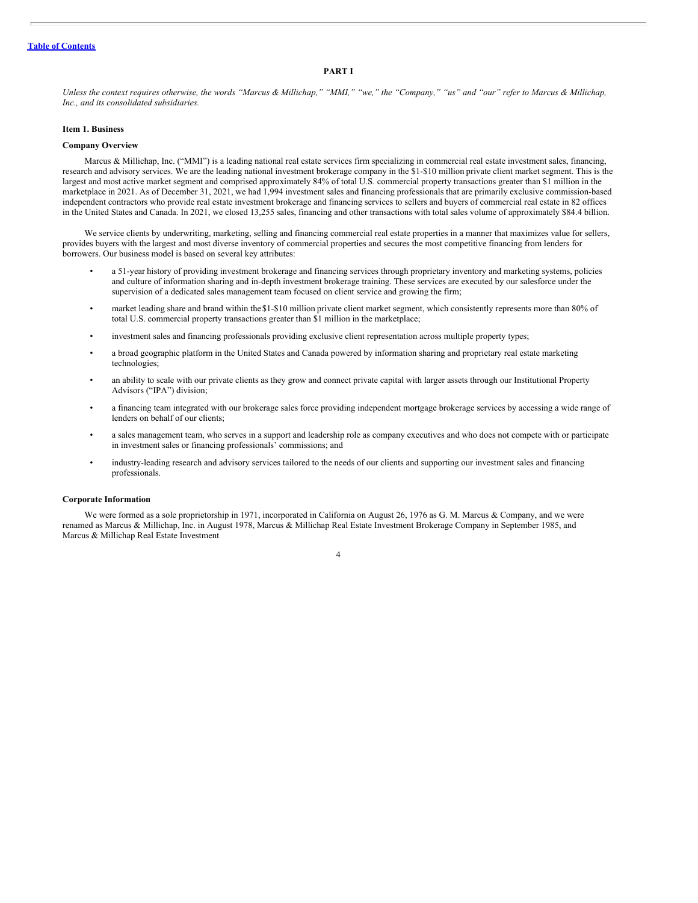[Table of Contents](#)

# PART I

*Unless the context requires otherwise, the words "Marcus & Millichap," "MMI," "we," the "Company," "us" and "our" refer to Marcus & Millichap, Inc., and its consolidated subsidiaries.*

## Item 1. Business

### Company Overview

Marcus & Millichap, Inc. ("MMI") is a leading national real estate services firm specializing in commercial real estate investment sales, financing, research and advisory services. We are the leading national investment brokerage company in the $1-$10 million private client market segment. This is the largest and most active market segment and comprised approximately 84% of total U.S. commercial property transactions greater than $1 million in the marketplace in 2021. As of December 31, 2021, we had 1,994 investment sales and financing professionals that are primarily exclusive commission-based independent contractors who provide real estate investment brokerage and financing services to sellers and buyers of commercial real estate in 82 offices in the United States and Canada. In 2021, we closed 13,255 sales, financing and other transactions with total sales volume of approximately $84.4 billion.

We service clients by underwriting, marketing, selling and financing commercial real estate properties in a manner that maximizes value for sellers, provides buyers with the largest and most diverse inventory of commercial properties and secures the most competitive financing from lenders for borrowers. Our business model is based on several key attributes:

- a 51-year history of providing investment brokerage and financing services through proprietary inventory and marketing systems, policies and culture of information sharing and in-depth investment brokerage training. These services are executed by our salesforce under the supervision of a dedicated sales management team focused on client service and growing the firm;
- market leading share and brand within the $1-$10 million private client market segment, which consistently represents more than 80% of total U.S. commercial property transactions greater than $1 million in the marketplace;
- investment sales and financing professionals providing exclusive client representation across multiple property types;
- a broad geographic platform in the United States and Canada powered by information sharing and proprietary real estate marketing technologies;
- an ability to scale with our private clients as they grow and connect private capital with larger assets through our Institutional Property Advisors ("IPA") division;
- a financing team integrated with our brokerage sales force providing independent mortgage brokerage services by accessing a wide range of lenders on behalf of our clients;
- a sales management team, who serves in a support and leadership role as company executives and who does not compete with or participate in investment sales or financing professionals' commissions; and
- industry-leading research and advisory services tailored to the needs of our clients and supporting our investment sales and financing professionals.

### Corporate Information

We were formed as a sole proprietorship in 1971, incorporated in California on August 26, 1976 as G. M. Marcus & Company, and we were renamed as Marcus & Millichap, Inc. in August 1978, Marcus & Millichap Real Estate Investment Brokerage Company in September 1985, and Marcus & Millichap Real Estate Investment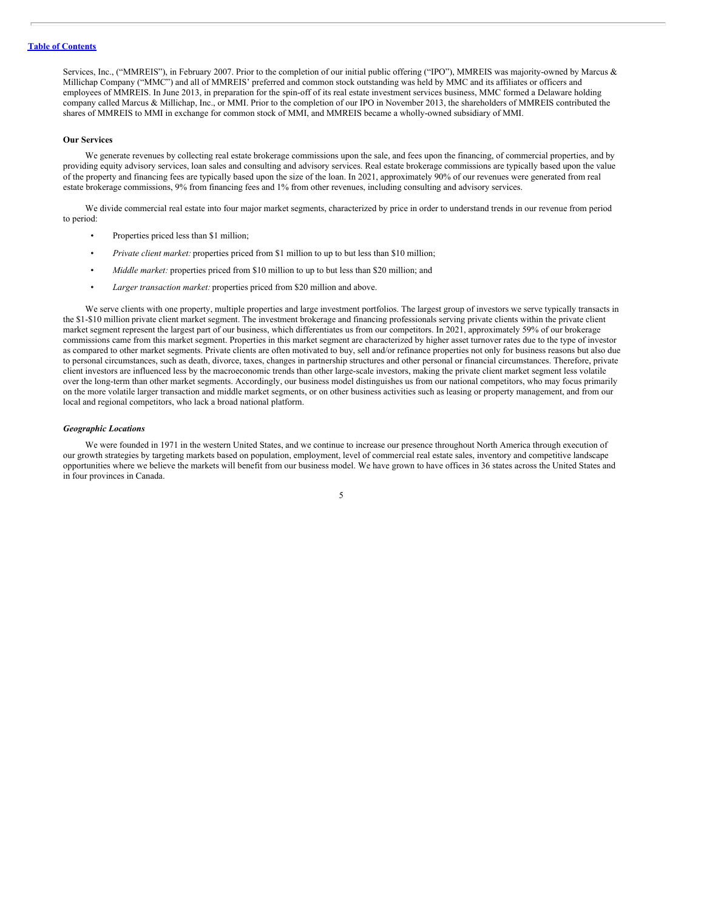Services, Inc., ("MMREIS"), in February 2007. Prior to the completion of our initial public offering ("IPO"), MMREIS was majority-owned by Marcus & Millichap Company ("MMC") and all of MMREIS' preferred and common stock outstanding was held by MMC and its affiliates or officers and employees of MMREIS. In June 2013, in preparation for the spin-off of its real estate investment services business, MMC formed a Delaware holding company called Marcus & Millichap, Inc., or MMI. Prior to the completion of our IPO in November 2013, the shareholders of MMREIS contributed the shares of MMREIS to MMI in exchange for common stock of MMI, and MMREIS became a wholly-owned subsidiary of MMI.

**Our Services**

We generate revenues by collecting real estate brokerage commissions upon the sale, and fees upon the financing, of commercial properties, and by providing equity advisory services, loan sales and consulting and advisory services. Real estate brokerage commissions are typically based upon the value of the property and financing fees are typically based upon the size of the loan. In 2021, approximately 90% of our revenues were generated from real estate brokerage commissions, 9% from financing fees and 1% from other revenues, including consulting and advisory services.

We divide commercial real estate into four major market segments, characterized by price in order to understand trends in our revenue from period to period:

- Properties priced less than $1 million;
- *Private client market:* properties priced from $1 million to up to but less than $10 million;
- *Middle market:* properties priced from $10 million to up to but less than $20 million; and
- *Larger transaction market:* properties priced from $20 million and above.

We serve clients with one property, multiple properties and large investment portfolios. The largest group of investors we serve typically transacts in the $1-$10 million private client market segment. The investment brokerage and financing professionals serving private clients within the private client market segment represent the largest part of our business, which differentiates us from our competitors. In 2021, approximately 59% of our brokerage commissions came from this market segment. Properties in this market segment are characterized by higher asset turnover rates due to the type of investor as compared to other market segments. Private clients are often motivated to buy, sell and/or refinance properties not only for business reasons but also due to personal circumstances, such as death, divorce, taxes, changes in partnership structures and other personal or financial circumstances. Therefore, private client investors are influenced less by the macroeconomic trends than other large-scale investors, making the private client market segment less volatile over the long-term than other market segments. Accordingly, our business model distinguishes us from our national competitors, who may focus primarily on the more volatile larger transaction and middle market segments, or on other business activities such as leasing or property management, and from our local and regional competitors, who lack a broad national platform.

***Geographic Locations***

We were founded in 1971 in the western United States, and we continue to increase our presence throughout North America through execution of our growth strategies by targeting markets based on population, employment, level of commercial real estate sales, inventory and competitive landscape opportunities where we believe the markets will benefit from our business model. We have grown to have offices in 36 states across the United States and in four provinces in Canada.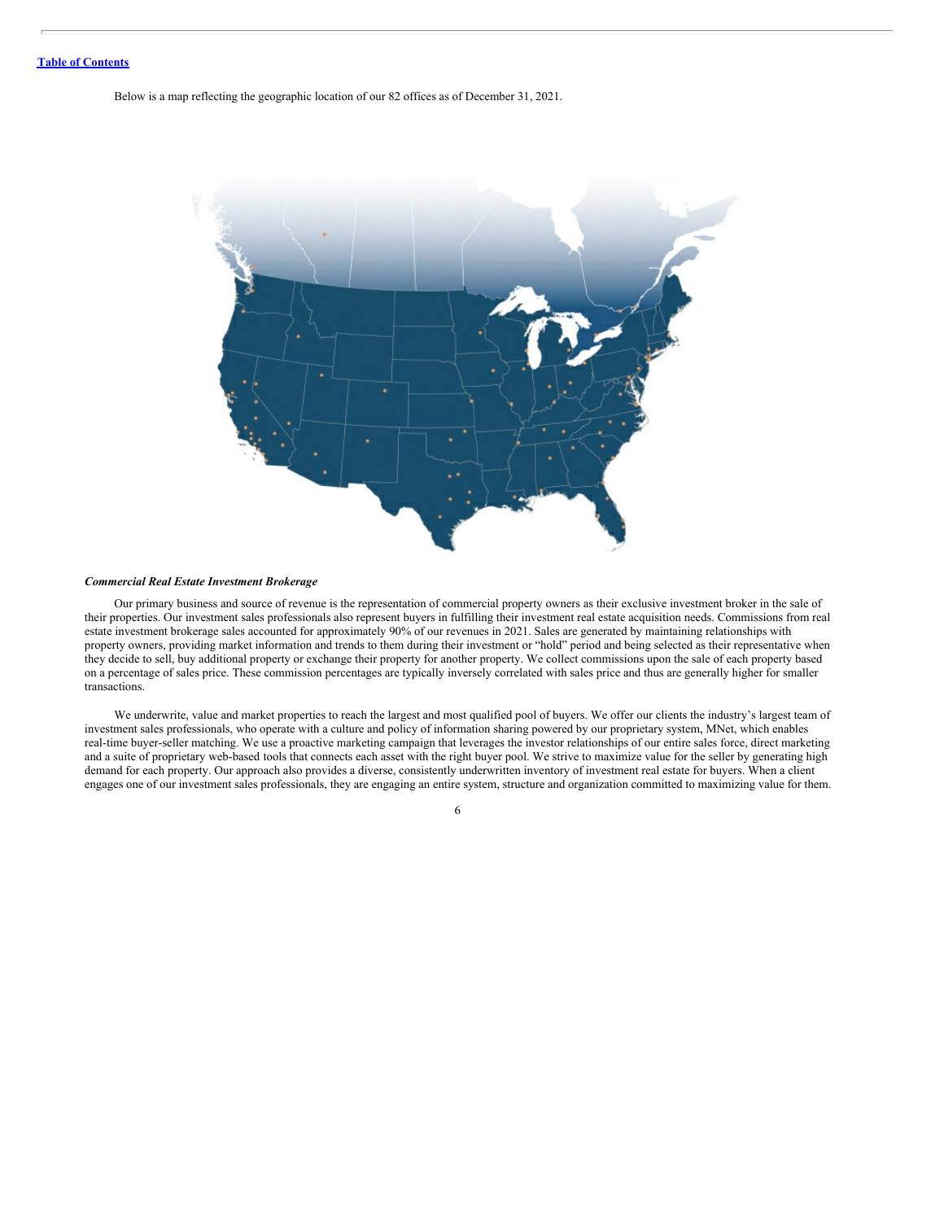Below is a map reflecting the geographic location of our 82 offices as of December 31, 2021.

***Commercial Real Estate Investment Brokerage***

Our primary business and source of revenue is the representation of commercial property owners as their exclusive investment broker in the sale of their properties. Our investment sales professionals also represent buyers in fulfilling their investment real estate acquisition needs. Commissions from real estate investment brokerage sales accounted for approximately 90% of our revenues in 2021. Sales are generated by maintaining relationships with property owners, providing market information and trends to them during their investment or "hold" period and being selected as their representative when they decide to sell, buy additional property or exchange their property for another property. We collect commissions upon the sale of each property based on a percentage of sales price. These commission percentages are typically inversely correlated with sales price and thus are generally higher for smaller transactions.

We underwrite, value and market properties to reach the largest and most qualified pool of buyers. We offer our clients the industry's largest team of investment sales professionals, who operate with a culture and policy of information sharing powered by our proprietary system, MNet, which enables real-time buyer-seller matching. We use a proactive marketing campaign that leverages the investor relationships of our entire sales force, direct marketing and a suite of proprietary web-based tools that connects each asset with the right buyer pool. We strive to maximize value for the seller by generating high demand for each property. Our approach also provides a diverse, consistently underwritten inventory of investment real estate for buyers. When a client engages one of our investment sales professionals, they are engaging an entire system, structure and organization committed to maximizing value for them.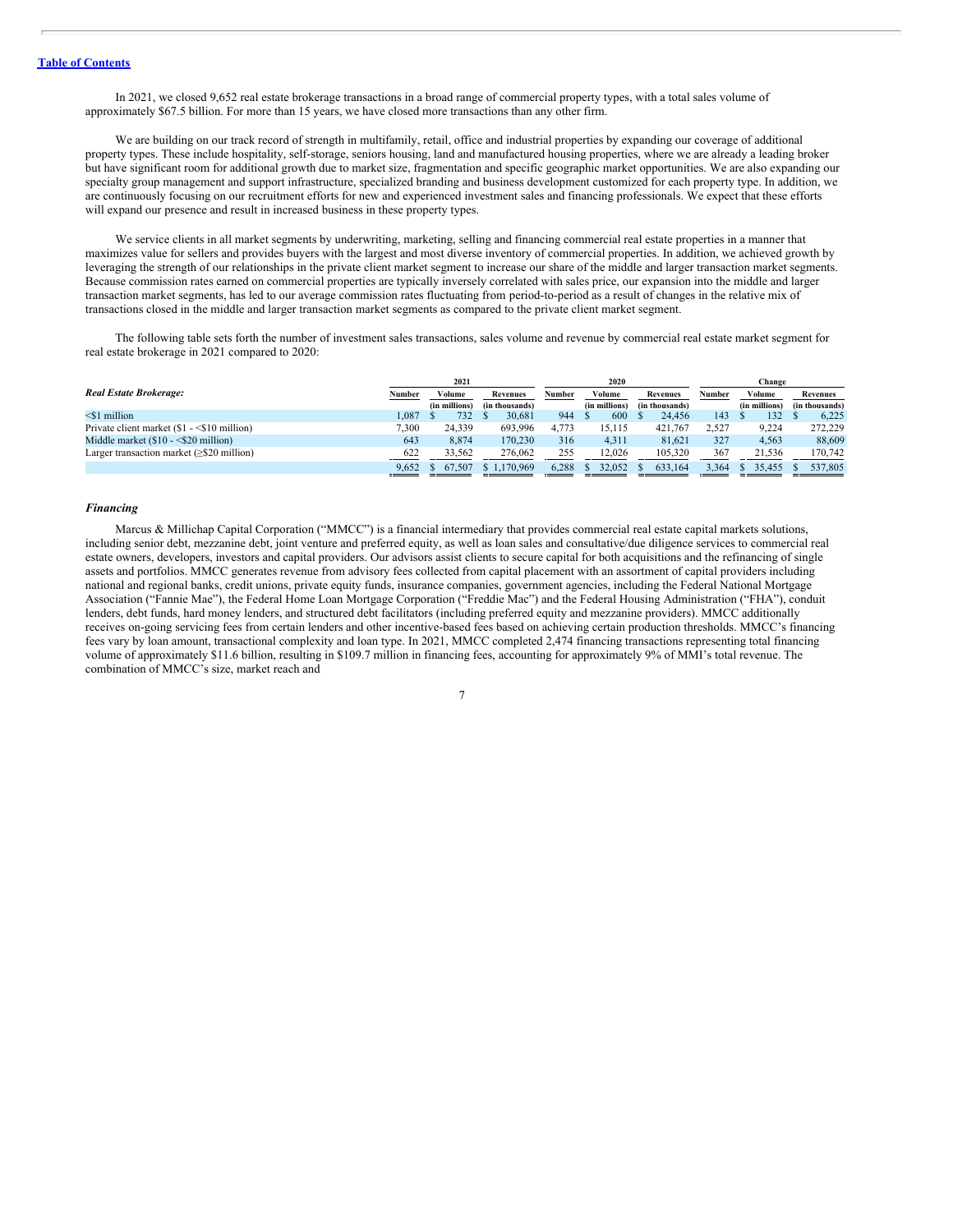In 2021, we closed 9,652 real estate brokerage transactions in a broad range of commercial property types, with a total sales volume of approximately $67.5 billion. For more than 15 years, we have closed more transactions than any other firm.

We are building on our track record of strength in multifamily, retail, office and industrial properties by expanding our coverage of additional property types. These include hospitality, self-storage, seniors housing, land and manufactured housing properties, where we are already a leading broker but have significant room for additional growth due to market size, fragmentation and specific geographic market opportunities. We are also expanding our specialty group management and support infrastructure, specialized branding and business development customized for each property type. In addition, we are continuously focusing on our recruitment efforts for new and experienced investment sales and financing professionals. We expect that these efforts will expand our presence and result in increased business in these property types.

We service clients in all market segments by underwriting, marketing, selling and financing commercial real estate properties in a manner that maximizes value for sellers and provides buyers with the largest and most diverse inventory of commercial properties. In addition, we achieved growth by leveraging the strength of our relationships in the private client market segment to increase our share of the middle and larger transaction market segments. Because commission rates earned on commercial properties are typically inversely correlated with sales price, our expansion into the middle and larger transaction market segments, has led to our average commission rates fluctuating from period-to-period as a result of changes in the relative mix of transactions closed in the middle and larger transaction market segments as compared to the private client market segment.

The following table sets forth the number of investment sales transactions, sales volume and revenue by commercial real estate market segment for real estate brokerage in 2021 compared to 2020:

| *Real Estate Brokerage:* | 2021 | | | 2020 | | | Change | | |
|---|---|---|---|---|---|---|---|---|---|
| | Number | Volume (in millions) | Revenues (in thousands) | Number | Volume (in millions) | Revenues (in thousands) | Number | Volume (in millions) | Revenues (in thousands) |
| <$1 million | 1,087 | $ 732 | $ 30,681 | 944 | $ 600 | $ 24,456 | 143 | $ 132 | $ 6,225 |
| Private client market ($1 - <$10 million) | 7,300 | 24,339 | 693,996 | 4,773 | 15,115 | 421,767 | 2,527 | 9,224 | 272,229 |
| Middle market ($10 - <$20 million) | 643 | 8,874 | 170,230 | 316 | 4,311 | 81,621 | 327 | 4,563 | 88,609 |
| Larger transaction market (≥$20 million) | 622 | 33,562 | 276,062 | 255 | 12,026 | 105,320 | 367 | 21,536 | 170,742 |
| | 9,652 | $ 67,507 | $ 1,170,969 | 6,288 | $ 32,052 | $ 633,164 | 3,364 | $ 35,455 | $ 537,805 |

### *Financing*

Marcus & Millichap Capital Corporation ("MMCC") is a financial intermediary that provides commercial real estate capital markets solutions, including senior debt, mezzanine debt, joint venture and preferred equity, as well as loan sales and consultative/due diligence services to commercial real estate owners, developers, investors and capital providers. Our advisors assist clients to secure capital for both acquisitions and the refinancing of single assets and portfolios. MMCC generates revenue from advisory fees collected from capital placement with an assortment of capital providers including national and regional banks, credit unions, private equity funds, insurance companies, government agencies, including the Federal National Mortgage Association ("Fannie Mae"), the Federal Home Loan Mortgage Corporation ("Freddie Mac") and the Federal Housing Administration ("FHA"), conduit lenders, debt funds, hard money lenders, and structured debt facilitators (including preferred equity and mezzanine providers). MMCC additionally receives on-going servicing fees from certain lenders and other incentive-based fees based on achieving certain production thresholds. MMCC's financing fees vary by loan amount, transactional complexity and loan type. In 2021, MMCC completed 2,474 financing transactions representing total financing volume of approximately $11.6 billion, resulting in $109.7 million in financing fees, accounting for approximately 9% of MMI's total revenue. The combination of MMCC's size, market reach and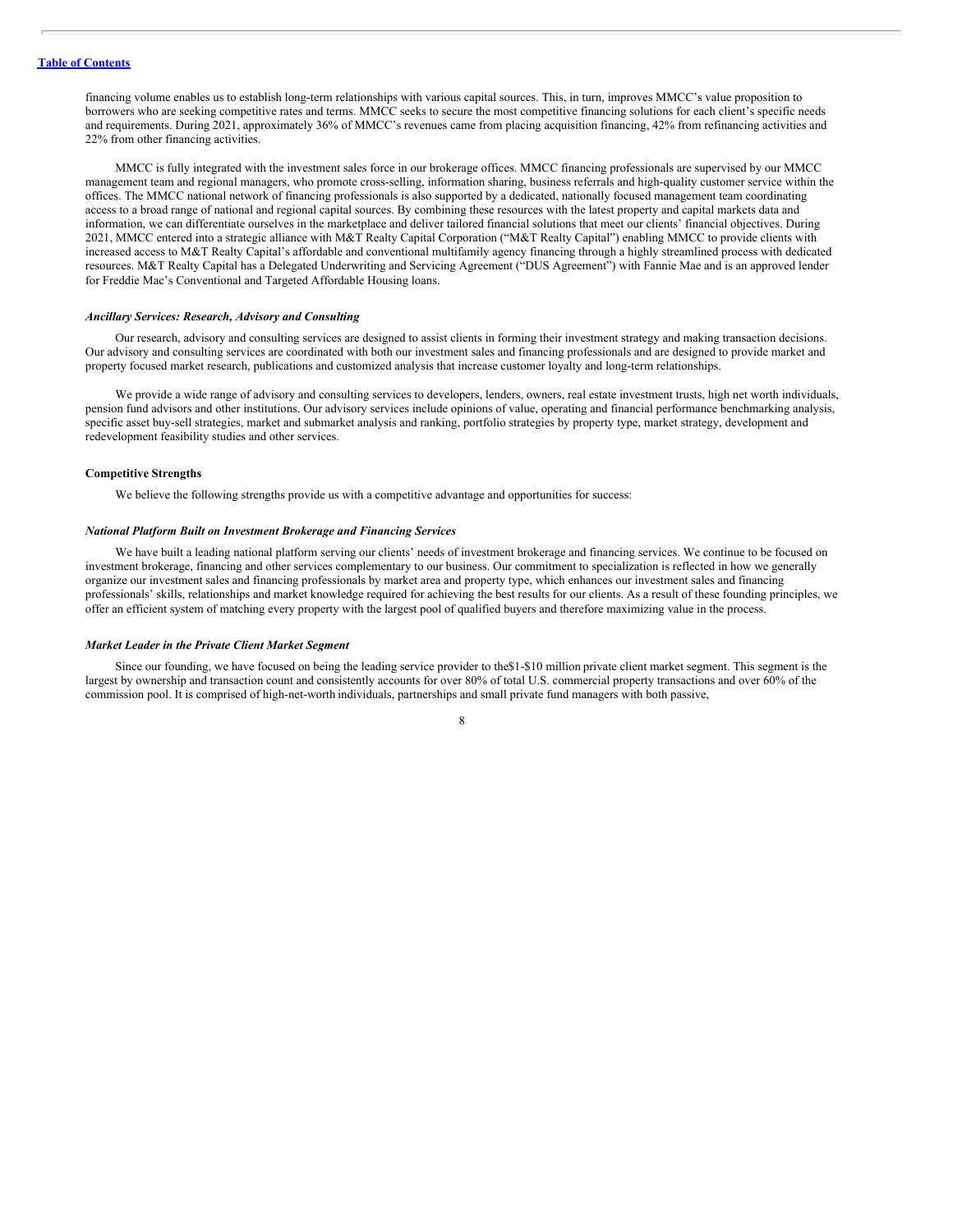financing volume enables us to establish long-term relationships with various capital sources. This, in turn, improves MMCC's value proposition to borrowers who are seeking competitive rates and terms. MMCC seeks to secure the most competitive financing solutions for each client's specific needs and requirements. During 2021, approximately 36% of MMCC's revenues came from placing acquisition financing, 42% from refinancing activities and 22% from other financing activities.

MMCC is fully integrated with the investment sales force in our brokerage offices. MMCC financing professionals are supervised by our MMCC management team and regional managers, who promote cross-selling, information sharing, business referrals and high-quality customer service within the offices. The MMCC national network of financing professionals is also supported by a dedicated, nationally focused management team coordinating access to a broad range of national and regional capital sources. By combining these resources with the latest property and capital markets data and information, we can differentiate ourselves in the marketplace and deliver tailored financial solutions that meet our clients' financial objectives. During 2021, MMCC entered into a strategic alliance with M&T Realty Capital Corporation ("M&T Realty Capital") enabling MMCC to provide clients with increased access to M&T Realty Capital's affordable and conventional multifamily agency financing through a highly streamlined process with dedicated resources. M&T Realty Capital has a Delegated Underwriting and Servicing Agreement ("DUS Agreement") with Fannie Mae and is an approved lender for Freddie Mac's Conventional and Targeted Affordable Housing loans.

### *Ancillary Services: Research, Advisory and Consulting*

Our research, advisory and consulting services are designed to assist clients in forming their investment strategy and making transaction decisions. Our advisory and consulting services are coordinated with both our investment sales and financing professionals and are designed to provide market and property focused market research, publications and customized analysis that increase customer loyalty and long-term relationships.

We provide a wide range of advisory and consulting services to developers, lenders, owners, real estate investment trusts, high net worth individuals, pension fund advisors and other institutions. Our advisory services include opinions of value, operating and financial performance benchmarking analysis, specific asset buy-sell strategies, market and submarket analysis and ranking, portfolio strategies by property type, market strategy, development and redevelopment feasibility studies and other services.

## Competitive Strengths

We believe the following strengths provide us with a competitive advantage and opportunities for success:

### *National Platform Built on Investment Brokerage and Financing Services*

We have built a leading national platform serving our clients' needs of investment brokerage and financing services. We continue to be focused on investment brokerage, financing and other services complementary to our business. Our commitment to specialization is reflected in how we generally organize our investment sales and financing professionals by market area and property type, which enhances our investment sales and financing professionals' skills, relationships and market knowledge required for achieving the best results for our clients. As a result of these founding principles, we offer an efficient system of matching every property with the largest pool of qualified buyers and therefore maximizing value in the process.

### *Market Leader in the Private Client Market Segment*

Since our founding, we have focused on being the leading service provider to the$1-$10 million private client market segment. This segment is the largest by ownership and transaction count and consistently accounts for over 80% of total U.S. commercial property transactions and over 60% of the commission pool. It is comprised of high-net-worth individuals, partnerships and small private fund managers with both passive,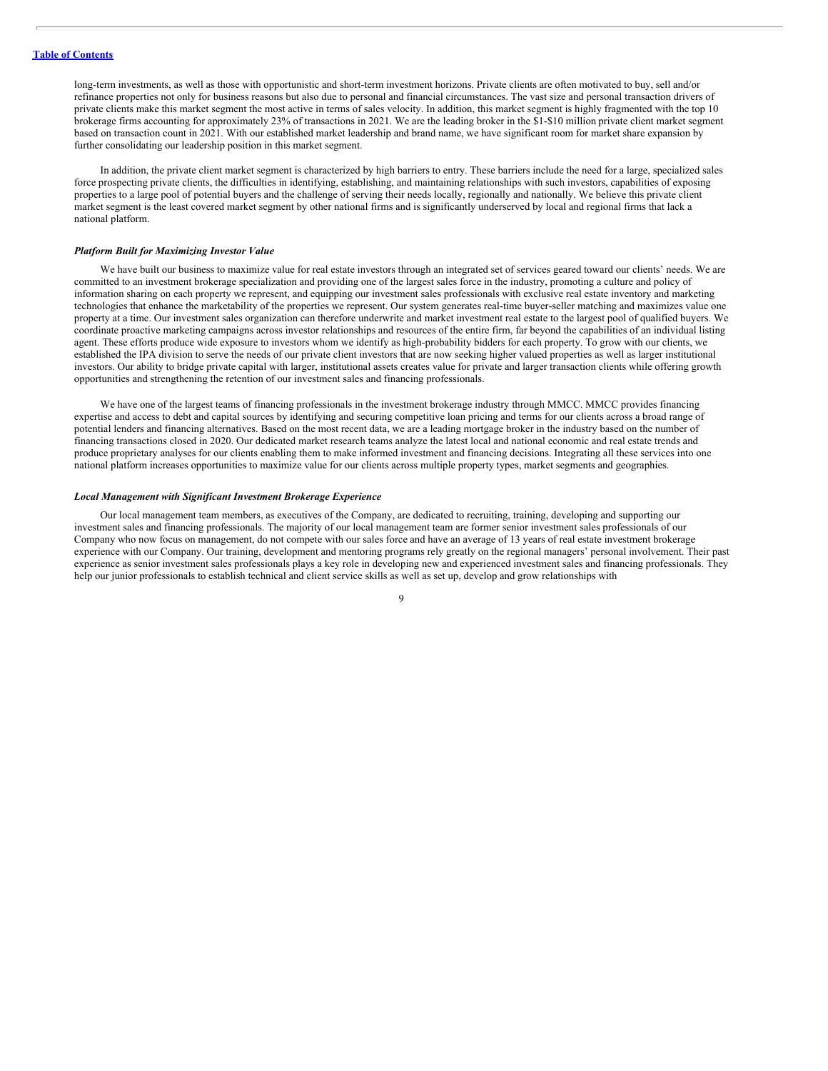long-term investments, as well as those with opportunistic and short-term investment horizons. Private clients are often motivated to buy, sell and/or refinance properties not only for business reasons but also due to personal and financial circumstances. The vast size and personal transaction drivers of private clients make this market segment the most active in terms of sales velocity. In addition, this market segment is highly fragmented with the top 10 brokerage firms accounting for approximately 23% of transactions in 2021. We are the leading broker in the $1-$10 million private client market segment based on transaction count in 2021. With our established market leadership and brand name, we have significant room for market share expansion by further consolidating our leadership position in this market segment.

In addition, the private client market segment is characterized by high barriers to entry. These barriers include the need for a large, specialized sales force prospecting private clients, the difficulties in identifying, establishing, and maintaining relationships with such investors, capabilities of exposing properties to a large pool of potential buyers and the challenge of serving their needs locally, regionally and nationally. We believe this private client market segment is the least covered market segment by other national firms and is significantly underserved by local and regional firms that lack a national platform.

***Platform Built for Maximizing Investor Value***

We have built our business to maximize value for real estate investors through an integrated set of services geared toward our clients' needs. We are committed to an investment brokerage specialization and providing one of the largest sales force in the industry, promoting a culture and policy of information sharing on each property we represent, and equipping our investment sales professionals with exclusive real estate inventory and marketing technologies that enhance the marketability of the properties we represent. Our system generates real-time buyer-seller matching and maximizes value one property at a time. Our investment sales organization can therefore underwrite and market investment real estate to the largest pool of qualified buyers. We coordinate proactive marketing campaigns across investor relationships and resources of the entire firm, far beyond the capabilities of an individual listing agent. These efforts produce wide exposure to investors whom we identify as high-probability bidders for each property. To grow with our clients, we established the IPA division to serve the needs of our private client investors that are now seeking higher valued properties as well as larger institutional investors. Our ability to bridge private capital with larger, institutional assets creates value for private and larger transaction clients while offering growth opportunities and strengthening the retention of our investment sales and financing professionals.

We have one of the largest teams of financing professionals in the investment brokerage industry through MMCC. MMCC provides financing expertise and access to debt and capital sources by identifying and securing competitive loan pricing and terms for our clients across a broad range of potential lenders and financing alternatives. Based on the most recent data, we are a leading mortgage broker in the industry based on the number of financing transactions closed in 2020. Our dedicated market research teams analyze the latest local and national economic and real estate trends and produce proprietary analyses for our clients enabling them to make informed investment and financing decisions. Integrating all these services into one national platform increases opportunities to maximize value for our clients across multiple property types, market segments and geographies.

***Local Management with Significant Investment Brokerage Experience***

Our local management team members, as executives of the Company, are dedicated to recruiting, training, developing and supporting our investment sales and financing professionals. The majority of our local management team are former senior investment sales professionals of our Company who now focus on management, do not compete with our sales force and have an average of 13 years of real estate investment brokerage experience with our Company. Our training, development and mentoring programs rely greatly on the regional managers' personal involvement. Their past experience as senior investment sales professionals plays a key role in developing new and experienced investment sales and financing professionals. They help our junior professionals to establish technical and client service skills as well as set up, develop and grow relationships with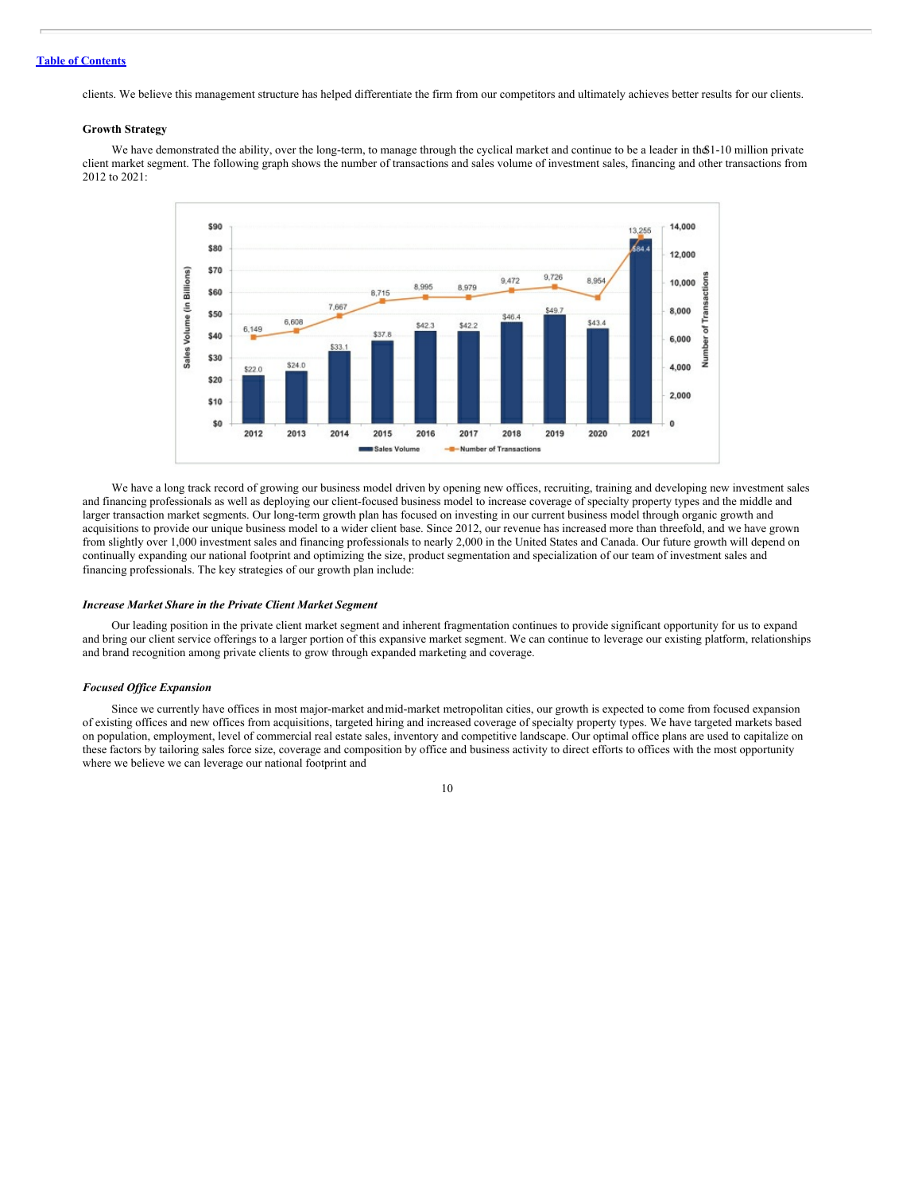clients. We believe this management structure has helped differentiate the firm from our competitors and ultimately achieves better results for our clients.

**Growth Strategy**

We have demonstrated the ability, over the long-term, to manage through the cyclical market and continue to be a leader in the $1-10 million private client market segment. The following graph shows the number of transactions and sales volume of investment sales, financing and other transactions from 2012 to 2021:

| Year | Sales Volume (in Billions) | Number of Transactions |
|---|---|---|
| 2012 | $22.0 | 6,149 |
| 2013 | $24.0 | 6,608 |
| 2014 | $33.1 | 7,667 |
| 2015 | $37.8 | 8,715 |
| 2016 | $42.3 | 8,995 |
| 2017 | $42.2 | 8,979 |
| 2018 | $46.4 | 9,472 |
| 2019 | $49.7 | 9,726 |
| 2020 | $43.4 | 8,954 |
| 2021 | $84.4 | 13,255 |

We have a long track record of growing our business model driven by opening new offices, recruiting, training and developing new investment sales and financing professionals as well as deploying our client-focused business model to increase coverage of specialty property types and the middle and larger transaction market segments. Our long-term growth plan has focused on investing in our current business model through organic growth and acquisitions to provide our unique business model to a wider client base. Since 2012, our revenue has increased more than threefold, and we have grown from slightly over 1,000 investment sales and financing professionals to nearly 2,000 in the United States and Canada. Our future growth will depend on continually expanding our national footprint and optimizing the size, product segmentation and specialization of our team of investment sales and financing professionals. The key strategies of our growth plan include:

***Increase Market Share in the Private Client Market Segment***

Our leading position in the private client market segment and inherent fragmentation continues to provide significant opportunity for us to expand and bring our client service offerings to a larger portion of this expansive market segment. We can continue to leverage our existing platform, relationships and brand recognition among private clients to grow through expanded marketing and coverage.

***Focused Office Expansion***

Since we currently have offices in most major-market and mid-market metropolitan cities, our growth is expected to come from focused expansion of existing offices and new offices from acquisitions, targeted hiring and increased coverage of specialty property types. We have targeted markets based on population, employment, level of commercial real estate sales, inventory and competitive landscape. Our optimal office plans are used to capitalize on these factors by tailoring sales force size, coverage and composition by office and business activity to direct efforts to offices with the most opportunity where we believe we can leverage our national footprint and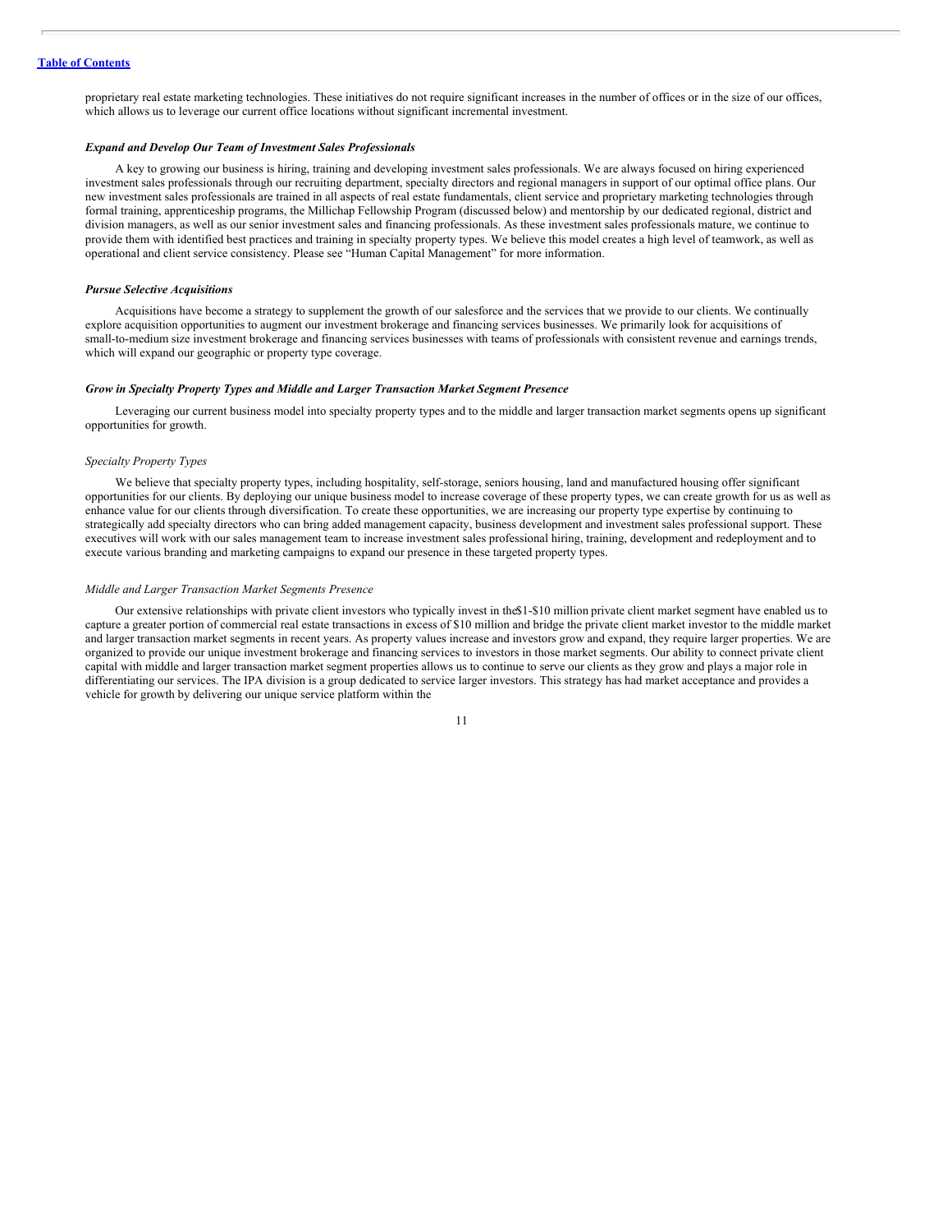proprietary real estate marketing technologies. These initiatives do not require significant increases in the number of offices or in the size of our offices, which allows us to leverage our current office locations without significant incremental investment.

***Expand and Develop Our Team of Investment Sales Professionals***

A key to growing our business is hiring, training and developing investment sales professionals. We are always focused on hiring experienced investment sales professionals through our recruiting department, specialty directors and regional managers in support of our optimal office plans. Our new investment sales professionals are trained in all aspects of real estate fundamentals, client service and proprietary marketing technologies through formal training, apprenticeship programs, the Millichap Fellowship Program (discussed below) and mentorship by our dedicated regional, district and division managers, as well as our senior investment sales and financing professionals. As these investment sales professionals mature, we continue to provide them with identified best practices and training in specialty property types. We believe this model creates a high level of teamwork, as well as operational and client service consistency. Please see "Human Capital Management" for more information.

***Pursue Selective Acquisitions***

Acquisitions have become a strategy to supplement the growth of our salesforce and the services that we provide to our clients. We continually explore acquisition opportunities to augment our investment brokerage and financing services businesses. We primarily look for acquisitions of small-to-medium size investment brokerage and financing services businesses with teams of professionals with consistent revenue and earnings trends, which will expand our geographic or property type coverage.

***Grow in Specialty Property Types and Middle and Larger Transaction Market Segment Presence***

Leveraging our current business model into specialty property types and to the middle and larger transaction market segments opens up significant opportunities for growth.

*Specialty Property Types*

We believe that specialty property types, including hospitality, self-storage, seniors housing, land and manufactured housing offer significant opportunities for our clients. By deploying our unique business model to increase coverage of these property types, we can create growth for us as well as enhance value for our clients through diversification. To create these opportunities, we are increasing our property type expertise by continuing to strategically add specialty directors who can bring added management capacity, business development and investment sales professional support. These executives will work with our sales management team to increase investment sales professional hiring, training, development and redeployment and to execute various branding and marketing campaigns to expand our presence in these targeted property types.

*Middle and Larger Transaction Market Segments Presence*

Our extensive relationships with private client investors who typically invest in the $1-$10 million private client market segment have enabled us to capture a greater portion of commercial real estate transactions in excess of $10 million and bridge the private client market investor to the middle market and larger transaction market segments in recent years. As property values increase and investors grow and expand, they require larger properties. We are organized to provide our unique investment brokerage and financing services to investors in those market segments. Our ability to connect private client capital with middle and larger transaction market segment properties allows us to continue to serve our clients as they grow and plays a major role in differentiating our services. The IPA division is a group dedicated to service larger investors. This strategy has had market acceptance and provides a vehicle for growth by delivering our unique service platform within the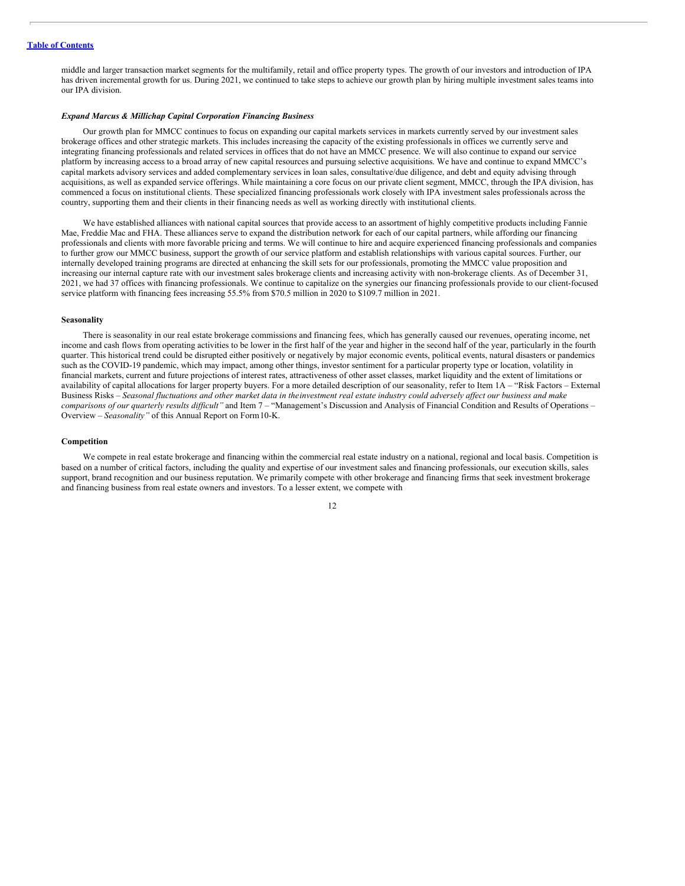middle and larger transaction market segments for the multifamily, retail and office property types. The growth of our investors and introduction of IPA has driven incremental growth for us. During 2021, we continued to take steps to achieve our growth plan by hiring multiple investment sales teams into our IPA division.

***Expand Marcus & Millichap Capital Corporation Financing Business***

Our growth plan for MMCC continues to focus on expanding our capital markets services in markets currently served by our investment sales brokerage offices and other strategic markets. This includes increasing the capacity of the existing professionals in offices we currently serve and integrating financing professionals and related services in offices that do not have an MMCC presence. We will also continue to expand our service platform by increasing access to a broad array of new capital resources and pursuing selective acquisitions. We have and continue to expand MMCC's capital markets advisory services and added complementary services in loan sales, consultative/due diligence, and debt and equity advising through acquisitions, as well as expanded service offerings. While maintaining a core focus on our private client segment, MMCC, through the IPA division, has commenced a focus on institutional clients. These specialized financing professionals work closely with IPA investment sales professionals across the country, supporting them and their clients in their financing needs as well as working directly with institutional clients.

We have established alliances with national capital sources that provide access to an assortment of highly competitive products including Fannie Mae, Freddie Mac and FHA. These alliances serve to expand the distribution network for each of our capital partners, while affording our financing professionals and clients with more favorable pricing and terms. We will continue to hire and acquire experienced financing professionals and companies to further grow our MMCC business, support the growth of our service platform and establish relationships with various capital sources. Further, our internally developed training programs are directed at enhancing the skill sets for our professionals, promoting the MMCC value proposition and increasing our internal capture rate with our investment sales brokerage clients and increasing activity with non-brokerage clients. As of December 31, 2021, we had 37 offices with financing professionals. We continue to capitalize on the synergies our financing professionals provide to our client-focused service platform with financing fees increasing 55.5% from $70.5 million in 2020 to $109.7 million in 2021.

**Seasonality**

There is seasonality in our real estate brokerage commissions and financing fees, which has generally caused our revenues, operating income, net income and cash flows from operating activities to be lower in the first half of the year and higher in the second half of the year, particularly in the fourth quarter. This historical trend could be disrupted either positively or negatively by major economic events, political events, natural disasters or pandemics such as the COVID-19 pandemic, which may impact, among other things, investor sentiment for a particular property type or location, volatility in financial markets, current and future projections of interest rates, attractiveness of other asset classes, market liquidity and the extent of limitations or availability of capital allocations for larger property buyers. For a more detailed description of our seasonality, refer to Item 1A – "Risk Factors – External Business Risks – *Seasonal fluctuations and other market data in the investment real estate industry could adversely affect our business and make comparisons of our quarterly results difficult"* and Item 7 – "Management's Discussion and Analysis of Financial Condition and Results of Operations – Overview – *Seasonality"* of this Annual Report on Form 10-K.

**Competition**

We compete in real estate brokerage and financing within the commercial real estate industry on a national, regional and local basis. Competition is based on a number of critical factors, including the quality and expertise of our investment sales and financing professionals, our execution skills, sales support, brand recognition and our business reputation. We primarily compete with other brokerage and financing firms that seek investment brokerage and financing business from real estate owners and investors. To a lesser extent, we compete with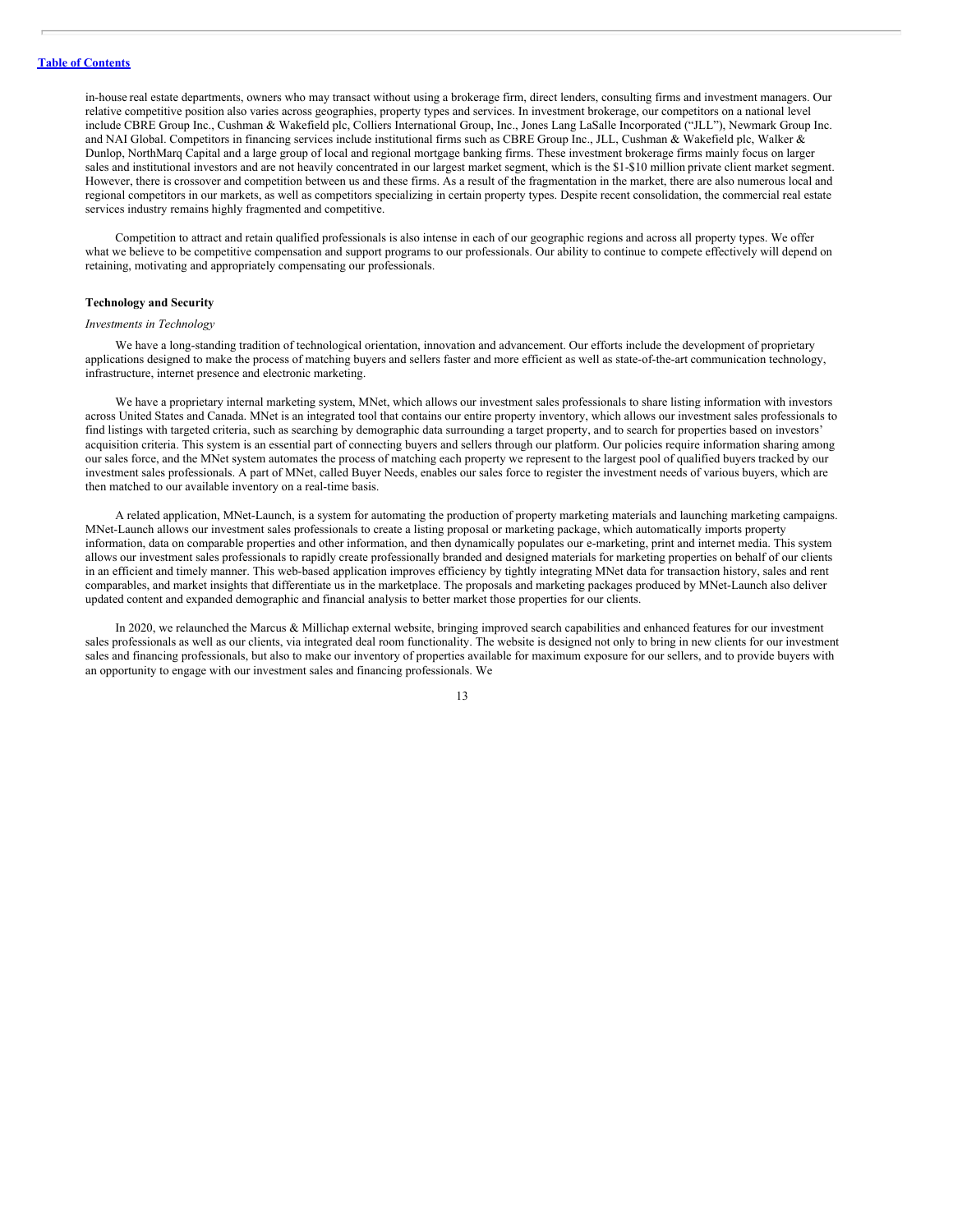in-house real estate departments, owners who may transact without using a brokerage firm, direct lenders, consulting firms and investment managers. Our relative competitive position also varies across geographies, property types and services. In investment brokerage, our competitors on a national level include CBRE Group Inc., Cushman & Wakefield plc, Colliers International Group, Inc., Jones Lang LaSalle Incorporated ("JLL"), Newmark Group Inc. and NAI Global. Competitors in financing services include institutional firms such as CBRE Group Inc., JLL, Cushman & Wakefield plc, Walker & Dunlop, NorthMarq Capital and a large group of local and regional mortgage banking firms. These investment brokerage firms mainly focus on larger sales and institutional investors and are not heavily concentrated in our largest market segment, which is the $1-$10 million private client market segment. However, there is crossover and competition between us and these firms. As a result of the fragmentation in the market, there are also numerous local and regional competitors in our markets, as well as competitors specializing in certain property types. Despite recent consolidation, the commercial real estate services industry remains highly fragmented and competitive.

Competition to attract and retain qualified professionals is also intense in each of our geographic regions and across all property types. We offer what we believe to be competitive compensation and support programs to our professionals. Our ability to continue to compete effectively will depend on retaining, motivating and appropriately compensating our professionals.

**Technology and Security**

*Investments in Technology*

We have a long-standing tradition of technological orientation, innovation and advancement. Our efforts include the development of proprietary applications designed to make the process of matching buyers and sellers faster and more efficient as well as state-of-the-art communication technology, infrastructure, internet presence and electronic marketing.

We have a proprietary internal marketing system, MNet, which allows our investment sales professionals to share listing information with investors across United States and Canada. MNet is an integrated tool that contains our entire property inventory, which allows our investment sales professionals to find listings with targeted criteria, such as searching by demographic data surrounding a target property, and to search for properties based on investors' acquisition criteria. This system is an essential part of connecting buyers and sellers through our platform. Our policies require information sharing among our sales force, and the MNet system automates the process of matching each property we represent to the largest pool of qualified buyers tracked by our investment sales professionals. A part of MNet, called Buyer Needs, enables our sales force to register the investment needs of various buyers, which are then matched to our available inventory on a real-time basis.

A related application, MNet-Launch, is a system for automating the production of property marketing materials and launching marketing campaigns. MNet-Launch allows our investment sales professionals to create a listing proposal or marketing package, which automatically imports property information, data on comparable properties and other information, and then dynamically populates our e-marketing, print and internet media. This system allows our investment sales professionals to rapidly create professionally branded and designed materials for marketing properties on behalf of our clients in an efficient and timely manner. This web-based application improves efficiency by tightly integrating MNet data for transaction history, sales and rent comparables, and market insights that differentiate us in the marketplace. The proposals and marketing packages produced by MNet-Launch also deliver updated content and expanded demographic and financial analysis to better market those properties for our clients.

In 2020, we relaunched the Marcus & Millichap external website, bringing improved search capabilities and enhanced features for our investment sales professionals as well as our clients, via integrated deal room functionality. The website is designed not only to bring in new clients for our investment sales and financing professionals, but also to make our inventory of properties available for maximum exposure for our sellers, and to provide buyers with an opportunity to engage with our investment sales and financing professionals. We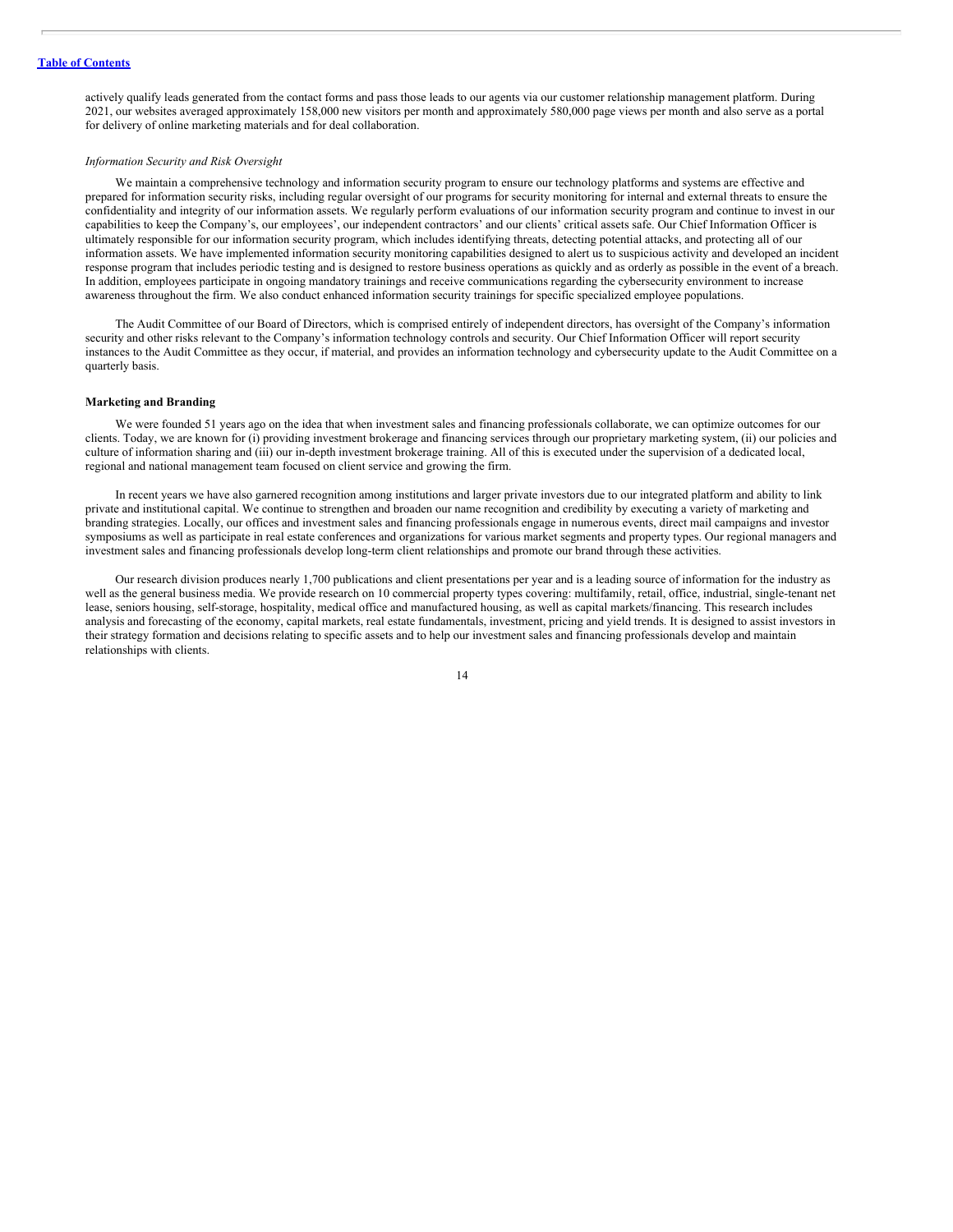actively qualify leads generated from the contact forms and pass those leads to our agents via our customer relationship management platform. During 2021, our websites averaged approximately 158,000 new visitors per month and approximately 580,000 page views per month and also serve as a portal for delivery of online marketing materials and for deal collaboration.

*Information Security and Risk Oversight*

We maintain a comprehensive technology and information security program to ensure our technology platforms and systems are effective and prepared for information security risks, including regular oversight of our programs for security monitoring for internal and external threats to ensure the confidentiality and integrity of our information assets. We regularly perform evaluations of our information security program and continue to invest in our capabilities to keep the Company's, our employees', our independent contractors' and our clients' critical assets safe. Our Chief Information Officer is ultimately responsible for our information security program, which includes identifying threats, detecting potential attacks, and protecting all of our information assets. We have implemented information security monitoring capabilities designed to alert us to suspicious activity and developed an incident response program that includes periodic testing and is designed to restore business operations as quickly and as orderly as possible in the event of a breach. In addition, employees participate in ongoing mandatory trainings and receive communications regarding the cybersecurity environment to increase awareness throughout the firm. We also conduct enhanced information security trainings for specific specialized employee populations.

The Audit Committee of our Board of Directors, which is comprised entirely of independent directors, has oversight of the Company's information security and other risks relevant to the Company's information technology controls and security. Our Chief Information Officer will report security instances to the Audit Committee as they occur, if material, and provides an information technology and cybersecurity update to the Audit Committee on a quarterly basis.

**Marketing and Branding**

We were founded 51 years ago on the idea that when investment sales and financing professionals collaborate, we can optimize outcomes for our clients. Today, we are known for (i) providing investment brokerage and financing services through our proprietary marketing system, (ii) our policies and culture of information sharing and (iii) our in-depth investment brokerage training. All of this is executed under the supervision of a dedicated local, regional and national management team focused on client service and growing the firm.

In recent years we have also garnered recognition among institutions and larger private investors due to our integrated platform and ability to link private and institutional capital. We continue to strengthen and broaden our name recognition and credibility by executing a variety of marketing and branding strategies. Locally, our offices and investment sales and financing professionals engage in numerous events, direct mail campaigns and investor symposiums as well as participate in real estate conferences and organizations for various market segments and property types. Our regional managers and investment sales and financing professionals develop long-term client relationships and promote our brand through these activities.

Our research division produces nearly 1,700 publications and client presentations per year and is a leading source of information for the industry as well as the general business media. We provide research on 10 commercial property types covering: multifamily, retail, office, industrial, single-tenant net lease, seniors housing, self-storage, hospitality, medical office and manufactured housing, as well as capital markets/financing. This research includes analysis and forecasting of the economy, capital markets, real estate fundamentals, investment, pricing and yield trends. It is designed to assist investors in their strategy formation and decisions relating to specific assets and to help our investment sales and financing professionals develop and maintain relationships with clients.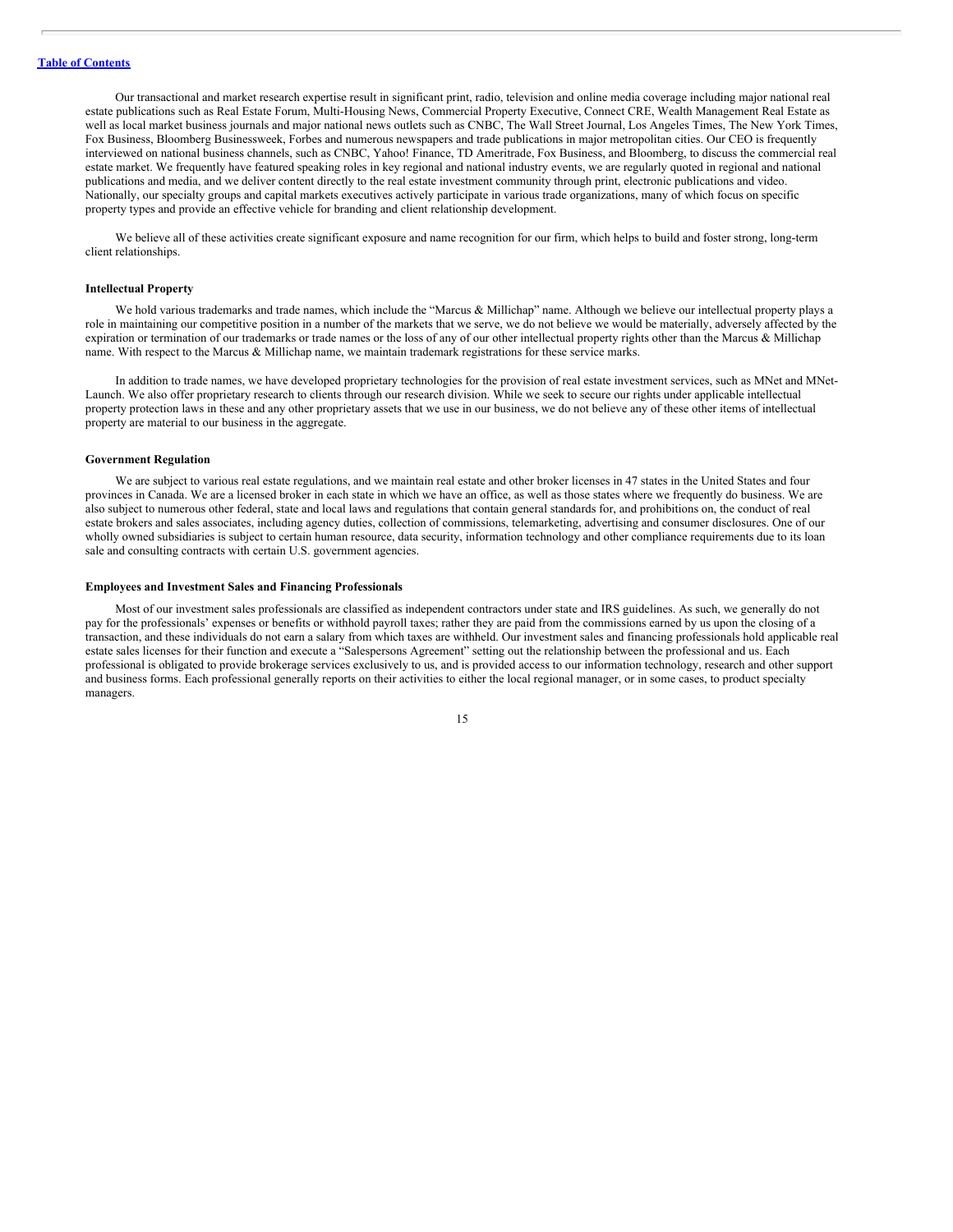Our transactional and market research expertise result in significant print, radio, television and online media coverage including major national real estate publications such as Real Estate Forum, Multi-Housing News, Commercial Property Executive, Connect CRE, Wealth Management Real Estate as well as local market business journals and major national news outlets such as CNBC, The Wall Street Journal, Los Angeles Times, The New York Times, Fox Business, Bloomberg Businessweek, Forbes and numerous newspapers and trade publications in major metropolitan cities. Our CEO is frequently interviewed on national business channels, such as CNBC, Yahoo! Finance, TD Ameritrade, Fox Business, and Bloomberg, to discuss the commercial real estate market. We frequently have featured speaking roles in key regional and national industry events, we are regularly quoted in regional and national publications and media, and we deliver content directly to the real estate investment community through print, electronic publications and video. Nationally, our specialty groups and capital markets executives actively participate in various trade organizations, many of which focus on specific property types and provide an effective vehicle for branding and client relationship development.

We believe all of these activities create significant exposure and name recognition for our firm, which helps to build and foster strong, long-term client relationships.

**Intellectual Property**

We hold various trademarks and trade names, which include the "Marcus & Millichap" name. Although we believe our intellectual property plays a role in maintaining our competitive position in a number of the markets that we serve, we do not believe we would be materially, adversely affected by the expiration or termination of our trademarks or trade names or the loss of any of our other intellectual property rights other than the Marcus & Millichap name. With respect to the Marcus & Millichap name, we maintain trademark registrations for these service marks.

In addition to trade names, we have developed proprietary technologies for the provision of real estate investment services, such as MNet and MNet-Launch. We also offer proprietary research to clients through our research division. While we seek to secure our rights under applicable intellectual property protection laws in these and any other proprietary assets that we use in our business, we do not believe any of these other items of intellectual property are material to our business in the aggregate.

**Government Regulation**

We are subject to various real estate regulations, and we maintain real estate and other broker licenses in 47 states in the United States and four provinces in Canada. We are a licensed broker in each state in which we have an office, as well as those states where we frequently do business. We are also subject to numerous other federal, state and local laws and regulations that contain general standards for, and prohibitions on, the conduct of real estate brokers and sales associates, including agency duties, collection of commissions, telemarketing, advertising and consumer disclosures. One of our wholly owned subsidiaries is subject to certain human resource, data security, information technology and other compliance requirements due to its loan sale and consulting contracts with certain U.S. government agencies.

**Employees and Investment Sales and Financing Professionals**

Most of our investment sales professionals are classified as independent contractors under state and IRS guidelines. As such, we generally do not pay for the professionals' expenses or benefits or withhold payroll taxes; rather they are paid from the commissions earned by us upon the closing of a transaction, and these individuals do not earn a salary from which taxes are withheld. Our investment sales and financing professionals hold applicable real estate sales licenses for their function and execute a "Salespersons Agreement" setting out the relationship between the professional and us. Each professional is obligated to provide brokerage services exclusively to us, and is provided access to our information technology, research and other support and business forms. Each professional generally reports on their activities to either the local regional manager, or in some cases, to product specialty managers.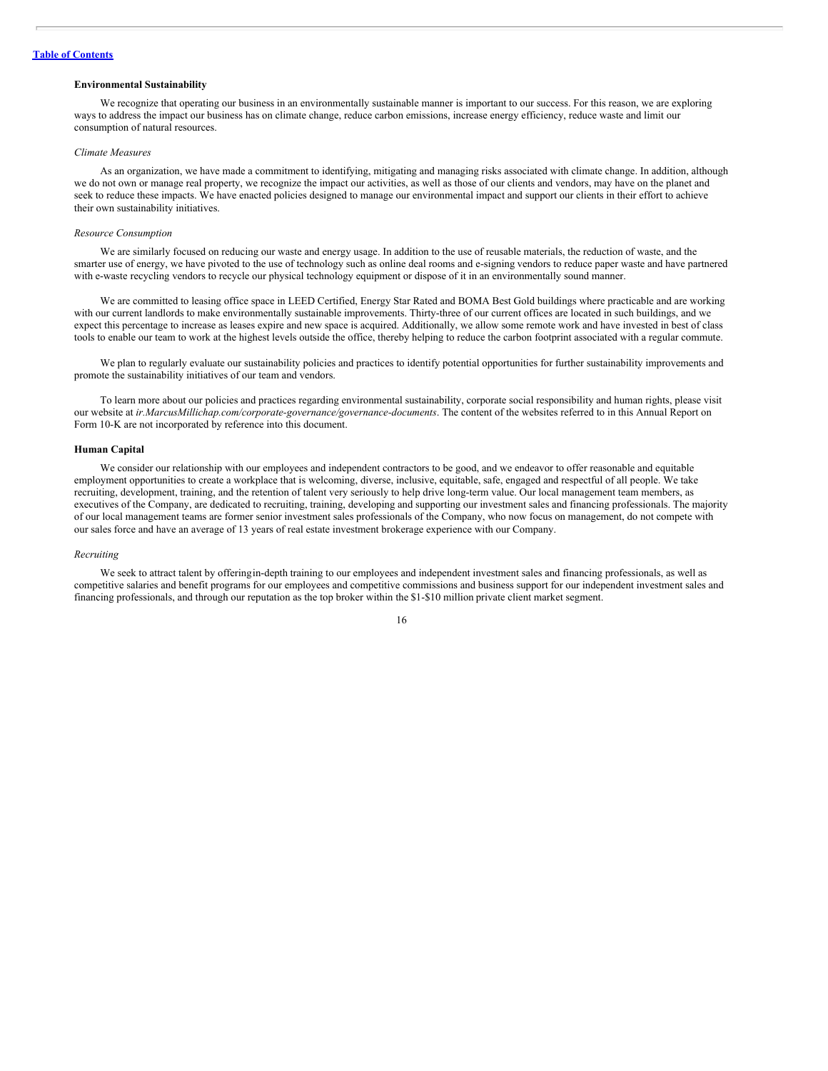### Environmental Sustainability

We recognize that operating our business in an environmentally sustainable manner is important to our success. For this reason, we are exploring ways to address the impact our business has on climate change, reduce carbon emissions, increase energy efficiency, reduce waste and limit our consumption of natural resources.

*Climate Measures*

As an organization, we have made a commitment to identifying, mitigating and managing risks associated with climate change. In addition, although we do not own or manage real property, we recognize the impact our activities, as well as those of our clients and vendors, may have on the planet and seek to reduce these impacts. We have enacted policies designed to manage our environmental impact and support our clients in their effort to achieve their own sustainability initiatives.

*Resource Consumption*

We are similarly focused on reducing our waste and energy usage. In addition to the use of reusable materials, the reduction of waste, and the smarter use of energy, we have pivoted to the use of technology such as online deal rooms and e-signing vendors to reduce paper waste and have partnered with e-waste recycling vendors to recycle our physical technology equipment or dispose of it in an environmentally sound manner.

We are committed to leasing office space in LEED Certified, Energy Star Rated and BOMA Best Gold buildings where practicable and are working with our current landlords to make environmentally sustainable improvements. Thirty-three of our current offices are located in such buildings, and we expect this percentage to increase as leases expire and new space is acquired. Additionally, we allow some remote work and have invested in best of class tools to enable our team to work at the highest levels outside the office, thereby helping to reduce the carbon footprint associated with a regular commute.

We plan to regularly evaluate our sustainability policies and practices to identify potential opportunities for further sustainability improvements and promote the sustainability initiatives of our team and vendors.

To learn more about our policies and practices regarding environmental sustainability, corporate social responsibility and human rights, please visit our website at *ir.MarcusMillichap.com/corporate-governance/governance-documents*. The content of the websites referred to in this Annual Report on Form 10-K are not incorporated by reference into this document.

### Human Capital

We consider our relationship with our employees and independent contractors to be good, and we endeavor to offer reasonable and equitable employment opportunities to create a workplace that is welcoming, diverse, inclusive, equitable, safe, engaged and respectful of all people. We take recruiting, development, training, and the retention of talent very seriously to help drive long-term value. Our local management team members, as executives of the Company, are dedicated to recruiting, training, developing and supporting our investment sales and financing professionals. The majority of our local management teams are former senior investment sales professionals of the Company, who now focus on management, do not compete with our sales force and have an average of 13 years of real estate investment brokerage experience with our Company.

*Recruiting*

We seek to attract talent by offering in-depth training to our employees and independent investment sales and financing professionals, as well as competitive salaries and benefit programs for our employees and competitive commissions and business support for our independent investment sales and financing professionals, and through our reputation as the top broker within the $1-$10 million private client market segment.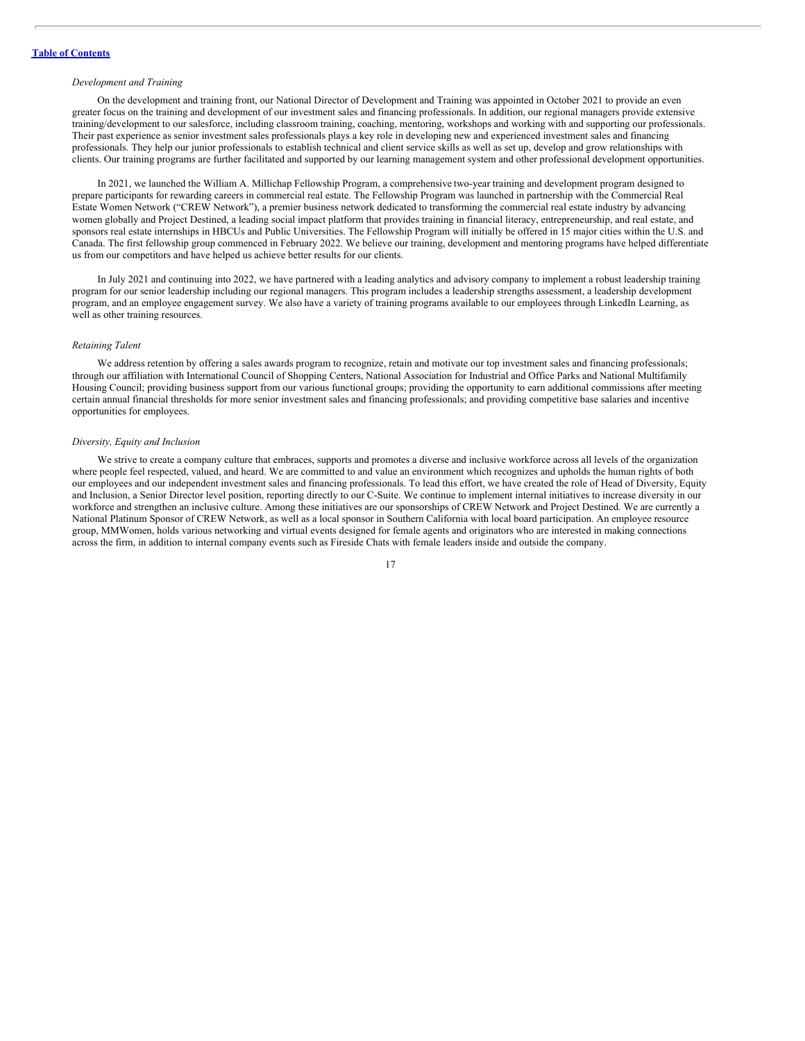*Development and Training*

On the development and training front, our National Director of Development and Training was appointed in October 2021 to provide an even greater focus on the training and development of our investment sales and financing professionals. In addition, our regional managers provide extensive training/development to our salesforce, including classroom training, coaching, mentoring, workshops and working with and supporting our professionals. Their past experience as senior investment sales professionals plays a key role in developing new and experienced investment sales and financing professionals. They help our junior professionals to establish technical and client service skills as well as set up, develop and grow relationships with clients. Our training programs are further facilitated and supported by our learning management system and other professional development opportunities.

In 2021, we launched the William A. Millichap Fellowship Program, a comprehensive two-year training and development program designed to prepare participants for rewarding careers in commercial real estate. The Fellowship Program was launched in partnership with the Commercial Real Estate Women Network ("CREW Network"), a premier business network dedicated to transforming the commercial real estate industry by advancing women globally and Project Destined, a leading social impact platform that provides training in financial literacy, entrepreneurship, and real estate, and sponsors real estate internships in HBCUs and Public Universities. The Fellowship Program will initially be offered in 15 major cities within the U.S. and Canada. The first fellowship group commenced in February 2022. We believe our training, development and mentoring programs have helped differentiate us from our competitors and have helped us achieve better results for our clients.

In July 2021 and continuing into 2022, we have partnered with a leading analytics and advisory company to implement a robust leadership training program for our senior leadership including our regional managers. This program includes a leadership strengths assessment, a leadership development program, and an employee engagement survey. We also have a variety of training programs available to our employees through LinkedIn Learning, as well as other training resources.

*Retaining Talent*

We address retention by offering a sales awards program to recognize, retain and motivate our top investment sales and financing professionals; through our affiliation with International Council of Shopping Centers, National Association for Industrial and Office Parks and National Multifamily Housing Council; providing business support from our various functional groups; providing the opportunity to earn additional commissions after meeting certain annual financial thresholds for more senior investment sales and financing professionals; and providing competitive base salaries and incentive opportunities for employees.

*Diversity, Equity and Inclusion*

We strive to create a company culture that embraces, supports and promotes a diverse and inclusive workforce across all levels of the organization where people feel respected, valued, and heard. We are committed to and value an environment which recognizes and upholds the human rights of both our employees and our independent investment sales and financing professionals. To lead this effort, we have created the role of Head of Diversity, Equity and Inclusion, a Senior Director level position, reporting directly to our C-Suite. We continue to implement internal initiatives to increase diversity in our workforce and strengthen an inclusive culture. Among these initiatives are our sponsorships of CREW Network and Project Destined. We are currently a National Platinum Sponsor of CREW Network, as well as a local sponsor in Southern California with local board participation. An employee resource group, MMWomen, holds various networking and virtual events designed for female agents and originators who are interested in making connections across the firm, in addition to internal company events such as Fireside Chats with female leaders inside and outside the company.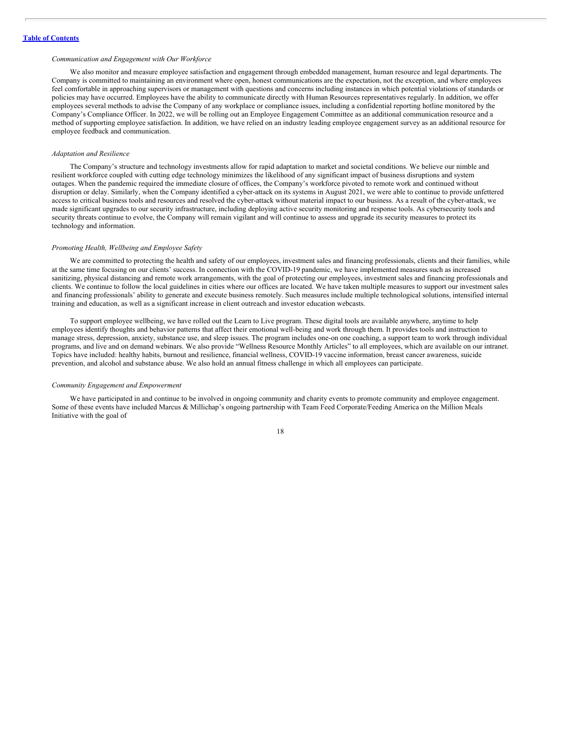*Communication and Engagement with Our Workforce*

We also monitor and measure employee satisfaction and engagement through embedded management, human resource and legal departments. The Company is committed to maintaining an environment where open, honest communications are the expectation, not the exception, and where employees feel comfortable in approaching supervisors or management with questions and concerns including instances in which potential violations of standards or policies may have occurred. Employees have the ability to communicate directly with Human Resources representatives regularly. In addition, we offer employees several methods to advise the Company of any workplace or compliance issues, including a confidential reporting hotline monitored by the Company's Compliance Officer. In 2022, we will be rolling out an Employee Engagement Committee as an additional communication resource and a method of supporting employee satisfaction. In addition, we have relied on an industry leading employee engagement survey as an additional resource for employee feedback and communication.

*Adaptation and Resilience*

The Company's structure and technology investments allow for rapid adaptation to market and societal conditions. We believe our nimble and resilient workforce coupled with cutting edge technology minimizes the likelihood of any significant impact of business disruptions and system outages. When the pandemic required the immediate closure of offices, the Company's workforce pivoted to remote work and continued without disruption or delay. Similarly, when the Company identified a cyber-attack on its systems in August 2021, we were able to continue to provide unfettered access to critical business tools and resources and resolved the cyber-attack without material impact to our business. As a result of the cyber-attack, we made significant upgrades to our security infrastructure, including deploying active security monitoring and response tools. As cybersecurity tools and security threats continue to evolve, the Company will remain vigilant and will continue to assess and upgrade its security measures to protect its technology and information.

*Promoting Health, Wellbeing and Employee Safety*

We are committed to protecting the health and safety of our employees, investment sales and financing professionals, clients and their families, while at the same time focusing on our clients' success. In connection with the COVID-19 pandemic, we have implemented measures such as increased sanitizing, physical distancing and remote work arrangements, with the goal of protecting our employees, investment sales and financing professionals and clients. We continue to follow the local guidelines in cities where our offices are located. We have taken multiple measures to support our investment sales and financing professionals' ability to generate and execute business remotely. Such measures include multiple technological solutions, intensified internal training and education, as well as a significant increase in client outreach and investor education webcasts.

To support employee wellbeing, we have rolled out the Learn to Live program. These digital tools are available anywhere, anytime to help employees identify thoughts and behavior patterns that affect their emotional well-being and work through them. It provides tools and instruction to manage stress, depression, anxiety, substance use, and sleep issues. The program includes one-on one coaching, a support team to work through individual programs, and live and on demand webinars. We also provide "Wellness Resource Monthly Articles" to all employees, which are available on our intranet. Topics have included: healthy habits, burnout and resilience, financial wellness, COVID-19 vaccine information, breast cancer awareness, suicide prevention, and alcohol and substance abuse. We also hold an annual fitness challenge in which all employees can participate.

*Community Engagement and Empowerment*

We have participated in and continue to be involved in ongoing community and charity events to promote community and employee engagement. Some of these events have included Marcus & Millichap's ongoing partnership with Team Feed Corporate/Feeding America on the Million Meals Initiative with the goal of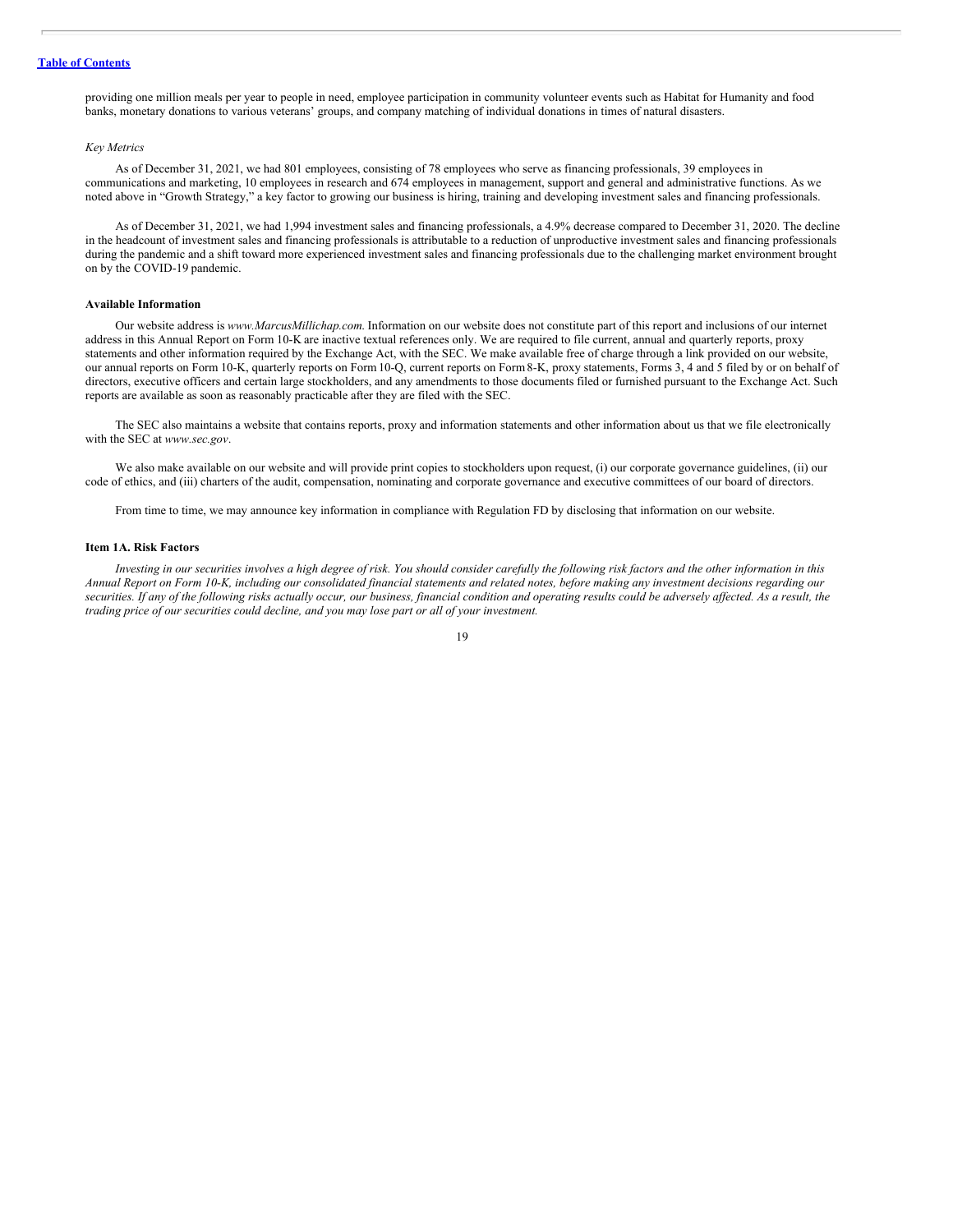providing one million meals per year to people in need, employee participation in community volunteer events such as Habitat for Humanity and food banks, monetary donations to various veterans' groups, and company matching of individual donations in times of natural disasters.

*Key Metrics*

As of December 31, 2021, we had 801 employees, consisting of 78 employees who serve as financing professionals, 39 employees in communications and marketing, 10 employees in research and 674 employees in management, support and general and administrative functions. As we noted above in "Growth Strategy," a key factor to growing our business is hiring, training and developing investment sales and financing professionals.

As of December 31, 2021, we had 1,994 investment sales and financing professionals, a 4.9% decrease compared to December 31, 2020. The decline in the headcount of investment sales and financing professionals is attributable to a reduction of unproductive investment sales and financing professionals during the pandemic and a shift toward more experienced investment sales and financing professionals due to the challenging market environment brought on by the COVID-19 pandemic.

### Available Information

Our website address is *www.MarcusMillichap.com*. Information on our website does not constitute part of this report and inclusions of our internet address in this Annual Report on Form 10-K are inactive textual references only. We are required to file current, annual and quarterly reports, proxy statements and other information required by the Exchange Act, with the SEC. We make available free of charge through a link provided on our website, our annual reports on Form 10-K, quarterly reports on Form 10-Q, current reports on Form 8-K, proxy statements, Forms 3, 4 and 5 filed by or on behalf of directors, executive officers and certain large stockholders, and any amendments to those documents filed or furnished pursuant to the Exchange Act. Such reports are available as soon as reasonably practicable after they are filed with the SEC.

The SEC also maintains a website that contains reports, proxy and information statements and other information about us that we file electronically with the SEC at *www.sec.gov*.

We also make available on our website and will provide print copies to stockholders upon request, (i) our corporate governance guidelines, (ii) our code of ethics, and (iii) charters of the audit, compensation, nominating and corporate governance and executive committees of our board of directors.

From time to time, we may announce key information in compliance with Regulation FD by disclosing that information on our website.

## Item 1A. Risk Factors

*Investing in our securities involves a high degree of risk. You should consider carefully the following risk factors and the other information in this Annual Report on Form 10-K, including our consolidated financial statements and related notes, before making any investment decisions regarding our securities. If any of the following risks actually occur, our business, financial condition and operating results could be adversely affected. As a result, the trading price of our securities could decline, and you may lose part or all of your investment.*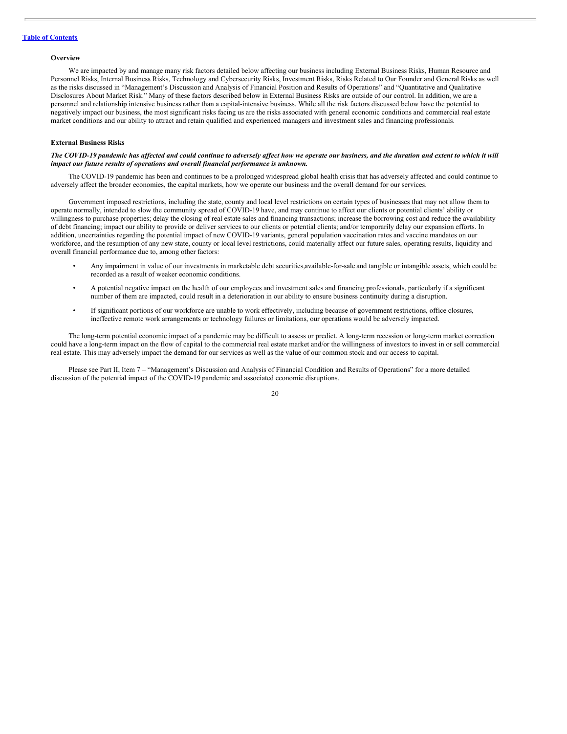**Overview**

We are impacted by and manage many risk factors detailed below affecting our business including External Business Risks, Human Resource and Personnel Risks, Internal Business Risks, Technology and Cybersecurity Risks, Investment Risks, Risks Related to Our Founder and General Risks as well as the risks discussed in "Management's Discussion and Analysis of Financial Position and Results of Operations" and "Quantitative and Qualitative Disclosures About Market Risk." Many of these factors described below in External Business Risks are outside of our control. In addition, we are a personnel and relationship intensive business rather than a capital-intensive business. While all the risk factors discussed below have the potential to negatively impact our business, the most significant risks facing us are the risks associated with general economic conditions and commercial real estate market conditions and our ability to attract and retain qualified and experienced managers and investment sales and financing professionals.

**External Business Risks**

***The COVID-19 pandemic has affected and could continue to adversely affect how we operate our business, and the duration and extent to which it will impact our future results of operations and overall financial performance is unknown.***

The COVID-19 pandemic has been and continues to be a prolonged widespread global health crisis that has adversely affected and could continue to adversely affect the broader economies, the capital markets, how we operate our business and the overall demand for our services.

Government imposed restrictions, including the state, county and local level restrictions on certain types of businesses that may not allow them to operate normally, intended to slow the community spread of COVID-19 have, and may continue to affect our clients or potential clients' ability or willingness to purchase properties; delay the closing of real estate sales and financing transactions; increase the borrowing cost and reduce the availability of debt financing; impact our ability to provide or deliver services to our clients or potential clients; and/or temporarily delay our expansion efforts. In addition, uncertainties regarding the potential impact of new COVID-19 variants, general population vaccination rates and vaccine mandates on our workforce, and the resumption of any new state, county or local level restrictions, could materially affect our future sales, operating results, liquidity and overall financial performance due to, among other factors:

- Any impairment in value of our investments in marketable debt securities,available-for-sale and tangible or intangible assets, which could be recorded as a result of weaker economic conditions.
- A potential negative impact on the health of our employees and investment sales and financing professionals, particularly if a significant number of them are impacted, could result in a deterioration in our ability to ensure business continuity during a disruption.
- If significant portions of our workforce are unable to work effectively, including because of government restrictions, office closures, ineffective remote work arrangements or technology failures or limitations, our operations would be adversely impacted.

The long-term potential economic impact of a pandemic may be difficult to assess or predict. A long-term recession or long-term market correction could have a long-term impact on the flow of capital to the commercial real estate market and/or the willingness of investors to invest in or sell commercial real estate. This may adversely impact the demand for our services as well as the value of our common stock and our access to capital.

Please see Part II, Item 7 – "Management's Discussion and Analysis of Financial Condition and Results of Operations" for a more detailed discussion of the potential impact of the COVID-19 pandemic and associated economic disruptions.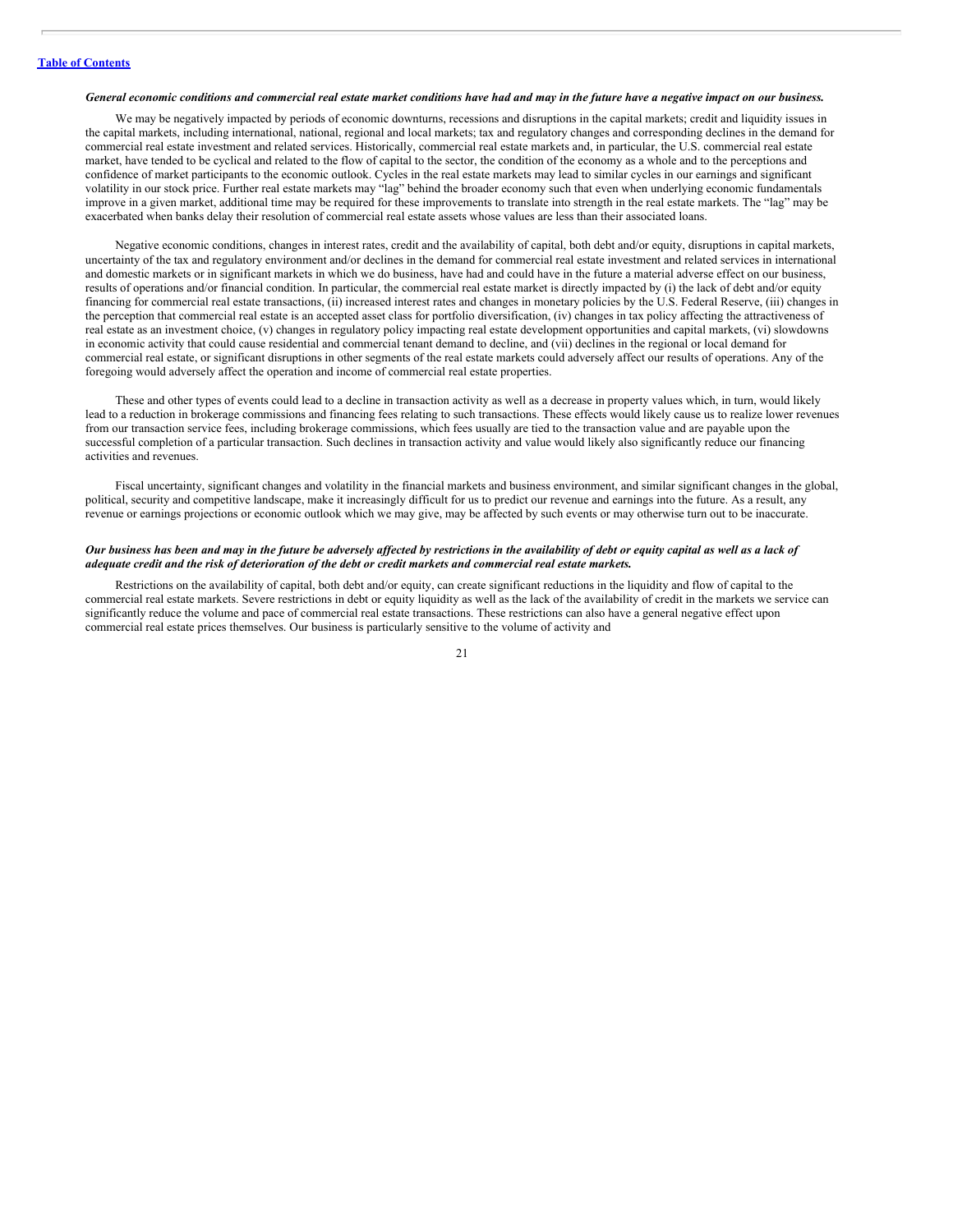*General economic conditions and commercial real estate market conditions have had and may in the future have a negative impact on our business.*

We may be negatively impacted by periods of economic downturns, recessions and disruptions in the capital markets; credit and liquidity issues in the capital markets, including international, national, regional and local markets; tax and regulatory changes and corresponding declines in the demand for commercial real estate investment and related services. Historically, commercial real estate markets and, in particular, the U.S. commercial real estate market, have tended to be cyclical and related to the flow of capital to the sector, the condition of the economy as a whole and to the perceptions and confidence of market participants to the economic outlook. Cycles in the real estate markets may lead to similar cycles in our earnings and significant volatility in our stock price. Further real estate markets may "lag" behind the broader economy such that even when underlying economic fundamentals improve in a given market, additional time may be required for these improvements to translate into strength in the real estate markets. The "lag" may be exacerbated when banks delay their resolution of commercial real estate assets whose values are less than their associated loans.

Negative economic conditions, changes in interest rates, credit and the availability of capital, both debt and/or equity, disruptions in capital markets, uncertainty of the tax and regulatory environment and/or declines in the demand for commercial real estate investment and related services in international and domestic markets or in significant markets in which we do business, have had and could have in the future a material adverse effect on our business, results of operations and/or financial condition. In particular, the commercial real estate market is directly impacted by (i) the lack of debt and/or equity financing for commercial real estate transactions, (ii) increased interest rates and changes in monetary policies by the U.S. Federal Reserve, (iii) changes in the perception that commercial real estate is an accepted asset class for portfolio diversification, (iv) changes in tax policy affecting the attractiveness of real estate as an investment choice, (v) changes in regulatory policy impacting real estate development opportunities and capital markets, (vi) slowdowns in economic activity that could cause residential and commercial tenant demand to decline, and (vii) declines in the regional or local demand for commercial real estate, or significant disruptions in other segments of the real estate markets could adversely affect our results of operations. Any of the foregoing would adversely affect the operation and income of commercial real estate properties.

These and other types of events could lead to a decline in transaction activity as well as a decrease in property values which, in turn, would likely lead to a reduction in brokerage commissions and financing fees relating to such transactions. These effects would likely cause us to realize lower revenues from our transaction service fees, including brokerage commissions, which fees usually are tied to the transaction value and are payable upon the successful completion of a particular transaction. Such declines in transaction activity and value would likely also significantly reduce our financing activities and revenues.

Fiscal uncertainty, significant changes and volatility in the financial markets and business environment, and similar significant changes in the global, political, security and competitive landscape, make it increasingly difficult for us to predict our revenue and earnings into the future. As a result, any revenue or earnings projections or economic outlook which we may give, may be affected by such events or may otherwise turn out to be inaccurate.

*Our business has been and may in the future be adversely affected by restrictions in the availability of debt or equity capital as well as a lack of adequate credit and the risk of deterioration of the debt or credit markets and commercial real estate markets.*

Restrictions on the availability of capital, both debt and/or equity, can create significant reductions in the liquidity and flow of capital to the commercial real estate markets. Severe restrictions in debt or equity liquidity as well as the lack of the availability of credit in the markets we service can significantly reduce the volume and pace of commercial real estate transactions. These restrictions can also have a general negative effect upon commercial real estate prices themselves. Our business is particularly sensitive to the volume of activity and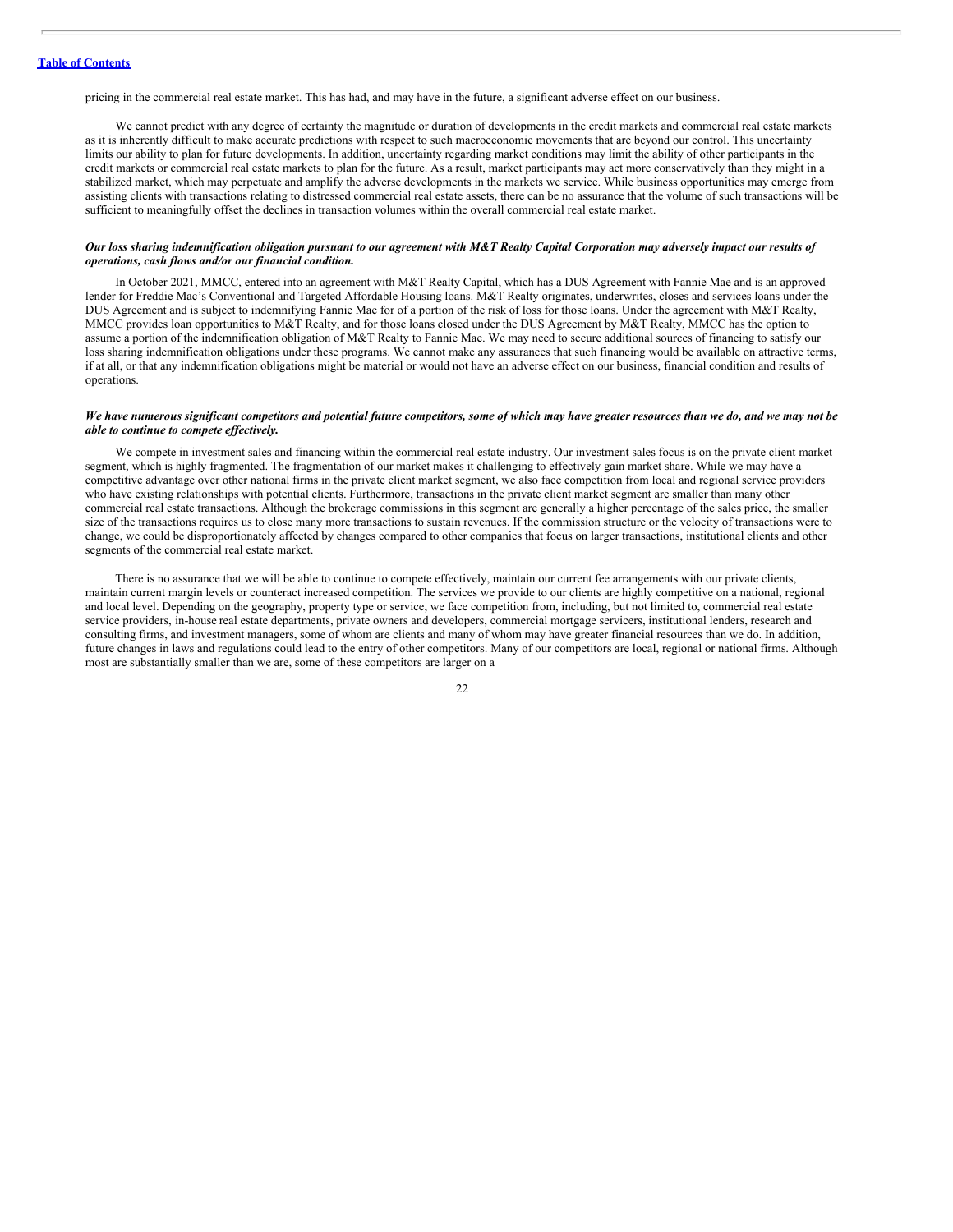pricing in the commercial real estate market. This has had, and may have in the future, a significant adverse effect on our business.

We cannot predict with any degree of certainty the magnitude or duration of developments in the credit markets and commercial real estate markets as it is inherently difficult to make accurate predictions with respect to such macroeconomic movements that are beyond our control. This uncertainty limits our ability to plan for future developments. In addition, uncertainty regarding market conditions may limit the ability of other participants in the credit markets or commercial real estate markets to plan for the future. As a result, market participants may act more conservatively than they might in a stabilized market, which may perpetuate and amplify the adverse developments in the markets we service. While business opportunities may emerge from assisting clients with transactions relating to distressed commercial real estate assets, there can be no assurance that the volume of such transactions will be sufficient to meaningfully offset the declines in transaction volumes within the overall commercial real estate market.

***Our loss sharing indemnification obligation pursuant to our agreement with M&T Realty Capital Corporation may adversely impact our results of operations, cash flows and/or our financial condition.***

In October 2021, MMCC, entered into an agreement with M&T Realty Capital, which has a DUS Agreement with Fannie Mae and is an approved lender for Freddie Mac's Conventional and Targeted Affordable Housing loans. M&T Realty originates, underwrites, closes and services loans under the DUS Agreement and is subject to indemnifying Fannie Mae for of a portion of the risk of loss for those loans. Under the agreement with M&T Realty, MMCC provides loan opportunities to M&T Realty, and for those loans closed under the DUS Agreement by M&T Realty, MMCC has the option to assume a portion of the indemnification obligation of M&T Realty to Fannie Mae. We may need to secure additional sources of financing to satisfy our loss sharing indemnification obligations under these programs. We cannot make any assurances that such financing would be available on attractive terms, if at all, or that any indemnification obligations might be material or would not have an adverse effect on our business, financial condition and results of operations.

***We have numerous significant competitors and potential future competitors, some of which may have greater resources than we do, and we may not be able to continue to compete effectively.***

We compete in investment sales and financing within the commercial real estate industry. Our investment sales focus is on the private client market segment, which is highly fragmented. The fragmentation of our market makes it challenging to effectively gain market share. While we may have a competitive advantage over other national firms in the private client market segment, we also face competition from local and regional service providers who have existing relationships with potential clients. Furthermore, transactions in the private client market segment are smaller than many other commercial real estate transactions. Although the brokerage commissions in this segment are generally a higher percentage of the sales price, the smaller size of the transactions requires us to close many more transactions to sustain revenues. If the commission structure or the velocity of transactions were to change, we could be disproportionately affected by changes compared to other companies that focus on larger transactions, institutional clients and other segments of the commercial real estate market.

There is no assurance that we will be able to continue to compete effectively, maintain our current fee arrangements with our private clients, maintain current margin levels or counteract increased competition. The services we provide to our clients are highly competitive on a national, regional and local level. Depending on the geography, property type or service, we face competition from, including, but not limited to, commercial real estate service providers, in-house real estate departments, private owners and developers, commercial mortgage servicers, institutional lenders, research and consulting firms, and investment managers, some of whom are clients and many of whom may have greater financial resources than we do. In addition, future changes in laws and regulations could lead to the entry of other competitors. Many of our competitors are local, regional or national firms. Although most are substantially smaller than we are, some of these competitors are larger on a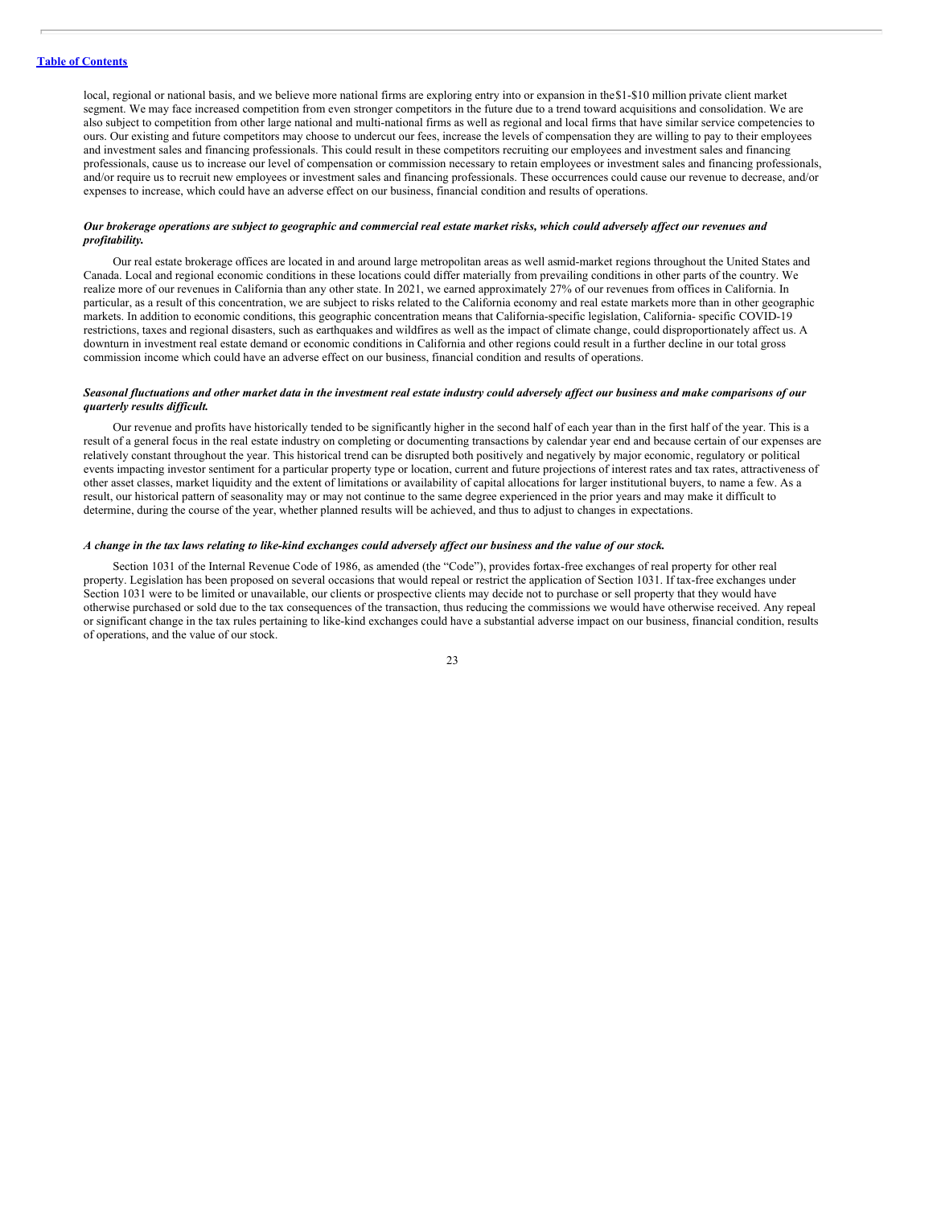local, regional or national basis, and we believe more national firms are exploring entry into or expansion in the $1-$10 million private client market segment. We may face increased competition from even stronger competitors in the future due to a trend toward acquisitions and consolidation. We are also subject to competition from other large national and multi-national firms as well as regional and local firms that have similar service competencies to ours. Our existing and future competitors may choose to undercut our fees, increase the levels of compensation they are willing to pay to their employees and investment sales and financing professionals. This could result in these competitors recruiting our employees and investment sales and financing professionals, cause us to increase our level of compensation or commission necessary to retain employees or investment sales and financing professionals, and/or require us to recruit new employees or investment sales and financing professionals. These occurrences could cause our revenue to decrease, and/or expenses to increase, which could have an adverse effect on our business, financial condition and results of operations.

***Our brokerage operations are subject to geographic and commercial real estate market risks, which could adversely affect our revenues and profitability.***

Our real estate brokerage offices are located in and around large metropolitan areas as well as mid-market regions throughout the United States and Canada. Local and regional economic conditions in these locations could differ materially from prevailing conditions in other parts of the country. We realize more of our revenues in California than any other state. In 2021, we earned approximately 27% of our revenues from offices in California. In particular, as a result of this concentration, we are subject to risks related to the California economy and real estate markets more than in other geographic markets. In addition to economic conditions, this geographic concentration means that California-specific legislation, California- specific COVID-19 restrictions, taxes and regional disasters, such as earthquakes and wildfires as well as the impact of climate change, could disproportionately affect us. A downturn in investment real estate demand or economic conditions in California and other regions could result in a further decline in our total gross commission income which could have an adverse effect on our business, financial condition and results of operations.

***Seasonal fluctuations and other market data in the investment real estate industry could adversely affect our business and make comparisons of our quarterly results difficult.***

Our revenue and profits have historically tended to be significantly higher in the second half of each year than in the first half of the year. This is a result of a general focus in the real estate industry on completing or documenting transactions by calendar year end and because certain of our expenses are relatively constant throughout the year. This historical trend can be disrupted both positively and negatively by major economic, regulatory or political events impacting investor sentiment for a particular property type or location, current and future projections of interest rates and tax rates, attractiveness of other asset classes, market liquidity and the extent of limitations or availability of capital allocations for larger institutional buyers, to name a few. As a result, our historical pattern of seasonality may or may not continue to the same degree experienced in the prior years and may make it difficult to determine, during the course of the year, whether planned results will be achieved, and thus to adjust to changes in expectations.

***A change in the tax laws relating to like-kind exchanges could adversely affect our business and the value of our stock.***

Section 1031 of the Internal Revenue Code of 1986, as amended (the "Code"), provides for tax-free exchanges of real property for other real property. Legislation has been proposed on several occasions that would repeal or restrict the application of Section 1031. If tax-free exchanges under Section 1031 were to be limited or unavailable, our clients or prospective clients may decide not to purchase or sell property that they would have otherwise purchased or sold due to the tax consequences of the transaction, thus reducing the commissions we would have otherwise received. Any repeal or significant change in the tax rules pertaining to like-kind exchanges could have a substantial adverse impact on our business, financial condition, results of operations, and the value of our stock.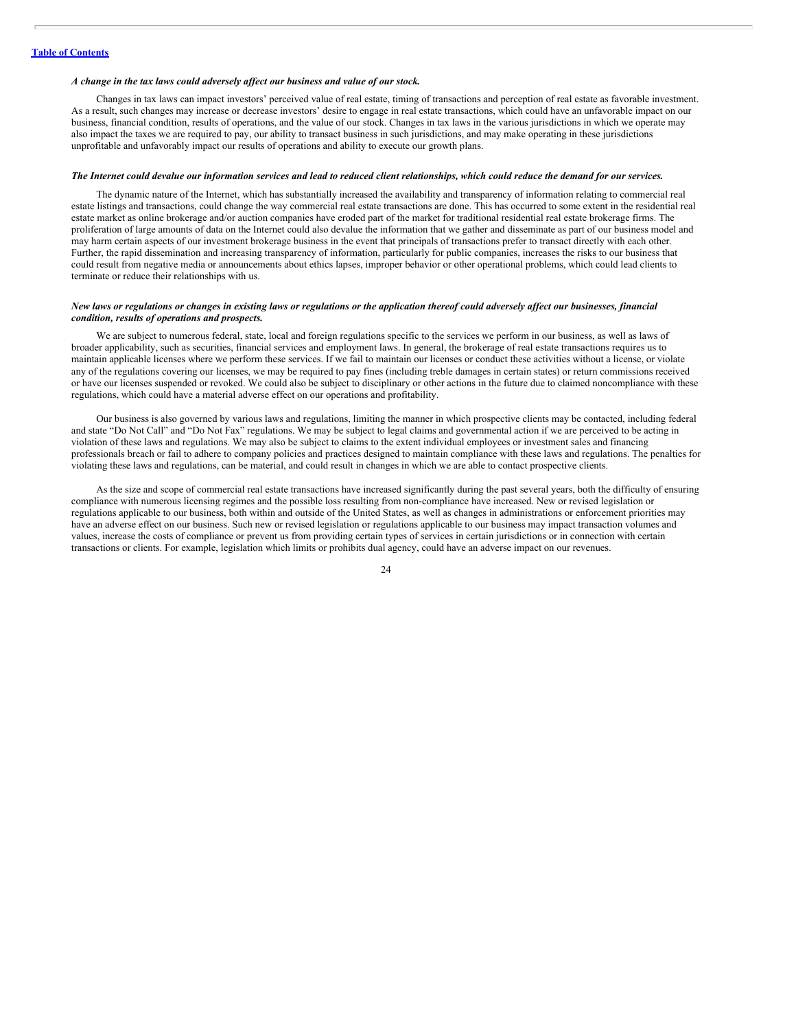*A change in the tax laws could adversely affect our business and value of our stock.*

Changes in tax laws can impact investors' perceived value of real estate, timing of transactions and perception of real estate as favorable investment. As a result, such changes may increase or decrease investors' desire to engage in real estate transactions, which could have an unfavorable impact on our business, financial condition, results of operations, and the value of our stock. Changes in tax laws in the various jurisdictions in which we operate may also impact the taxes we are required to pay, our ability to transact business in such jurisdictions, and may make operating in these jurisdictions unprofitable and unfavorably impact our results of operations and ability to execute our growth plans.

*The Internet could devalue our information services and lead to reduced client relationships, which could reduce the demand for our services.*

The dynamic nature of the Internet, which has substantially increased the availability and transparency of information relating to commercial real estate listings and transactions, could change the way commercial real estate transactions are done. This has occurred to some extent in the residential real estate market as online brokerage and/or auction companies have eroded part of the market for traditional residential real estate brokerage firms. The proliferation of large amounts of data on the Internet could also devalue the information that we gather and disseminate as part of our business model and may harm certain aspects of our investment brokerage business in the event that principals of transactions prefer to transact directly with each other. Further, the rapid dissemination and increasing transparency of information, particularly for public companies, increases the risks to our business that could result from negative media or announcements about ethics lapses, improper behavior or other operational problems, which could lead clients to terminate or reduce their relationships with us.

*New laws or regulations or changes in existing laws or regulations or the application thereof could adversely affect our businesses, financial condition, results of operations and prospects.*

We are subject to numerous federal, state, local and foreign regulations specific to the services we perform in our business, as well as laws of broader applicability, such as securities, financial services and employment laws. In general, the brokerage of real estate transactions requires us to maintain applicable licenses where we perform these services. If we fail to maintain our licenses or conduct these activities without a license, or violate any of the regulations covering our licenses, we may be required to pay fines (including treble damages in certain states) or return commissions received or have our licenses suspended or revoked. We could also be subject to disciplinary or other actions in the future due to claimed noncompliance with these regulations, which could have a material adverse effect on our operations and profitability.

Our business is also governed by various laws and regulations, limiting the manner in which prospective clients may be contacted, including federal and state "Do Not Call" and "Do Not Fax" regulations. We may be subject to legal claims and governmental action if we are perceived to be acting in violation of these laws and regulations. We may also be subject to claims to the extent individual employees or investment sales and financing professionals breach or fail to adhere to company policies and practices designed to maintain compliance with these laws and regulations. The penalties for violating these laws and regulations, can be material, and could result in changes in which we are able to contact prospective clients.

As the size and scope of commercial real estate transactions have increased significantly during the past several years, both the difficulty of ensuring compliance with numerous licensing regimes and the possible loss resulting from non-compliance have increased. New or revised legislation or regulations applicable to our business, both within and outside of the United States, as well as changes in administrations or enforcement priorities may have an adverse effect on our business. Such new or revised legislation or regulations applicable to our business may impact transaction volumes and values, increase the costs of compliance or prevent us from providing certain types of services in certain jurisdictions or in connection with certain transactions or clients. For example, legislation which limits or prohibits dual agency, could have an adverse impact on our revenues.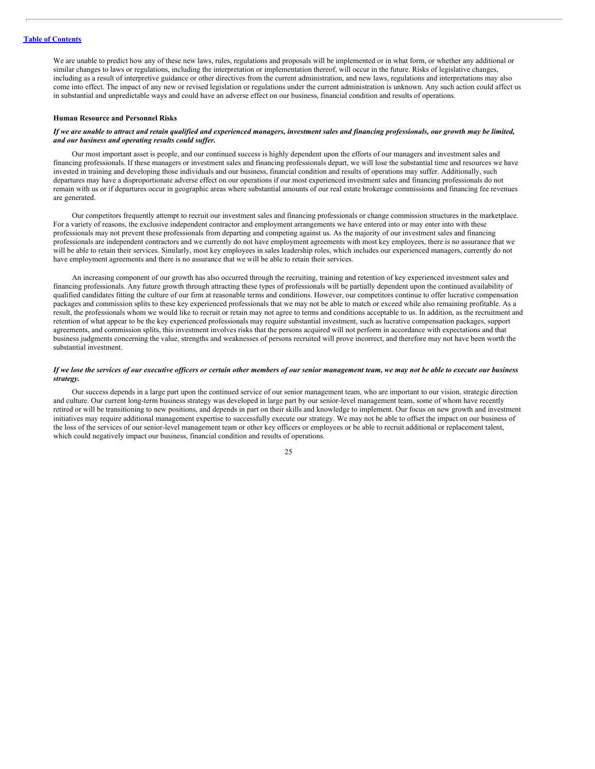We are unable to predict how any of these new laws, rules, regulations and proposals will be implemented or in what form, or whether any additional or similar changes to laws or regulations, including the interpretation or implementation thereof, will occur in the future. Risks of legislative changes, including as a result of interpretive guidance or other directives from the current administration, and new laws, regulations and interpretations may also come into effect. The impact of any new or revised legislation or regulations under the current administration is unknown. Any such action could affect us in substantial and unpredictable ways and could have an adverse effect on our business, financial condition and results of operations.

**Human Resource and Personnel Risks**

***If we are unable to attract and retain qualified and experienced managers, investment sales and financing professionals, our growth may be limited, and our business and operating results could suffer.***

Our most important asset is people, and our continued success is highly dependent upon the efforts of our managers and investment sales and financing professionals. If these managers or investment sales and financing professionals depart, we will lose the substantial time and resources we have invested in training and developing those individuals and our business, financial condition and results of operations may suffer. Additionally, such departures may have a disproportionate adverse effect on our operations if our most experienced investment sales and financing professionals do not remain with us or if departures occur in geographic areas where substantial amounts of our real estate brokerage commissions and financing fee revenues are generated.

Our competitors frequently attempt to recruit our investment sales and financing professionals or change commission structures in the marketplace. For a variety of reasons, the exclusive independent contractor and employment arrangements we have entered into or may enter into with these professionals may not prevent these professionals from departing and competing against us. As the majority of our investment sales and financing professionals are independent contractors and we currently do not have employment agreements with most key employees, there is no assurance that we will be able to retain their services. Similarly, most key employees in sales leadership roles, which includes our experienced managers, currently do not have employment agreements and there is no assurance that we will be able to retain their services.

An increasing component of our growth has also occurred through the recruiting, training and retention of key experienced investment sales and financing professionals. Any future growth through attracting these types of professionals will be partially dependent upon the continued availability of qualified candidates fitting the culture of our firm at reasonable terms and conditions. However, our competitors continue to offer lucrative compensation packages and commission splits to these key experienced professionals that we may not be able to match or exceed while also remaining profitable. As a result, the professionals whom we would like to recruit or retain may not agree to terms and conditions acceptable to us. In addition, as the recruitment and retention of what appear to be the key experienced professionals may require substantial investment, such as lucrative compensation packages, support agreements, and commission splits, this investment involves risks that the persons acquired will not perform in accordance with expectations and that business judgments concerning the value, strengths and weaknesses of persons recruited will prove incorrect, and therefore may not have been worth the substantial investment.

***If we lose the services of our executive officers or certain other members of our senior management team, we may not be able to execute our business strategy.***

Our success depends in a large part upon the continued service of our senior management team, who are important to our vision, strategic direction and culture. Our current long-term business strategy was developed in large part by our senior-level management team, some of whom have recently retired or will be transitioning to new positions, and depends in part on their skills and knowledge to implement. Our focus on new growth and investment initiatives may require additional management expertise to successfully execute our strategy. We may not be able to offset the impact on our business of the loss of the services of our senior-level management team or other key officers or employees or be able to recruit additional or replacement talent, which could negatively impact our business, financial condition and results of operations.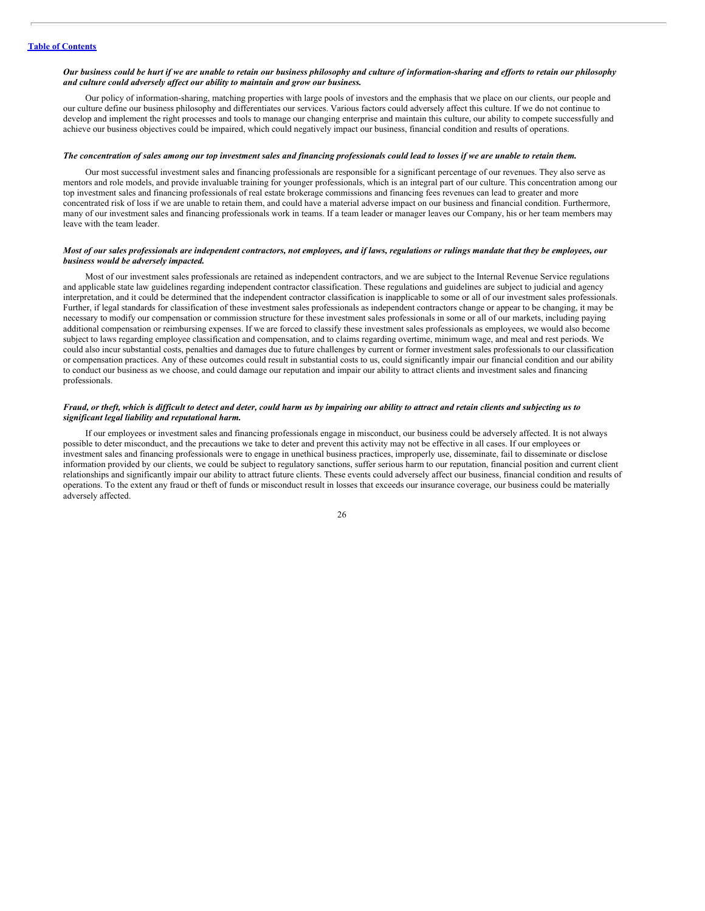***Our business could be hurt if we are unable to retain our business philosophy and culture of information-sharing and efforts to retain our philosophy and culture could adversely affect our ability to maintain and grow our business.***

Our policy of information-sharing, matching properties with large pools of investors and the emphasis that we place on our clients, our people and our culture define our business philosophy and differentiates our services. Various factors could adversely affect this culture. If we do not continue to develop and implement the right processes and tools to manage our changing enterprise and maintain this culture, our ability to compete successfully and achieve our business objectives could be impaired, which could negatively impact our business, financial condition and results of operations.

***The concentration of sales among our top investment sales and financing professionals could lead to losses if we are unable to retain them.***

Our most successful investment sales and financing professionals are responsible for a significant percentage of our revenues. They also serve as mentors and role models, and provide invaluable training for younger professionals, which is an integral part of our culture. This concentration among our top investment sales and financing professionals of real estate brokerage commissions and financing fees revenues can lead to greater and more concentrated risk of loss if we are unable to retain them, and could have a material adverse impact on our business and financial condition. Furthermore, many of our investment sales and financing professionals work in teams. If a team leader or manager leaves our Company, his or her team members may leave with the team leader.

***Most of our sales professionals are independent contractors, not employees, and if laws, regulations or rulings mandate that they be employees, our business would be adversely impacted.***

Most of our investment sales professionals are retained as independent contractors, and we are subject to the Internal Revenue Service regulations and applicable state law guidelines regarding independent contractor classification. These regulations and guidelines are subject to judicial and agency interpretation, and it could be determined that the independent contractor classification is inapplicable to some or all of our investment sales professionals. Further, if legal standards for classification of these investment sales professionals as independent contractors change or appear to be changing, it may be necessary to modify our compensation or commission structure for these investment sales professionals in some or all of our markets, including paying additional compensation or reimbursing expenses. If we are forced to classify these investment sales professionals as employees, we would also become subject to laws regarding employee classification and compensation, and to claims regarding overtime, minimum wage, and meal and rest periods. We could also incur substantial costs, penalties and damages due to future challenges by current or former investment sales professionals to our classification or compensation practices. Any of these outcomes could result in substantial costs to us, could significantly impair our financial condition and our ability to conduct our business as we choose, and could damage our reputation and impair our ability to attract clients and investment sales and financing professionals.

***Fraud, or theft, which is difficult to detect and deter, could harm us by impairing our ability to attract and retain clients and subjecting us to significant legal liability and reputational harm.***

If our employees or investment sales and financing professionals engage in misconduct, our business could be adversely affected. It is not always possible to deter misconduct, and the precautions we take to deter and prevent this activity may not be effective in all cases. If our employees or investment sales and financing professionals were to engage in unethical business practices, improperly use, disseminate, fail to disseminate or disclose information provided by our clients, we could be subject to regulatory sanctions, suffer serious harm to our reputation, financial position and current client relationships and significantly impair our ability to attract future clients. These events could adversely affect our business, financial condition and results of operations. To the extent any fraud or theft of funds or misconduct result in losses that exceeds our insurance coverage, our business could be materially adversely affected.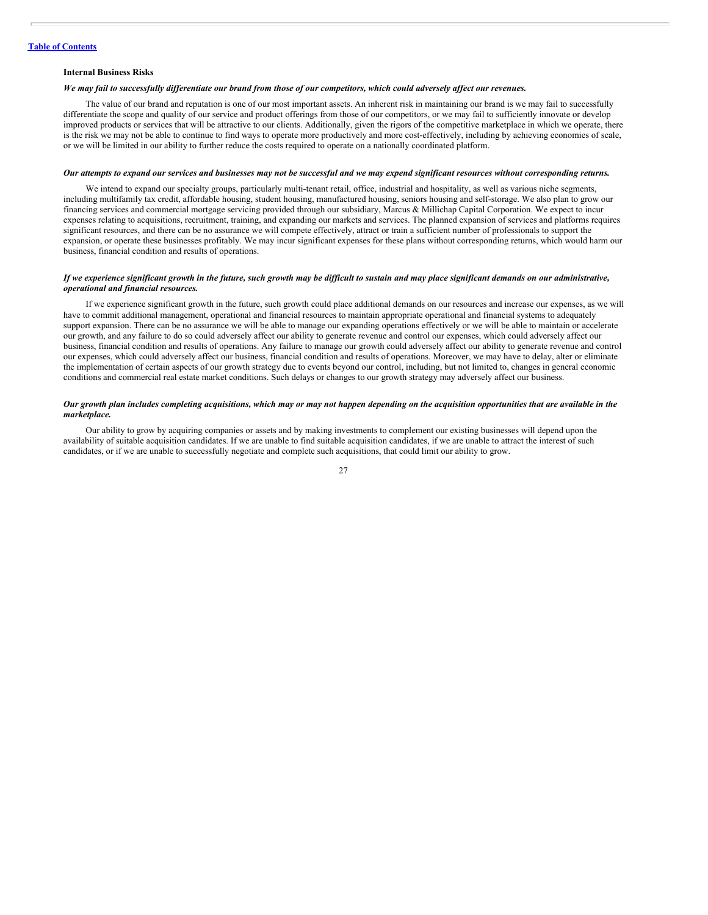**Internal Business Risks**

***We may fail to successfully differentiate our brand from those of our competitors, which could adversely affect our revenues.***

The value of our brand and reputation is one of our most important assets. An inherent risk in maintaining our brand is we may fail to successfully differentiate the scope and quality of our service and product offerings from those of our competitors, or we may fail to sufficiently innovate or develop improved products or services that will be attractive to our clients. Additionally, given the rigors of the competitive marketplace in which we operate, there is the risk we may not be able to continue to find ways to operate more productively and more cost-effectively, including by achieving economies of scale, or we will be limited in our ability to further reduce the costs required to operate on a nationally coordinated platform.

***Our attempts to expand our services and businesses may not be successful and we may expend significant resources without corresponding returns.***

We intend to expand our specialty groups, particularly multi-tenant retail, office, industrial and hospitality, as well as various niche segments, including multifamily tax credit, affordable housing, student housing, manufactured housing, seniors housing and self-storage. We also plan to grow our financing services and commercial mortgage servicing provided through our subsidiary, Marcus & Millichap Capital Corporation. We expect to incur expenses relating to acquisitions, recruitment, training, and expanding our markets and services. The planned expansion of services and platforms requires significant resources, and there can be no assurance we will compete effectively, attract or train a sufficient number of professionals to support the expansion, or operate these businesses profitably. We may incur significant expenses for these plans without corresponding returns, which would harm our business, financial condition and results of operations.

***If we experience significant growth in the future, such growth may be difficult to sustain and may place significant demands on our administrative, operational and financial resources.***

If we experience significant growth in the future, such growth could place additional demands on our resources and increase our expenses, as we will have to commit additional management, operational and financial resources to maintain appropriate operational and financial systems to adequately support expansion. There can be no assurance we will be able to manage our expanding operations effectively or we will be able to maintain or accelerate our growth, and any failure to do so could adversely affect our ability to generate revenue and control our expenses, which could adversely affect our business, financial condition and results of operations. Any failure to manage our growth could adversely affect our ability to generate revenue and control our expenses, which could adversely affect our business, financial condition and results of operations. Moreover, we may have to delay, alter or eliminate the implementation of certain aspects of our growth strategy due to events beyond our control, including, but not limited to, changes in general economic conditions and commercial real estate market conditions. Such delays or changes to our growth strategy may adversely affect our business.

***Our growth plan includes completing acquisitions, which may or may not happen depending on the acquisition opportunities that are available in the marketplace.***

Our ability to grow by acquiring companies or assets and by making investments to complement our existing businesses will depend upon the availability of suitable acquisition candidates. If we are unable to find suitable acquisition candidates, if we are unable to attract the interest of such candidates, or if we are unable to successfully negotiate and complete such acquisitions, that could limit our ability to grow.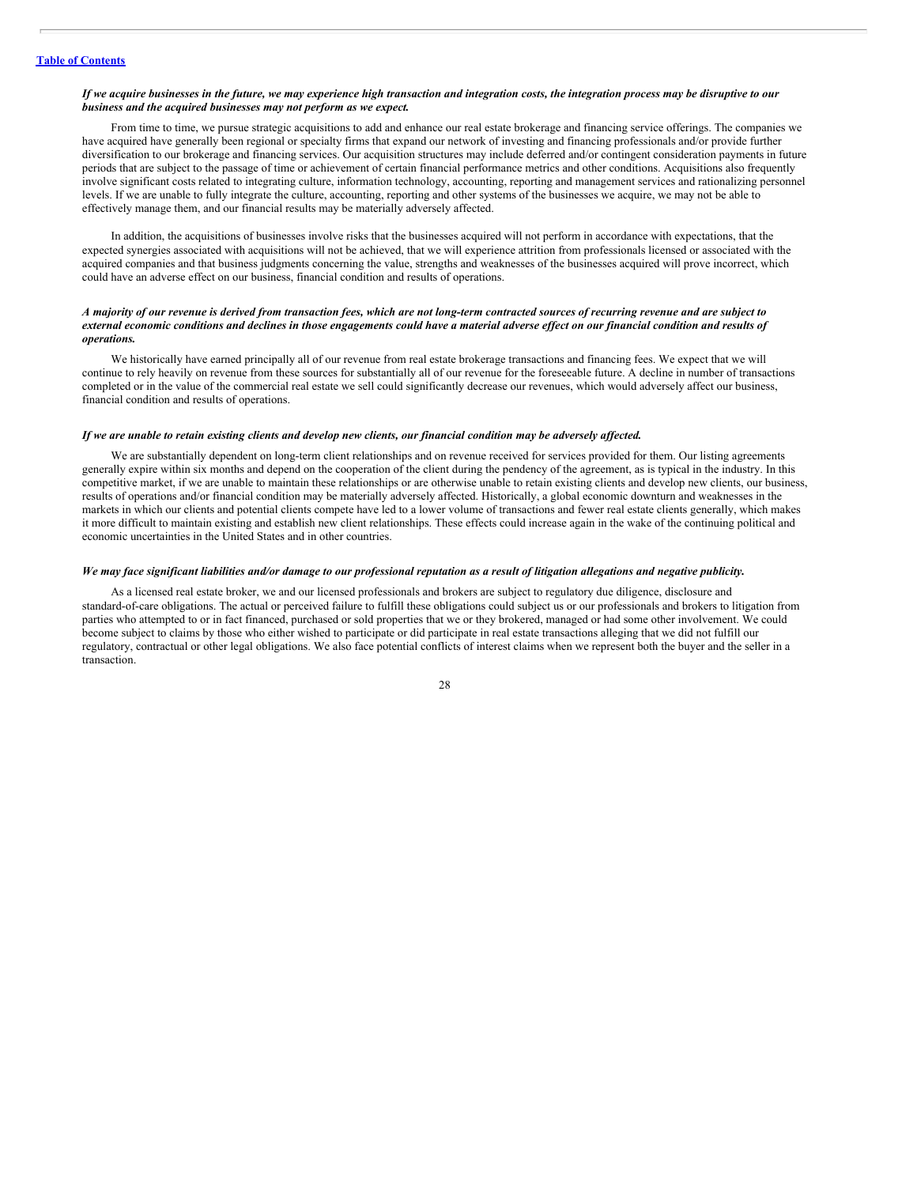***If we acquire businesses in the future, we may experience high transaction and integration costs, the integration process may be disruptive to our business and the acquired businesses may not perform as we expect.***

From time to time, we pursue strategic acquisitions to add and enhance our real estate brokerage and financing service offerings. The companies we have acquired have generally been regional or specialty firms that expand our network of investing and financing professionals and/or provide further diversification to our brokerage and financing services. Our acquisition structures may include deferred and/or contingent consideration payments in future periods that are subject to the passage of time or achievement of certain financial performance metrics and other conditions. Acquisitions also frequently involve significant costs related to integrating culture, information technology, accounting, reporting and management services and rationalizing personnel levels. If we are unable to fully integrate the culture, accounting, reporting and other systems of the businesses we acquire, we may not be able to effectively manage them, and our financial results may be materially adversely affected.

In addition, the acquisitions of businesses involve risks that the businesses acquired will not perform in accordance with expectations, that the expected synergies associated with acquisitions will not be achieved, that we will experience attrition from professionals licensed or associated with the acquired companies and that business judgments concerning the value, strengths and weaknesses of the businesses acquired will prove incorrect, which could have an adverse effect on our business, financial condition and results of operations.

***A majority of our revenue is derived from transaction fees, which are not long-term contracted sources of recurring revenue and are subject to external economic conditions and declines in those engagements could have a material adverse effect on our financial condition and results of operations.***

We historically have earned principally all of our revenue from real estate brokerage transactions and financing fees. We expect that we will continue to rely heavily on revenue from these sources for substantially all of our revenue for the foreseeable future. A decline in number of transactions completed or in the value of the commercial real estate we sell could significantly decrease our revenues, which would adversely affect our business, financial condition and results of operations.

***If we are unable to retain existing clients and develop new clients, our financial condition may be adversely affected.***

We are substantially dependent on long-term client relationships and on revenue received for services provided for them. Our listing agreements generally expire within six months and depend on the cooperation of the client during the pendency of the agreement, as is typical in the industry. In this competitive market, if we are unable to maintain these relationships or are otherwise unable to retain existing clients and develop new clients, our business, results of operations and/or financial condition may be materially adversely affected. Historically, a global economic downturn and weaknesses in the markets in which our clients and potential clients compete have led to a lower volume of transactions and fewer real estate clients generally, which makes it more difficult to maintain existing and establish new client relationships. These effects could increase again in the wake of the continuing political and economic uncertainties in the United States and in other countries.

***We may face significant liabilities and/or damage to our professional reputation as a result of litigation allegations and negative publicity.***

As a licensed real estate broker, we and our licensed professionals and brokers are subject to regulatory due diligence, disclosure and standard-of-care obligations. The actual or perceived failure to fulfill these obligations could subject us or our professionals and brokers to litigation from parties who attempted to or in fact financed, purchased or sold properties that we or they brokered, managed or had some other involvement. We could become subject to claims by those who either wished to participate or did participate in real estate transactions alleging that we did not fulfill our regulatory, contractual or other legal obligations. We also face potential conflicts of interest claims when we represent both the buyer and the seller in a transaction.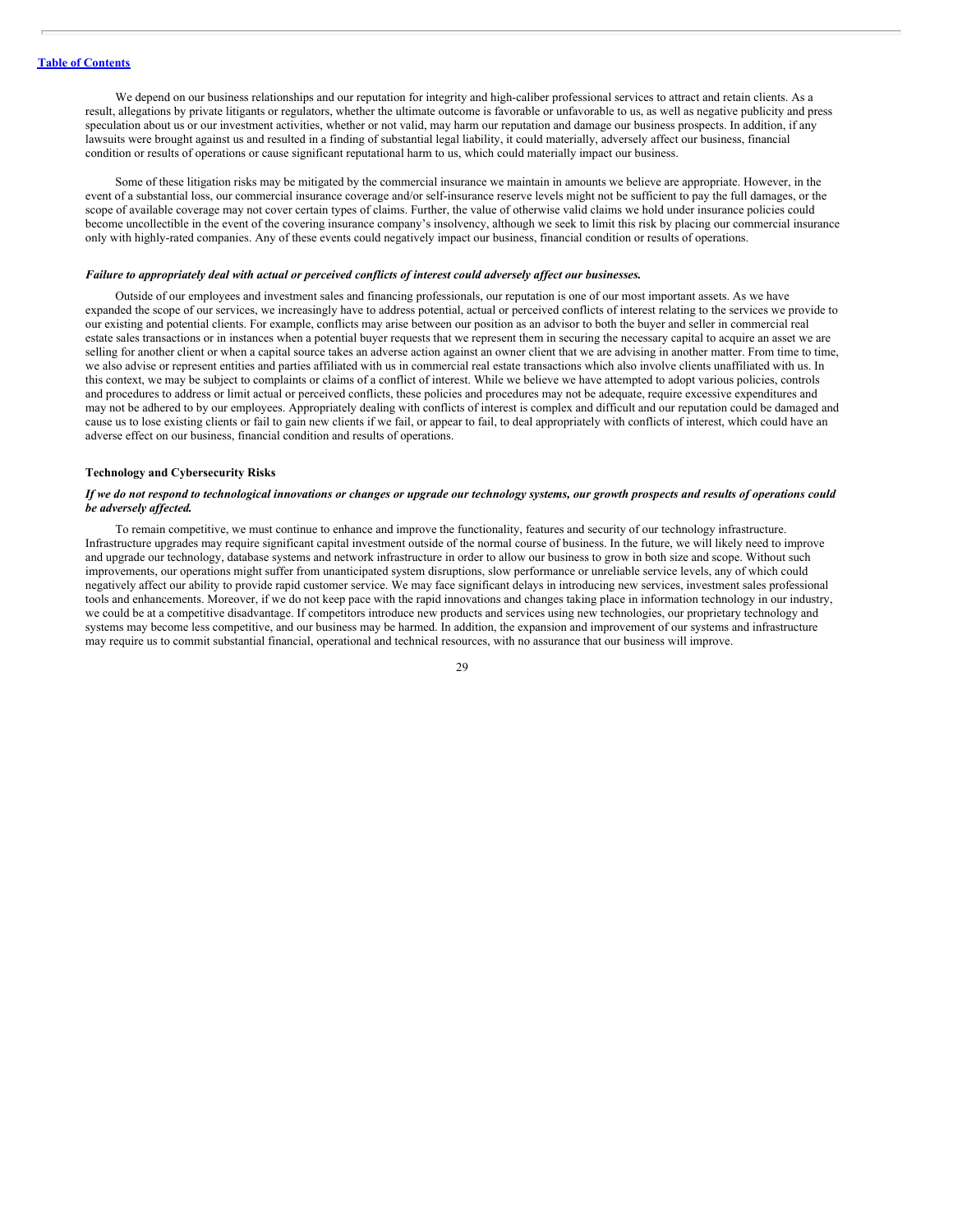We depend on our business relationships and our reputation for integrity and high-caliber professional services to attract and retain clients. As a result, allegations by private litigants or regulators, whether the ultimate outcome is favorable or unfavorable to us, as well as negative publicity and press speculation about us or our investment activities, whether or not valid, may harm our reputation and damage our business prospects. In addition, if any lawsuits were brought against us and resulted in a finding of substantial legal liability, it could materially, adversely affect our business, financial condition or results of operations or cause significant reputational harm to us, which could materially impact our business.

Some of these litigation risks may be mitigated by the commercial insurance we maintain in amounts we believe are appropriate. However, in the event of a substantial loss, our commercial insurance coverage and/or self-insurance reserve levels might not be sufficient to pay the full damages, or the scope of available coverage may not cover certain types of claims. Further, the value of otherwise valid claims we hold under insurance policies could become uncollectible in the event of the covering insurance company's insolvency, although we seek to limit this risk by placing our commercial insurance only with highly-rated companies. Any of these events could negatively impact our business, financial condition or results of operations.

***Failure to appropriately deal with actual or perceived conflicts of interest could adversely affect our businesses.***

Outside of our employees and investment sales and financing professionals, our reputation is one of our most important assets. As we have expanded the scope of our services, we increasingly have to address potential, actual or perceived conflicts of interest relating to the services we provide to our existing and potential clients. For example, conflicts may arise between our position as an advisor to both the buyer and seller in commercial real estate sales transactions or in instances when a potential buyer requests that we represent them in securing the necessary capital to acquire an asset we are selling for another client or when a capital source takes an adverse action against an owner client that we are advising in another matter. From time to time, we also advise or represent entities and parties affiliated with us in commercial real estate transactions which also involve clients unaffiliated with us. In this context, we may be subject to complaints or claims of a conflict of interest. While we believe we have attempted to adopt various policies, controls and procedures to address or limit actual or perceived conflicts, these policies and procedures may not be adequate, require excessive expenditures and may not be adhered to by our employees. Appropriately dealing with conflicts of interest is complex and difficult and our reputation could be damaged and cause us to lose existing clients or fail to gain new clients if we fail, or appear to fail, to deal appropriately with conflicts of interest, which could have an adverse effect on our business, financial condition and results of operations.

**Technology and Cybersecurity Risks**

***If we do not respond to technological innovations or changes or upgrade our technology systems, our growth prospects and results of operations could be adversely affected.***

To remain competitive, we must continue to enhance and improve the functionality, features and security of our technology infrastructure. Infrastructure upgrades may require significant capital investment outside of the normal course of business. In the future, we will likely need to improve and upgrade our technology, database systems and network infrastructure in order to allow our business to grow in both size and scope. Without such improvements, our operations might suffer from unanticipated system disruptions, slow performance or unreliable service levels, any of which could negatively affect our ability to provide rapid customer service. We may face significant delays in introducing new services, investment sales professional tools and enhancements. Moreover, if we do not keep pace with the rapid innovations and changes taking place in information technology in our industry, we could be at a competitive disadvantage. If competitors introduce new products and services using new technologies, our proprietary technology and systems may become less competitive, and our business may be harmed. In addition, the expansion and improvement of our systems and infrastructure may require us to commit substantial financial, operational and technical resources, with no assurance that our business will improve.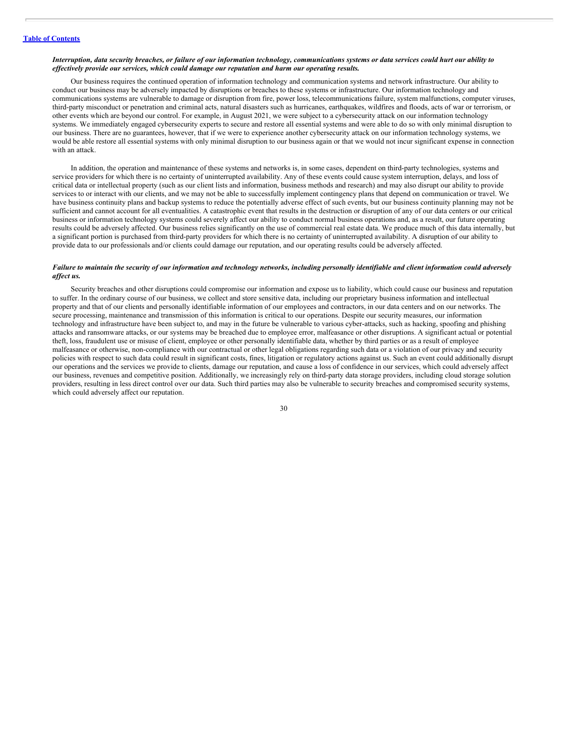***Interruption, data security breaches, or failure of our information technology, communications systems or data services could hurt our ability to effectively provide our services, which could damage our reputation and harm our operating results.***

Our business requires the continued operation of information technology and communication systems and network infrastructure. Our ability to conduct our business may be adversely impacted by disruptions or breaches to these systems or infrastructure. Our information technology and communications systems are vulnerable to damage or disruption from fire, power loss, telecommunications failure, system malfunctions, computer viruses, third-party misconduct or penetration and criminal acts, natural disasters such as hurricanes, earthquakes, wildfires and floods, acts of war or terrorism, or other events which are beyond our control. For example, in August 2021, we were subject to a cybersecurity attack on our information technology systems. We immediately engaged cybersecurity experts to secure and restore all essential systems and were able to do so with only minimal disruption to our business. There are no guarantees, however, that if we were to experience another cybersecurity attack on our information technology systems, we would be able restore all essential systems with only minimal disruption to our business again or that we would not incur significant expense in connection with an attack.

In addition, the operation and maintenance of these systems and networks is, in some cases, dependent on third-party technologies, systems and service providers for which there is no certainty of uninterrupted availability. Any of these events could cause system interruption, delays, and loss of critical data or intellectual property (such as our client lists and information, business methods and research) and may also disrupt our ability to provide services to or interact with our clients, and we may not be able to successfully implement contingency plans that depend on communication or travel. We have business continuity plans and backup systems to reduce the potentially adverse effect of such events, but our business continuity planning may not be sufficient and cannot account for all eventualities. A catastrophic event that results in the destruction or disruption of any of our data centers or our critical business or information technology systems could severely affect our ability to conduct normal business operations and, as a result, our future operating results could be adversely affected. Our business relies significantly on the use of commercial real estate data. We produce much of this data internally, but a significant portion is purchased from third-party providers for which there is no certainty of uninterrupted availability. A disruption of our ability to provide data to our professionals and/or clients could damage our reputation, and our operating results could be adversely affected.

***Failure to maintain the security of our information and technology networks, including personally identifiable and client information could adversely affect us.***

Security breaches and other disruptions could compromise our information and expose us to liability, which could cause our business and reputation to suffer. In the ordinary course of our business, we collect and store sensitive data, including our proprietary business information and intellectual property and that of our clients and personally identifiable information of our employees and contractors, in our data centers and on our networks. The secure processing, maintenance and transmission of this information is critical to our operations. Despite our security measures, our information technology and infrastructure have been subject to, and may in the future be vulnerable to various cyber-attacks, such as hacking, spoofing and phishing attacks and ransomware attacks, or our systems may be breached due to employee error, malfeasance or other disruptions. A significant actual or potential theft, loss, fraudulent use or misuse of client, employee or other personally identifiable data, whether by third parties or as a result of employee malfeasance or otherwise, non-compliance with our contractual or other legal obligations regarding such data or a violation of our privacy and security policies with respect to such data could result in significant costs, fines, litigation or regulatory actions against us. Such an event could additionally disrupt our operations and the services we provide to clients, damage our reputation, and cause a loss of confidence in our services, which could adversely affect our business, revenues and competitive position. Additionally, we increasingly rely on third-party data storage providers, including cloud storage solution providers, resulting in less direct control over our data. Such third parties may also be vulnerable to security breaches and compromised security systems, which could adversely affect our reputation.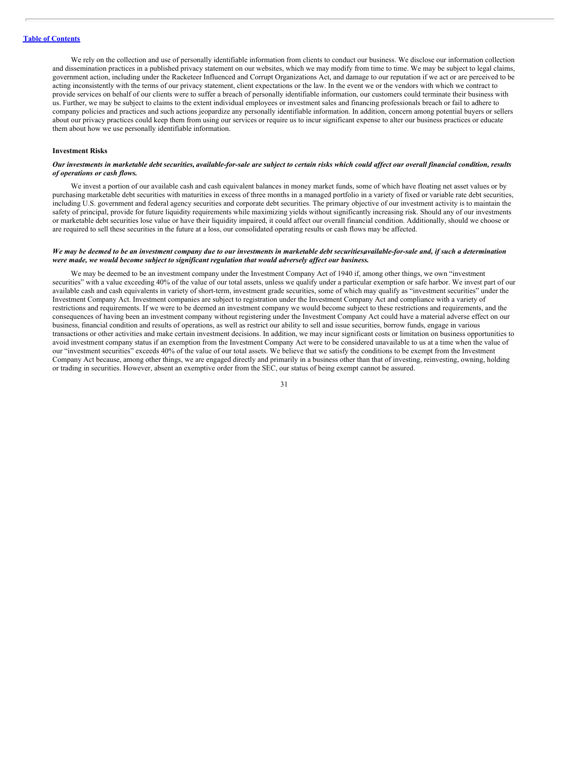We rely on the collection and use of personally identifiable information from clients to conduct our business. We disclose our information collection and dissemination practices in a published privacy statement on our websites, which we may modify from time to time. We may be subject to legal claims, government action, including under the Racketeer Influenced and Corrupt Organizations Act, and damage to our reputation if we act or are perceived to be acting inconsistently with the terms of our privacy statement, client expectations or the law. In the event we or the vendors with which we contract to provide services on behalf of our clients were to suffer a breach of personally identifiable information, our customers could terminate their business with us. Further, we may be subject to claims to the extent individual employees or investment sales and financing professionals breach or fail to adhere to company policies and practices and such actions jeopardize any personally identifiable information. In addition, concern among potential buyers or sellers about our privacy practices could keep them from using our services or require us to incur significant expense to alter our business practices or educate them about how we use personally identifiable information.

**Investment Risks**

***Our investments in marketable debt securities, available-for-sale are subject to certain risks which could affect our overall financial condition, results of operations or cash flows.***

We invest a portion of our available cash and cash equivalent balances in money market funds, some of which have floating net asset values or by purchasing marketable debt securities with maturities in excess of three months in a managed portfolio in a variety of fixed or variable rate debt securities, including U.S. government and federal agency securities and corporate debt securities. The primary objective of our investment activity is to maintain the safety of principal, provide for future liquidity requirements while maximizing yields without significantly increasing risk. Should any of our investments or marketable debt securities lose value or have their liquidity impaired, it could affect our overall financial condition. Additionally, should we choose or are required to sell these securities in the future at a loss, our consolidated operating results or cash flows may be affected.

***We may be deemed to be an investment company due to our investments in marketable debt securities,available-for-sale and, if such a determination were made, we would become subject to significant regulation that would adversely affect our business.***

We may be deemed to be an investment company under the Investment Company Act of 1940 if, among other things, we own "investment securities" with a value exceeding 40% of the value of our total assets, unless we qualify under a particular exemption or safe harbor. We invest part of our available cash and cash equivalents in variety of short-term, investment grade securities, some of which may qualify as "investment securities" under the Investment Company Act. Investment companies are subject to registration under the Investment Company Act and compliance with a variety of restrictions and requirements. If we were to be deemed an investment company we would become subject to these restrictions and requirements, and the consequences of having been an investment company without registering under the Investment Company Act could have a material adverse effect on our business, financial condition and results of operations, as well as restrict our ability to sell and issue securities, borrow funds, engage in various transactions or other activities and make certain investment decisions. In addition, we may incur significant costs or limitation on business opportunities to avoid investment company status if an exemption from the Investment Company Act were to be considered unavailable to us at a time when the value of our "investment securities" exceeds 40% of the value of our total assets. We believe that we satisfy the conditions to be exempt from the Investment Company Act because, among other things, we are engaged directly and primarily in a business other than that of investing, reinvesting, owning, holding or trading in securities. However, absent an exemptive order from the SEC, our status of being exempt cannot be assured.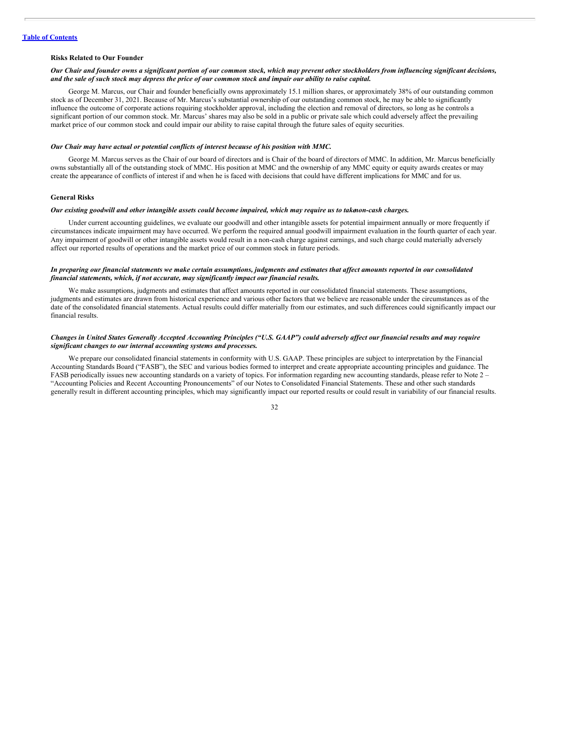[Table of Contents](#)

### Risks Related to Our Founder

***Our Chair and founder owns a significant portion of our common stock, which may prevent other stockholders from influencing significant decisions, and the sale of such stock may depress the price of our common stock and impair our ability to raise capital.***

George M. Marcus, our Chair and founder beneficially owns approximately 15.1 million shares, or approximately 38% of our outstanding common stock as of December 31, 2021. Because of Mr. Marcus's substantial ownership of our outstanding common stock, he may be able to significantly influence the outcome of corporate actions requiring stockholder approval, including the election and removal of directors, so long as he controls a significant portion of our common stock. Mr. Marcus' shares may also be sold in a public or private sale which could adversely affect the prevailing market price of our common stock and could impair our ability to raise capital through the future sales of equity securities.

***Our Chair may have actual or potential conflicts of interest because of his position with MMC.***

George M. Marcus serves as the Chair of our board of directors and is Chair of the board of directors of MMC. In addition, Mr. Marcus beneficially owns substantially all of the outstanding stock of MMC. His position at MMC and the ownership of any MMC equity or equity awards creates or may create the appearance of conflicts of interest if and when he is faced with decisions that could have different implications for MMC and for us.

### General Risks

***Our existing goodwill and other intangible assets could become impaired, which may require us to take non-cash charges.***

Under current accounting guidelines, we evaluate our goodwill and other intangible assets for potential impairment annually or more frequently if circumstances indicate impairment may have occurred. We perform the required annual goodwill impairment evaluation in the fourth quarter of each year. Any impairment of goodwill or other intangible assets would result in a non-cash charge against earnings, and such charge could materially adversely affect our reported results of operations and the market price of our common stock in future periods.

***In preparing our financial statements we make certain assumptions, judgments and estimates that affect amounts reported in our consolidated financial statements, which, if not accurate, may significantly impact our financial results.***

We make assumptions, judgments and estimates that affect amounts reported in our consolidated financial statements. These assumptions, judgments and estimates are drawn from historical experience and various other factors that we believe are reasonable under the circumstances as of the date of the consolidated financial statements. Actual results could differ materially from our estimates, and such differences could significantly impact our financial results.

***Changes in United States Generally Accepted Accounting Principles ("U.S. GAAP") could adversely affect our financial results and may require significant changes to our internal accounting systems and processes.***

We prepare our consolidated financial statements in conformity with U.S. GAAP. These principles are subject to interpretation by the Financial Accounting Standards Board ("FASB"), the SEC and various bodies formed to interpret and create appropriate accounting principles and guidance. The FASB periodically issues new accounting standards on a variety of topics. For information regarding new accounting standards, please refer to Note 2 – "Accounting Policies and Recent Accounting Pronouncements" of our Notes to Consolidated Financial Statements. These and other such standards generally result in different accounting principles, which may significantly impact our reported results or could result in variability of our financial results.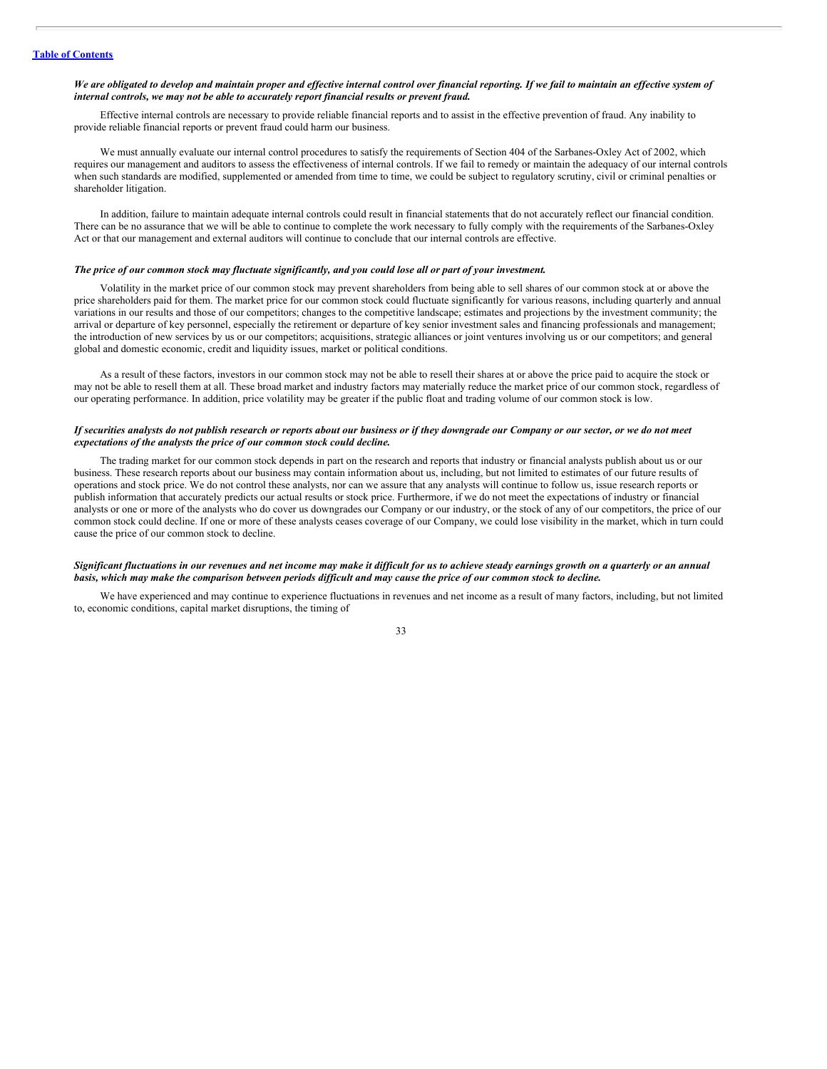***We are obligated to develop and maintain proper and effective internal control over financial reporting. If we fail to maintain an effective system of internal controls, we may not be able to accurately report financial results or prevent fraud.***

Effective internal controls are necessary to provide reliable financial reports and to assist in the effective prevention of fraud. Any inability to provide reliable financial reports or prevent fraud could harm our business.

We must annually evaluate our internal control procedures to satisfy the requirements of Section 404 of the Sarbanes-Oxley Act of 2002, which requires our management and auditors to assess the effectiveness of internal controls. If we fail to remedy or maintain the adequacy of our internal controls when such standards are modified, supplemented or amended from time to time, we could be subject to regulatory scrutiny, civil or criminal penalties or shareholder litigation.

In addition, failure to maintain adequate internal controls could result in financial statements that do not accurately reflect our financial condition. There can be no assurance that we will be able to continue to complete the work necessary to fully comply with the requirements of the Sarbanes-Oxley Act or that our management and external auditors will continue to conclude that our internal controls are effective.

***The price of our common stock may fluctuate significantly, and you could lose all or part of your investment.***

Volatility in the market price of our common stock may prevent shareholders from being able to sell shares of our common stock at or above the price shareholders paid for them. The market price for our common stock could fluctuate significantly for various reasons, including quarterly and annual variations in our results and those of our competitors; changes to the competitive landscape; estimates and projections by the investment community; the arrival or departure of key personnel, especially the retirement or departure of key senior investment sales and financing professionals and management; the introduction of new services by us or our competitors; acquisitions, strategic alliances or joint ventures involving us or our competitors; and general global and domestic economic, credit and liquidity issues, market or political conditions.

As a result of these factors, investors in our common stock may not be able to resell their shares at or above the price paid to acquire the stock or may not be able to resell them at all. These broad market and industry factors may materially reduce the market price of our common stock, regardless of our operating performance. In addition, price volatility may be greater if the public float and trading volume of our common stock is low.

***If securities analysts do not publish research or reports about our business or if they downgrade our Company or our sector, or we do not meet expectations of the analysts the price of our common stock could decline.***

The trading market for our common stock depends in part on the research and reports that industry or financial analysts publish about us or our business. These research reports about our business may contain information about us, including, but not limited to estimates of our future results of operations and stock price. We do not control these analysts, nor can we assure that any analysts will continue to follow us, issue research reports or publish information that accurately predicts our actual results or stock price. Furthermore, if we do not meet the expectations of industry or financial analysts or one or more of the analysts who do cover us downgrades our Company or our industry, or the stock of any of our competitors, the price of our common stock could decline. If one or more of these analysts ceases coverage of our Company, we could lose visibility in the market, which in turn could cause the price of our common stock to decline.

***Significant fluctuations in our revenues and net income may make it difficult for us to achieve steady earnings growth on a quarterly or an annual basis, which may make the comparison between periods difficult and may cause the price of our common stock to decline.***

We have experienced and may continue to experience fluctuations in revenues and net income as a result of many factors, including, but not limited to, economic conditions, capital market disruptions, the timing of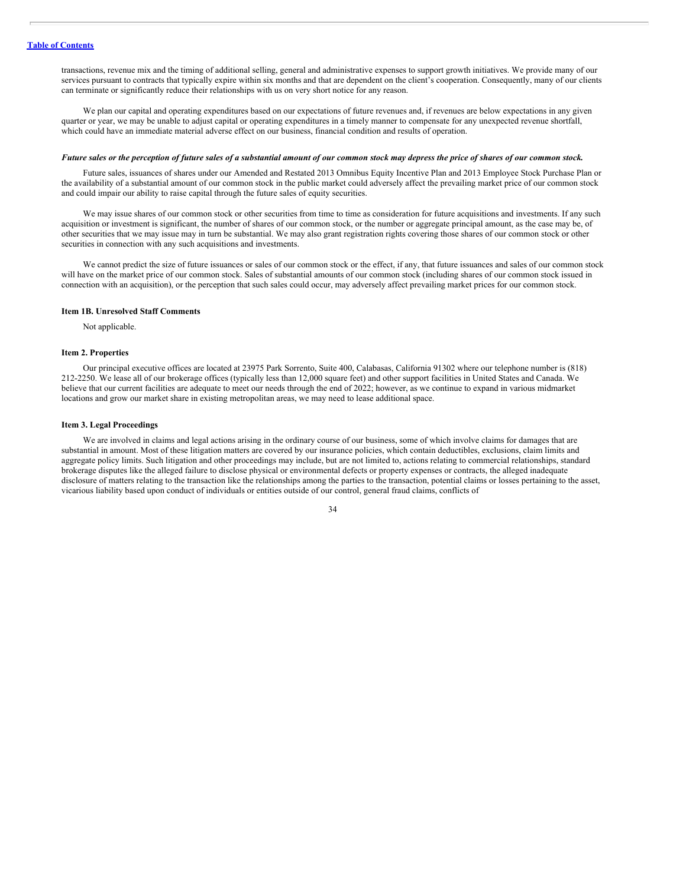transactions, revenue mix and the timing of additional selling, general and administrative expenses to support growth initiatives. We provide many of our services pursuant to contracts that typically expire within six months and that are dependent on the client's cooperation. Consequently, many of our clients can terminate or significantly reduce their relationships with us on very short notice for any reason.

We plan our capital and operating expenditures based on our expectations of future revenues and, if revenues are below expectations in any given quarter or year, we may be unable to adjust capital or operating expenditures in a timely manner to compensate for any unexpected revenue shortfall, which could have an immediate material adverse effect on our business, financial condition and results of operation.

***Future sales or the perception of future sales of a substantial amount of our common stock may depress the price of shares of our common stock.***

Future sales, issuances of shares under our Amended and Restated 2013 Omnibus Equity Incentive Plan and 2013 Employee Stock Purchase Plan or the availability of a substantial amount of our common stock in the public market could adversely affect the prevailing market price of our common stock and could impair our ability to raise capital through the future sales of equity securities.

We may issue shares of our common stock or other securities from time to time as consideration for future acquisitions and investments. If any such acquisition or investment is significant, the number of shares of our common stock, or the number or aggregate principal amount, as the case may be, of other securities that we may issue may in turn be substantial. We may also grant registration rights covering those shares of our common stock or other securities in connection with any such acquisitions and investments.

We cannot predict the size of future issuances or sales of our common stock or the effect, if any, that future issuances and sales of our common stock will have on the market price of our common stock. Sales of substantial amounts of our common stock (including shares of our common stock issued in connection with an acquisition), or the perception that such sales could occur, may adversely affect prevailing market prices for our common stock.

### Item 1B. Unresolved Staff Comments

Not applicable.

### Item 2. Properties

Our principal executive offices are located at 23975 Park Sorrento, Suite 400, Calabasas, California 91302 where our telephone number is (818) 212-2250. We lease all of our brokerage offices (typically less than 12,000 square feet) and other support facilities in United States and Canada. We believe that our current facilities are adequate to meet our needs through the end of 2022; however, as we continue to expand in various midmarket locations and grow our market share in existing metropolitan areas, we may need to lease additional space.

### Item 3. Legal Proceedings

We are involved in claims and legal actions arising in the ordinary course of our business, some of which involve claims for damages that are substantial in amount. Most of these litigation matters are covered by our insurance policies, which contain deductibles, exclusions, claim limits and aggregate policy limits. Such litigation and other proceedings may include, but are not limited to, actions relating to commercial relationships, standard brokerage disputes like the alleged failure to disclose physical or environmental defects or property expenses or contracts, the alleged inadequate disclosure of matters relating to the transaction like the relationships among the parties to the transaction, potential claims or losses pertaining to the asset, vicarious liability based upon conduct of individuals or entities outside of our control, general fraud claims, conflicts of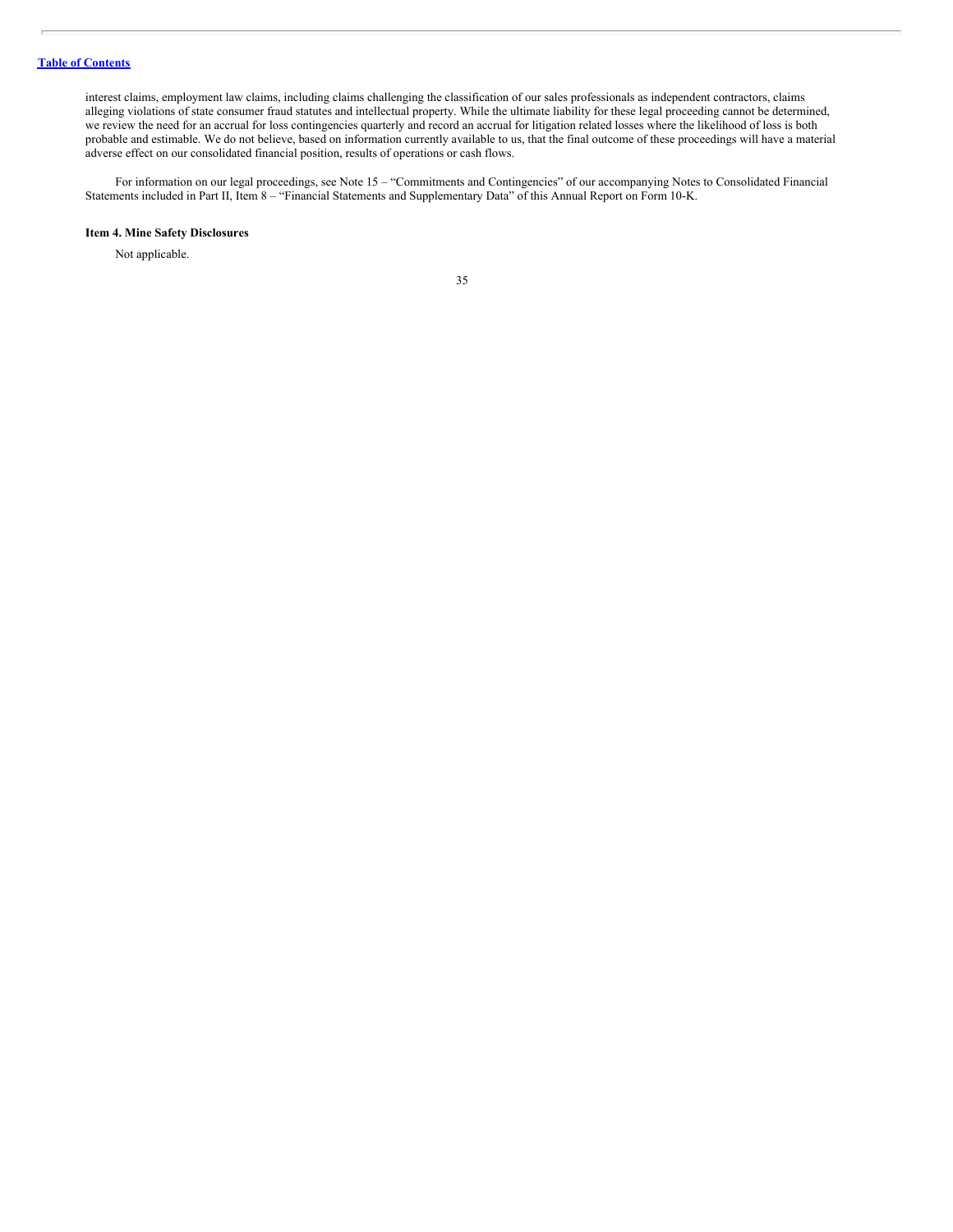interest claims, employment law claims, including claims challenging the classification of our sales professionals as independent contractors, claims alleging violations of state consumer fraud statutes and intellectual property. While the ultimate liability for these legal proceeding cannot be determined, we review the need for an accrual for loss contingencies quarterly and record an accrual for litigation related losses where the likelihood of loss is both probable and estimable. We do not believe, based on information currently available to us, that the final outcome of these proceedings will have a material adverse effect on our consolidated financial position, results of operations or cash flows.

For information on our legal proceedings, see Note 15 – "Commitments and Contingencies" of our accompanying Notes to Consolidated Financial Statements included in Part II, Item 8 – "Financial Statements and Supplementary Data" of this Annual Report on Form 10-K.

### Item 4. Mine Safety Disclosures

Not applicable.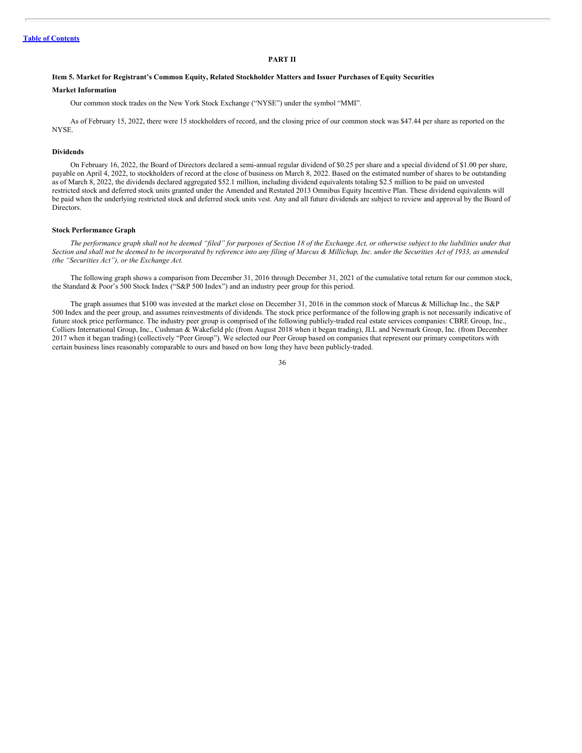[Table of Contents](#)

## PART II

### Item 5. Market for Registrant's Common Equity, Related Stockholder Matters and Issuer Purchases of Equity Securities

#### Market Information

Our common stock trades on the New York Stock Exchange ("NYSE") under the symbol "MMI".

As of February 15, 2022, there were 15 stockholders of record, and the closing price of our common stock was $47.44 per share as reported on the NYSE.

#### Dividends

On February 16, 2022, the Board of Directors declared a semi-annual regular dividend of $0.25 per share and a special dividend of $1.00 per share, payable on April 4, 2022, to stockholders of record at the close of business on March 8, 2022. Based on the estimated number of shares to be outstanding as of March 8, 2022, the dividends declared aggregated $52.1 million, including dividend equivalents totaling $2.5 million to be paid on unvested restricted stock and deferred stock units granted under the Amended and Restated 2013 Omnibus Equity Incentive Plan. These dividend equivalents will be paid when the underlying restricted stock and deferred stock units vest. Any and all future dividends are subject to review and approval by the Board of Directors.

#### Stock Performance Graph

*The performance graph shall not be deemed "filed" for purposes of Section 18 of the Exchange Act, or otherwise subject to the liabilities under that Section and shall not be deemed to be incorporated by reference into any filing of Marcus & Millichap, Inc. under the Securities Act of 1933, as amended (the "Securities Act"), or the Exchange Act.*

The following graph shows a comparison from December 31, 2016 through December 31, 2021 of the cumulative total return for our common stock, the Standard & Poor's 500 Stock Index ("S&P 500 Index") and an industry peer group for this period.

The graph assumes that $100 was invested at the market close on December 31, 2016 in the common stock of Marcus & Millichap Inc., the S&P 500 Index and the peer group, and assumes reinvestments of dividends. The stock price performance of the following graph is not necessarily indicative of future stock price performance. The industry peer group is comprised of the following publicly-traded real estate services companies: CBRE Group, Inc., Colliers International Group, Inc., Cushman & Wakefield plc (from August 2018 when it began trading), JLL and Newmark Group, Inc. (from December 2017 when it began trading) (collectively "Peer Group"). We selected our Peer Group based on companies that represent our primary competitors with certain business lines reasonably comparable to ours and based on how long they have been publicly-traded.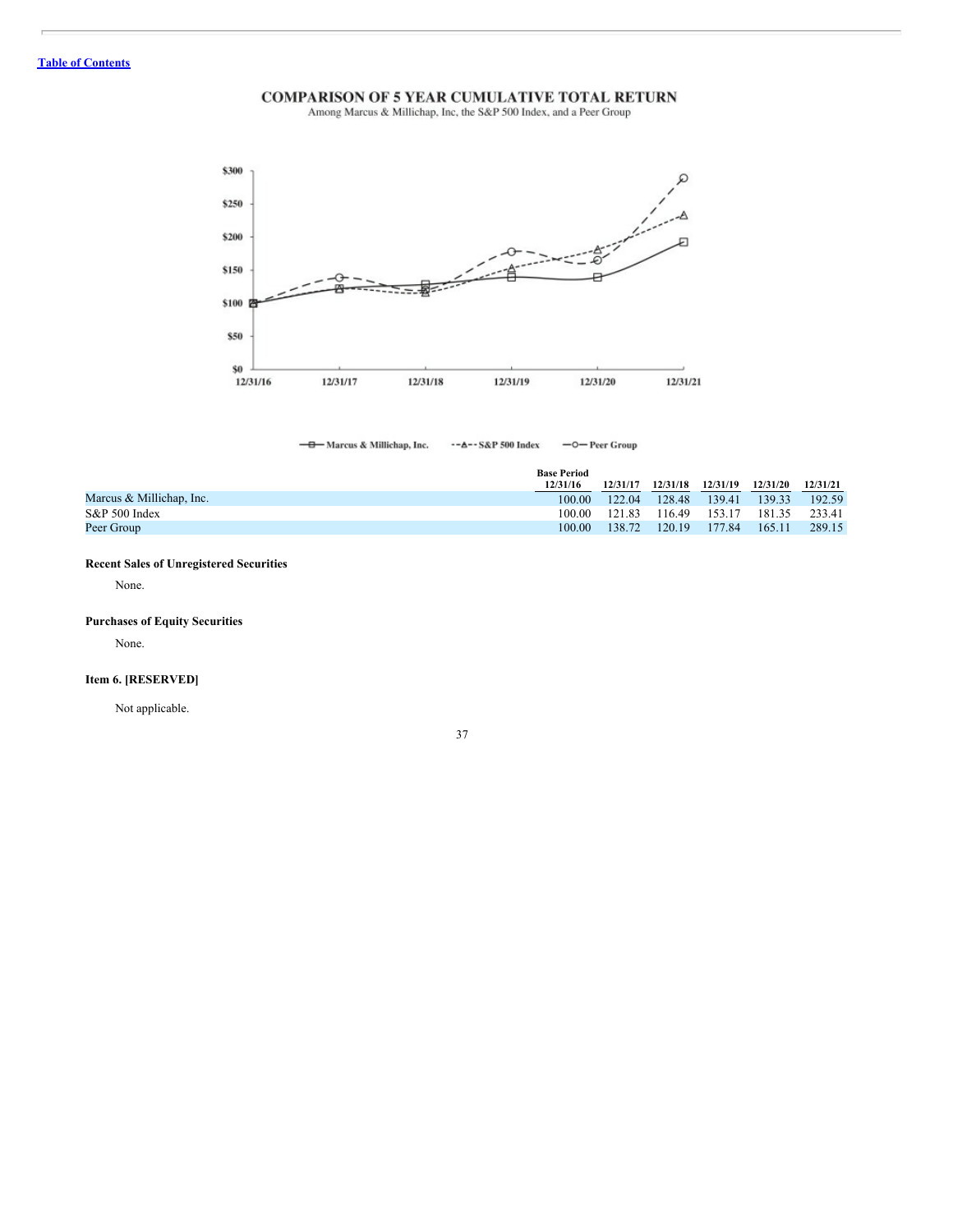[Table of Contents](#)

**COMPARISON OF 5 YEAR CUMULATIVE TOTAL RETURN**
Among Marcus & Millichap, Inc, the S&P 500 Index, and a Peer Group

| | Base Period 12/31/16 | 12/31/17 | 12/31/18 | 12/31/19 | 12/31/20 | 12/31/21 |
|---|---|---|---|---|---|---|
| Marcus & Millichap, Inc. | 100.00 | 122.04 | 128.48 | 139.41 | 139.33 | 192.59 |
| S&P 500 Index | 100.00 | 121.83 | 116.49 | 153.17 | 181.35 | 233.41 |
| Peer Group | 100.00 | 138.72 | 120.19 | 177.84 | 165.11 | 289.15 |

**Recent Sales of Unregistered Securities**

None.

**Purchases of Equity Securities**

None.

**Item 6. [RESERVED]**

Not applicable.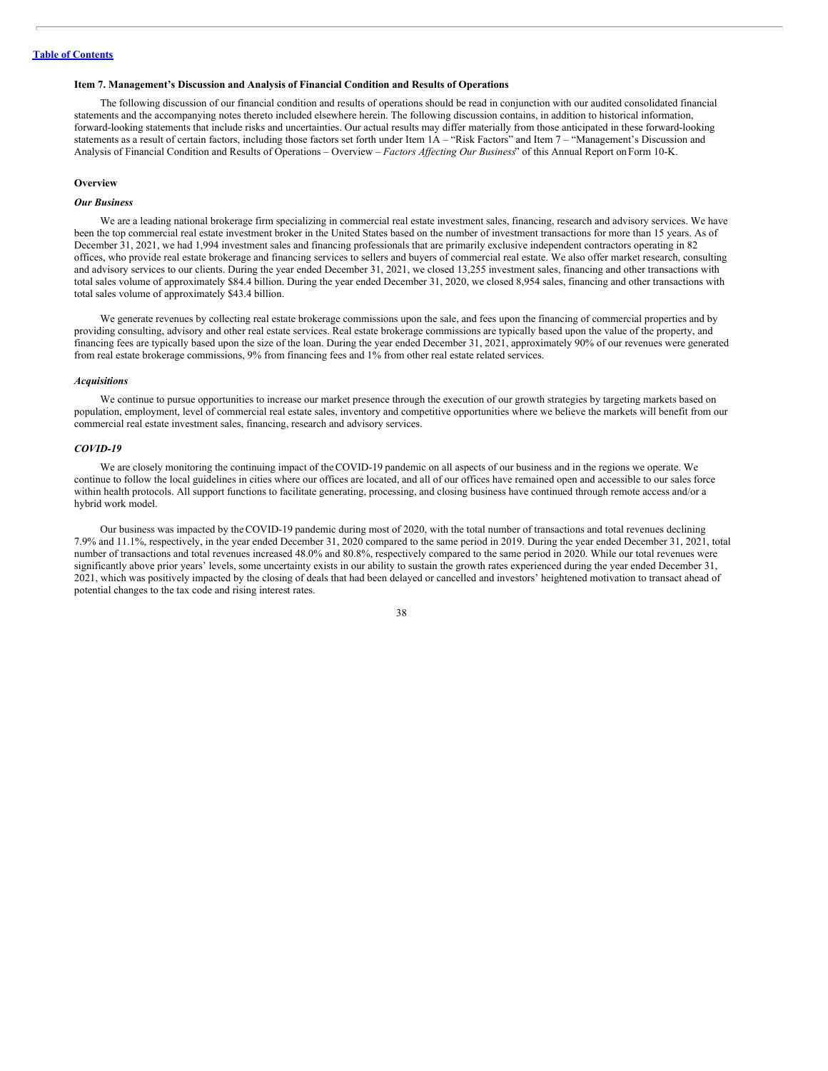## Item 7. Management's Discussion and Analysis of Financial Condition and Results of Operations

The following discussion of our financial condition and results of operations should be read in conjunction with our audited consolidated financial statements and the accompanying notes thereto included elsewhere herein. The following discussion contains, in addition to historical information, forward-looking statements that include risks and uncertainties. Our actual results may differ materially from those anticipated in these forward-looking statements as a result of certain factors, including those factors set forth under Item 1A – "Risk Factors" and Item 7 – "Management's Discussion and Analysis of Financial Condition and Results of Operations – Overview – *Factors Affecting Our Business*" of this Annual Report on Form 10-K.

### Overview

#### *Our Business*

We are a leading national brokerage firm specializing in commercial real estate investment sales, financing, research and advisory services. We have been the top commercial real estate investment broker in the United States based on the number of investment transactions for more than 15 years. As of December 31, 2021, we had 1,994 investment sales and financing professionals that are primarily exclusive independent contractors operating in 82 offices, who provide real estate brokerage and financing services to sellers and buyers of commercial real estate. We also offer market research, consulting and advisory services to our clients. During the year ended December 31, 2021, we closed 13,255 investment sales, financing and other transactions with total sales volume of approximately $84.4 billion. During the year ended December 31, 2020, we closed 8,954 sales, financing and other transactions with total sales volume of approximately $43.4 billion.

We generate revenues by collecting real estate brokerage commissions upon the sale, and fees upon the financing of commercial properties and by providing consulting, advisory and other real estate services. Real estate brokerage commissions are typically based upon the value of the property, and financing fees are typically based upon the size of the loan. During the year ended December 31, 2021, approximately 90% of our revenues were generated from real estate brokerage commissions, 9% from financing fees and 1% from other real estate related services.

#### *Acquisitions*

We continue to pursue opportunities to increase our market presence through the execution of our growth strategies by targeting markets based on population, employment, level of commercial real estate sales, inventory and competitive opportunities where we believe the markets will benefit from our commercial real estate investment sales, financing, research and advisory services.

#### *COVID-19*

We are closely monitoring the continuing impact of the COVID-19 pandemic on all aspects of our business and in the regions we operate. We continue to follow the local guidelines in cities where our offices are located, and all of our offices have remained open and accessible to our sales force within health protocols. All support functions to facilitate generating, processing, and closing business have continued through remote access and/or a hybrid work model.

Our business was impacted by the COVID-19 pandemic during most of 2020, with the total number of transactions and total revenues declining 7.9% and 11.1%, respectively, in the year ended December 31, 2020 compared to the same period in 2019. During the year ended December 31, 2021, total number of transactions and total revenues increased 48.0% and 80.8%, respectively compared to the same period in 2020. While our total revenues were significantly above prior years' levels, some uncertainty exists in our ability to sustain the growth rates experienced during the year ended December 31, 2021, which was positively impacted by the closing of deals that had been delayed or cancelled and investors' heightened motivation to transact ahead of potential changes to the tax code and rising interest rates.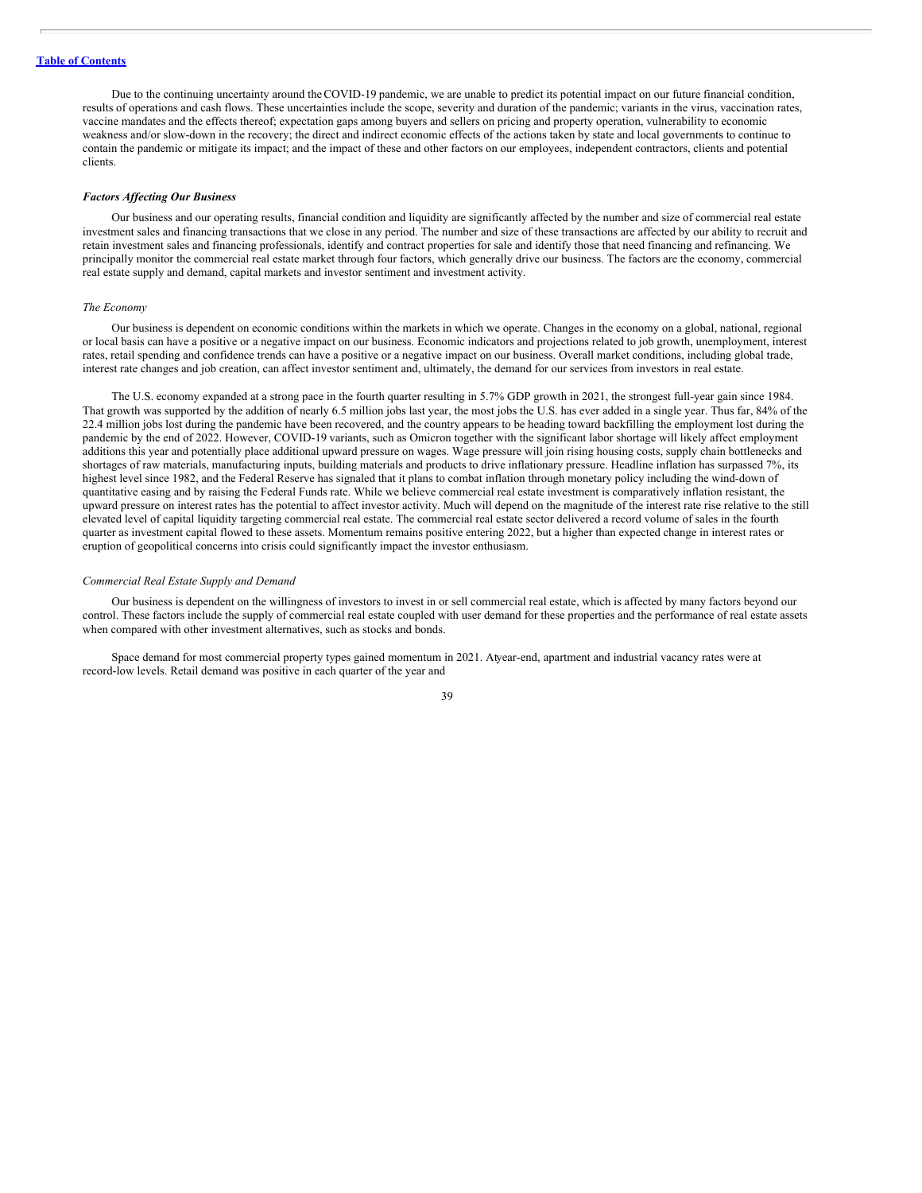Due to the continuing uncertainty around the COVID-19 pandemic, we are unable to predict its potential impact on our future financial condition, results of operations and cash flows. These uncertainties include the scope, severity and duration of the pandemic; variants in the virus, vaccination rates, vaccine mandates and the effects thereof; expectation gaps among buyers and sellers on pricing and property operation, vulnerability to economic weakness and/or slow-down in the recovery; the direct and indirect economic effects of the actions taken by state and local governments to continue to contain the pandemic or mitigate its impact; and the impact of these and other factors on our employees, independent contractors, clients and potential clients.

***Factors Affecting Our Business***

Our business and our operating results, financial condition and liquidity are significantly affected by the number and size of commercial real estate investment sales and financing transactions that we close in any period. The number and size of these transactions are affected by our ability to recruit and retain investment sales and financing professionals, identify and contract properties for sale and identify those that need financing and refinancing. We principally monitor the commercial real estate market through four factors, which generally drive our business. The factors are the economy, commercial real estate supply and demand, capital markets and investor sentiment and investment activity.

*The Economy*

Our business is dependent on economic conditions within the markets in which we operate. Changes in the economy on a global, national, regional or local basis can have a positive or a negative impact on our business. Economic indicators and projections related to job growth, unemployment, interest rates, retail spending and confidence trends can have a positive or a negative impact on our business. Overall market conditions, including global trade, interest rate changes and job creation, can affect investor sentiment and, ultimately, the demand for our services from investors in real estate.

The U.S. economy expanded at a strong pace in the fourth quarter resulting in 5.7% GDP growth in 2021, the strongest full-year gain since 1984. That growth was supported by the addition of nearly 6.5 million jobs last year, the most jobs the U.S. has ever added in a single year. Thus far, 84% of the 22.4 million jobs lost during the pandemic have been recovered, and the country appears to be heading toward backfilling the employment lost during the pandemic by the end of 2022. However, COVID-19 variants, such as Omicron together with the significant labor shortage will likely affect employment additions this year and potentially place additional upward pressure on wages. Wage pressure will join rising housing costs, supply chain bottlenecks and shortages of raw materials, manufacturing inputs, building materials and products to drive inflationary pressure. Headline inflation has surpassed 7%, its highest level since 1982, and the Federal Reserve has signaled that it plans to combat inflation through monetary policy including the wind-down of quantitative easing and by raising the Federal Funds rate. While we believe commercial real estate investment is comparatively inflation resistant, the upward pressure on interest rates has the potential to affect investor activity. Much will depend on the magnitude of the interest rate rise relative to the still elevated level of capital liquidity targeting commercial real estate. The commercial real estate sector delivered a record volume of sales in the fourth quarter as investment capital flowed to these assets. Momentum remains positive entering 2022, but a higher than expected change in interest rates or eruption of geopolitical concerns into crisis could significantly impact the investor enthusiasm.

*Commercial Real Estate Supply and Demand*

Our business is dependent on the willingness of investors to invest in or sell commercial real estate, which is affected by many factors beyond our control. These factors include the supply of commercial real estate coupled with user demand for these properties and the performance of real estate assets when compared with other investment alternatives, such as stocks and bonds.

Space demand for most commercial property types gained momentum in 2021. At year-end, apartment and industrial vacancy rates were at record-low levels. Retail demand was positive in each quarter of the year and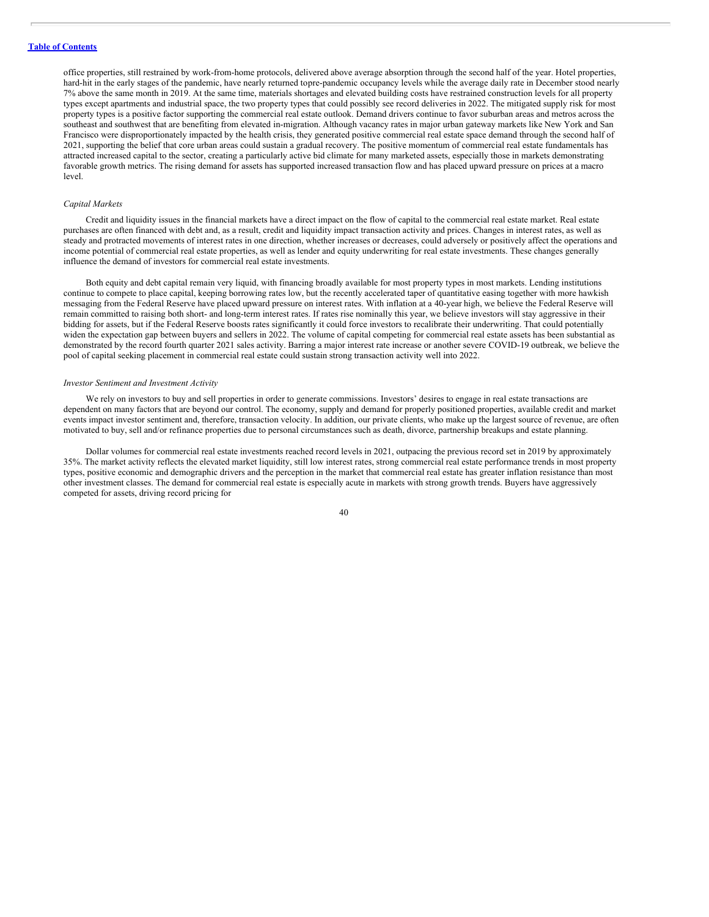office properties, still restrained by work-from-home protocols, delivered above average absorption through the second half of the year. Hotel properties, hard-hit in the early stages of the pandemic, have nearly returned topre-pandemic occupancy levels while the average daily rate in December stood nearly 7% above the same month in 2019. At the same time, materials shortages and elevated building costs have restrained construction levels for all property types except apartments and industrial space, the two property types that could possibly see record deliveries in 2022. The mitigated supply risk for most property types is a positive factor supporting the commercial real estate outlook. Demand drivers continue to favor suburban areas and metros across the southeast and southwest that are benefiting from elevated in-migration. Although vacancy rates in major urban gateway markets like New York and San Francisco were disproportionately impacted by the health crisis, they generated positive commercial real estate space demand through the second half of 2021, supporting the belief that core urban areas could sustain a gradual recovery. The positive momentum of commercial real estate fundamentals has attracted increased capital to the sector, creating a particularly active bid climate for many marketed assets, especially those in markets demonstrating favorable growth metrics. The rising demand for assets has supported increased transaction flow and has placed upward pressure on prices at a macro level.

*Capital Markets*

Credit and liquidity issues in the financial markets have a direct impact on the flow of capital to the commercial real estate market. Real estate purchases are often financed with debt and, as a result, credit and liquidity impact transaction activity and prices. Changes in interest rates, as well as steady and protracted movements of interest rates in one direction, whether increases or decreases, could adversely or positively affect the operations and income potential of commercial real estate properties, as well as lender and equity underwriting for real estate investments. These changes generally influence the demand of investors for commercial real estate investments.

Both equity and debt capital remain very liquid, with financing broadly available for most property types in most markets. Lending institutions continue to compete to place capital, keeping borrowing rates low, but the recently accelerated taper of quantitative easing together with more hawkish messaging from the Federal Reserve have placed upward pressure on interest rates. With inflation at a 40-year high, we believe the Federal Reserve will remain committed to raising both short- and long-term interest rates. If rates rise nominally this year, we believe investors will stay aggressive in their bidding for assets, but if the Federal Reserve boosts rates significantly it could force investors to recalibrate their underwriting. That could potentially widen the expectation gap between buyers and sellers in 2022. The volume of capital competing for commercial real estate assets has been substantial as demonstrated by the record fourth quarter 2021 sales activity. Barring a major interest rate increase or another severe COVID-19 outbreak, we believe the pool of capital seeking placement in commercial real estate could sustain strong transaction activity well into 2022.

*Investor Sentiment and Investment Activity*

We rely on investors to buy and sell properties in order to generate commissions. Investors' desires to engage in real estate transactions are dependent on many factors that are beyond our control. The economy, supply and demand for properly positioned properties, available credit and market events impact investor sentiment and, therefore, transaction velocity. In addition, our private clients, who make up the largest source of revenue, are often motivated to buy, sell and/or refinance properties due to personal circumstances such as death, divorce, partnership breakups and estate planning.

Dollar volumes for commercial real estate investments reached record levels in 2021, outpacing the previous record set in 2019 by approximately 35%. The market activity reflects the elevated market liquidity, still low interest rates, strong commercial real estate performance trends in most property types, positive economic and demographic drivers and the perception in the market that commercial real estate has greater inflation resistance than most other investment classes. The demand for commercial real estate is especially acute in markets with strong growth trends. Buyers have aggressively competed for assets, driving record pricing for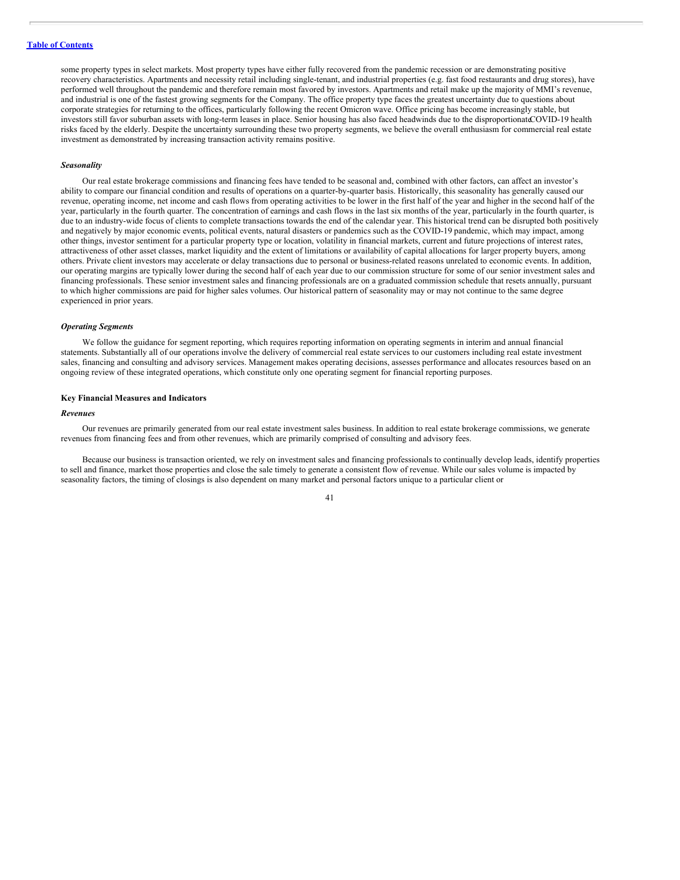some property types in select markets. Most property types have either fully recovered from the pandemic recession or are demonstrating positive recovery characteristics. Apartments and necessity retail including single-tenant, and industrial properties (e.g. fast food restaurants and drug stores), have performed well throughout the pandemic and therefore remain most favored by investors. Apartments and retail make up the majority of MMI's revenue, and industrial is one of the fastest growing segments for the Company. The office property type faces the greatest uncertainty due to questions about corporate strategies for returning to the offices, particularly following the recent Omicron wave. Office pricing has become increasingly stable, but investors still favor suburban assets with long-term leases in place. Senior housing has also faced headwinds due to the disproportionate COVID-19 health risks faced by the elderly. Despite the uncertainty surrounding these two property segments, we believe the overall enthusiasm for commercial real estate investment as demonstrated by increasing transaction activity remains positive.

***Seasonality***

Our real estate brokerage commissions and financing fees have tended to be seasonal and, combined with other factors, can affect an investor's ability to compare our financial condition and results of operations on a quarter-by-quarter basis. Historically, this seasonality has generally caused our revenue, operating income, net income and cash flows from operating activities to be lower in the first half of the year and higher in the second half of the year, particularly in the fourth quarter. The concentration of earnings and cash flows in the last six months of the year, particularly in the fourth quarter, is due to an industry-wide focus of clients to complete transactions towards the end of the calendar year. This historical trend can be disrupted both positively and negatively by major economic events, political events, natural disasters or pandemics such as the COVID-19 pandemic, which may impact, among other things, investor sentiment for a particular property type or location, volatility in financial markets, current and future projections of interest rates, attractiveness of other asset classes, market liquidity and the extent of limitations or availability of capital allocations for larger property buyers, among others. Private client investors may accelerate or delay transactions due to personal or business-related reasons unrelated to economic events. In addition, our operating margins are typically lower during the second half of each year due to our commission structure for some of our senior investment sales and financing professionals. These senior investment sales and financing professionals are on a graduated commission schedule that resets annually, pursuant to which higher commissions are paid for higher sales volumes. Our historical pattern of seasonality may or may not continue to the same degree experienced in prior years.

***Operating Segments***

We follow the guidance for segment reporting, which requires reporting information on operating segments in interim and annual financial statements. Substantially all of our operations involve the delivery of commercial real estate services to our customers including real estate investment sales, financing and consulting and advisory services. Management makes operating decisions, assesses performance and allocates resources based on an ongoing review of these integrated operations, which constitute only one operating segment for financial reporting purposes.

**Key Financial Measures and Indicators**

***Revenues***

Our revenues are primarily generated from our real estate investment sales business. In addition to real estate brokerage commissions, we generate revenues from financing fees and from other revenues, which are primarily comprised of consulting and advisory fees.

Because our business is transaction oriented, we rely on investment sales and financing professionals to continually develop leads, identify properties to sell and finance, market those properties and close the sale timely to generate a consistent flow of revenue. While our sales volume is impacted by seasonality factors, the timing of closings is also dependent on many market and personal factors unique to a particular client or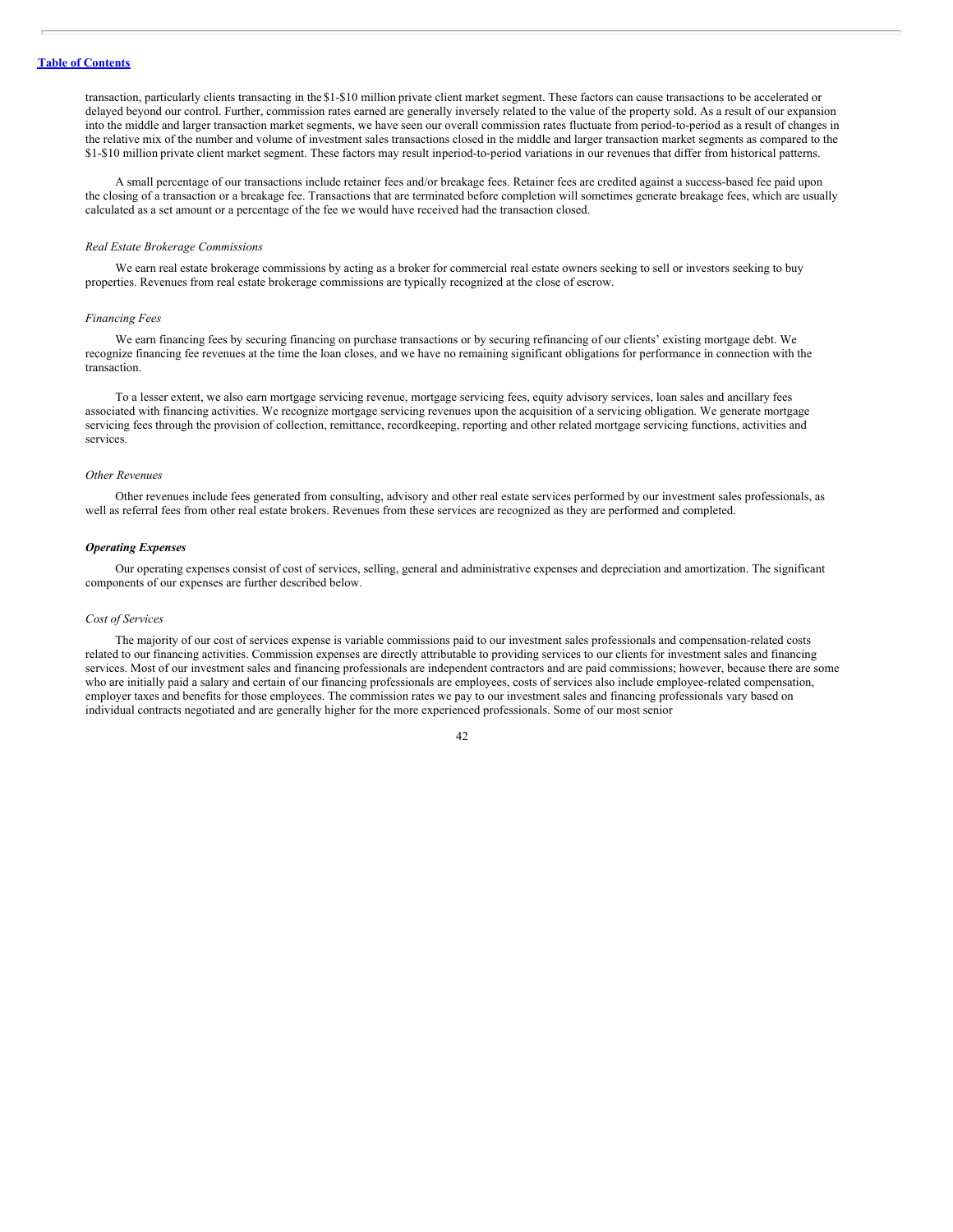transaction, particularly clients transacting in the $1-$10 million private client market segment. These factors can cause transactions to be accelerated or delayed beyond our control. Further, commission rates earned are generally inversely related to the value of the property sold. As a result of our expansion into the middle and larger transaction market segments, we have seen our overall commission rates fluctuate from period-to-period as a result of changes in the relative mix of the number and volume of investment sales transactions closed in the middle and larger transaction market segments as compared to the $1-$10 million private client market segment. These factors may result inperiod-to-period variations in our revenues that differ from historical patterns.

A small percentage of our transactions include retainer fees and/or breakage fees. Retainer fees are credited against a success-based fee paid upon the closing of a transaction or a breakage fee. Transactions that are terminated before completion will sometimes generate breakage fees, which are usually calculated as a set amount or a percentage of the fee we would have received had the transaction closed.

*Real Estate Brokerage Commissions*

We earn real estate brokerage commissions by acting as a broker for commercial real estate owners seeking to sell or investors seeking to buy properties. Revenues from real estate brokerage commissions are typically recognized at the close of escrow.

*Financing Fees*

We earn financing fees by securing financing on purchase transactions or by securing refinancing of our clients' existing mortgage debt. We recognize financing fee revenues at the time the loan closes, and we have no remaining significant obligations for performance in connection with the transaction.

To a lesser extent, we also earn mortgage servicing revenue, mortgage servicing fees, equity advisory services, loan sales and ancillary fees associated with financing activities. We recognize mortgage servicing revenues upon the acquisition of a servicing obligation. We generate mortgage servicing fees through the provision of collection, remittance, recordkeeping, reporting and other related mortgage servicing functions, activities and services.

*Other Revenues*

Other revenues include fees generated from consulting, advisory and other real estate services performed by our investment sales professionals, as well as referral fees from other real estate brokers. Revenues from these services are recognized as they are performed and completed.

***Operating Expenses***

Our operating expenses consist of cost of services, selling, general and administrative expenses and depreciation and amortization. The significant components of our expenses are further described below.

*Cost of Services*

The majority of our cost of services expense is variable commissions paid to our investment sales professionals and compensation-related costs related to our financing activities. Commission expenses are directly attributable to providing services to our clients for investment sales and financing services. Most of our investment sales and financing professionals are independent contractors and are paid commissions; however, because there are some who are initially paid a salary and certain of our financing professionals are employees, costs of services also include employee-related compensation, employer taxes and benefits for those employees. The commission rates we pay to our investment sales and financing professionals vary based on individual contracts negotiated and are generally higher for the more experienced professionals. Some of our most senior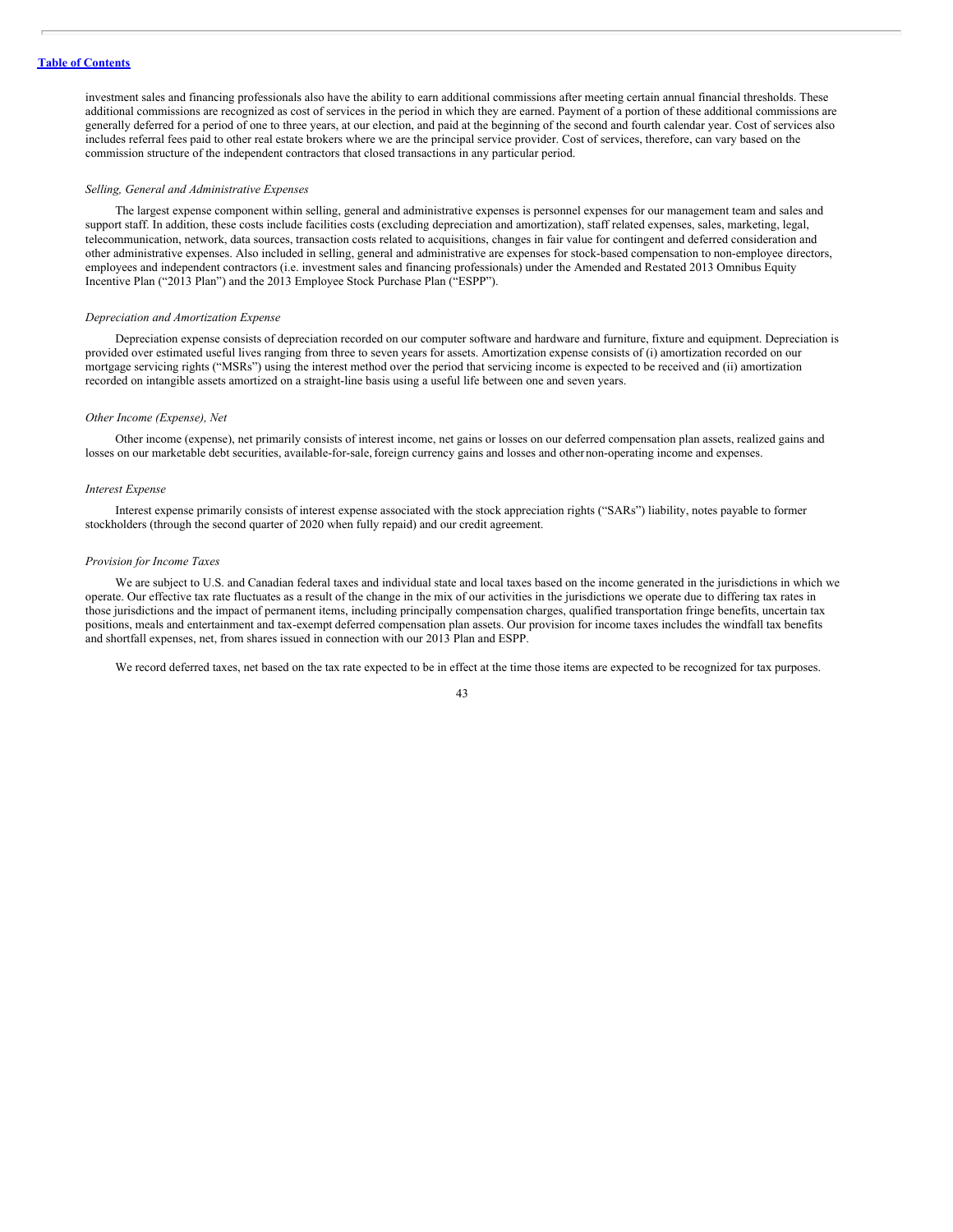investment sales and financing professionals also have the ability to earn additional commissions after meeting certain annual financial thresholds. These additional commissions are recognized as cost of services in the period in which they are earned. Payment of a portion of these additional commissions are generally deferred for a period of one to three years, at our election, and paid at the beginning of the second and fourth calendar year. Cost of services also includes referral fees paid to other real estate brokers where we are the principal service provider. Cost of services, therefore, can vary based on the commission structure of the independent contractors that closed transactions in any particular period.

*Selling, General and Administrative Expenses*

The largest expense component within selling, general and administrative expenses is personnel expenses for our management team and sales and support staff. In addition, these costs include facilities costs (excluding depreciation and amortization), staff related expenses, sales, marketing, legal, telecommunication, network, data sources, transaction costs related to acquisitions, changes in fair value for contingent and deferred consideration and other administrative expenses. Also included in selling, general and administrative are expenses for stock-based compensation to non-employee directors, employees and independent contractors (i.e. investment sales and financing professionals) under the Amended and Restated 2013 Omnibus Equity Incentive Plan ("2013 Plan") and the 2013 Employee Stock Purchase Plan ("ESPP").

*Depreciation and Amortization Expense*

Depreciation expense consists of depreciation recorded on our computer software and hardware and furniture, fixture and equipment. Depreciation is provided over estimated useful lives ranging from three to seven years for assets. Amortization expense consists of (i) amortization recorded on our mortgage servicing rights ("MSRs") using the interest method over the period that servicing income is expected to be received and (ii) amortization recorded on intangible assets amortized on a straight-line basis using a useful life between one and seven years.

*Other Income (Expense), Net*

Other income (expense), net primarily consists of interest income, net gains or losses on our deferred compensation plan assets, realized gains and losses on our marketable debt securities, available-for-sale, foreign currency gains and losses and other non-operating income and expenses.

*Interest Expense*

Interest expense primarily consists of interest expense associated with the stock appreciation rights ("SARs") liability, notes payable to former stockholders (through the second quarter of 2020 when fully repaid) and our credit agreement.

*Provision for Income Taxes*

We are subject to U.S. and Canadian federal taxes and individual state and local taxes based on the income generated in the jurisdictions in which we operate. Our effective tax rate fluctuates as a result of the change in the mix of our activities in the jurisdictions we operate due to differing tax rates in those jurisdictions and the impact of permanent items, including principally compensation charges, qualified transportation fringe benefits, uncertain tax positions, meals and entertainment and tax-exempt deferred compensation plan assets. Our provision for income taxes includes the windfall tax benefits and shortfall expenses, net, from shares issued in connection with our 2013 Plan and ESPP.

We record deferred taxes, net based on the tax rate expected to be in effect at the time those items are expected to be recognized for tax purposes.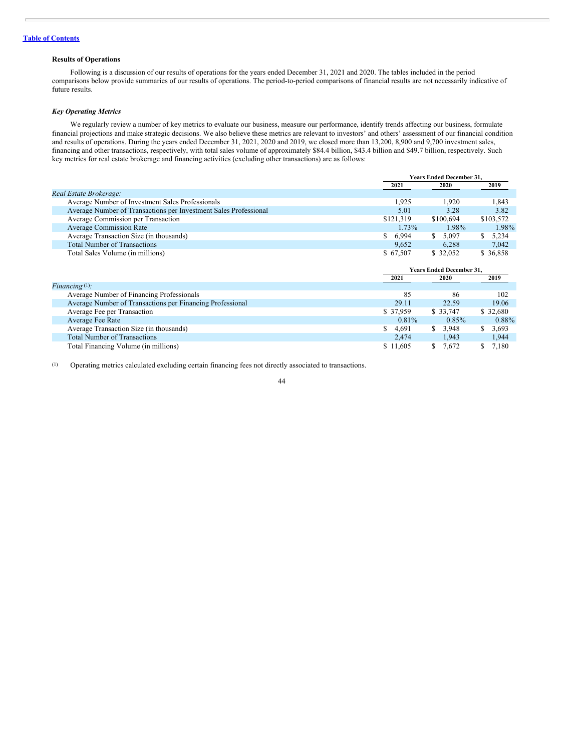[Table of Contents](#)

**Results of Operations**

Following is a discussion of our results of operations for the years ended December 31, 2021 and 2020. The tables included in the period comparisons below provide summaries of our results of operations. The period-to-period comparisons of financial results are not necessarily indicative of future results.

***Key Operating Metrics***

We regularly review a number of key metrics to evaluate our business, measure our performance, identify trends affecting our business, formulate financial projections and make strategic decisions. We also believe these metrics are relevant to investors' and others' assessment of our financial condition and results of operations. During the years ended December 31, 2021, 2020 and 2019, we closed more than 13,200, 8,900 and 9,700 investment sales, financing and other transactions, respectively, with total sales volume of approximately $84.4 billion, $43.4 billion and $49.7 billion, respectively. Such key metrics for real estate brokerage and financing activities (excluding other transactions) are as follows:

| | Years Ended December 31, | | |
|---|---|---|---|
| | 2021 | 2020 | 2019 |
| *Real Estate Brokerage:* | | | |
| Average Number of Investment Sales Professionals | 1,925 | 1,920 | 1,843 |
| Average Number of Transactions per Investment Sales Professional | 5.01 | 3.28 | 3.82 |
| Average Commission per Transaction | $121,319 | $100,694 | $103,572 |
| Average Commission Rate | 1.73% | 1.98% | 1.98% |
| Average Transaction Size (in thousands) | $ 6,994 | $ 5,097 | $ 5,234 |
| Total Number of Transactions | 9,652 | 6,288 | 7,042 |
| Total Sales Volume (in millions) | $ 67,507 | $ 32,052 | $ 36,858 |

| | Years Ended December 31, | | |
|---|---|---|---|
| | 2021 | 2020 | 2019 |
| *Financing* [(1)]*:* | | | |
| Average Number of Financing Professionals | 85 | 86 | 102 |
| Average Number of Transactions per Financing Professional | 29.11 | 22.59 | 19.06 |
| Average Fee per Transaction | $ 37,959 | $ 33,747 | $ 32,680 |
| Average Fee Rate | 0.81% | 0.85% | 0.88% |
| Average Transaction Size (in thousands) | $ 4,691 | $ 3,948 | $ 3,693 |
| Total Number of Transactions | 2,474 | 1,943 | 1,944 |
| Total Financing Volume (in millions) | $ 11,605 | $ 7,672 | $ 7,180 |

(1) Operating metrics calculated excluding certain financing fees not directly associated to transactions.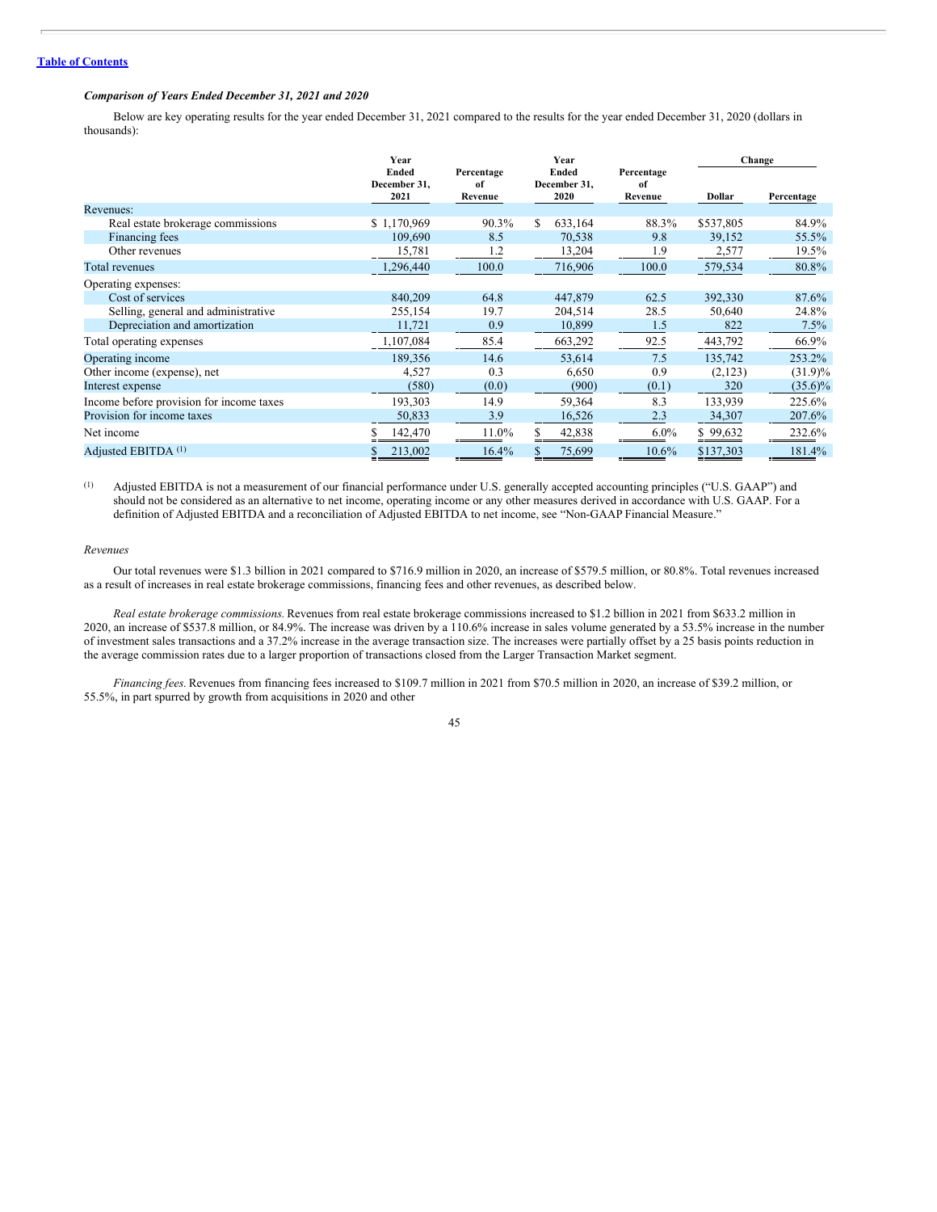[Table of Contents](#)

***Comparison of Years Ended December 31, 2021 and 2020***

Below are key operating results for the year ended December 31, 2021 compared to the results for the year ended December 31, 2020 (dollars in thousands):

| | Year Ended December 31, 2021 | Percentage of Revenue | Year Ended December 31, 2020 | Percentage of Revenue | Change | |
|---|---|---|---|---|---|---|
| | | | | | Dollar | Percentage |
| Revenues: | | | | | | |
| Real estate brokerage commissions | $ 1,170,969 | 90.3% | $ 633,164 | 88.3% | $537,805 | 84.9% |
| Financing fees | 109,690 | 8.5 | 70,538 | 9.8 | 39,152 | 55.5% |
| Other revenues | 15,781 | 1.2 | 13,204 | 1.9 | 2,577 | 19.5% |
| Total revenues | 1,296,440 | 100.0 | 716,906 | 100.0 | 579,534 | 80.8% |
| Operating expenses: | | | | | | |
| Cost of services | 840,209 | 64.8 | 447,879 | 62.5 | 392,330 | 87.6% |
| Selling, general and administrative | 255,154 | 19.7 | 204,514 | 28.5 | 50,640 | 24.8% |
| Depreciation and amortization | 11,721 | 0.9 | 10,899 | 1.5 | 822 | 7.5% |
| Total operating expenses | 1,107,084 | 85.4 | 663,292 | 92.5 | 443,792 | 66.9% |
| Operating income | 189,356 | 14.6 | 53,614 | 7.5 | 135,742 | 253.2% |
| Other income (expense), net | 4,527 | 0.3 | 6,650 | 0.9 | (2,123) | (31.9)% |
| Interest expense | (580) | (0.0) | (900) | (0.1) | 320 | (35.6)% |
| Income before provision for income taxes | 193,303 | 14.9 | 59,364 | 8.3 | 133,939 | 225.6% |
| Provision for income taxes | 50,833 | 3.9 | 16,526 | 2.3 | 34,307 | 207.6% |
| Net income | $ 142,470 | 11.0% | $ 42,838 | 6.0% | $ 99,632 | 232.6% |
| Adjusted EBITDA [(1)] | $ 213,002 | 16.4% | $ 75,699 | 10.6% | $137,303 | 181.4% |

(1) Adjusted EBITDA is not a measurement of our financial performance under U.S. generally accepted accounting principles ("U.S. GAAP") and should not be considered as an alternative to net income, operating income or any other measures derived in accordance with U.S. GAAP. For a definition of Adjusted EBITDA and a reconciliation of Adjusted EBITDA to net income, see "Non-GAAP Financial Measure."

*Revenues*

Our total revenues were $1.3 billion in 2021 compared to $716.9 million in 2020, an increase of $579.5 million, or 80.8%. Total revenues increased as a result of increases in real estate brokerage commissions, financing fees and other revenues, as described below.

*Real estate brokerage commissions.* Revenues from real estate brokerage commissions increased to $1.2 billion in 2021 from $633.2 million in 2020, an increase of $537.8 million, or 84.9%. The increase was driven by a 110.6% increase in sales volume generated by a 53.5% increase in the number of investment sales transactions and a 37.2% increase in the average transaction size. The increases were partially offset by a 25 basis points reduction in the average commission rates due to a larger proportion of transactions closed from the Larger Transaction Market segment.

*Financing fees.* Revenues from financing fees increased to $109.7 million in 2021 from $70.5 million in 2020, an increase of $39.2 million, or 55.5%, in part spurred by growth from acquisitions in 2020 and other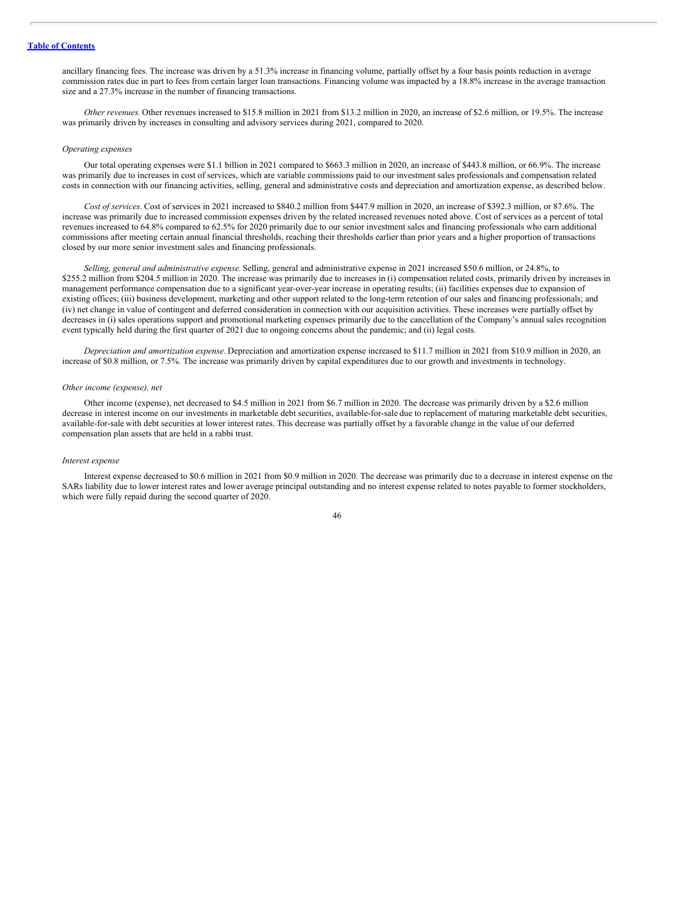ancillary financing fees. The increase was driven by a 51.3% increase in financing volume, partially offset by a four basis points reduction in average commission rates due in part to fees from certain larger loan transactions. Financing volume was impacted by a 18.8% increase in the average transaction size and a 27.3% increase in the number of financing transactions.

*Other revenues.* Other revenues increased to $15.8 million in 2021 from $13.2 million in 2020, an increase of $2.6 million, or 19.5%. The increase was primarily driven by increases in consulting and advisory services during 2021, compared to 2020.

*Operating expenses*

Our total operating expenses were $1.1 billion in 2021 compared to $663.3 million in 2020, an increase of $443.8 million, or 66.9%. The increase was primarily due to increases in cost of services, which are variable commissions paid to our investment sales professionals and compensation related costs in connection with our financing activities, selling, general and administrative costs and depreciation and amortization expense, as described below.

*Cost of services.* Cost of services in 2021 increased to $840.2 million from $447.9 million in 2020, an increase of $392.3 million, or 87.6%. The increase was primarily due to increased commission expenses driven by the related increased revenues noted above. Cost of services as a percent of total revenues increased to 64.8% compared to 62.5% for 2020 primarily due to our senior investment sales and financing professionals who earn additional commissions after meeting certain annual financial thresholds, reaching their thresholds earlier than prior years and a higher proportion of transactions closed by our more senior investment sales and financing professionals.

*Selling, general and administrative expense.* Selling, general and administrative expense in 2021 increased $50.6 million, or 24.8%, to $255.2 million from $204.5 million in 2020. The increase was primarily due to increases in (i) compensation related costs, primarily driven by increases in management performance compensation due to a significant year-over-year increase in operating results; (ii) facilities expenses due to expansion of existing offices; (iii) business development, marketing and other support related to the long-term retention of our sales and financing professionals; and (iv) net change in value of contingent and deferred consideration in connection with our acquisition activities. These increases were partially offset by decreases in (i) sales operations support and promotional marketing expenses primarily due to the cancellation of the Company's annual sales recognition event typically held during the first quarter of 2021 due to ongoing concerns about the pandemic; and (ii) legal costs.

*Depreciation and amortization expense.* Depreciation and amortization expense increased to $11.7 million in 2021 from $10.9 million in 2020, an increase of $0.8 million, or 7.5%. The increase was primarily driven by capital expenditures due to our growth and investments in technology.

*Other income (expense), net*

Other income (expense), net decreased to $4.5 million in 2021 from $6.7 million in 2020. The decrease was primarily driven by a $2.6 million decrease in interest income on our investments in marketable debt securities, available-for-sale due to replacement of maturing marketable debt securities, available-for-sale with debt securities at lower interest rates. This decrease was partially offset by a favorable change in the value of our deferred compensation plan assets that are held in a rabbi trust.

*Interest expense*

Interest expense decreased to $0.6 million in 2021 from $0.9 million in 2020. The decrease was primarily due to a decrease in interest expense on the SARs liability due to lower interest rates and lower average principal outstanding and no interest expense related to notes payable to former stockholders, which were fully repaid during the second quarter of 2020.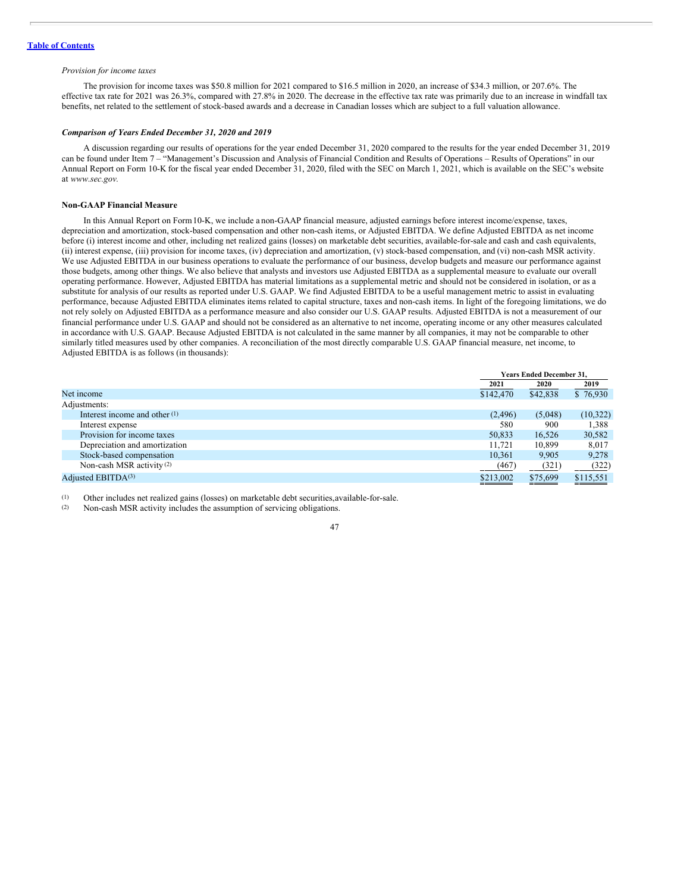*Provision for income taxes*

The provision for income taxes was $50.8 million for 2021 compared to $16.5 million in 2020, an increase of $34.3 million, or 207.6%. The effective tax rate for 2021 was 26.3%, compared with 27.8% in 2020. The decrease in the effective tax rate was primarily due to an increase in windfall tax benefits, net related to the settlement of stock-based awards and a decrease in Canadian losses which are subject to a full valuation allowance.

***Comparison of Years Ended December 31, 2020 and 2019***

A discussion regarding our results of operations for the year ended December 31, 2020 compared to the results for the year ended December 31, 2019 can be found under Item 7 – "Management's Discussion and Analysis of Financial Condition and Results of Operations – Results of Operations" in our Annual Report on Form 10-K for the fiscal year ended December 31, 2020, filed with the SEC on March 1, 2021, which is available on the SEC's website at *www.sec.gov.*

**Non-GAAP Financial Measure**

In this Annual Report on Form 10-K, we include a non-GAAP financial measure, adjusted earnings before interest income/expense, taxes, depreciation and amortization, stock-based compensation and other non-cash items, or Adjusted EBITDA. We define Adjusted EBITDA as net income before (i) interest income and other, including net realized gains (losses) on marketable debt securities, available-for-sale and cash and cash equivalents, (ii) interest expense, (iii) provision for income taxes, (iv) depreciation and amortization, (v) stock-based compensation, and (vi) non-cash MSR activity. We use Adjusted EBITDA in our business operations to evaluate the performance of our business, develop budgets and measure our performance against those budgets, among other things. We also believe that analysts and investors use Adjusted EBITDA as a supplemental measure to evaluate our overall operating performance. However, Adjusted EBITDA has material limitations as a supplemental metric and should not be considered in isolation, or as a substitute for analysis of our results as reported under U.S. GAAP. We find Adjusted EBITDA to be a useful management metric to assist in evaluating performance, because Adjusted EBITDA eliminates items related to capital structure, taxes and non-cash items. In light of the foregoing limitations, we do not rely solely on Adjusted EBITDA as a performance measure and also consider our U.S. GAAP results. Adjusted EBITDA is not a measurement of our financial performance under U.S. GAAP and should not be considered as an alternative to net income, operating income or any other measures calculated in accordance with U.S. GAAP. Because Adjusted EBITDA is not calculated in the same manner by all companies, it may not be comparable to other similarly titled measures used by other companies. A reconciliation of the most directly comparable U.S. GAAP financial measure, net income, to Adjusted EBITDA is as follows (in thousands):

| | Years Ended December 31, | | |
|---|---|---|---|
| | 2021 | 2020 | 2019 |
| Net income | $142,470 | $42,838 | $ 76,930 |
| Adjustments: | | | |
| Interest income and other [(1)] | (2,496) | (5,048) | (10,322) |
| Interest expense | 580 | 900 | 1,388 |
| Provision for income taxes | 50,833 | 16,526 | 30,582 |
| Depreciation and amortization | 11,721 | 10,899 | 8,017 |
| Stock-based compensation | 10,361 | 9,905 | 9,278 |
| Non-cash MSR activity [(2)] | (467) | (321) | (322) |
| Adjusted EBITDA[(3)] | $213,002 | $75,699 | $115,551 |

(1) Other includes net realized gains (losses) on marketable debt securities, available-for-sale.

(2) Non-cash MSR activity includes the assumption of servicing obligations.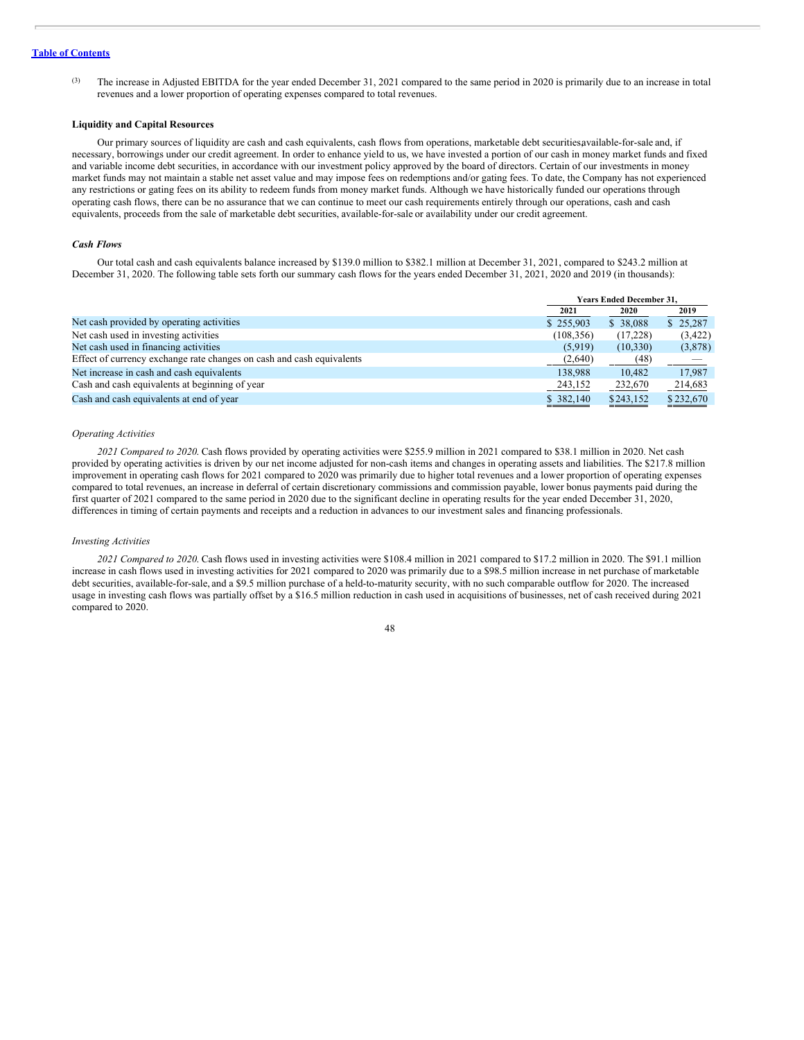(3) The increase in Adjusted EBITDA for the year ended December 31, 2021 compared to the same period in 2020 is primarily due to an increase in total revenues and a lower proportion of operating expenses compared to total revenues.

**Liquidity and Capital Resources**

Our primary sources of liquidity are cash and cash equivalents, cash flows from operations, marketable debt securities,available-for-sale and, if necessary, borrowings under our credit agreement. In order to enhance yield to us, we have invested a portion of our cash in money market funds and fixed and variable income debt securities, in accordance with our investment policy approved by the board of directors. Certain of our investments in money market funds may not maintain a stable net asset value and may impose fees on redemptions and/or gating fees. To date, the Company has not experienced any restrictions or gating fees on its ability to redeem funds from money market funds. Although we have historically funded our operations through operating cash flows, there can be no assurance that we can continue to meet our cash requirements entirely through our operations, cash and cash equivalents, proceeds from the sale of marketable debt securities, available-for-sale or availability under our credit agreement.

***Cash Flows***

Our total cash and cash equivalents balance increased by $139.0 million to $382.1 million at December 31, 2021, compared to $243.2 million at December 31, 2020. The following table sets forth our summary cash flows for the years ended December 31, 2021, 2020 and 2019 (in thousands):

| | Years Ended December 31, | | |
|---|---|---|---|
| | 2021 | 2020 | 2019 |
| Net cash provided by operating activities | $ 255,903 | $ 38,088 | $ 25,287 |
| Net cash used in investing activities | (108,356) | (17,228) | (3,422) |
| Net cash used in financing activities | (5,919) | (10,330) | (3,878) |
| Effect of currency exchange rate changes on cash and cash equivalents | (2,640) | (48) | — |
| Net increase in cash and cash equivalents | 138,988 | 10,482 | 17,987 |
| Cash and cash equivalents at beginning of year | 243,152 | 232,670 | 214,683 |
| Cash and cash equivalents at end of year | $ 382,140 | $ 243,152 | $ 232,670 |

*Operating Activities*

*2021 Compared to 2020.* Cash flows provided by operating activities were $255.9 million in 2021 compared to $38.1 million in 2020. Net cash provided by operating activities is driven by our net income adjusted for non-cash items and changes in operating assets and liabilities. The $217.8 million improvement in operating cash flows for 2021 compared to 2020 was primarily due to higher total revenues and a lower proportion of operating expenses compared to total revenues, an increase in deferral of certain discretionary commissions and commission payable, lower bonus payments paid during the first quarter of 2021 compared to the same period in 2020 due to the significant decline in operating results for the year ended December 31, 2020, differences in timing of certain payments and receipts and a reduction in advances to our investment sales and financing professionals.

*Investing Activities*

*2021 Compared to 2020.* Cash flows used in investing activities were $108.4 million in 2021 compared to $17.2 million in 2020. The $91.1 million increase in cash flows used in investing activities for 2021 compared to 2020 was primarily due to a $98.5 million increase in net purchase of marketable debt securities, available-for-sale, and a $9.5 million purchase of a held-to-maturity security, with no such comparable outflow for 2020. The increased usage in investing cash flows was partially offset by a $16.5 million reduction in cash used in acquisitions of businesses, net of cash received during 2021 compared to 2020.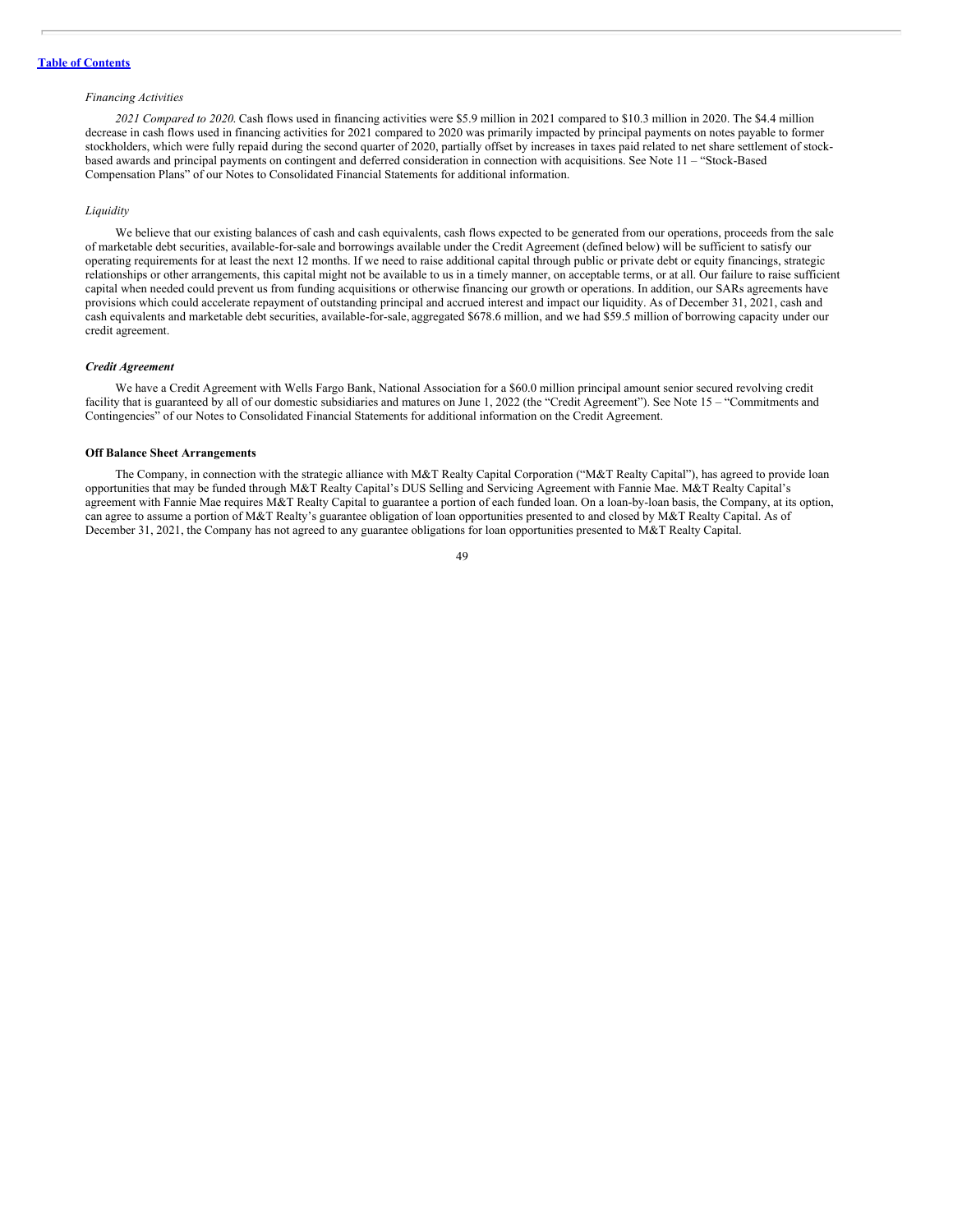*Financing Activities*

*2021 Compared to 2020.* Cash flows used in financing activities were $5.9 million in 2021 compared to $10.3 million in 2020. The $4.4 million decrease in cash flows used in financing activities for 2021 compared to 2020 was primarily impacted by principal payments on notes payable to former stockholders, which were fully repaid during the second quarter of 2020, partially offset by increases in taxes paid related to net share settlement of stock-based awards and principal payments on contingent and deferred consideration in connection with acquisitions. See Note 11 – "Stock-Based Compensation Plans" of our Notes to Consolidated Financial Statements for additional information.

*Liquidity*

We believe that our existing balances of cash and cash equivalents, cash flows expected to be generated from our operations, proceeds from the sale of marketable debt securities, available-for-sale and borrowings available under the Credit Agreement (defined below) will be sufficient to satisfy our operating requirements for at least the next 12 months. If we need to raise additional capital through public or private debt or equity financings, strategic relationships or other arrangements, this capital might not be available to us in a timely manner, on acceptable terms, or at all. Our failure to raise sufficient capital when needed could prevent us from funding acquisitions or otherwise financing our growth or operations. In addition, our SARs agreements have provisions which could accelerate repayment of outstanding principal and accrued interest and impact our liquidity. As of December 31, 2021, cash and cash equivalents and marketable debt securities, available-for-sale, aggregated $678.6 million, and we had $59.5 million of borrowing capacity under our credit agreement.

***Credit Agreement***

We have a Credit Agreement with Wells Fargo Bank, National Association for a $60.0 million principal amount senior secured revolving credit facility that is guaranteed by all of our domestic subsidiaries and matures on June 1, 2022 (the "Credit Agreement"). See Note 15 – "Commitments and Contingencies" of our Notes to Consolidated Financial Statements for additional information on the Credit Agreement.

**Off Balance Sheet Arrangements**

The Company, in connection with the strategic alliance with M&T Realty Capital Corporation ("M&T Realty Capital"), has agreed to provide loan opportunities that may be funded through M&T Realty Capital's DUS Selling and Servicing Agreement with Fannie Mae. M&T Realty Capital's agreement with Fannie Mae requires M&T Realty Capital to guarantee a portion of each funded loan. On a loan-by-loan basis, the Company, at its option, can agree to assume a portion of M&T Realty's guarantee obligation of loan opportunities presented to and closed by M&T Realty Capital. As of December 31, 2021, the Company has not agreed to any guarantee obligations for loan opportunities presented to M&T Realty Capital.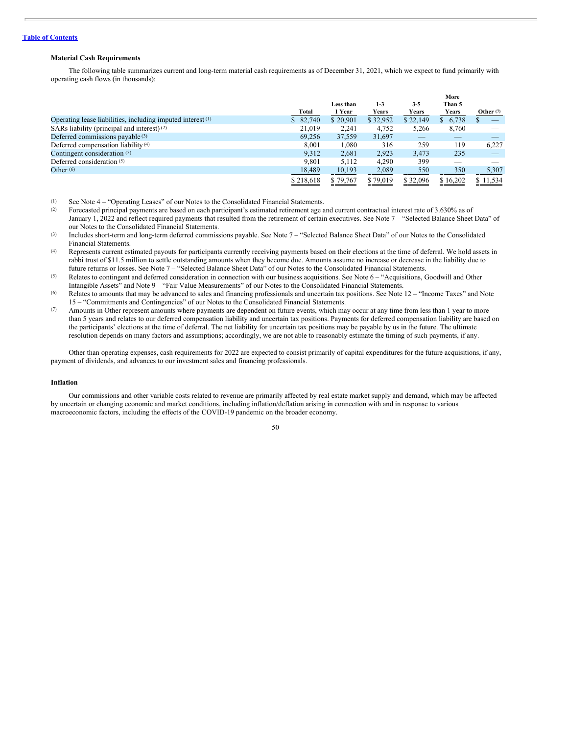Table of Contents

### Material Cash Requirements

The following table summarizes current and long-term material cash requirements as of December 31, 2021, which we expect to fund primarily with operating cash flows (in thousands):

| | Total | Less than 1 Year | 1-3 Years | 3-5 Years | More Than 5 Years | Other [7] |
|---|---|---|---|---|---|---|
| Operating lease liabilities, including imputed interest [1] | $ 82,740 | $ 20,901 | $ 32,952 | $ 22,149 | $ 6,738 | $ — |
| SARs liability (principal and interest) [2] | 21,019 | 2,241 | 4,752 | 5,266 | 8,760 | — |
| Deferred commissions payable [3] | 69,256 | 37,559 | 31,697 | — | — | — |
| Deferred compensation liability [4] | 8,001 | 1,080 | 316 | 259 | 119 | 6,227 |
| Contingent consideration [5] | 9,312 | 2,681 | 2,923 | 3,473 | 235 | — |
| Deferred consideration [5] | 9,801 | 5,112 | 4,290 | 399 | — | — |
| Other [6] | 18,489 | 10,193 | 2,089 | 550 | 350 | 5,307 |
| | $ 218,618 | $ 79,767 | $ 79,019 | $ 32,096 | $ 16,202 | $ 11,534 |

(1) See Note 4 – "Operating Leases" of our Notes to the Consolidated Financial Statements.

(2) Forecasted principal payments are based on each participant's estimated retirement age and current contractual interest rate of 3.630% as of January 1, 2022 and reflect required payments that resulted from the retirement of certain executives. See Note 7 – "Selected Balance Sheet Data" of our Notes to the Consolidated Financial Statements.

(3) Includes short-term and long-term deferred commissions payable. See Note 7 – "Selected Balance Sheet Data" of our Notes to the Consolidated Financial Statements.

(4) Represents current estimated payouts for participants currently receiving payments based on their elections at the time of deferral. We hold assets in rabbi trust of $11.5 million to settle outstanding amounts when they become due. Amounts assume no increase or decrease in the liability due to future returns or losses. See Note 7 – "Selected Balance Sheet Data" of our Notes to the Consolidated Financial Statements.

(5) Relates to contingent and deferred consideration in connection with our business acquisitions. See Note 6 – "Acquisitions, Goodwill and Other Intangible Assets" and Note 9 – "Fair Value Measurements" of our Notes to the Consolidated Financial Statements.

(6) Relates to amounts that may be advanced to sales and financing professionals and uncertain tax positions. See Note 12 – "Income Taxes" and Note 15 – "Commitments and Contingencies" of our Notes to the Consolidated Financial Statements.

(7) Amounts in Other represent amounts where payments are dependent on future events, which may occur at any time from less than 1 year to more than 5 years and relates to our deferred compensation liability and uncertain tax positions. Payments for deferred compensation liability are based on the participants' elections at the time of deferral. The net liability for uncertain tax positions may be payable by us in the future. The ultimate resolution depends on many factors and assumptions; accordingly, we are not able to reasonably estimate the timing of such payments, if any.

Other than operating expenses, cash requirements for 2022 are expected to consist primarily of capital expenditures for the future acquisitions, if any, payment of dividends, and advances to our investment sales and financing professionals.

### Inflation

Our commissions and other variable costs related to revenue are primarily affected by real estate market supply and demand, which may be affected by uncertain or changing economic and market conditions, including inflation/deflation arising in connection with and in response to various macroeconomic factors, including the effects of the COVID-19 pandemic on the broader economy.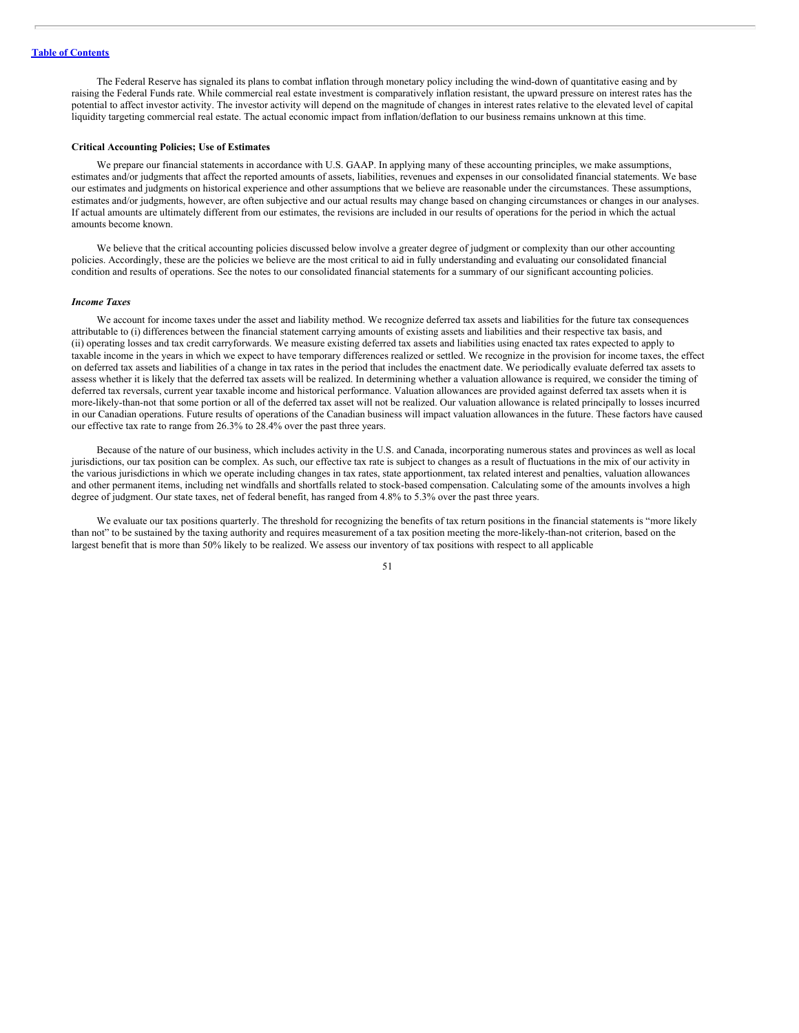The Federal Reserve has signaled its plans to combat inflation through monetary policy including the wind-down of quantitative easing and by raising the Federal Funds rate. While commercial real estate investment is comparatively inflation resistant, the upward pressure on interest rates has the potential to affect investor activity. The investor activity will depend on the magnitude of changes in interest rates relative to the elevated level of capital liquidity targeting commercial real estate. The actual economic impact from inflation/deflation to our business remains unknown at this time.

**Critical Accounting Policies; Use of Estimates**

We prepare our financial statements in accordance with U.S. GAAP. In applying many of these accounting principles, we make assumptions, estimates and/or judgments that affect the reported amounts of assets, liabilities, revenues and expenses in our consolidated financial statements. We base our estimates and judgments on historical experience and other assumptions that we believe are reasonable under the circumstances. These assumptions, estimates and/or judgments, however, are often subjective and our actual results may change based on changing circumstances or changes in our analyses. If actual amounts are ultimately different from our estimates, the revisions are included in our results of operations for the period in which the actual amounts become known.

We believe that the critical accounting policies discussed below involve a greater degree of judgment or complexity than our other accounting policies. Accordingly, these are the policies we believe are the most critical to aid in fully understanding and evaluating our consolidated financial condition and results of operations. See the notes to our consolidated financial statements for a summary of our significant accounting policies.

***Income Taxes***

We account for income taxes under the asset and liability method. We recognize deferred tax assets and liabilities for the future tax consequences attributable to (i) differences between the financial statement carrying amounts of existing assets and liabilities and their respective tax basis, and (ii) operating losses and tax credit carryforwards. We measure existing deferred tax assets and liabilities using enacted tax rates expected to apply to taxable income in the years in which we expect to have temporary differences realized or settled. We recognize in the provision for income taxes, the effect on deferred tax assets and liabilities of a change in tax rates in the period that includes the enactment date. We periodically evaluate deferred tax assets to assess whether it is likely that the deferred tax assets will be realized. In determining whether a valuation allowance is required, we consider the timing of deferred tax reversals, current year taxable income and historical performance. Valuation allowances are provided against deferred tax assets when it is more-likely-than-not that some portion or all of the deferred tax asset will not be realized. Our valuation allowance is related principally to losses incurred in our Canadian operations. Future results of operations of the Canadian business will impact valuation allowances in the future. These factors have caused our effective tax rate to range from 26.3% to 28.4% over the past three years.

Because of the nature of our business, which includes activity in the U.S. and Canada, incorporating numerous states and provinces as well as local jurisdictions, our tax position can be complex. As such, our effective tax rate is subject to changes as a result of fluctuations in the mix of our activity in the various jurisdictions in which we operate including changes in tax rates, state apportionment, tax related interest and penalties, valuation allowances and other permanent items, including net windfalls and shortfalls related to stock-based compensation. Calculating some of the amounts involves a high degree of judgment. Our state taxes, net of federal benefit, has ranged from 4.8% to 5.3% over the past three years.

We evaluate our tax positions quarterly. The threshold for recognizing the benefits of tax return positions in the financial statements is "more likely than not" to be sustained by the taxing authority and requires measurement of a tax position meeting the more-likely-than-not criterion, based on the largest benefit that is more than 50% likely to be realized. We assess our inventory of tax positions with respect to all applicable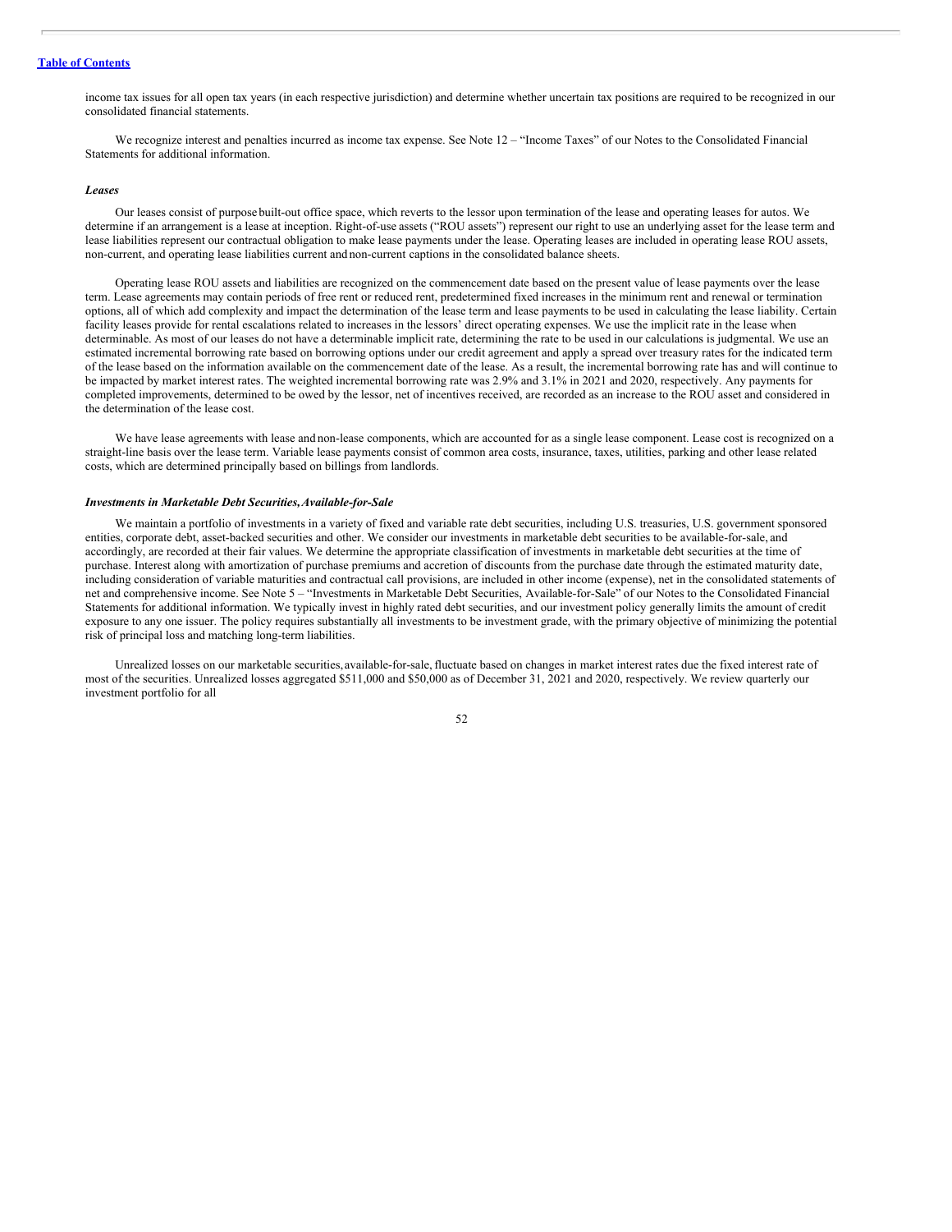income tax issues for all open tax years (in each respective jurisdiction) and determine whether uncertain tax positions are required to be recognized in our consolidated financial statements.

We recognize interest and penalties incurred as income tax expense. See Note 12 – "Income Taxes" of our Notes to the Consolidated Financial Statements for additional information.

***Leases***

Our leases consist of purpose built-out office space, which reverts to the lessor upon termination of the lease and operating leases for autos. We determine if an arrangement is a lease at inception. Right-of-use assets ("ROU assets") represent our right to use an underlying asset for the lease term and lease liabilities represent our contractual obligation to make lease payments under the lease. Operating leases are included in operating lease ROU assets, non-current, and operating lease liabilities current and non-current captions in the consolidated balance sheets.

Operating lease ROU assets and liabilities are recognized on the commencement date based on the present value of lease payments over the lease term. Lease agreements may contain periods of free rent or reduced rent, predetermined fixed increases in the minimum rent and renewal or termination options, all of which add complexity and impact the determination of the lease term and lease payments to be used in calculating the lease liability. Certain facility leases provide for rental escalations related to increases in the lessors' direct operating expenses. We use the implicit rate in the lease when determinable. As most of our leases do not have a determinable implicit rate, determining the rate to be used in our calculations is judgmental. We use an estimated incremental borrowing rate based on borrowing options under our credit agreement and apply a spread over treasury rates for the indicated term of the lease based on the information available on the commencement date of the lease. As a result, the incremental borrowing rate has and will continue to be impacted by market interest rates. The weighted incremental borrowing rate was 2.9% and 3.1% in 2021 and 2020, respectively. Any payments for completed improvements, determined to be owed by the lessor, net of incentives received, are recorded as an increase to the ROU asset and considered in the determination of the lease cost.

We have lease agreements with lease and non-lease components, which are accounted for as a single lease component. Lease cost is recognized on a straight-line basis over the lease term. Variable lease payments consist of common area costs, insurance, taxes, utilities, parking and other lease related costs, which are determined principally based on billings from landlords.

***Investments in Marketable Debt Securities, Available-for-Sale***

We maintain a portfolio of investments in a variety of fixed and variable rate debt securities, including U.S. treasuries, U.S. government sponsored entities, corporate debt, asset-backed securities and other. We consider our investments in marketable debt securities to be available-for-sale, and accordingly, are recorded at their fair values. We determine the appropriate classification of investments in marketable debt securities at the time of purchase. Interest along with amortization of purchase premiums and accretion of discounts from the purchase date through the estimated maturity date, including consideration of variable maturities and contractual call provisions, are included in other income (expense), net in the consolidated statements of net and comprehensive income. See Note 5 – "Investments in Marketable Debt Securities, Available-for-Sale" of our Notes to the Consolidated Financial Statements for additional information. We typically invest in highly rated debt securities, and our investment policy generally limits the amount of credit exposure to any one issuer. The policy requires substantially all investments to be investment grade, with the primary objective of minimizing the potential risk of principal loss and matching long-term liabilities.

Unrealized losses on our marketable securities, available-for-sale, fluctuate based on changes in market interest rates due the fixed interest rate of most of the securities. Unrealized losses aggregated $511,000 and $50,000 as of December 31, 2021 and 2020, respectively. We review quarterly our investment portfolio for all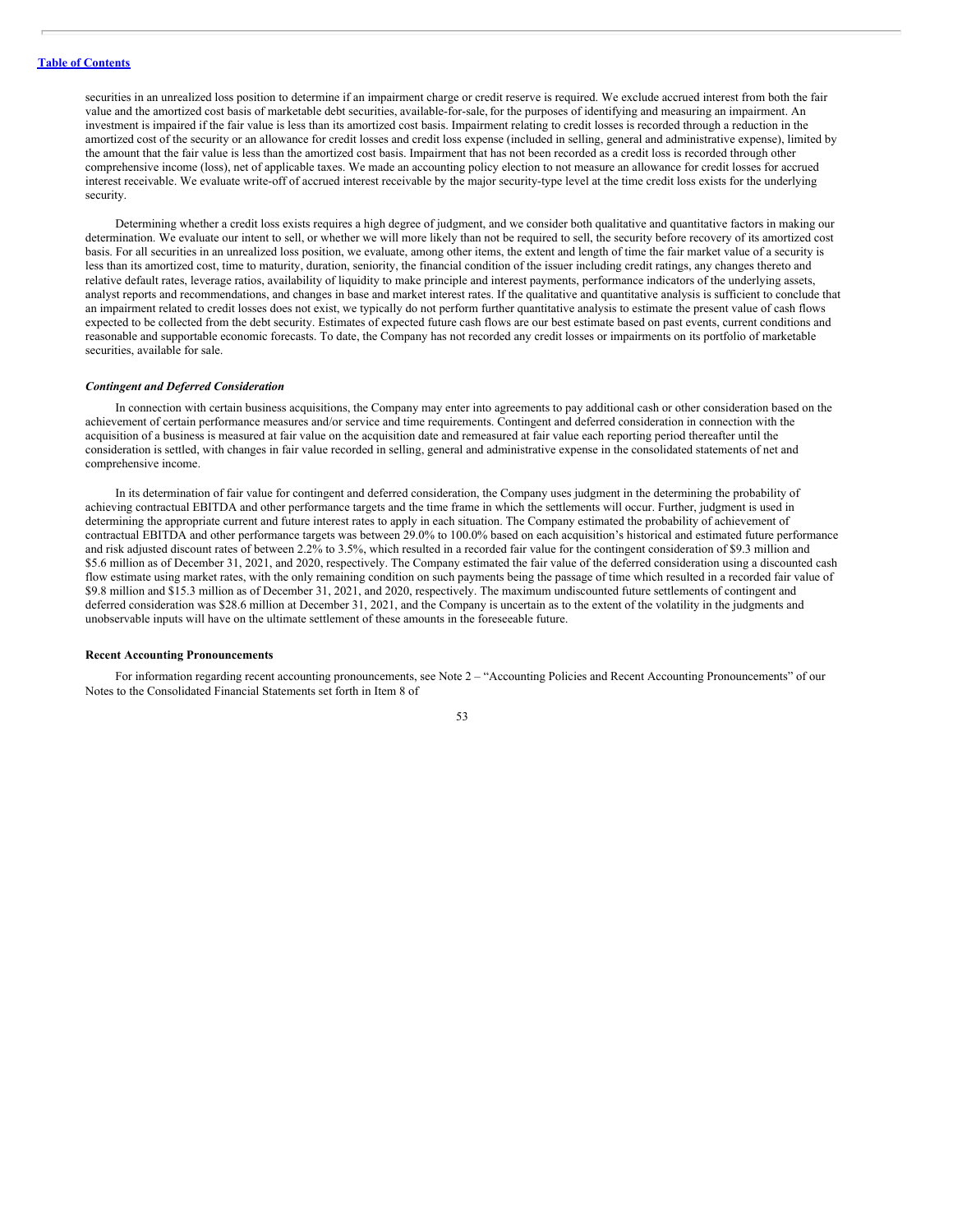securities in an unrealized loss position to determine if an impairment charge or credit reserve is required. We exclude accrued interest from both the fair value and the amortized cost basis of marketable debt securities, available-for-sale, for the purposes of identifying and measuring an impairment. An investment is impaired if the fair value is less than its amortized cost basis. Impairment relating to credit losses is recorded through a reduction in the amortized cost of the security or an allowance for credit losses and credit loss expense (included in selling, general and administrative expense), limited by the amount that the fair value is less than the amortized cost basis. Impairment that has not been recorded as a credit loss is recorded through other comprehensive income (loss), net of applicable taxes. We made an accounting policy election to not measure an allowance for credit losses for accrued interest receivable. We evaluate write-off of accrued interest receivable by the major security-type level at the time credit loss exists for the underlying security.

Determining whether a credit loss exists requires a high degree of judgment, and we consider both qualitative and quantitative factors in making our determination. We evaluate our intent to sell, or whether we will more likely than not be required to sell, the security before recovery of its amortized cost basis. For all securities in an unrealized loss position, we evaluate, among other items, the extent and length of time the fair market value of a security is less than its amortized cost, time to maturity, duration, seniority, the financial condition of the issuer including credit ratings, any changes thereto and relative default rates, leverage ratios, availability of liquidity to make principle and interest payments, performance indicators of the underlying assets, analyst reports and recommendations, and changes in base and market interest rates. If the qualitative and quantitative analysis is sufficient to conclude that an impairment related to credit losses does not exist, we typically do not perform further quantitative analysis to estimate the present value of cash flows expected to be collected from the debt security. Estimates of expected future cash flows are our best estimate based on past events, current conditions and reasonable and supportable economic forecasts. To date, the Company has not recorded any credit losses or impairments on its portfolio of marketable securities, available for sale.

***Contingent and Deferred Consideration***

In connection with certain business acquisitions, the Company may enter into agreements to pay additional cash or other consideration based on the achievement of certain performance measures and/or service and time requirements. Contingent and deferred consideration in connection with the acquisition of a business is measured at fair value on the acquisition date and remeasured at fair value each reporting period thereafter until the consideration is settled, with changes in fair value recorded in selling, general and administrative expense in the consolidated statements of net and comprehensive income.

In its determination of fair value for contingent and deferred consideration, the Company uses judgment in the determining the probability of achieving contractual EBITDA and other performance targets and the time frame in which the settlements will occur. Further, judgment is used in determining the appropriate current and future interest rates to apply in each situation. The Company estimated the probability of achievement of contractual EBITDA and other performance targets was between 29.0% to 100.0% based on each acquisition's historical and estimated future performance and risk adjusted discount rates of between 2.2% to 3.5%, which resulted in a recorded fair value for the contingent consideration of $9.3 million and $5.6 million as of December 31, 2021, and 2020, respectively. The Company estimated the fair value of the deferred consideration using a discounted cash flow estimate using market rates, with the only remaining condition on such payments being the passage of time which resulted in a recorded fair value of $9.8 million and $15.3 million as of December 31, 2021, and 2020, respectively. The maximum undiscounted future settlements of contingent and deferred consideration was $28.6 million at December 31, 2021, and the Company is uncertain as to the extent of the volatility in the judgments and unobservable inputs will have on the ultimate settlement of these amounts in the foreseeable future.

**Recent Accounting Pronouncements**

For information regarding recent accounting pronouncements, see Note 2 – "Accounting Policies and Recent Accounting Pronouncements" of our Notes to the Consolidated Financial Statements set forth in Item 8 of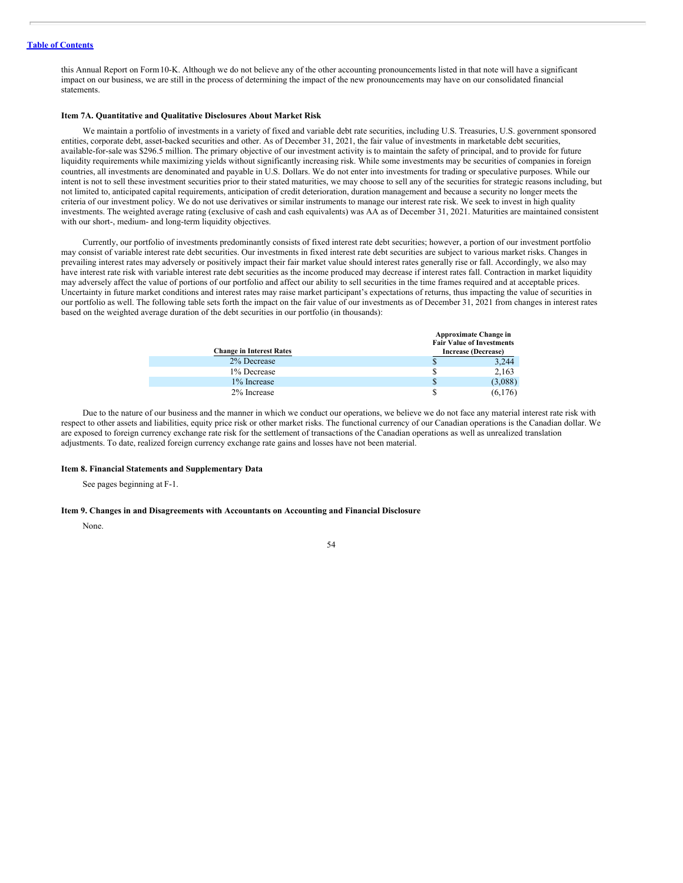this Annual Report on Form 10-K. Although we do not believe any of the other accounting pronouncements listed in that note will have a significant impact on our business, we are still in the process of determining the impact of the new pronouncements may have on our consolidated financial statements.

### Item 7A. Quantitative and Qualitative Disclosures About Market Risk

We maintain a portfolio of investments in a variety of fixed and variable debt rate securities, including U.S. Treasuries, U.S. government sponsored entities, corporate debt, asset-backed securities and other. As of December 31, 2021, the fair value of investments in marketable debt securities, available-for-sale was $296.5 million. The primary objective of our investment activity is to maintain the safety of principal, and to provide for future liquidity requirements while maximizing yields without significantly increasing risk. While some investments may be securities of companies in foreign countries, all investments are denominated and payable in U.S. Dollars. We do not enter into investments for trading or speculative purposes. While our intent is not to sell these investment securities prior to their stated maturities, we may choose to sell any of the securities for strategic reasons including, but not limited to, anticipated capital requirements, anticipation of credit deterioration, duration management and because a security no longer meets the criteria of our investment policy. We do not use derivatives or similar instruments to manage our interest rate risk. We seek to invest in high quality investments. The weighted average rating (exclusive of cash and cash equivalents) was AA as of December 31, 2021. Maturities are maintained consistent with our short-, medium- and long-term liquidity objectives.

Currently, our portfolio of investments predominantly consists of fixed interest rate debt securities; however, a portion of our investment portfolio may consist of variable interest rate debt securities. Our investments in fixed interest rate debt securities are subject to various market risks. Changes in prevailing interest rates may adversely or positively impact their fair market value should interest rates generally rise or fall. Accordingly, we also may have interest rate risk with variable interest rate debt securities as the income produced may decrease if interest rates fall. Contraction in market liquidity may adversely affect the value of portions of our portfolio and affect our ability to sell securities in the time frames required and at acceptable prices. Uncertainty in future market conditions and interest rates may raise market participant's expectations of returns, thus impacting the value of securities in our portfolio as well. The following table sets forth the impact on the fair value of our investments as of December 31, 2021 from changes in interest rates based on the weighted average duration of the debt securities in our portfolio (in thousands):

| Change in Interest Rates | Approximate Change in Fair Value of Investments Increase (Decrease) |
|---|---|
| 2% Decrease | $ 3,244 |
| 1% Decrease | $ 2,163 |
| 1% Increase | $ (3,088) |
| 2% Increase | $ (6,176) |

Due to the nature of our business and the manner in which we conduct our operations, we believe we do not face any material interest rate risk with respect to other assets and liabilities, equity price risk or other market risks. The functional currency of our Canadian operations is the Canadian dollar. We are exposed to foreign currency exchange rate risk for the settlement of transactions of the Canadian operations as well as unrealized translation adjustments. To date, realized foreign currency exchange rate gains and losses have not been material.

### Item 8. Financial Statements and Supplementary Data

See pages beginning at F-1.

### Item 9. Changes in and Disagreements with Accountants on Accounting and Financial Disclosure

None.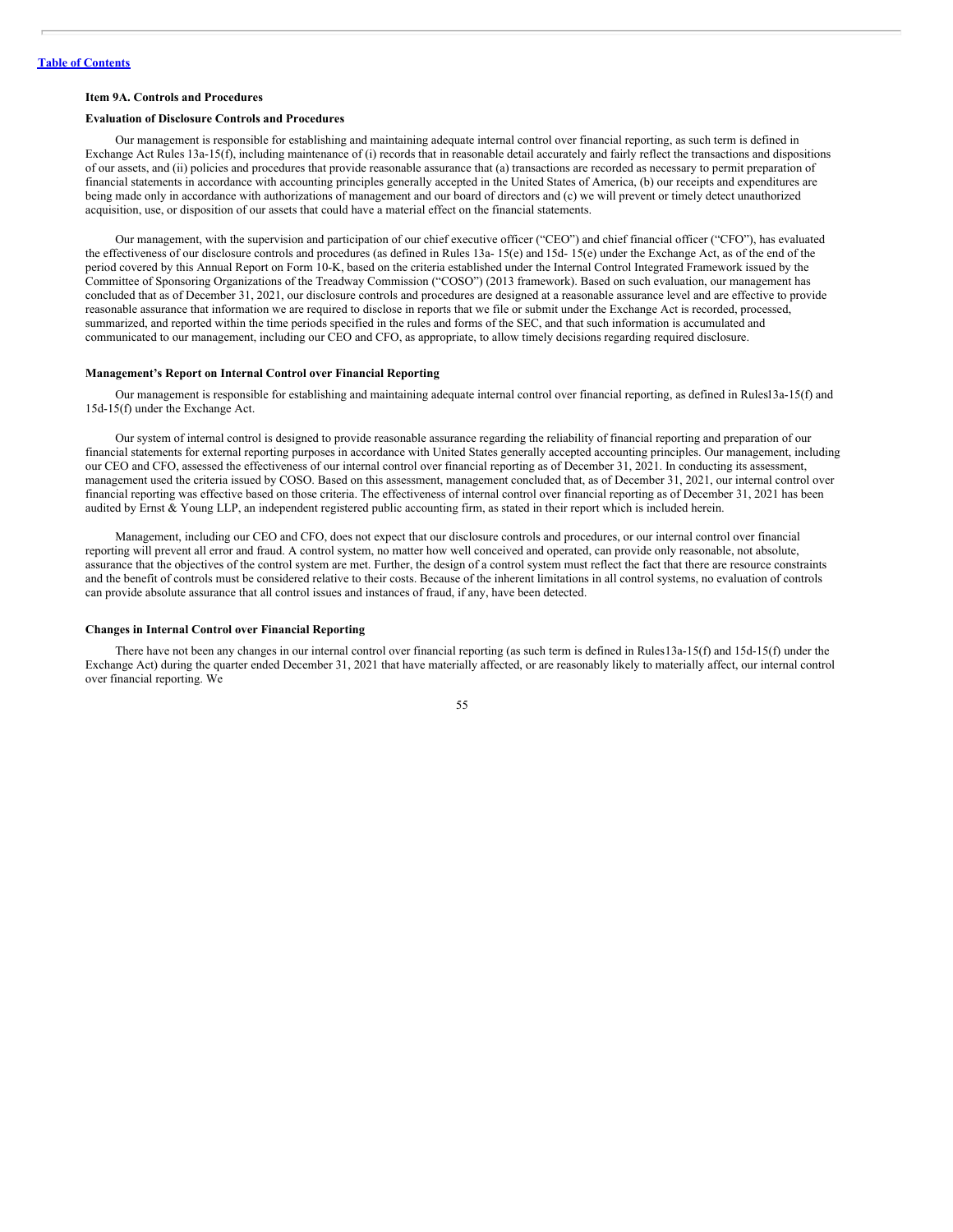**Item 9A. Controls and Procedures**

**Evaluation of Disclosure Controls and Procedures**

Our management is responsible for establishing and maintaining adequate internal control over financial reporting, as such term is defined in Exchange Act Rules 13a-15(f), including maintenance of (i) records that in reasonable detail accurately and fairly reflect the transactions and dispositions of our assets, and (ii) policies and procedures that provide reasonable assurance that (a) transactions are recorded as necessary to permit preparation of financial statements in accordance with accounting principles generally accepted in the United States of America, (b) our receipts and expenditures are being made only in accordance with authorizations of management and our board of directors and (c) we will prevent or timely detect unauthorized acquisition, use, or disposition of our assets that could have a material effect on the financial statements.

Our management, with the supervision and participation of our chief executive officer ("CEO") and chief financial officer ("CFO"), has evaluated the effectiveness of our disclosure controls and procedures (as defined in Rules 13a- 15(e) and 15d- 15(e) under the Exchange Act, as of the end of the period covered by this Annual Report on Form 10-K, based on the criteria established under the Internal Control Integrated Framework issued by the Committee of Sponsoring Organizations of the Treadway Commission ("COSO") (2013 framework). Based on such evaluation, our management has concluded that as of December 31, 2021, our disclosure controls and procedures are designed at a reasonable assurance level and are effective to provide reasonable assurance that information we are required to disclose in reports that we file or submit under the Exchange Act is recorded, processed, summarized, and reported within the time periods specified in the rules and forms of the SEC, and that such information is accumulated and communicated to our management, including our CEO and CFO, as appropriate, to allow timely decisions regarding required disclosure.

**Management's Report on Internal Control over Financial Reporting**

Our management is responsible for establishing and maintaining adequate internal control over financial reporting, as defined in Rulesl3a-15(f) and 15d-15(f) under the Exchange Act.

Our system of internal control is designed to provide reasonable assurance regarding the reliability of financial reporting and preparation of our financial statements for external reporting purposes in accordance with United States generally accepted accounting principles. Our management, including our CEO and CFO, assessed the effectiveness of our internal control over financial reporting as of December 31, 2021. In conducting its assessment, management used the criteria issued by COSO. Based on this assessment, management concluded that, as of December 31, 2021, our internal control over financial reporting was effective based on those criteria. The effectiveness of internal control over financial reporting as of December 31, 2021 has been audited by Ernst & Young LLP, an independent registered public accounting firm, as stated in their report which is included herein.

Management, including our CEO and CFO, does not expect that our disclosure controls and procedures, or our internal control over financial reporting will prevent all error and fraud. A control system, no matter how well conceived and operated, can provide only reasonable, not absolute, assurance that the objectives of the control system are met. Further, the design of a control system must reflect the fact that there are resource constraints and the benefit of controls must be considered relative to their costs. Because of the inherent limitations in all control systems, no evaluation of controls can provide absolute assurance that all control issues and instances of fraud, if any, have been detected.

**Changes in Internal Control over Financial Reporting**

There have not been any changes in our internal control over financial reporting (as such term is defined in Rules13a-15(f) and 15d-15(f) under the Exchange Act) during the quarter ended December 31, 2021 that have materially affected, or are reasonably likely to materially affect, our internal control over financial reporting. We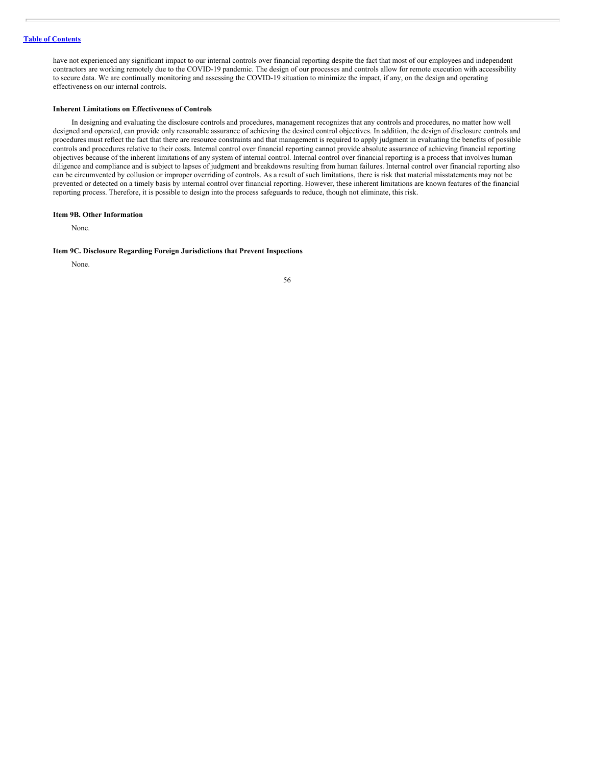have not experienced any significant impact to our internal controls over financial reporting despite the fact that most of our employees and independent contractors are working remotely due to the COVID-19 pandemic. The design of our processes and controls allow for remote execution with accessibility to secure data. We are continually monitoring and assessing the COVID-19 situation to minimize the impact, if any, on the design and operating effectiveness on our internal controls.

**Inherent Limitations on Effectiveness of Controls**

In designing and evaluating the disclosure controls and procedures, management recognizes that any controls and procedures, no matter how well designed and operated, can provide only reasonable assurance of achieving the desired control objectives. In addition, the design of disclosure controls and procedures must reflect the fact that there are resource constraints and that management is required to apply judgment in evaluating the benefits of possible controls and procedures relative to their costs. Internal control over financial reporting cannot provide absolute assurance of achieving financial reporting objectives because of the inherent limitations of any system of internal control. Internal control over financial reporting is a process that involves human diligence and compliance and is subject to lapses of judgment and breakdowns resulting from human failures. Internal control over financial reporting also can be circumvented by collusion or improper overriding of controls. As a result of such limitations, there is risk that material misstatements may not be prevented or detected on a timely basis by internal control over financial reporting. However, these inherent limitations are known features of the financial reporting process. Therefore, it is possible to design into the process safeguards to reduce, though not eliminate, this risk.

**Item 9B. Other Information**

None.

**Item 9C. Disclosure Regarding Foreign Jurisdictions that Prevent Inspections**

None.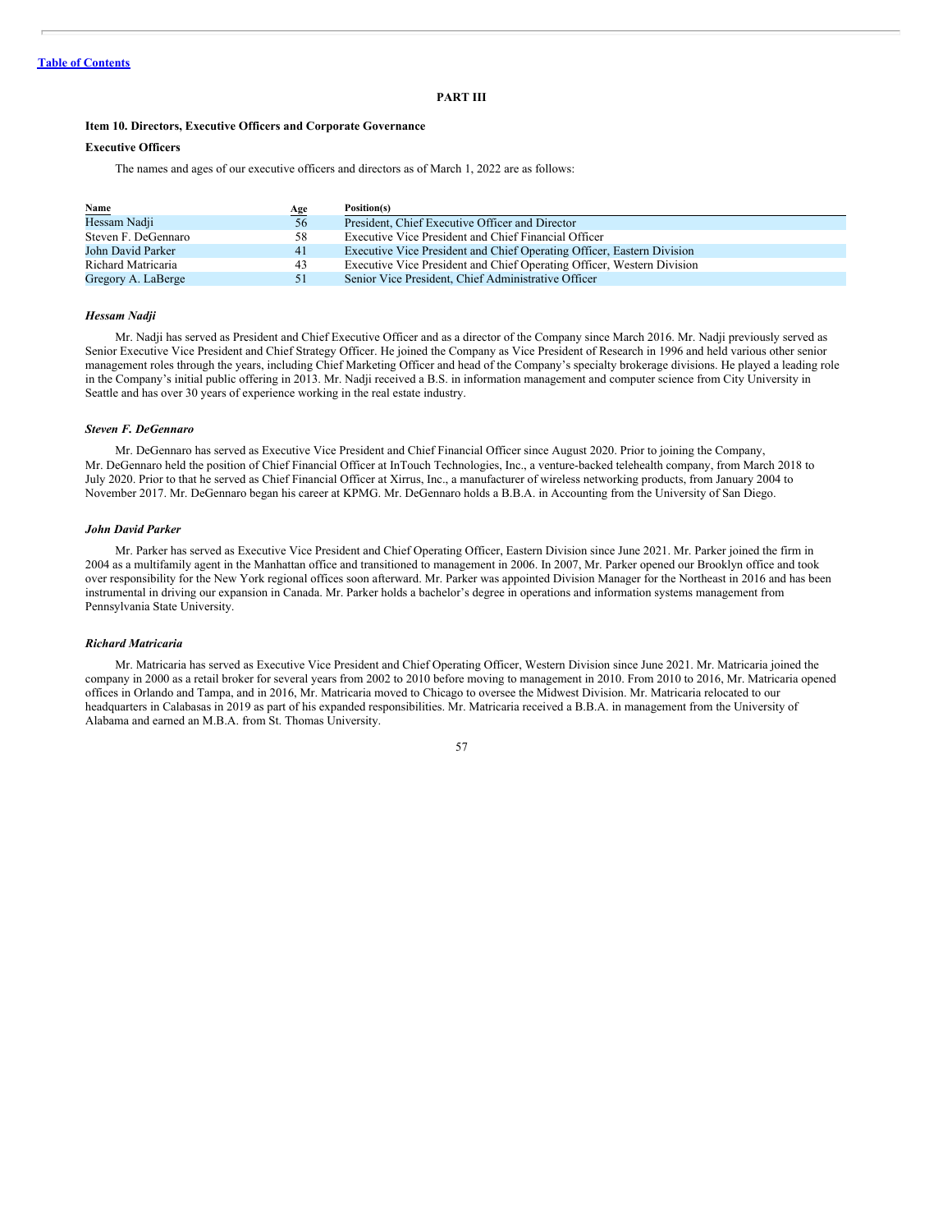[Table of Contents](#)

# PART III

## Item 10. Directors, Executive Officers and Corporate Governance

### Executive Officers

The names and ages of our executive officers and directors as of March 1, 2022 are as follows:

| Name | Age | Position(s) |
|---|---|---|
| Hessam Nadji | 56 | President, Chief Executive Officer and Director |
| Steven F. DeGennaro | 58 | Executive Vice President and Chief Financial Officer |
| John David Parker | 41 | Executive Vice President and Chief Operating Officer, Eastern Division |
| Richard Matricaria | 43 | Executive Vice President and Chief Operating Officer, Western Division |
| Gregory A. LaBerge | 51 | Senior Vice President, Chief Administrative Officer |

***Hessam Nadji***

Mr. Nadji has served as President and Chief Executive Officer and as a director of the Company since March 2016. Mr. Nadji previously served as Senior Executive Vice President and Chief Strategy Officer. He joined the Company as Vice President of Research in 1996 and held various other senior management roles through the years, including Chief Marketing Officer and head of the Company's specialty brokerage divisions. He played a leading role in the Company's initial public offering in 2013. Mr. Nadji received a B.S. in information management and computer science from City University in Seattle and has over 30 years of experience working in the real estate industry.

***Steven F. DeGennaro***

Mr. DeGennaro has served as Executive Vice President and Chief Financial Officer since August 2020. Prior to joining the Company, Mr. DeGennaro held the position of Chief Financial Officer at InTouch Technologies, Inc., a venture-backed telehealth company, from March 2018 to July 2020. Prior to that he served as Chief Financial Officer at Xirrus, Inc., a manufacturer of wireless networking products, from January 2004 to November 2017. Mr. DeGennaro began his career at KPMG. Mr. DeGennaro holds a B.B.A. in Accounting from the University of San Diego.

***John David Parker***

Mr. Parker has served as Executive Vice President and Chief Operating Officer, Eastern Division since June 2021. Mr. Parker joined the firm in 2004 as a multifamily agent in the Manhattan office and transitioned to management in 2006. In 2007, Mr. Parker opened our Brooklyn office and took over responsibility for the New York regional offices soon afterward. Mr. Parker was appointed Division Manager for the Northeast in 2016 and has been instrumental in driving our expansion in Canada. Mr. Parker holds a bachelor's degree in operations and information systems management from Pennsylvania State University.

***Richard Matricaria***

Mr. Matricaria has served as Executive Vice President and Chief Operating Officer, Western Division since June 2021. Mr. Matricaria joined the company in 2000 as a retail broker for several years from 2002 to 2010 before moving to management in 2010. From 2010 to 2016, Mr. Matricaria opened offices in Orlando and Tampa, and in 2016, Mr. Matricaria moved to Chicago to oversee the Midwest Division. Mr. Matricaria relocated to our headquarters in Calabasas in 2019 as part of his expanded responsibilities. Mr. Matricaria received a B.B.A. in management from the University of Alabama and earned an M.B.A. from St. Thomas University.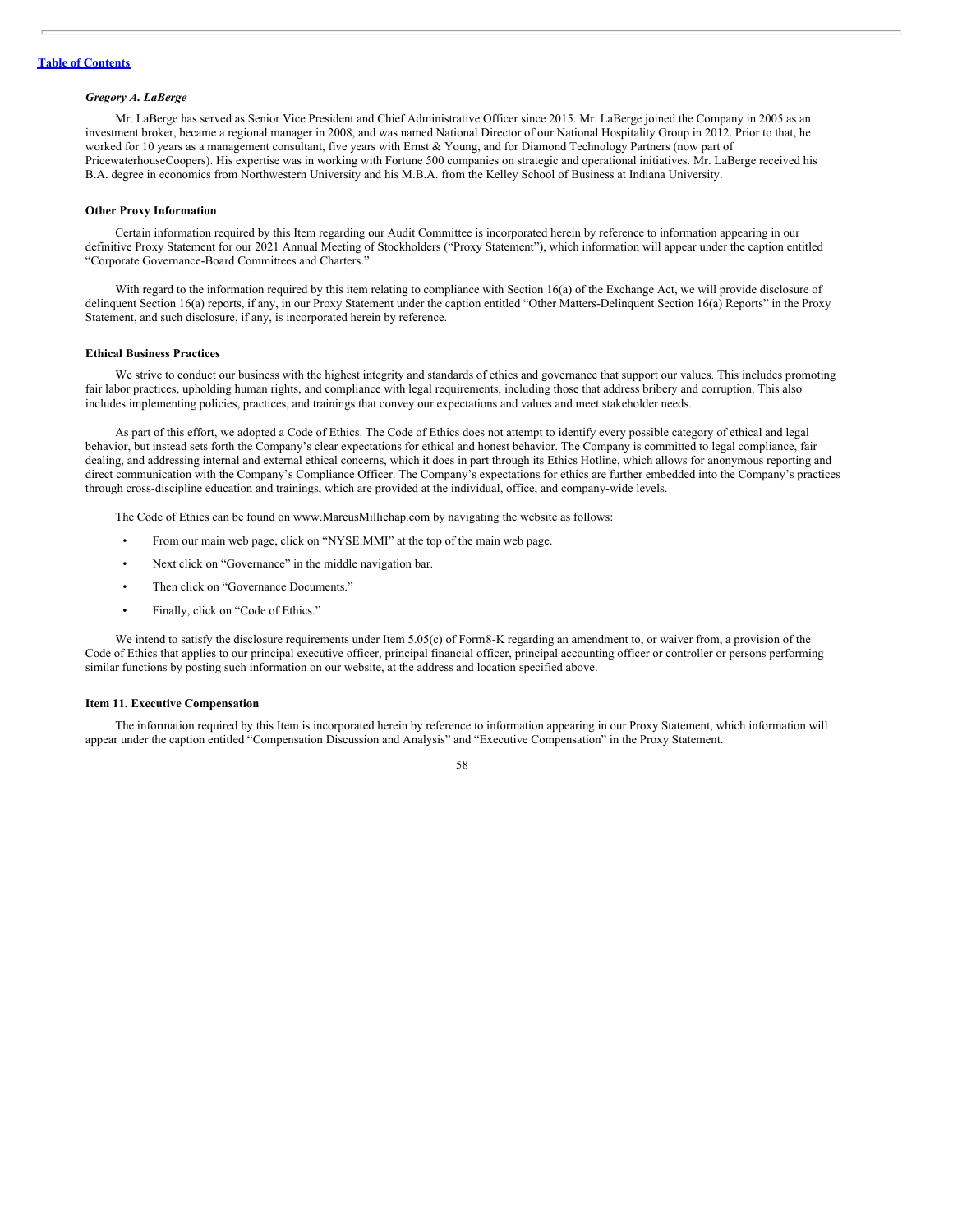*Gregory A. LaBerge*

Mr. LaBerge has served as Senior Vice President and Chief Administrative Officer since 2015. Mr. LaBerge joined the Company in 2005 as an investment broker, became a regional manager in 2008, and was named National Director of our National Hospitality Group in 2012. Prior to that, he worked for 10 years as a management consultant, five years with Ernst & Young, and for Diamond Technology Partners (now part of PricewaterhouseCoopers). His expertise was in working with Fortune 500 companies on strategic and operational initiatives. Mr. LaBerge received his B.A. degree in economics from Northwestern University and his M.B.A. from the Kelley School of Business at Indiana University.

**Other Proxy Information**

Certain information required by this Item regarding our Audit Committee is incorporated herein by reference to information appearing in our definitive Proxy Statement for our 2021 Annual Meeting of Stockholders ("Proxy Statement"), which information will appear under the caption entitled "Corporate Governance-Board Committees and Charters."

With regard to the information required by this item relating to compliance with Section 16(a) of the Exchange Act, we will provide disclosure of delinquent Section 16(a) reports, if any, in our Proxy Statement under the caption entitled "Other Matters-Delinquent Section 16(a) Reports" in the Proxy Statement, and such disclosure, if any, is incorporated herein by reference.

**Ethical Business Practices**

We strive to conduct our business with the highest integrity and standards of ethics and governance that support our values. This includes promoting fair labor practices, upholding human rights, and compliance with legal requirements, including those that address bribery and corruption. This also includes implementing policies, practices, and trainings that convey our expectations and values and meet stakeholder needs.

As part of this effort, we adopted a Code of Ethics. The Code of Ethics does not attempt to identify every possible category of ethical and legal behavior, but instead sets forth the Company's clear expectations for ethical and honest behavior. The Company is committed to legal compliance, fair dealing, and addressing internal and external ethical concerns, which it does in part through its Ethics Hotline, which allows for anonymous reporting and direct communication with the Company's Compliance Officer. The Company's expectations for ethics are further embedded into the Company's practices through cross-discipline education and trainings, which are provided at the individual, office, and company-wide levels.

The Code of Ethics can be found on www.MarcusMillichap.com by navigating the website as follows:

- From our main web page, click on "NYSE:MMI" at the top of the main web page.
- Next click on "Governance" in the middle navigation bar.
- Then click on "Governance Documents."
- Finally, click on "Code of Ethics."

We intend to satisfy the disclosure requirements under Item 5.05(c) of Form8-K regarding an amendment to, or waiver from, a provision of the Code of Ethics that applies to our principal executive officer, principal financial officer, principal accounting officer or controller or persons performing similar functions by posting such information on our website, at the address and location specified above.

**Item 11. Executive Compensation**

The information required by this Item is incorporated herein by reference to information appearing in our Proxy Statement, which information will appear under the caption entitled "Compensation Discussion and Analysis" and "Executive Compensation" in the Proxy Statement.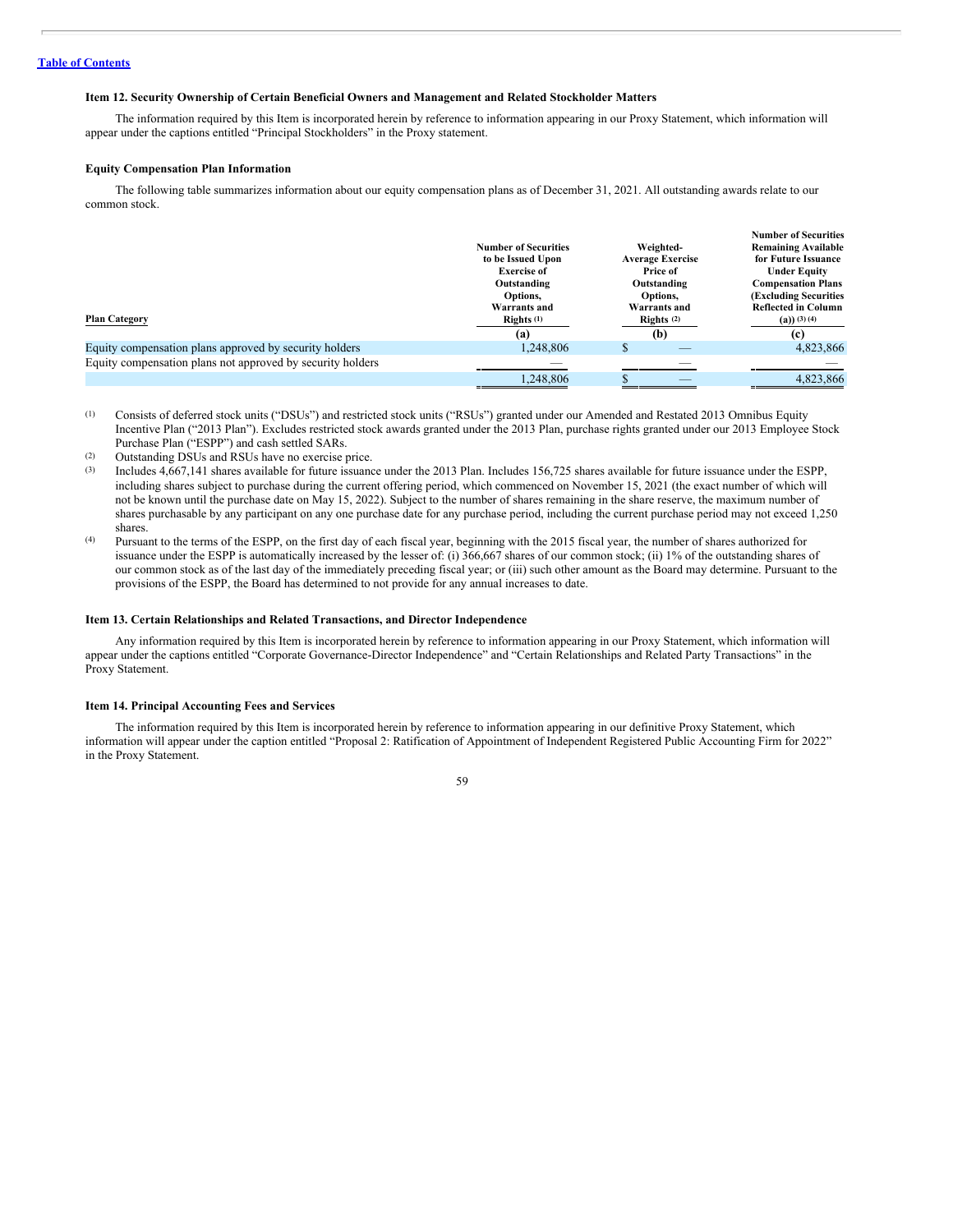[Table of Contents](#)

### Item 12. Security Ownership of Certain Beneficial Owners and Management and Related Stockholder Matters

The information required by this Item is incorporated herein by reference to information appearing in our Proxy Statement, which information will appear under the captions entitled "Principal Stockholders" in the Proxy statement.

#### Equity Compensation Plan Information

The following table summarizes information about our equity compensation plans as of December 31, 2021. All outstanding awards relate to our common stock.

| Plan Category | Number of Securities to be Issued Upon Exercise of Outstanding Options, Warrants and Rights [(1)] | Weighted-Average Exercise Price of Outstanding Options, Warrants and Rights [(2)] | Number of Securities Remaining Available for Future Issuance Under Equity Compensation Plans (Excluding Securities Reflected in Column (a)) [(3) (4)] |
|---|---|---|---|
| | (a) | (b) | (c) |
| Equity compensation plans approved by security holders | 1,248,806 | $ — | 4,823,866 |
| Equity compensation plans not approved by security holders | — | — | — |
| | 1,248,806 | $ — | 4,823,866 |

(1) Consists of deferred stock units ("DSUs") and restricted stock units ("RSUs") granted under our Amended and Restated 2013 Omnibus Equity Incentive Plan ("2013 Plan"). Excludes restricted stock awards granted under the 2013 Plan, purchase rights granted under our 2013 Employee Stock Purchase Plan ("ESPP") and cash settled SARs.

(2) Outstanding DSUs and RSUs have no exercise price.

(3) Includes 4,667,141 shares available for future issuance under the 2013 Plan. Includes 156,725 shares available for future issuance under the ESPP, including shares subject to purchase during the current offering period, which commenced on November 15, 2021 (the exact number of which will not be known until the purchase date on May 15, 2022). Subject to the number of shares remaining in the share reserve, the maximum number of shares purchasable by any participant on any one purchase date for any purchase period, including the current purchase period may not exceed 1,250 shares.

(4) Pursuant to the terms of the ESPP, on the first day of each fiscal year, beginning with the 2015 fiscal year, the number of shares authorized for issuance under the ESPP is automatically increased by the lesser of: (i) 366,667 shares of our common stock; (ii) 1% of the outstanding shares of our common stock as of the last day of the immediately preceding fiscal year; or (iii) such other amount as the Board may determine. Pursuant to the provisions of the ESPP, the Board has determined to not provide for any annual increases to date.

### Item 13. Certain Relationships and Related Transactions, and Director Independence

Any information required by this Item is incorporated herein by reference to information appearing in our Proxy Statement, which information will appear under the captions entitled "Corporate Governance-Director Independence" and "Certain Relationships and Related Party Transactions" in the Proxy Statement.

### Item 14. Principal Accounting Fees and Services

The information required by this Item is incorporated herein by reference to information appearing in our definitive Proxy Statement, which information will appear under the caption entitled "Proposal 2: Ratification of Appointment of Independent Registered Public Accounting Firm for 2022" in the Proxy Statement.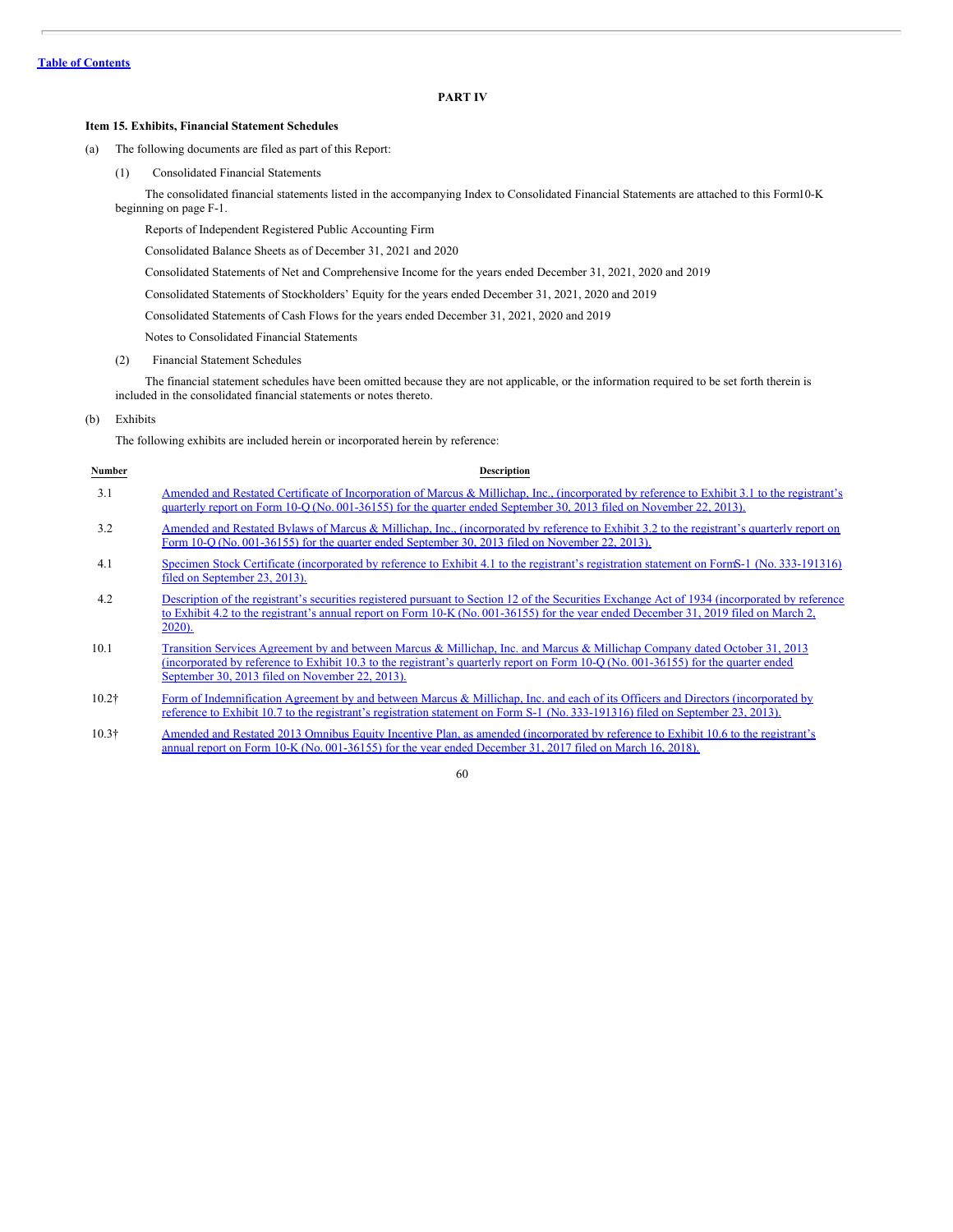## PART IV

### Item 15. Exhibits, Financial Statement Schedules

(a) The following documents are filed as part of this Report:

(1) Consolidated Financial Statements

The consolidated financial statements listed in the accompanying Index to Consolidated Financial Statements are attached to this Form10-K beginning on page F-1.

Reports of Independent Registered Public Accounting Firm

Consolidated Balance Sheets as of December 31, 2021 and 2020

Consolidated Statements of Net and Comprehensive Income for the years ended December 31, 2021, 2020 and 2019

Consolidated Statements of Stockholders' Equity for the years ended December 31, 2021, 2020 and 2019

Consolidated Statements of Cash Flows for the years ended December 31, 2021, 2020 and 2019

Notes to Consolidated Financial Statements

(2) Financial Statement Schedules

The financial statement schedules have been omitted because they are not applicable, or the information required to be set forth therein is included in the consolidated financial statements or notes thereto.

(b) Exhibits

The following exhibits are included herein or incorporated herein by reference:

| Number | Description |
|---|---|
| 3.1 | Amended and Restated Certificate of Incorporation of Marcus & Millichap, Inc., (incorporated by reference to Exhibit 3.1 to the registrant's quarterly report on Form 10-Q (No. 001-36155) for the quarter ended September 30, 2013 filed on November 22, 2013). |
| 3.2 | Amended and Restated Bylaws of Marcus & Millichap, Inc., (incorporated by reference to Exhibit 3.2 to the registrant's quarterly report on Form 10-Q (No. 001-36155) for the quarter ended September 30, 2013 filed on November 22, 2013). |
| 4.1 | Specimen Stock Certificate (incorporated by reference to Exhibit 4.1 to the registrant's registration statement on FormS-1 (No. 333-191316) filed on September 23, 2013). |
| 4.2 | Description of the registrant's securities registered pursuant to Section 12 of the Securities Exchange Act of 1934 (incorporated by reference to Exhibit 4.2 to the registrant's annual report on Form 10-K (No. 001-36155) for the year ended December 31, 2019 filed on March 2, 2020). |
| 10.1 | Transition Services Agreement by and between Marcus & Millichap, Inc. and Marcus & Millichap Company dated October 31, 2013 (incorporated by reference to Exhibit 10.3 to the registrant's quarterly report on Form 10-Q (No. 001-36155) for the quarter ended September 30, 2013 filed on November 22, 2013). |
| 10.2† | Form of Indemnification Agreement by and between Marcus & Millichap, Inc. and each of its Officers and Directors (incorporated by reference to Exhibit 10.7 to the registrant's registration statement on Form S-1 (No. 333-191316) filed on September 23, 2013). |
| 10.3† | Amended and Restated 2013 Omnibus Equity Incentive Plan, as amended (incorporated by reference to Exhibit 10.6 to the registrant's annual report on Form 10-K (No. 001-36155) for the year ended December 31, 2017 filed on March 16, 2018). |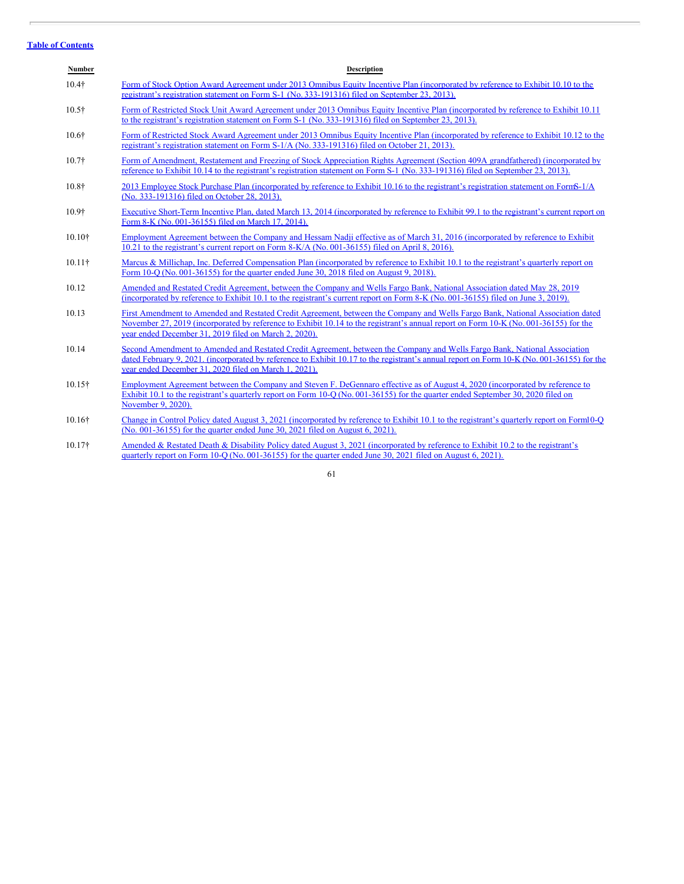[Table of Contents](#)

| Number | Description |
|---|---|
| 10.4† | Form of Stock Option Award Agreement under 2013 Omnibus Equity Incentive Plan (incorporated by reference to Exhibit 10.10 to the registrant's registration statement on Form S-1 (No. 333-191316) filed on September 23, 2013). |
| 10.5† | Form of Restricted Stock Unit Award Agreement under 2013 Omnibus Equity Incentive Plan (incorporated by reference to Exhibit 10.11 to the registrant's registration statement on Form S-1 (No. 333-191316) filed on September 23, 2013). |
| 10.6† | Form of Restricted Stock Award Agreement under 2013 Omnibus Equity Incentive Plan (incorporated by reference to Exhibit 10.12 to the registrant's registration statement on Form S-1/A (No. 333-191316) filed on October 21, 2013). |
| 10.7† | Form of Amendment, Restatement and Freezing of Stock Appreciation Rights Agreement (Section 409A grandfathered) (incorporated by reference to Exhibit 10.14 to the registrant's registration statement on Form S-1 (No. 333-191316) filed on September 23, 2013). |
| 10.8† | 2013 Employee Stock Purchase Plan (incorporated by reference to Exhibit 10.16 to the registrant's registration statement on Form S-1/A (No. 333-191316) filed on October 28, 2013). |
| 10.9† | Executive Short-Term Incentive Plan, dated March 13, 2014 (incorporated by reference to Exhibit 99.1 to the registrant's current report on Form 8-K (No. 001-36155) filed on March 17, 2014). |
| 10.10† | Employment Agreement between the Company and Hessam Nadji effective as of March 31, 2016 (incorporated by reference to Exhibit 10.21 to the registrant's current report on Form 8-K/A (No. 001-36155) filed on April 8, 2016). |
| 10.11† | Marcus & Millichap, Inc. Deferred Compensation Plan (incorporated by reference to Exhibit 10.1 to the registrant's quarterly report on Form 10-Q (No. 001-36155) for the quarter ended June 30, 2018 filed on August 9, 2018). |
| 10.12 | Amended and Restated Credit Agreement, between the Company and Wells Fargo Bank, National Association dated May 28, 2019 (incorporated by reference to Exhibit 10.1 to the registrant's current report on Form 8-K (No. 001-36155) filed on June 3, 2019). |
| 10.13 | First Amendment to Amended and Restated Credit Agreement, between the Company and Wells Fargo Bank, National Association dated November 27, 2019 (incorporated by reference to Exhibit 10.14 to the registrant's annual report on Form 10-K (No. 001-36155) for the year ended December 31, 2019 filed on March 2, 2020). |
| 10.14 | Second Amendment to Amended and Restated Credit Agreement, between the Company and Wells Fargo Bank, National Association dated February 9, 2021. (incorporated by reference to Exhibit 10.17 to the registrant's annual report on Form 10-K (No. 001-36155) for the year ended December 31, 2020 filed on March 1, 2021). |
| 10.15† | Employment Agreement between the Company and Steven F. DeGennaro effective as of August 4, 2020 (incorporated by reference to Exhibit 10.1 to the registrant's quarterly report on Form 10-Q (No. 001-36155) for the quarter ended September 30, 2020 filed on November 9, 2020). |
| 10.16† | Change in Control Policy dated August 3, 2021 (incorporated by reference to Exhibit 10.1 to the registrant's quarterly report on Form 10-Q (No. 001-36155) for the quarter ended June 30, 2021 filed on August 6, 2021). |
| 10.17† | Amended & Restated Death & Disability Policy dated August 3, 2021 (incorporated by reference to Exhibit 10.2 to the registrant's quarterly report on Form 10-Q (No. 001-36155) for the quarter ended June 30, 2021 filed on August 6, 2021). |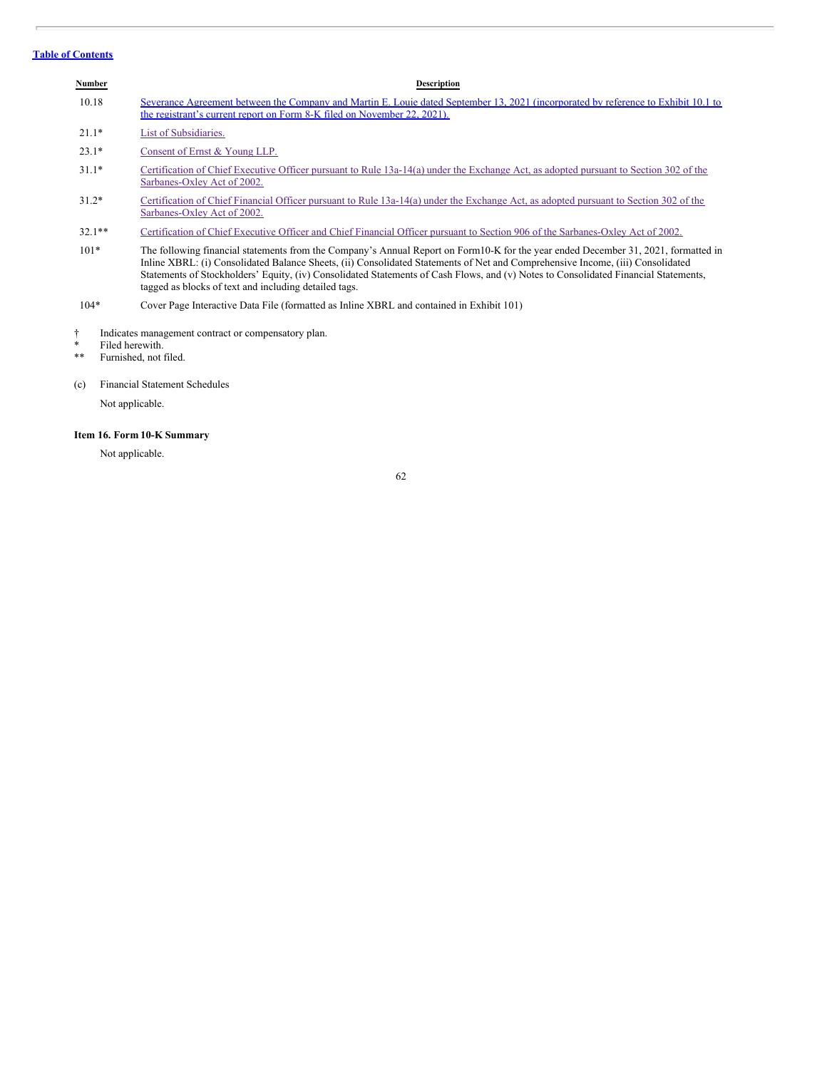| Number | Description |
| --- | --- |
| 10.18 | Severance Agreement between the Company and Martin E. Louie dated September 13, 2021 (incorporated by reference to Exhibit 10.1 to the registrant's current report on Form 8-K filed on November 22, 2021). |
| 21.1* | List of Subsidiaries. |
| 23.1* | Consent of Ernst & Young LLP. |
| 31.1* | Certification of Chief Executive Officer pursuant to Rule 13a-14(a) under the Exchange Act, as adopted pursuant to Section 302 of the Sarbanes-Oxley Act of 2002. |
| 31.2* | Certification of Chief Financial Officer pursuant to Rule 13a-14(a) under the Exchange Act, as adopted pursuant to Section 302 of the Sarbanes-Oxley Act of 2002. |
| 32.1** | Certification of Chief Executive Officer and Chief Financial Officer pursuant to Section 906 of the Sarbanes-Oxley Act of 2002. |
| 101* | The following financial statements from the Company's Annual Report on Form10-K for the year ended December 31, 2021, formatted in Inline XBRL: (i) Consolidated Balance Sheets, (ii) Consolidated Statements of Net and Comprehensive Income, (iii) Consolidated Statements of Stockholders' Equity, (iv) Consolidated Statements of Cash Flows, and (v) Notes to Consolidated Financial Statements, tagged as blocks of text and including detailed tags. |
| 104* | Cover Page Interactive Data File (formatted as Inline XBRL and contained in Exhibit 101) |

† Indicates management contract or compensatory plan.
\* Filed herewith.
\*\* Furnished, not filed.

(c) Financial Statement Schedules

Not applicable.

### Item 16. Form 10-K Summary

Not applicable.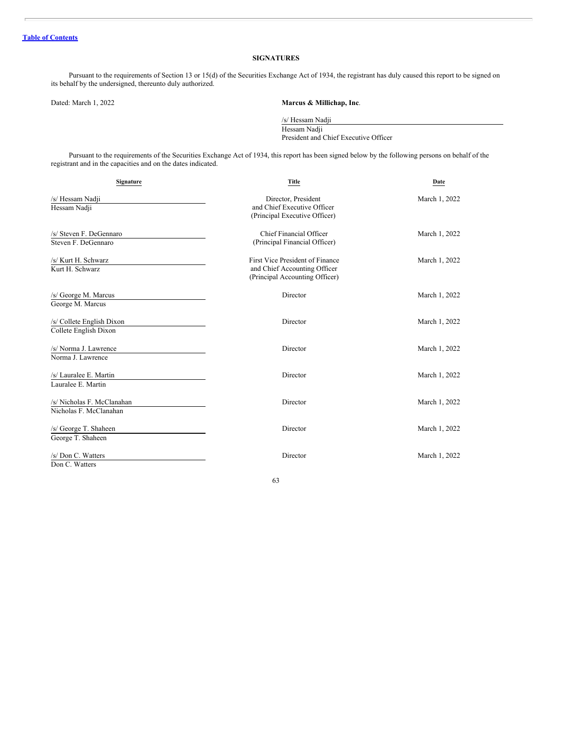[Table of Contents](#)

## SIGNATURES

Pursuant to the requirements of Section 13 or 15(d) of the Securities Exchange Act of 1934, the registrant has duly caused this report to be signed on its behalf by the undersigned, thereunto duly authorized.

Dated: March 1, 2022

**Marcus & Millichap, Inc**.

/s/ Hessam Nadji
Hessam Nadji
President and Chief Executive Officer

Pursuant to the requirements of the Securities Exchange Act of 1934, this report has been signed below by the following persons on behalf of the registrant and in the capacities and on the dates indicated.

| Signature | Title | Date |
|---|---|---|
| /s/ Hessam Nadji<br>Hessam Nadji | Director, President<br>and Chief Executive Officer<br>(Principal Executive Officer) | March 1, 2022 |
| /s/ Steven F. DeGennaro<br>Steven F. DeGennaro | Chief Financial Officer<br>(Principal Financial Officer) | March 1, 2022 |
| /s/ Kurt H. Schwarz<br>Kurt H. Schwarz | First Vice President of Finance<br>and Chief Accounting Officer<br>(Principal Accounting Officer) | March 1, 2022 |
| /s/ George M. Marcus<br>George M. Marcus | Director | March 1, 2022 |
| /s/ Collete English Dixon<br>Collete English Dixon | Director | March 1, 2022 |
| /s/ Norma J. Lawrence<br>Norma J. Lawrence | Director | March 1, 2022 |
| /s/ Lauralee E. Martin<br>Lauralee E. Martin | Director | March 1, 2022 |
| /s/ Nicholas F. McClanahan<br>Nicholas F. McClanahan | Director | March 1, 2022 |
| /s/ George T. Shaheen<br>George T. Shaheen | Director | March 1, 2022 |
| /s/ Don C. Watters<br>Don C. Watters | Director | March 1, 2022 |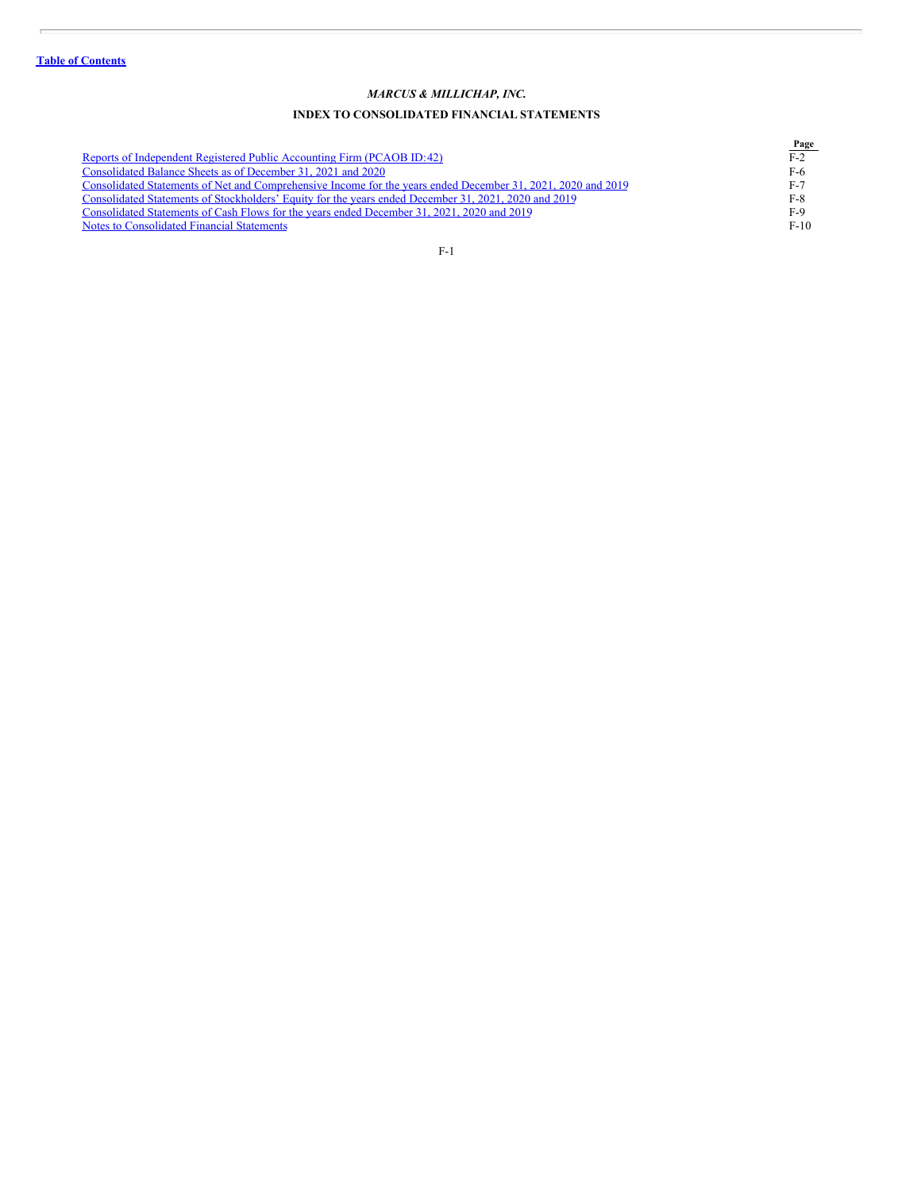[Table of Contents](#)

*MARCUS & MILLICHAP, INC.*

## INDEX TO CONSOLIDATED FINANCIAL STATEMENTS

| | Page |
|---|---|
| Reports of Independent Registered Public Accounting Firm (PCAOB ID:42) | F-2 |
| Consolidated Balance Sheets as of December 31, 2021 and 2020 | F-6 |
| Consolidated Statements of Net and Comprehensive Income for the years ended December 31, 2021, 2020 and 2019 | F-7 |
| Consolidated Statements of Stockholders' Equity for the years ended December 31, 2021, 2020 and 2019 | F-8 |
| Consolidated Statements of Cash Flows for the years ended December 31, 2021, 2020 and 2019 | F-9 |
| Notes to Consolidated Financial Statements | F-10 |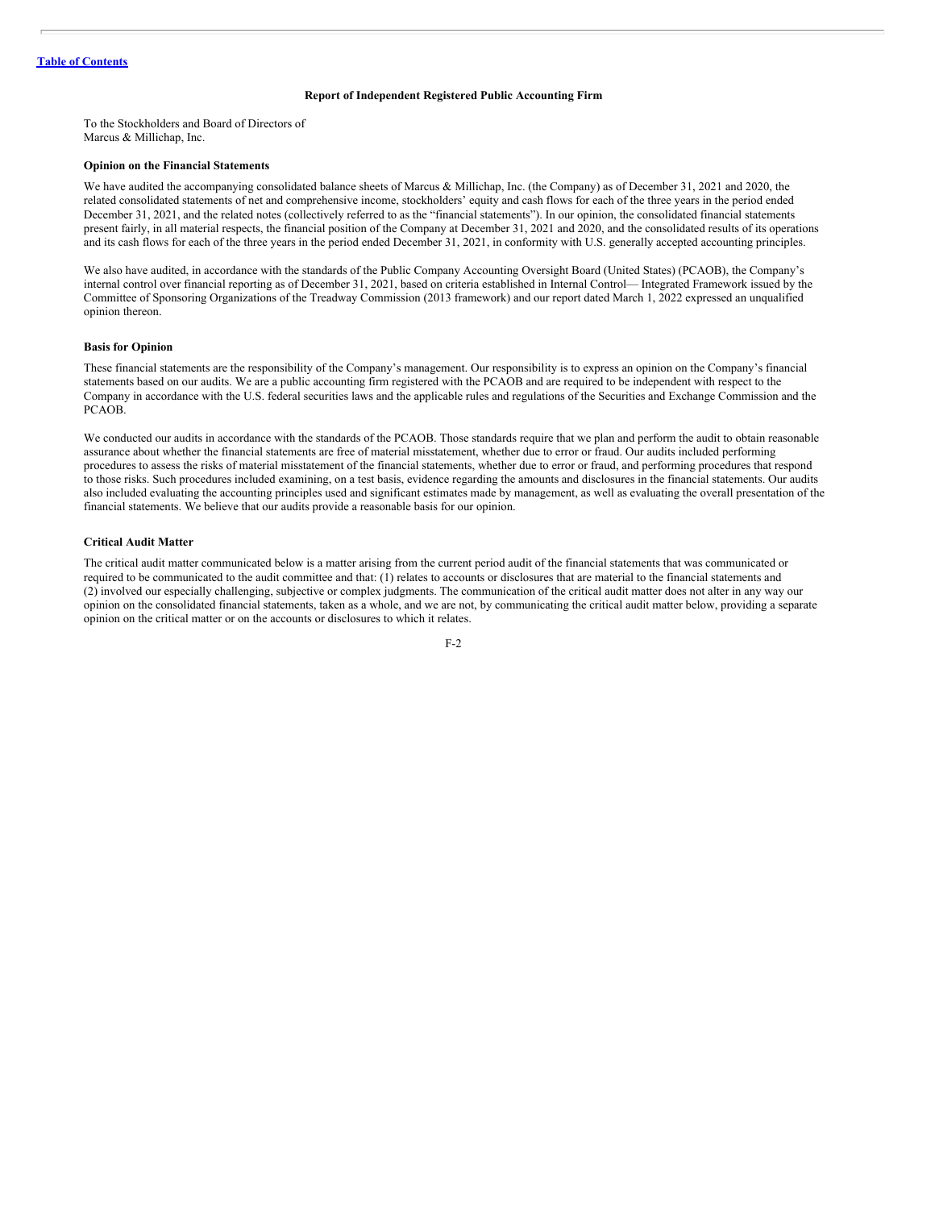# Report of Independent Registered Public Accounting Firm

To the Stockholders and Board of Directors of
Marcus & Millichap, Inc.

**Opinion on the Financial Statements**

We have audited the accompanying consolidated balance sheets of Marcus & Millichap, Inc. (the Company) as of December 31, 2021 and 2020, the related consolidated statements of net and comprehensive income, stockholders' equity and cash flows for each of the three years in the period ended December 31, 2021, and the related notes (collectively referred to as the "financial statements"). In our opinion, the consolidated financial statements present fairly, in all material respects, the financial position of the Company at December 31, 2021 and 2020, and the consolidated results of its operations and its cash flows for each of the three years in the period ended December 31, 2021, in conformity with U.S. generally accepted accounting principles.

We also have audited, in accordance with the standards of the Public Company Accounting Oversight Board (United States) (PCAOB), the Company's internal control over financial reporting as of December 31, 2021, based on criteria established in Internal Control— Integrated Framework issued by the Committee of Sponsoring Organizations of the Treadway Commission (2013 framework) and our report dated March 1, 2022 expressed an unqualified opinion thereon.

**Basis for Opinion**

These financial statements are the responsibility of the Company's management. Our responsibility is to express an opinion on the Company's financial statements based on our audits. We are a public accounting firm registered with the PCAOB and are required to be independent with respect to the Company in accordance with the U.S. federal securities laws and the applicable rules and regulations of the Securities and Exchange Commission and the PCAOB.

We conducted our audits in accordance with the standards of the PCAOB. Those standards require that we plan and perform the audit to obtain reasonable assurance about whether the financial statements are free of material misstatement, whether due to error or fraud. Our audits included performing procedures to assess the risks of material misstatement of the financial statements, whether due to error or fraud, and performing procedures that respond to those risks. Such procedures included examining, on a test basis, evidence regarding the amounts and disclosures in the financial statements. Our audits also included evaluating the accounting principles used and significant estimates made by management, as well as evaluating the overall presentation of the financial statements. We believe that our audits provide a reasonable basis for our opinion.

**Critical Audit Matter**

The critical audit matter communicated below is a matter arising from the current period audit of the financial statements that was communicated or required to be communicated to the audit committee and that: (1) relates to accounts or disclosures that are material to the financial statements and (2) involved our especially challenging, subjective or complex judgments. The communication of the critical audit matter does not alter in any way our opinion on the consolidated financial statements, taken as a whole, and we are not, by communicating the critical audit matter below, providing a separate opinion on the critical matter or on the accounts or disclosures to which it relates.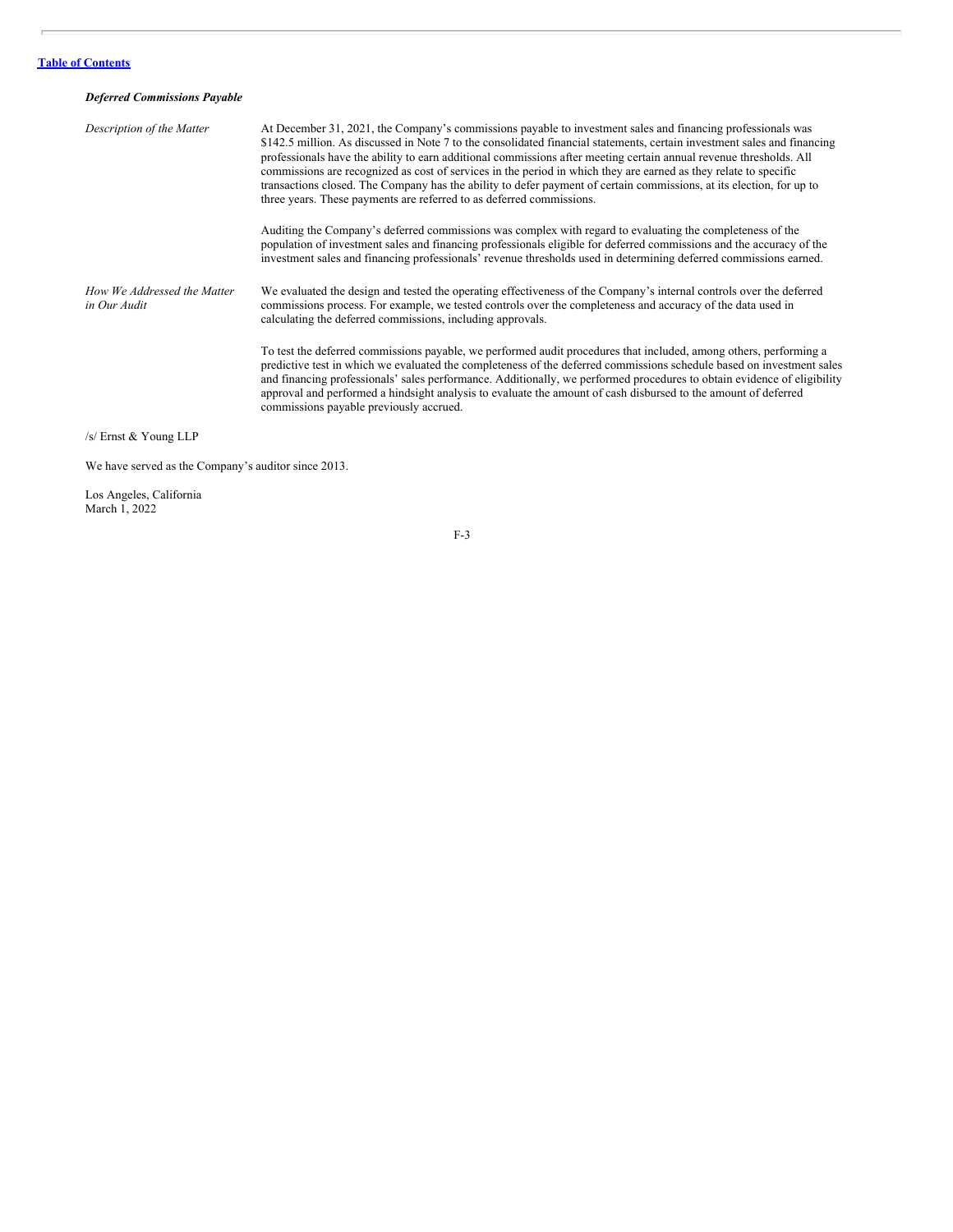***Deferred Commissions Payable***

| | |
|---|---|
| *Description of the Matter* | At December 31, 2021, the Company's commissions payable to investment sales and financing professionals was \$142.5 million. As discussed in Note 7 to the consolidated financial statements, certain investment sales and financing professionals have the ability to earn additional commissions after meeting certain annual revenue thresholds. All commissions are recognized as cost of services in the period in which they are earned as they relate to specific transactions closed. The Company has the ability to defer payment of certain commissions, at its election, for up to three years. These payments are referred to as deferred commissions.<br><br>Auditing the Company's deferred commissions was complex with regard to evaluating the completeness of the population of investment sales and financing professionals eligible for deferred commissions and the accuracy of the investment sales and financing professionals' revenue thresholds used in determining deferred commissions earned. |
| *How We Addressed the Matter in Our Audit* | We evaluated the design and tested the operating effectiveness of the Company's internal controls over the deferred commissions process. For example, we tested controls over the completeness and accuracy of the data used in calculating the deferred commissions, including approvals.<br><br>To test the deferred commissions payable, we performed audit procedures that included, among others, performing a predictive test in which we evaluated the completeness of the deferred commissions schedule based on investment sales and financing professionals' sales performance. Additionally, we performed procedures to obtain evidence of eligibility approval and performed a hindsight analysis to evaluate the amount of cash disbursed to the amount of deferred commissions payable previously accrued. |

/s/ Ernst & Young LLP

We have served as the Company's auditor since 2013.

Los Angeles, California
March 1, 2022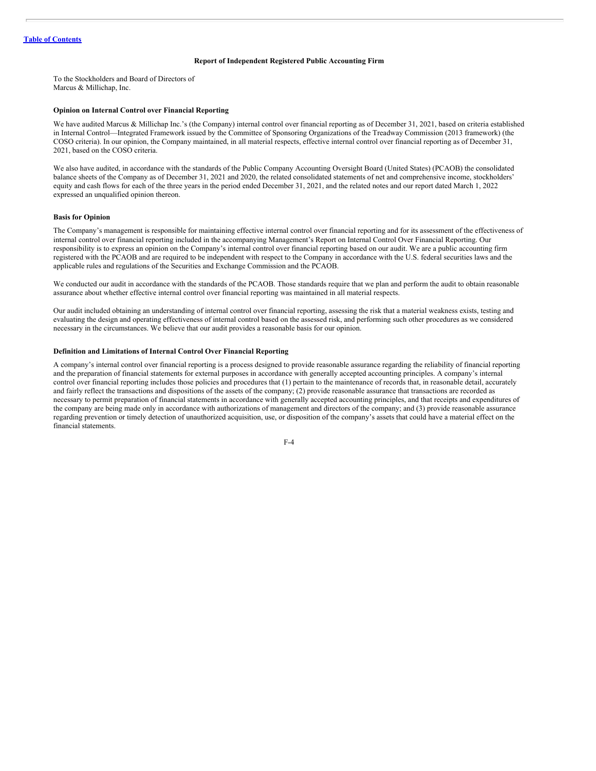# Report of Independent Registered Public Accounting Firm

To the Stockholders and Board of Directors of
Marcus & Millichap, Inc.

## Opinion on Internal Control over Financial Reporting

We have audited Marcus & Millichap Inc.'s (the Company) internal control over financial reporting as of December 31, 2021, based on criteria established in Internal Control—Integrated Framework issued by the Committee of Sponsoring Organizations of the Treadway Commission (2013 framework) (the COSO criteria). In our opinion, the Company maintained, in all material respects, effective internal control over financial reporting as of December 31, 2021, based on the COSO criteria.

We also have audited, in accordance with the standards of the Public Company Accounting Oversight Board (United States) (PCAOB) the consolidated balance sheets of the Company as of December 31, 2021 and 2020, the related consolidated statements of net and comprehensive income, stockholders' equity and cash flows for each of the three years in the period ended December 31, 2021, and the related notes and our report dated March 1, 2022 expressed an unqualified opinion thereon.

## Basis for Opinion

The Company's management is responsible for maintaining effective internal control over financial reporting and for its assessment of the effectiveness of internal control over financial reporting included in the accompanying Management's Report on Internal Control Over Financial Reporting. Our responsibility is to express an opinion on the Company's internal control over financial reporting based on our audit. We are a public accounting firm registered with the PCAOB and are required to be independent with respect to the Company in accordance with the U.S. federal securities laws and the applicable rules and regulations of the Securities and Exchange Commission and the PCAOB.

We conducted our audit in accordance with the standards of the PCAOB. Those standards require that we plan and perform the audit to obtain reasonable assurance about whether effective internal control over financial reporting was maintained in all material respects.

Our audit included obtaining an understanding of internal control over financial reporting, assessing the risk that a material weakness exists, testing and evaluating the design and operating effectiveness of internal control based on the assessed risk, and performing such other procedures as we considered necessary in the circumstances. We believe that our audit provides a reasonable basis for our opinion.

## Definition and Limitations of Internal Control Over Financial Reporting

A company's internal control over financial reporting is a process designed to provide reasonable assurance regarding the reliability of financial reporting and the preparation of financial statements for external purposes in accordance with generally accepted accounting principles. A company's internal control over financial reporting includes those policies and procedures that (1) pertain to the maintenance of records that, in reasonable detail, accurately and fairly reflect the transactions and dispositions of the assets of the company; (2) provide reasonable assurance that transactions are recorded as necessary to permit preparation of financial statements in accordance with generally accepted accounting principles, and that receipts and expenditures of the company are being made only in accordance with authorizations of management and directors of the company; and (3) provide reasonable assurance regarding prevention or timely detection of unauthorized acquisition, use, or disposition of the company's assets that could have a material effect on the financial statements.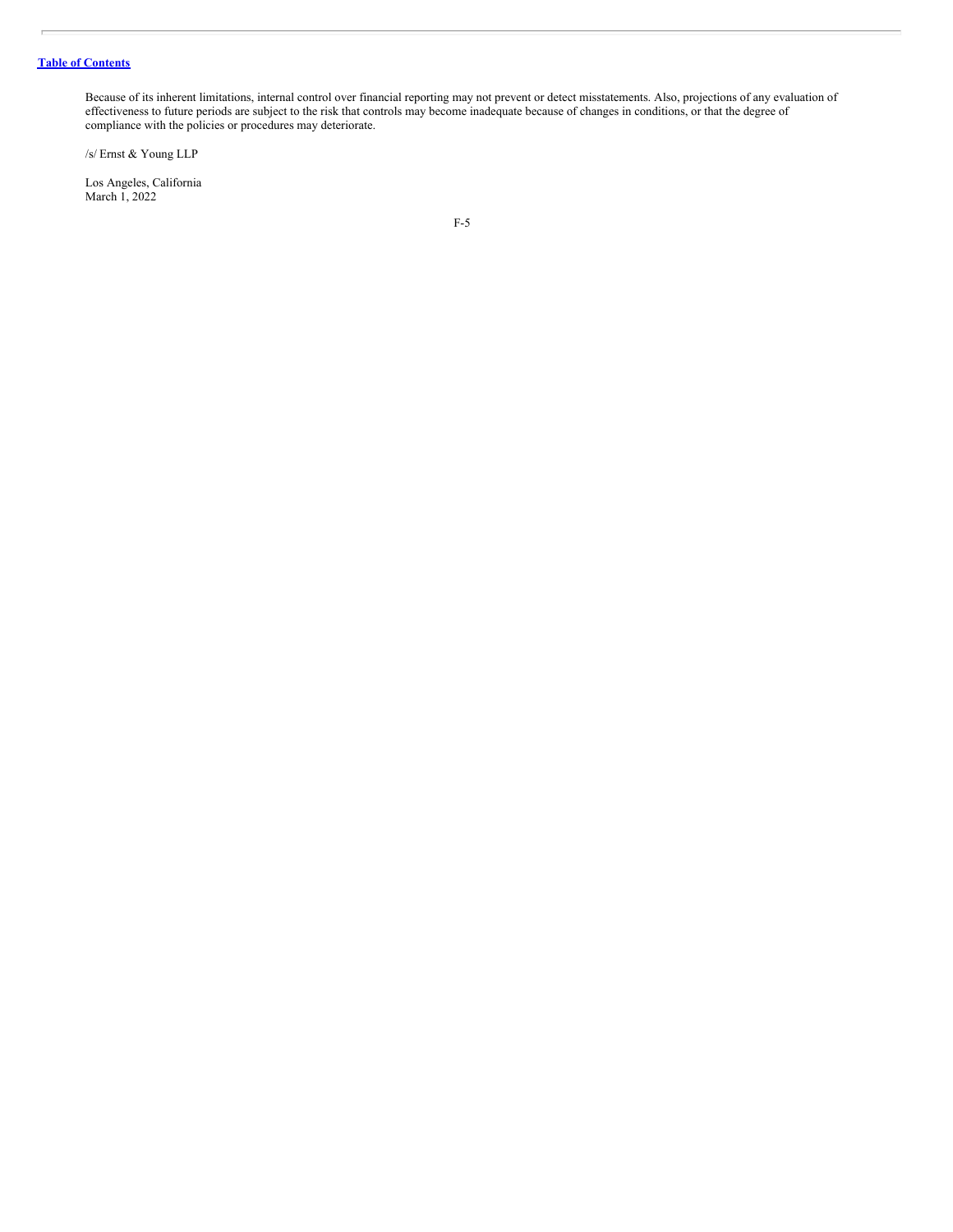Because of its inherent limitations, internal control over financial reporting may not prevent or detect misstatements. Also, projections of any evaluation of effectiveness to future periods are subject to the risk that controls may become inadequate because of changes in conditions, or that the degree of compliance with the policies or procedures may deteriorate.

/s/ Ernst & Young LLP

Los Angeles, California
March 1, 2022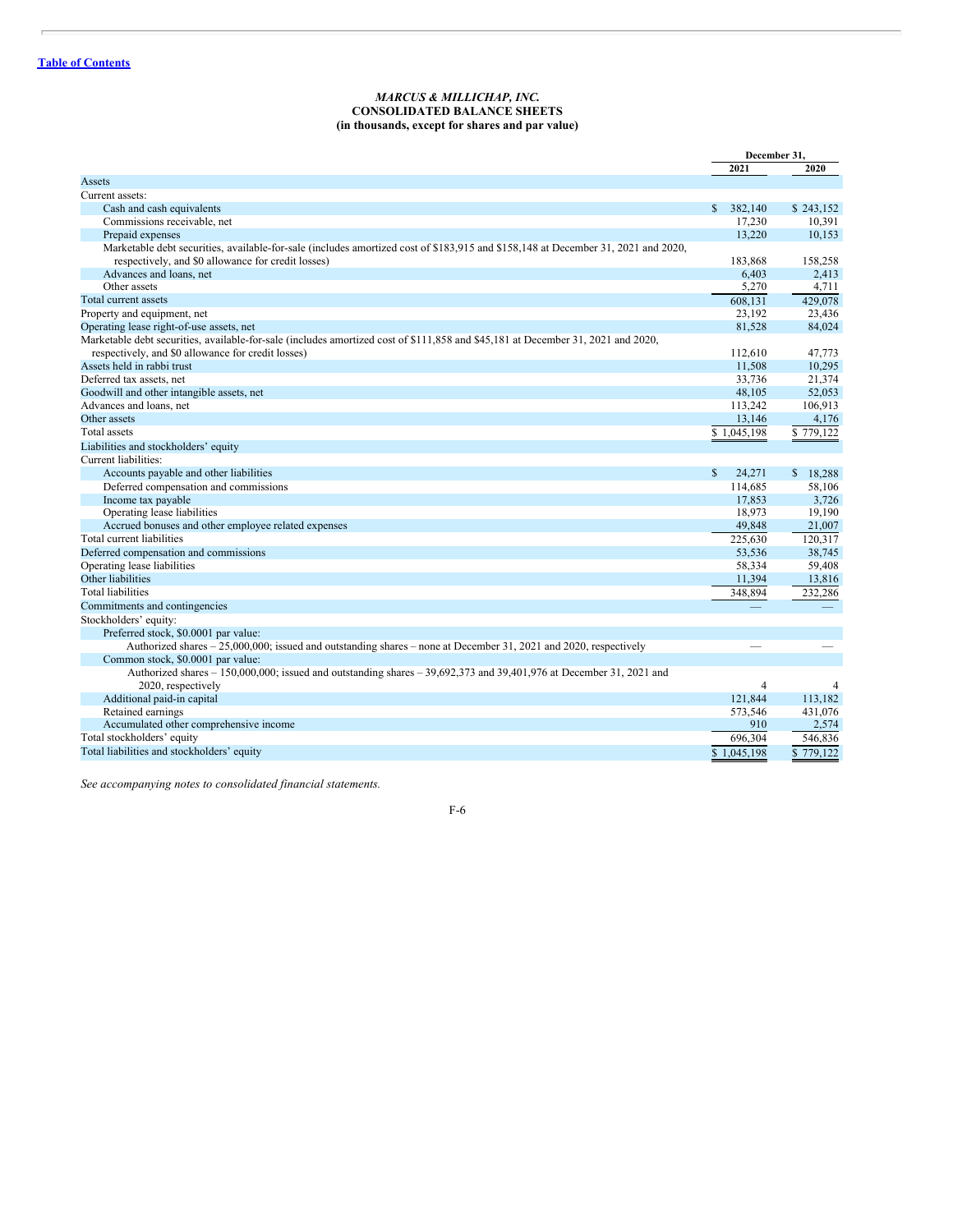[Table of Contents](#)

*MARCUS & MILLICHAP, INC.*
**CONSOLIDATED BALANCE SHEETS**
**(in thousands, except for shares and par value)**

| | December 31, 2021 | December 31, 2020 |
|---|---|---|
| Assets | | |
| Current assets: | | |
| Cash and cash equivalents | $ 382,140 | $ 243,152 |
| Commissions receivable, net | 17,230 | 10,391 |
| Prepaid expenses | 13,220 | 10,153 |
| Marketable debt securities, available-for-sale (includes amortized cost of $183,915 and $158,148 at December 31, 2021 and 2020, respectively, and $0 allowance for credit losses) | 183,868 | 158,258 |
| Advances and loans, net | 6,403 | 2,413 |
| Other assets | 5,270 | 4,711 |
| Total current assets | 608,131 | 429,078 |
| Property and equipment, net | 23,192 | 23,436 |
| Operating lease right-of-use assets, net | 81,528 | 84,024 |
| Marketable debt securities, available-for-sale (includes amortized cost of $111,858 and $45,181 at December 31, 2021 and 2020, respectively, and $0 allowance for credit losses) | 112,610 | 47,773 |
| Assets held in rabbi trust | 11,508 | 10,295 |
| Deferred tax assets, net | 33,736 | 21,374 |
| Goodwill and other intangible assets, net | 48,105 | 52,053 |
| Advances and loans, net | 113,242 | 106,913 |
| Other assets | 13,146 | 4,176 |
| Total assets | $ 1,045,198 | $ 779,122 |
| Liabilities and stockholders' equity | | |
| Current liabilities: | | |
| Accounts payable and other liabilities | $ 24,271 | $ 18,288 |
| Deferred compensation and commissions | 114,685 | 58,106 |
| Income tax payable | 17,853 | 3,726 |
| Operating lease liabilities | 18,973 | 19,190 |
| Accrued bonuses and other employee related expenses | 49,848 | 21,007 |
| Total current liabilities | 225,630 | 120,317 |
| Deferred compensation and commissions | 53,536 | 38,745 |
| Operating lease liabilities | 58,334 | 59,408 |
| Other liabilities | 11,394 | 13,816 |
| Total liabilities | 348,894 | 232,286 |
| Commitments and contingencies | — | — |
| Stockholders' equity: | | |
| Preferred stock, $0.0001 par value: | | |
| Authorized shares – 25,000,000; issued and outstanding shares – none at December 31, 2021 and 2020, respectively | — | — |
| Common stock, $0.0001 par value: | | |
| Authorized shares – 150,000,000; issued and outstanding shares – 39,692,373 and 39,401,976 at December 31, 2021 and 2020, respectively | 4 | 4 |
| Additional paid-in capital | 121,844 | 113,182 |
| Retained earnings | 573,546 | 431,076 |
| Accumulated other comprehensive income | 910 | 2,574 |
| Total stockholders' equity | 696,304 | 546,836 |
| Total liabilities and stockholders' equity | $ 1,045,198 | $ 779,122 |

*See accompanying notes to consolidated financial statements.*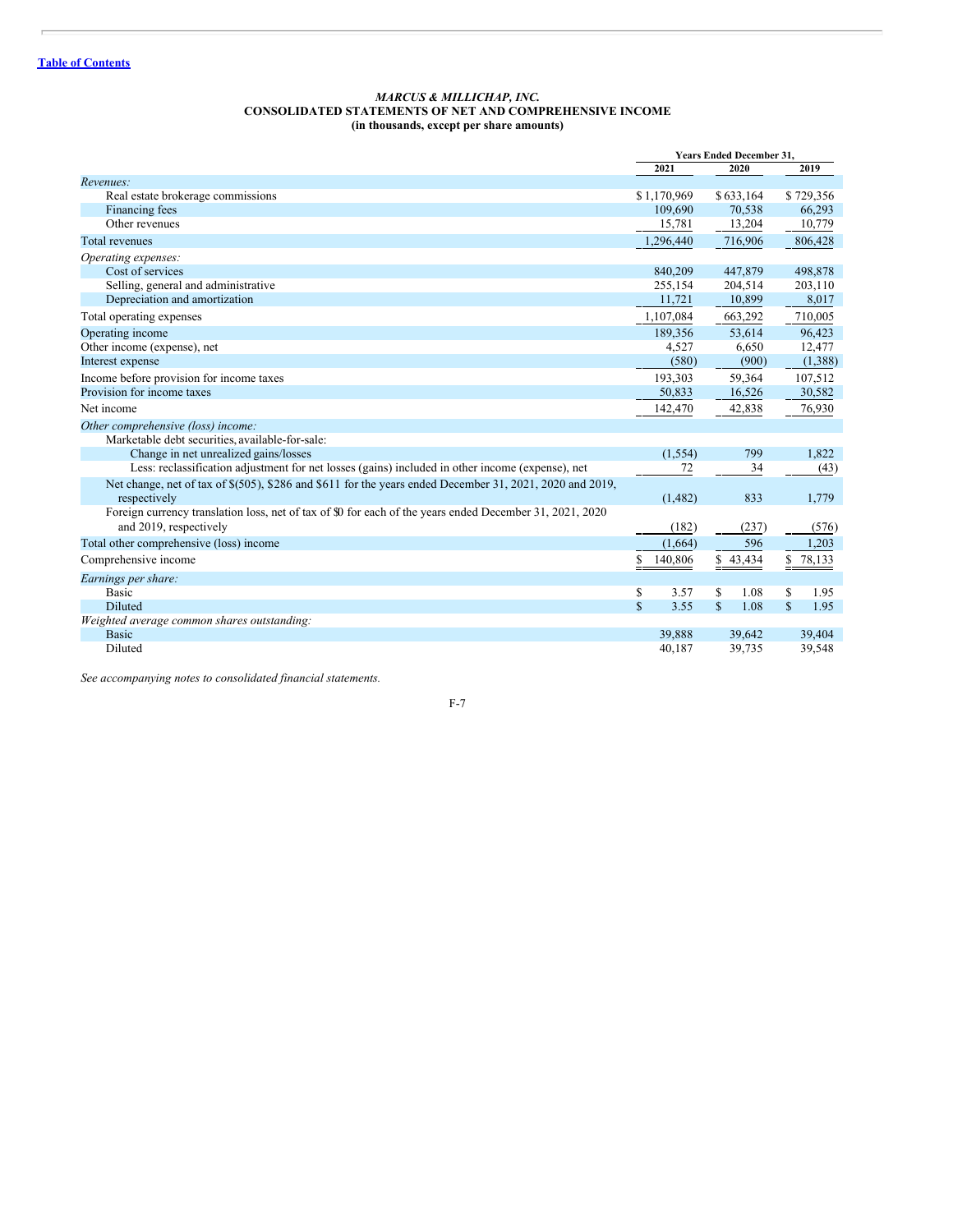[Table of Contents](#)

*MARCUS & MILLICHAP, INC.*
**CONSOLIDATED STATEMENTS OF NET AND COMPREHENSIVE INCOME**
**(in thousands, except per share amounts)**

| | Years Ended December 31, | | |
|---|---|---|---|
| | 2021 | 2020 | 2019 |
| *Revenues:* | | | |
| Real estate brokerage commissions | $ 1,170,969 | $ 633,164 | $ 729,356 |
| Financing fees | 109,690 | 70,538 | 66,293 |
| Other revenues | 15,781 | 13,204 | 10,779 |
| Total revenues | 1,296,440 | 716,906 | 806,428 |
| *Operating expenses:* | | | |
| Cost of services | 840,209 | 447,879 | 498,878 |
| Selling, general and administrative | 255,154 | 204,514 | 203,110 |
| Depreciation and amortization | 11,721 | 10,899 | 8,017 |
| Total operating expenses | 1,107,084 | 663,292 | 710,005 |
| Operating income | 189,356 | 53,614 | 96,423 |
| Other income (expense), net | 4,527 | 6,650 | 12,477 |
| Interest expense | (580) | (900) | (1,388) |
| Income before provision for income taxes | 193,303 | 59,364 | 107,512 |
| Provision for income taxes | 50,833 | 16,526 | 30,582 |
| Net income | 142,470 | 42,838 | 76,930 |
| *Other comprehensive (loss) income:* | | | |
| Marketable debt securities, available-for-sale: | | | |
| Change in net unrealized gains/losses | (1,554) | 799 | 1,822 |
| Less: reclassification adjustment for net losses (gains) included in other income (expense), net | 72 | 34 | (43) |
| Net change, net of tax of $(505), $286 and $611 for the years ended December 31, 2021, 2020 and 2019, respectively | (1,482) | 833 | 1,779 |
| Foreign currency translation loss, net of tax of $0 for each of the years ended December 31, 2021, 2020 and 2019, respectively | (182) | (237) | (576) |
| Total other comprehensive (loss) income | (1,664) | 596 | 1,203 |
| Comprehensive income | $ 140,806 | $ 43,434 | $ 78,133 |
| *Earnings per share:* | | | |
| Basic | $ 3.57 | $ 1.08 | $ 1.95 |
| Diluted | $ 3.55 | $ 1.08 | $ 1.95 |
| *Weighted average common shares outstanding:* | | | |
| Basic | 39,888 | 39,642 | 39,404 |
| Diluted | 40,187 | 39,735 | 39,548 |

*See accompanying notes to consolidated financial statements.*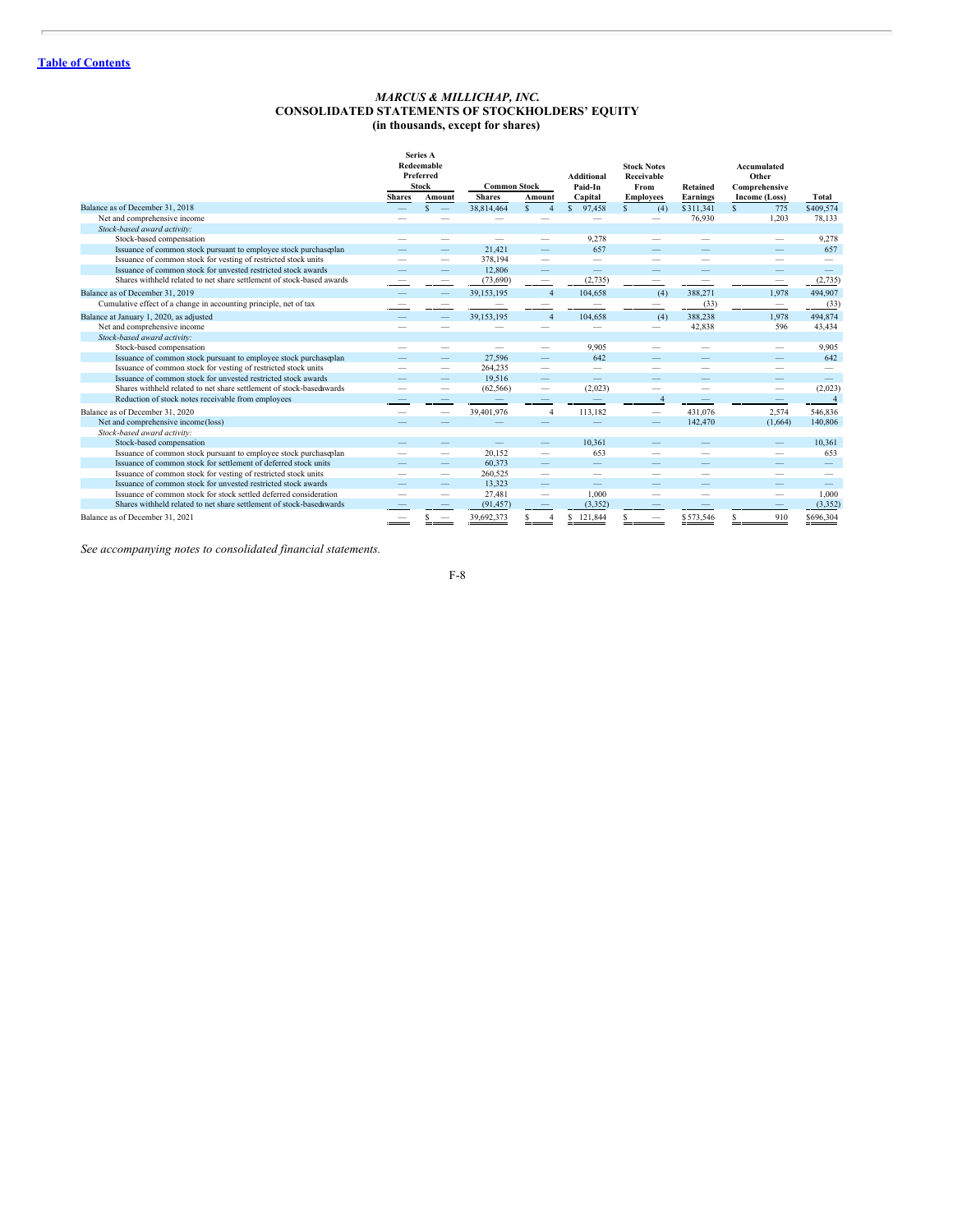[Table of Contents](#)

### *MARCUS & MILLICHAP, INC.*
### CONSOLIDATED STATEMENTS OF STOCKHOLDERS' EQUITY
### (in thousands, except for shares)

| | Series A Redeemable Preferred Stock | | Common Stock | | Additional Paid-In | Stock Notes Receivable From | Retained | Accumulated Other Comprehensive | |
|---|---|---|---|---|---|---|---|---|---|
| | Shares | Amount | Shares | Amount | Capital | Employees | Earnings | Income (Loss) | Total |
| Balance as of December 31, 2018 | — | $ — | 38,814,464 | $ 4 | $ 97,458 | $ (4) | $ 311,341 | $ 775 | $409,574 |
| Net and comprehensive income | — | — | — | — | — | — | 76,930 | 1,203 | 78,133 |
| *Stock-based award activity:* | | | | | | | | | |
| Stock-based compensation | — | — | — | — | 9,278 | — | — | — | 9,278 |
| Issuance of common stock pursuant to employee stock purchase plan | — | — | 21,421 | — | 657 | — | — | — | 657 |
| Issuance of common stock for vesting of restricted stock units | — | — | 378,194 | — | — | — | — | — | — |
| Issuance of common stock for unvested restricted stock awards | — | — | 12,806 | — | — | — | — | — | — |
| Shares withheld related to net share settlement of stock-based awards | — | — | (73,690) | — | (2,735) | — | — | — | (2,735) |
| Balance as of December 31, 2019 | — | — | 39,153,195 | 4 | 104,658 | (4) | 388,271 | 1,978 | 494,907 |
| Cumulative effect of a change in accounting principle, net of tax | — | — | — | — | — | — | (33) | — | (33) |
| Balance at January 1, 2020, as adjusted | — | — | 39,153,195 | 4 | 104,658 | (4) | 388,238 | 1,978 | 494,874 |
| Net and comprehensive income | — | — | — | — | — | — | 42,838 | 596 | 43,434 |
| *Stock-based award activity:* | | | | | | | | | |
| Stock-based compensation | — | — | — | — | 9,905 | — | — | — | 9,905 |
| Issuance of common stock pursuant to employee stock purchase plan | — | — | 27,596 | — | 642 | — | — | — | 642 |
| Issuance of common stock for vesting of restricted stock units | — | — | 264,235 | — | — | — | — | — | — |
| Issuance of common stock for unvested restricted stock awards | — | — | 19,516 | — | — | — | — | — | — |
| Shares withheld related to net share settlement of stock-based awards | — | — | (62,566) | — | (2,023) | — | — | — | (2,023) |
| Reduction of stock notes receivable from employees | — | — | — | — | — | 4 | — | — | 4 |
| Balance as of December 31, 2020 | — | — | 39,401,976 | 4 | 113,182 | — | 431,076 | 2,574 | 546,836 |
| Net and comprehensive income (loss) | — | — | — | — | — | — | 142,470 | (1,664) | 140,806 |
| *Stock-based award activity:* | | | | | | | | | |
| Stock-based compensation | — | — | — | — | 10,361 | — | — | — | 10,361 |
| Issuance of common stock pursuant to employee stock purchase plan | — | — | 20,152 | — | 653 | — | — | — | 653 |
| Issuance of common stock for settlement of deferred stock units | — | — | 60,373 | — | — | — | — | — | — |
| Issuance of common stock for vesting of restricted stock units | — | — | 260,525 | — | — | — | — | — | — |
| Issuance of common stock for unvested restricted stock awards | — | — | 13,323 | — | — | — | — | — | — |
| Issuance of common stock for stock settled deferred consideration | — | — | 27,481 | — | 1,000 | — | — | — | 1,000 |
| Shares withheld related to net share settlement of stock-based awards | — | — | (91,457) | — | (3,352) | — | — | — | (3,352) |
| Balance as of December 31, 2021 | — | $ — | 39,692,373 | $ 4 | $ 121,844 | $ — | $ 573,546 | $ 910 | $696,304 |

*See accompanying notes to consolidated financial statements.*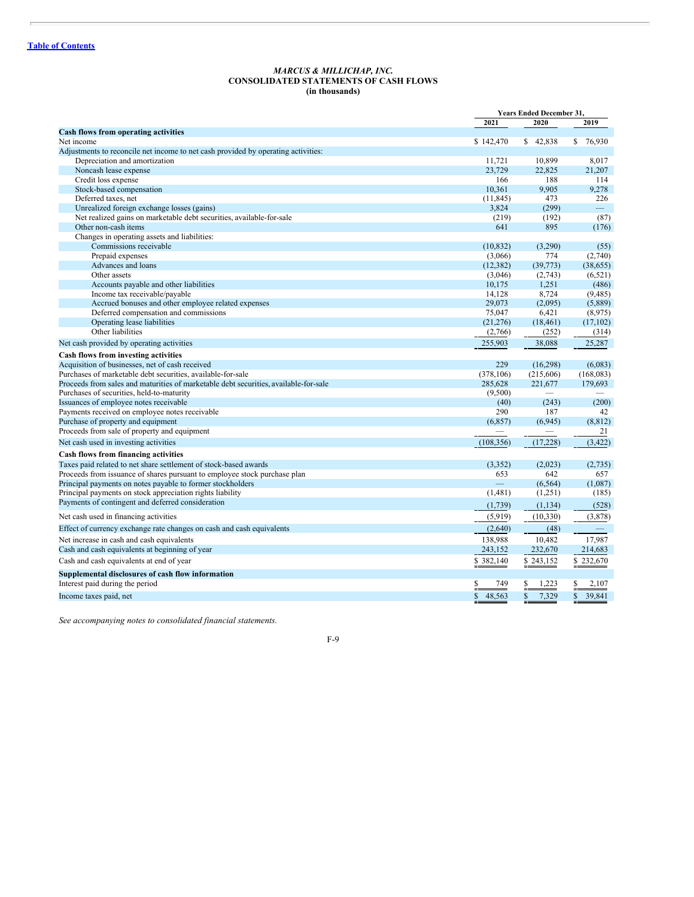*MARCUS & MILLICHAP, INC.*

**CONSOLIDATED STATEMENTS OF CASH FLOWS**

**(in thousands)**

| | Years Ended December 31, | | |
|---|---|---|---|
| | 2021 | 2020 | 2019 |
| **Cash flows from operating activities** | | | |
| Net income | $ 142,470 | $ 42,838 | $ 76,930 |
| Adjustments to reconcile net income to net cash provided by operating activities: | | | |
| Depreciation and amortization | 11,721 | 10,899 | 8,017 |
| Noncash lease expense | 23,729 | 22,825 | 21,207 |
| Credit loss expense | 166 | 188 | 114 |
| Stock-based compensation | 10,361 | 9,905 | 9,278 |
| Deferred taxes, net | (11,845) | 473 | 226 |
| Unrealized foreign exchange losses (gains) | 3,824 | (299) | — |
| Net realized gains on marketable debt securities, available-for-sale | (219) | (192) | (87) |
| Other non-cash items | 641 | 895 | (176) |
| Changes in operating assets and liabilities: | | | |
| Commissions receivable | (10,832) | (3,290) | (55) |
| Prepaid expenses | (3,066) | 774 | (2,740) |
| Advances and loans | (12,382) | (39,773) | (38,655) |
| Other assets | (3,046) | (2,743) | (6,521) |
| Accounts payable and other liabilities | 10,175 | 1,251 | (486) |
| Income tax receivable/payable | 14,128 | 8,724 | (9,485) |
| Accrued bonuses and other employee related expenses | 29,073 | (2,095) | (5,889) |
| Deferred compensation and commissions | 75,047 | 6,421 | (8,975) |
| Operating lease liabilities | (21,276) | (18,461) | (17,102) |
| Other liabilities | (2,766) | (252) | (314) |
| Net cash provided by operating activities | 255,903 | 38,088 | 25,287 |
| **Cash flows from investing activities** | | | |
| Acquisition of businesses, net of cash received | 229 | (16,298) | (6,083) |
| Purchases of marketable debt securities, available-for-sale | (378,106) | (215,606) | (168,083) |
| Proceeds from sales and maturities of marketable debt securities, available-for-sale | 285,628 | 221,677 | 179,693 |
| Purchases of securities, held-to-maturity | (9,500) | — | — |
| Issuances of employee notes receivable | (40) | (243) | (200) |
| Payments received on employee notes receivable | 290 | 187 | 42 |
| Purchase of property and equipment | (6,857) | (6,945) | (8,812) |
| Proceeds from sale of property and equipment | — | — | 21 |
| Net cash used in investing activities | (108,356) | (17,228) | (3,422) |
| **Cash flows from financing activities** | | | |
| Taxes paid related to net share settlement of stock-based awards | (3,352) | (2,023) | (2,735) |
| Proceeds from issuance of shares pursuant to employee stock purchase plan | 653 | 642 | 657 |
| Principal payments on notes payable to former stockholders | — | (6,564) | (1,087) |
| Principal payments on stock appreciation rights liability | (1,481) | (1,251) | (185) |
| Payments of contingent and deferred consideration | (1,739) | (1,134) | (528) |
| Net cash used in financing activities | (5,919) | (10,330) | (3,878) |
| Effect of currency exchange rate changes on cash and cash equivalents | (2,640) | (48) | — |
| Net increase in cash and cash equivalents | 138,988 | 10,482 | 17,987 |
| Cash and cash equivalents at beginning of year | 243,152 | 232,670 | 214,683 |
| Cash and cash equivalents at end of year | $ 382,140 | $ 243,152 | $ 232,670 |
| **Supplemental disclosures of cash flow information** | | | |
| Interest paid during the period | $ 749 | $ 1,223 | $ 2,107 |
| Income taxes paid, net | $ 48,563 | $ 7,329 | $ 39,841 |

*See accompanying notes to consolidated financial statements.*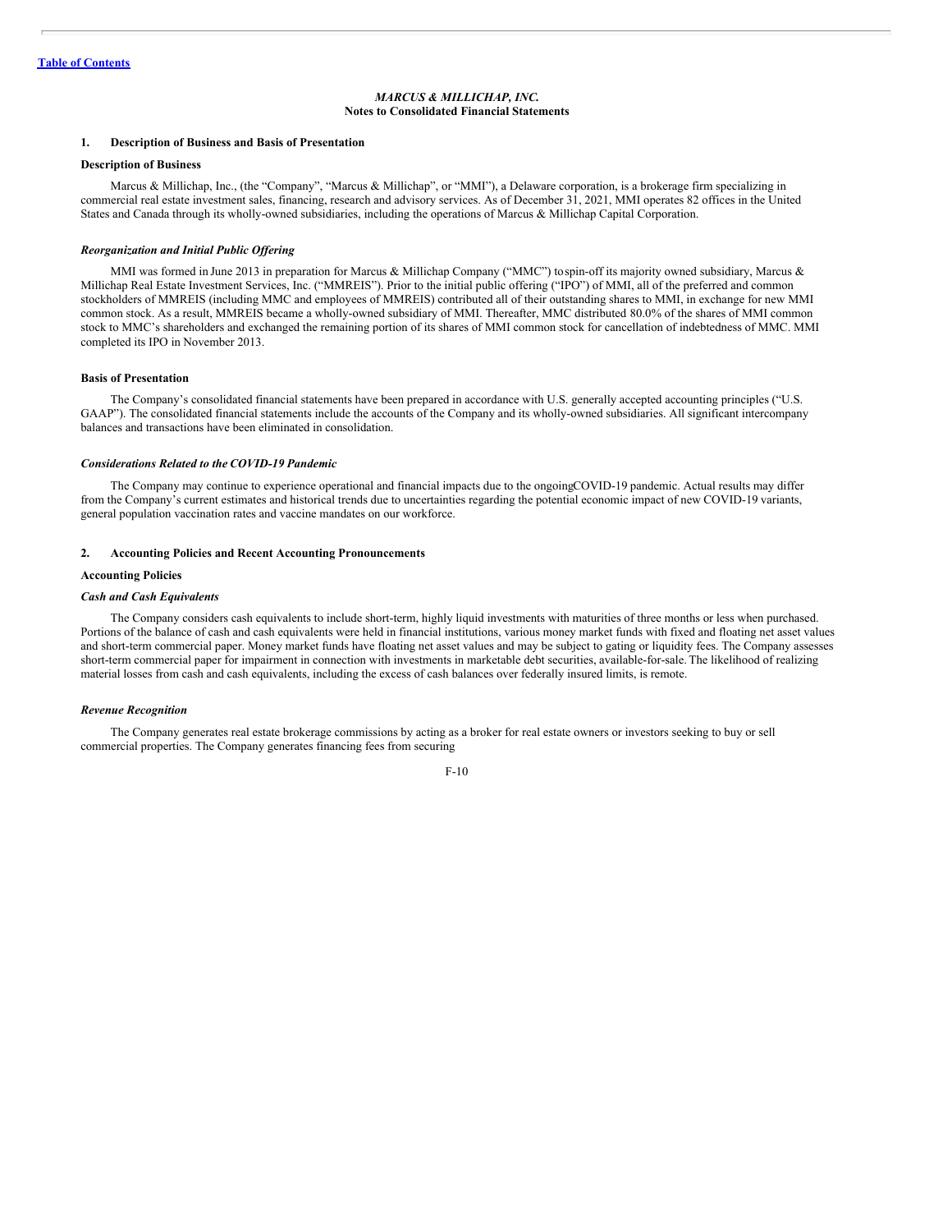[Table of Contents](#)

*MARCUS & MILLICHAP, INC.*
**Notes to Consolidated Financial Statements**

## 1. Description of Business and Basis of Presentation

### Description of Business

Marcus & Millichap, Inc., (the "Company", "Marcus & Millichap", or "MMI"), a Delaware corporation, is a brokerage firm specializing in commercial real estate investment sales, financing, research and advisory services. As of December 31, 2021, MMI operates 82 offices in the United States and Canada through its wholly-owned subsidiaries, including the operations of Marcus & Millichap Capital Corporation.

#### *Reorganization and Initial Public Offering*

MMI was formed in June 2013 in preparation for Marcus & Millichap Company ("MMC") to spin-off its majority owned subsidiary, Marcus & Millichap Real Estate Investment Services, Inc. ("MMREIS"). Prior to the initial public offering ("IPO") of MMI, all of the preferred and common stockholders of MMREIS (including MMC and employees of MMREIS) contributed all of their outstanding shares to MMI, in exchange for new MMI common stock. As a result, MMREIS became a wholly-owned subsidiary of MMI. Thereafter, MMC distributed 80.0% of the shares of MMI common stock to MMC's shareholders and exchanged the remaining portion of its shares of MMI common stock for cancellation of indebtedness of MMC. MMI completed its IPO in November 2013.

### Basis of Presentation

The Company's consolidated financial statements have been prepared in accordance with U.S. generally accepted accounting principles ("U.S. GAAP"). The consolidated financial statements include the accounts of the Company and its wholly-owned subsidiaries. All significant intercompany balances and transactions have been eliminated in consolidation.

#### *Considerations Related to the COVID-19 Pandemic*

The Company may continue to experience operational and financial impacts due to the ongoing COVID-19 pandemic. Actual results may differ from the Company's current estimates and historical trends due to uncertainties regarding the potential economic impact of new COVID-19 variants, general population vaccination rates and vaccine mandates on our workforce.

## 2. Accounting Policies and Recent Accounting Pronouncements

### Accounting Policies

#### *Cash and Cash Equivalents*

The Company considers cash equivalents to include short-term, highly liquid investments with maturities of three months or less when purchased. Portions of the balance of cash and cash equivalents were held in financial institutions, various money market funds with fixed and floating net asset values and short-term commercial paper. Money market funds have floating net asset values and may be subject to gating or liquidity fees. The Company assesses short-term commercial paper for impairment in connection with investments in marketable debt securities, available-for-sale. The likelihood of realizing material losses from cash and cash equivalents, including the excess of cash balances over federally insured limits, is remote.

#### *Revenue Recognition*

The Company generates real estate brokerage commissions by acting as a broker for real estate owners or investors seeking to buy or sell commercial properties. The Company generates financing fees from securing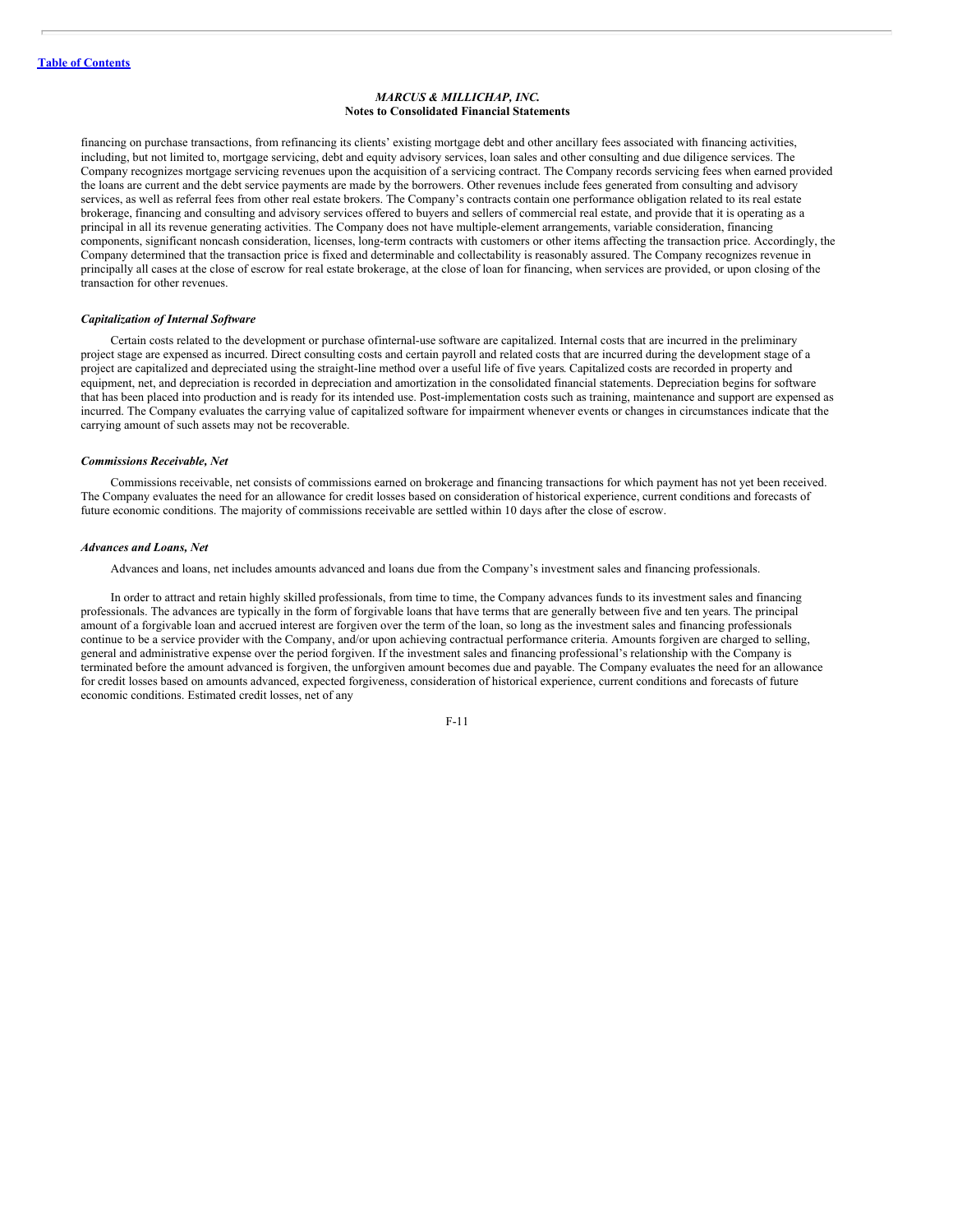financing on purchase transactions, from refinancing its clients' existing mortgage debt and other ancillary fees associated with financing activities, including, but not limited to, mortgage servicing, debt and equity advisory services, loan sales and other consulting and due diligence services. The Company recognizes mortgage servicing revenues upon the acquisition of a servicing contract. The Company records servicing fees when earned provided the loans are current and the debt service payments are made by the borrowers. Other revenues include fees generated from consulting and advisory services, as well as referral fees from other real estate brokers. The Company's contracts contain one performance obligation related to its real estate brokerage, financing and consulting and advisory services offered to buyers and sellers of commercial real estate, and provide that it is operating as a principal in all its revenue generating activities. The Company does not have multiple-element arrangements, variable consideration, financing components, significant noncash consideration, licenses, long-term contracts with customers or other items affecting the transaction price. Accordingly, the Company determined that the transaction price is fixed and determinable and collectability is reasonably assured. The Company recognizes revenue in principally all cases at the close of escrow for real estate brokerage, at the close of loan for financing, when services are provided, or upon closing of the transaction for other revenues.

### *Capitalization of Internal Software*

Certain costs related to the development or purchase ofinternal-use software are capitalized. Internal costs that are incurred in the preliminary project stage are expensed as incurred. Direct consulting costs and certain payroll and related costs that are incurred during the development stage of a project are capitalized and depreciated using the straight-line method over a useful life of five years. Capitalized costs are recorded in property and equipment, net, and depreciation is recorded in depreciation and amortization in the consolidated financial statements. Depreciation begins for software that has been placed into production and is ready for its intended use. Post-implementation costs such as training, maintenance and support are expensed as incurred. The Company evaluates the carrying value of capitalized software for impairment whenever events or changes in circumstances indicate that the carrying amount of such assets may not be recoverable.

### *Commissions Receivable, Net*

Commissions receivable, net consists of commissions earned on brokerage and financing transactions for which payment has not yet been received. The Company evaluates the need for an allowance for credit losses based on consideration of historical experience, current conditions and forecasts of future economic conditions. The majority of commissions receivable are settled within 10 days after the close of escrow.

### *Advances and Loans, Net*

Advances and loans, net includes amounts advanced and loans due from the Company's investment sales and financing professionals.

In order to attract and retain highly skilled professionals, from time to time, the Company advances funds to its investment sales and financing professionals. The advances are typically in the form of forgivable loans that have terms that are generally between five and ten years. The principal amount of a forgivable loan and accrued interest are forgiven over the term of the loan, so long as the investment sales and financing professionals continue to be a service provider with the Company, and/or upon achieving contractual performance criteria. Amounts forgiven are charged to selling, general and administrative expense over the period forgiven. If the investment sales and financing professional's relationship with the Company is terminated before the amount advanced is forgiven, the unforgiven amount becomes due and payable. The Company evaluates the need for an allowance for credit losses based on amounts advanced, expected forgiveness, consideration of historical experience, current conditions and forecasts of future economic conditions. Estimated credit losses, net of any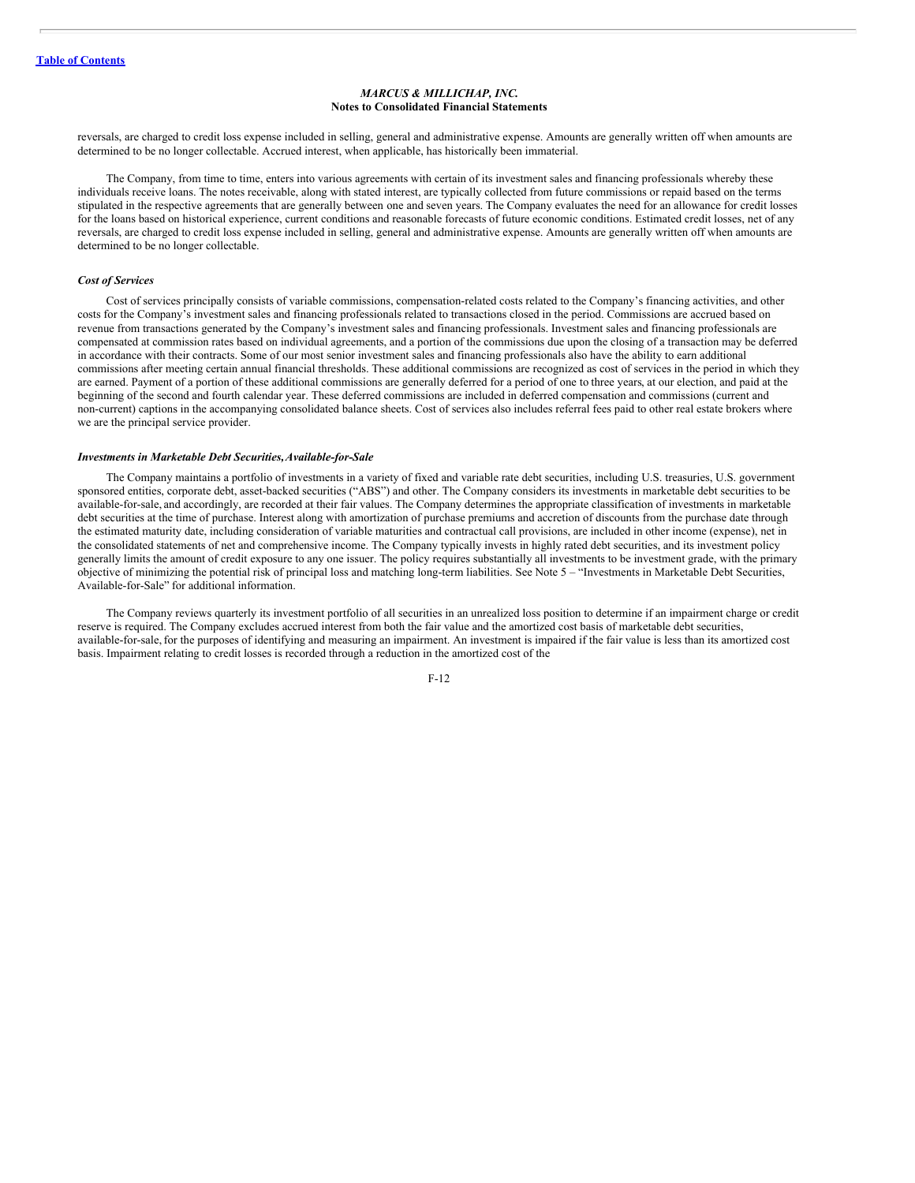reversals, are charged to credit loss expense included in selling, general and administrative expense. Amounts are generally written off when amounts are determined to be no longer collectable. Accrued interest, when applicable, has historically been immaterial.

The Company, from time to time, enters into various agreements with certain of its investment sales and financing professionals whereby these individuals receive loans. The notes receivable, along with stated interest, are typically collected from future commissions or repaid based on the terms stipulated in the respective agreements that are generally between one and seven years. The Company evaluates the need for an allowance for credit losses for the loans based on historical experience, current conditions and reasonable forecasts of future economic conditions. Estimated credit losses, net of any reversals, are charged to credit loss expense included in selling, general and administrative expense. Amounts are generally written off when amounts are determined to be no longer collectable.

### *Cost of Services*

Cost of services principally consists of variable commissions, compensation-related costs related to the Company's financing activities, and other costs for the Company's investment sales and financing professionals related to transactions closed in the period. Commissions are accrued based on revenue from transactions generated by the Company's investment sales and financing professionals. Investment sales and financing professionals are compensated at commission rates based on individual agreements, and a portion of the commissions due upon the closing of a transaction may be deferred in accordance with their contracts. Some of our most senior investment sales and financing professionals also have the ability to earn additional commissions after meeting certain annual financial thresholds. These additional commissions are recognized as cost of services in the period in which they are earned. Payment of a portion of these additional commissions are generally deferred for a period of one to three years, at our election, and paid at the beginning of the second and fourth calendar year. These deferred commissions are included in deferred compensation and commissions (current and non-current) captions in the accompanying consolidated balance sheets. Cost of services also includes referral fees paid to other real estate brokers where we are the principal service provider.

### *Investments in Marketable Debt Securities, Available-for-Sale*

The Company maintains a portfolio of investments in a variety of fixed and variable rate debt securities, including U.S. treasuries, U.S. government sponsored entities, corporate debt, asset-backed securities ("ABS") and other. The Company considers its investments in marketable debt securities to be available-for-sale, and accordingly, are recorded at their fair values. The Company determines the appropriate classification of investments in marketable debt securities at the time of purchase. Interest along with amortization of purchase premiums and accretion of discounts from the purchase date through the estimated maturity date, including consideration of variable maturities and contractual call provisions, are included in other income (expense), net in the consolidated statements of net and comprehensive income. The Company typically invests in highly rated debt securities, and its investment policy generally limits the amount of credit exposure to any one issuer. The policy requires substantially all investments to be investment grade, with the primary objective of minimizing the potential risk of principal loss and matching long-term liabilities. See Note 5 – "Investments in Marketable Debt Securities, Available-for-Sale" for additional information.

The Company reviews quarterly its investment portfolio of all securities in an unrealized loss position to determine if an impairment charge or credit reserve is required. The Company excludes accrued interest from both the fair value and the amortized cost basis of marketable debt securities, available-for-sale, for the purposes of identifying and measuring an impairment. An investment is impaired if the fair value is less than its amortized cost basis. Impairment relating to credit losses is recorded through a reduction in the amortized cost of the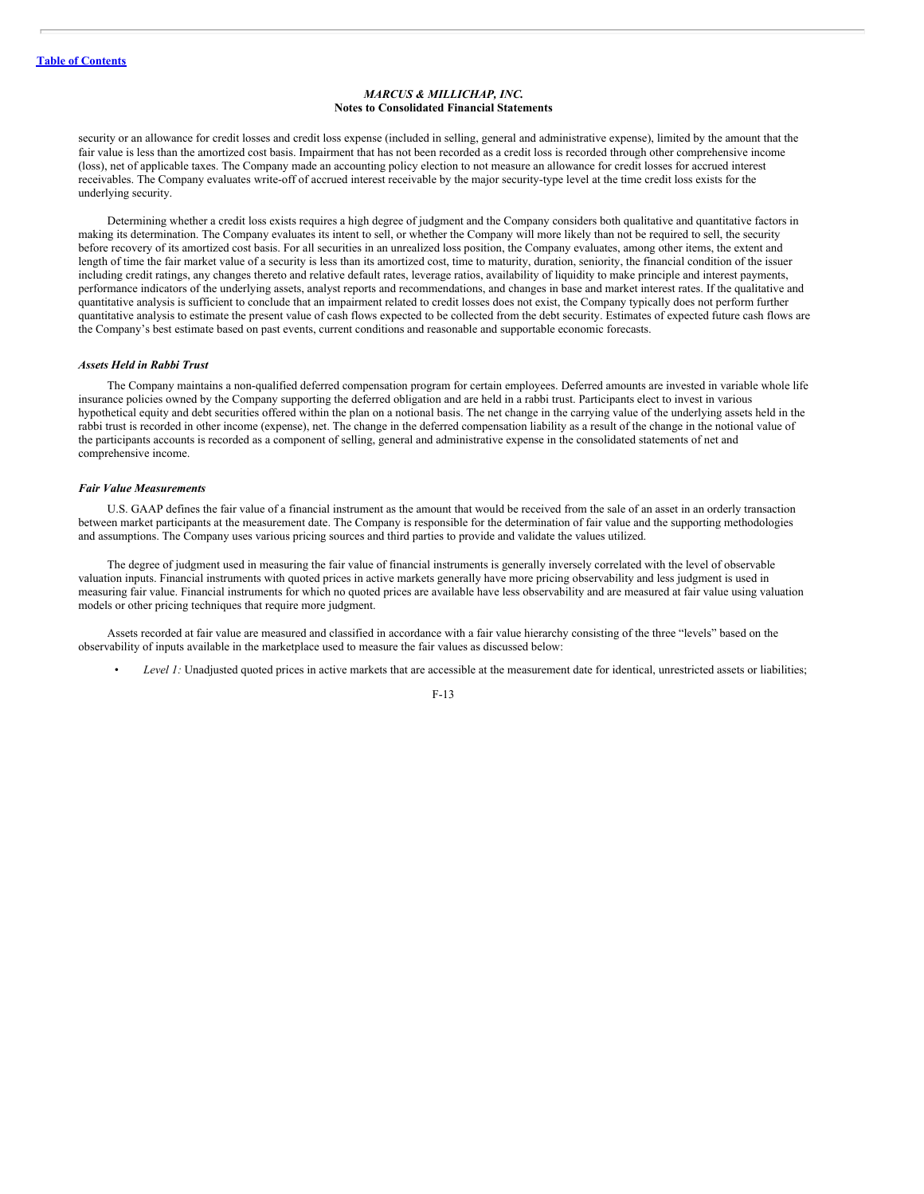security or an allowance for credit losses and credit loss expense (included in selling, general and administrative expense), limited by the amount that the fair value is less than the amortized cost basis. Impairment that has not been recorded as a credit loss is recorded through other comprehensive income (loss), net of applicable taxes. The Company made an accounting policy election to not measure an allowance for credit losses for accrued interest receivables. The Company evaluates write-off of accrued interest receivable by the major security-type level at the time credit loss exists for the underlying security.

Determining whether a credit loss exists requires a high degree of judgment and the Company considers both qualitative and quantitative factors in making its determination. The Company evaluates its intent to sell, or whether the Company will more likely than not be required to sell, the security before recovery of its amortized cost basis. For all securities in an unrealized loss position, the Company evaluates, among other items, the extent and length of time the fair market value of a security is less than its amortized cost, time to maturity, duration, seniority, the financial condition of the issuer including credit ratings, any changes thereto and relative default rates, leverage ratios, availability of liquidity to make principle and interest payments, performance indicators of the underlying assets, analyst reports and recommendations, and changes in base and market interest rates. If the qualitative and quantitative analysis is sufficient to conclude that an impairment related to credit losses does not exist, the Company typically does not perform further quantitative analysis to estimate the present value of cash flows expected to be collected from the debt security. Estimates of expected future cash flows are the Company's best estimate based on past events, current conditions and reasonable and supportable economic forecasts.

***Assets Held in Rabbi Trust***

The Company maintains a non-qualified deferred compensation program for certain employees. Deferred amounts are invested in variable whole life insurance policies owned by the Company supporting the deferred obligation and are held in a rabbi trust. Participants elect to invest in various hypothetical equity and debt securities offered within the plan on a notional basis. The net change in the carrying value of the underlying assets held in the rabbi trust is recorded in other income (expense), net. The change in the deferred compensation liability as a result of the change in the notional value of the participants accounts is recorded as a component of selling, general and administrative expense in the consolidated statements of net and comprehensive income.

***Fair Value Measurements***

U.S. GAAP defines the fair value of a financial instrument as the amount that would be received from the sale of an asset in an orderly transaction between market participants at the measurement date. The Company is responsible for the determination of fair value and the supporting methodologies and assumptions. The Company uses various pricing sources and third parties to provide and validate the values utilized.

The degree of judgment used in measuring the fair value of financial instruments is generally inversely correlated with the level of observable valuation inputs. Financial instruments with quoted prices in active markets generally have more pricing observability and less judgment is used in measuring fair value. Financial instruments for which no quoted prices are available have less observability and are measured at fair value using valuation models or other pricing techniques that require more judgment.

Assets recorded at fair value are measured and classified in accordance with a fair value hierarchy consisting of the three "levels" based on the observability of inputs available in the marketplace used to measure the fair values as discussed below:

- *Level 1:* Unadjusted quoted prices in active markets that are accessible at the measurement date for identical, unrestricted assets or liabilities;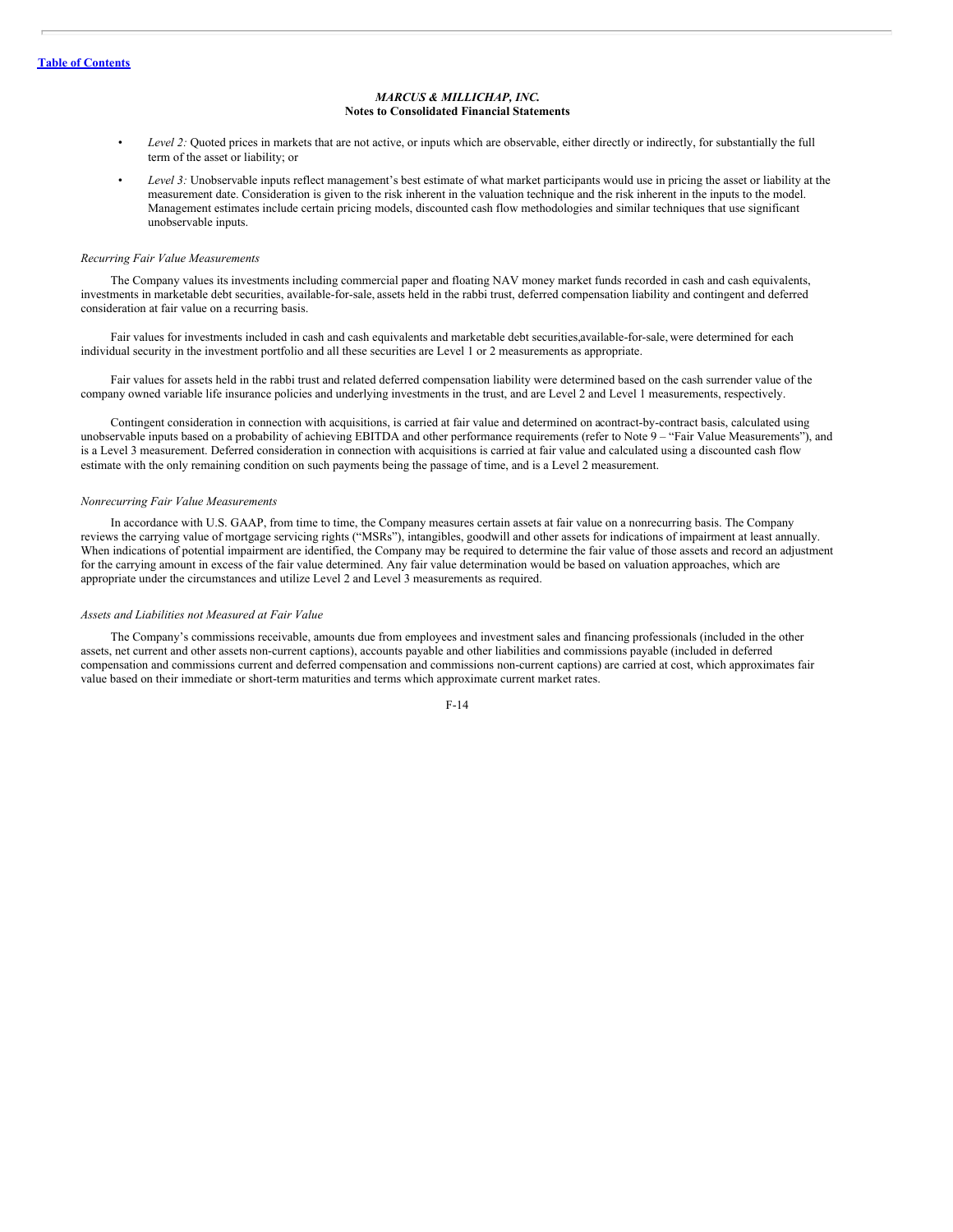- *Level 2:* Quoted prices in markets that are not active, or inputs which are observable, either directly or indirectly, for substantially the full term of the asset or liability; or
- *Level 3:* Unobservable inputs reflect management's best estimate of what market participants would use in pricing the asset or liability at the measurement date. Consideration is given to the risk inherent in the valuation technique and the risk inherent in the inputs to the model. Management estimates include certain pricing models, discounted cash flow methodologies and similar techniques that use significant unobservable inputs.

*Recurring Fair Value Measurements*

The Company values its investments including commercial paper and floating NAV money market funds recorded in cash and cash equivalents, investments in marketable debt securities, available-for-sale, assets held in the rabbi trust, deferred compensation liability and contingent and deferred consideration at fair value on a recurring basis.

Fair values for investments included in cash and cash equivalents and marketable debt securities,available-for-sale, were determined for each individual security in the investment portfolio and all these securities are Level 1 or 2 measurements as appropriate.

Fair values for assets held in the rabbi trust and related deferred compensation liability were determined based on the cash surrender value of the company owned variable life insurance policies and underlying investments in the trust, and are Level 2 and Level 1 measurements, respectively.

Contingent consideration in connection with acquisitions, is carried at fair value and determined on acontract-by-contract basis, calculated using unobservable inputs based on a probability of achieving EBITDA and other performance requirements (refer to Note 9 – "Fair Value Measurements"), and is a Level 3 measurement. Deferred consideration in connection with acquisitions is carried at fair value and calculated using a discounted cash flow estimate with the only remaining condition on such payments being the passage of time, and is a Level 2 measurement.

*Nonrecurring Fair Value Measurements*

In accordance with U.S. GAAP, from time to time, the Company measures certain assets at fair value on a nonrecurring basis. The Company reviews the carrying value of mortgage servicing rights ("MSRs"), intangibles, goodwill and other assets for indications of impairment at least annually. When indications of potential impairment are identified, the Company may be required to determine the fair value of those assets and record an adjustment for the carrying amount in excess of the fair value determined. Any fair value determination would be based on valuation approaches, which are appropriate under the circumstances and utilize Level 2 and Level 3 measurements as required.

*Assets and Liabilities not Measured at Fair Value*

The Company's commissions receivable, amounts due from employees and investment sales and financing professionals (included in the other assets, net current and other assets non-current captions), accounts payable and other liabilities and commissions payable (included in deferred compensation and commissions current and deferred compensation and commissions non-current captions) are carried at cost, which approximates fair value based on their immediate or short-term maturities and terms which approximate current market rates.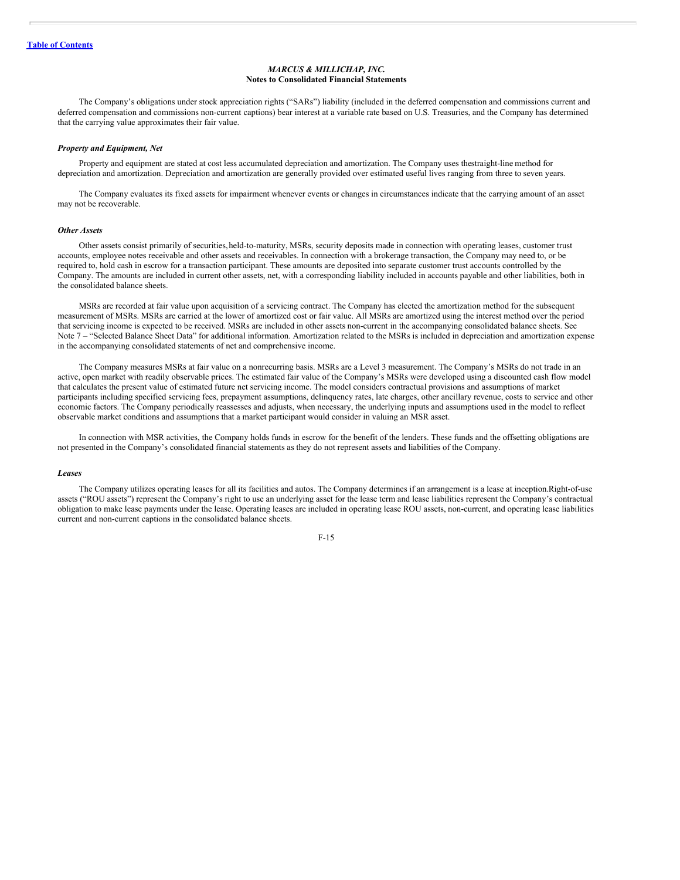*MARCUS & MILLICHAP, INC.*
**Notes to Consolidated Financial Statements**

The Company's obligations under stock appreciation rights ("SARs") liability (included in the deferred compensation and commissions current and deferred compensation and commissions non-current captions) bear interest at a variable rate based on U.S. Treasuries, and the Company has determined that the carrying value approximates their fair value.

***Property and Equipment, Net***

Property and equipment are stated at cost less accumulated depreciation and amortization. The Company uses thestraight-line method for depreciation and amortization. Depreciation and amortization are generally provided over estimated useful lives ranging from three to seven years.

The Company evaluates its fixed assets for impairment whenever events or changes in circumstances indicate that the carrying amount of an asset may not be recoverable.

***Other Assets***

Other assets consist primarily of securities,held-to-maturity, MSRs, security deposits made in connection with operating leases, customer trust accounts, employee notes receivable and other assets and receivables. In connection with a brokerage transaction, the Company may need to, or be required to, hold cash in escrow for a transaction participant. These amounts are deposited into separate customer trust accounts controlled by the Company. The amounts are included in current other assets, net, with a corresponding liability included in accounts payable and other liabilities, both in the consolidated balance sheets.

MSRs are recorded at fair value upon acquisition of a servicing contract. The Company has elected the amortization method for the subsequent measurement of MSRs. MSRs are carried at the lower of amortized cost or fair value. All MSRs are amortized using the interest method over the period that servicing income is expected to be received. MSRs are included in other assets non-current in the accompanying consolidated balance sheets. See Note 7 – "Selected Balance Sheet Data" for additional information. Amortization related to the MSRs is included in depreciation and amortization expense in the accompanying consolidated statements of net and comprehensive income.

The Company measures MSRs at fair value on a nonrecurring basis. MSRs are a Level 3 measurement. The Company's MSRs do not trade in an active, open market with readily observable prices. The estimated fair value of the Company's MSRs were developed using a discounted cash flow model that calculates the present value of estimated future net servicing income. The model considers contractual provisions and assumptions of market participants including specified servicing fees, prepayment assumptions, delinquency rates, late charges, other ancillary revenue, costs to service and other economic factors. The Company periodically reassesses and adjusts, when necessary, the underlying inputs and assumptions used in the model to reflect observable market conditions and assumptions that a market participant would consider in valuing an MSR asset.

In connection with MSR activities, the Company holds funds in escrow for the benefit of the lenders. These funds and the offsetting obligations are not presented in the Company's consolidated financial statements as they do not represent assets and liabilities of the Company.

***Leases***

The Company utilizes operating leases for all its facilities and autos. The Company determines if an arrangement is a lease at inception.Right-of-use assets ("ROU assets") represent the Company's right to use an underlying asset for the lease term and lease liabilities represent the Company's contractual obligation to make lease payments under the lease. Operating leases are included in operating lease ROU assets, non-current, and operating lease liabilities current and non-current captions in the consolidated balance sheets.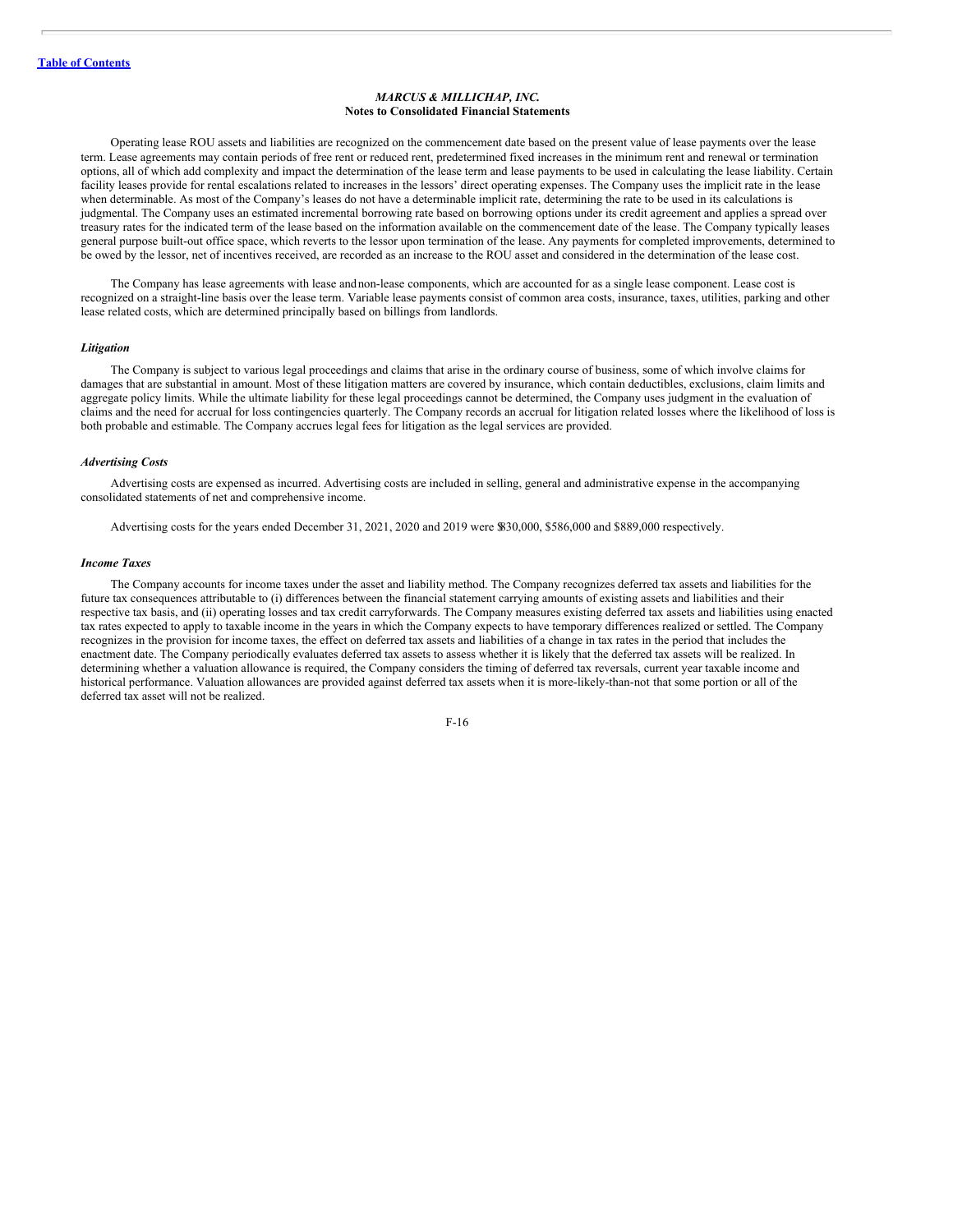*MARCUS & MILLICHAP, INC.*
**Notes to Consolidated Financial Statements**

Operating lease ROU assets and liabilities are recognized on the commencement date based on the present value of lease payments over the lease term. Lease agreements may contain periods of free rent or reduced rent, predetermined fixed increases in the minimum rent and renewal or termination options, all of which add complexity and impact the determination of the lease term and lease payments to be used in calculating the lease liability. Certain facility leases provide for rental escalations related to increases in the lessors' direct operating expenses. The Company uses the implicit rate in the lease when determinable. As most of the Company's leases do not have a determinable implicit rate, determining the rate to be used in its calculations is judgmental. The Company uses an estimated incremental borrowing rate based on borrowing options under its credit agreement and applies a spread over treasury rates for the indicated term of the lease based on the information available on the commencement date of the lease. The Company typically leases general purpose built-out office space, which reverts to the lessor upon termination of the lease. Any payments for completed improvements, determined to be owed by the lessor, net of incentives received, are recorded as an increase to the ROU asset and considered in the determination of the lease cost.

The Company has lease agreements with lease and non-lease components, which are accounted for as a single lease component. Lease cost is recognized on a straight-line basis over the lease term. Variable lease payments consist of common area costs, insurance, taxes, utilities, parking and other lease related costs, which are determined principally based on billings from landlords.

### *Litigation*

The Company is subject to various legal proceedings and claims that arise in the ordinary course of business, some of which involve claims for damages that are substantial in amount. Most of these litigation matters are covered by insurance, which contain deductibles, exclusions, claim limits and aggregate policy limits. While the ultimate liability for these legal proceedings cannot be determined, the Company uses judgment in the evaluation of claims and the need for accrual for loss contingencies quarterly. The Company records an accrual for litigation related losses where the likelihood of loss is both probable and estimable. The Company accrues legal fees for litigation as the legal services are provided.

### *Advertising Costs*

Advertising costs are expensed as incurred. Advertising costs are included in selling, general and administrative expense in the accompanying consolidated statements of net and comprehensive income.

Advertising costs for the years ended December 31, 2021, 2020 and 2019 were $830,000, $586,000 and $889,000 respectively.

### *Income Taxes*

The Company accounts for income taxes under the asset and liability method. The Company recognizes deferred tax assets and liabilities for the future tax consequences attributable to (i) differences between the financial statement carrying amounts of existing assets and liabilities and their respective tax basis, and (ii) operating losses and tax credit carryforwards. The Company measures existing deferred tax assets and liabilities using enacted tax rates expected to apply to taxable income in the years in which the Company expects to have temporary differences realized or settled. The Company recognizes in the provision for income taxes, the effect on deferred tax assets and liabilities of a change in tax rates in the period that includes the enactment date. The Company periodically evaluates deferred tax assets to assess whether it is likely that the deferred tax assets will be realized. In determining whether a valuation allowance is required, the Company considers the timing of deferred tax reversals, current year taxable income and historical performance. Valuation allowances are provided against deferred tax assets when it is more-likely-than-not that some portion or all of the deferred tax asset will not be realized.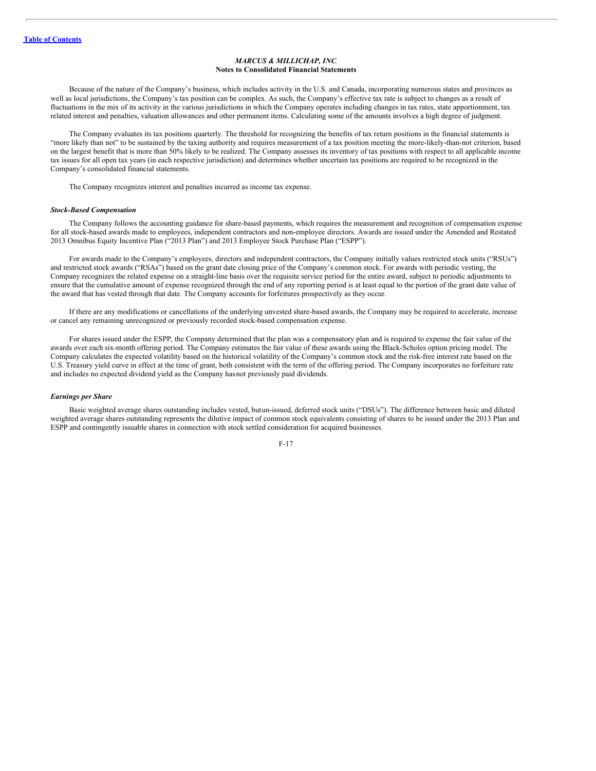Because of the nature of the Company's business, which includes activity in the U.S. and Canada, incorporating numerous states and provinces as well as local jurisdictions, the Company's tax position can be complex. As such, the Company's effective tax rate is subject to changes as a result of fluctuations in the mix of its activity in the various jurisdictions in which the Company operates including changes in tax rates, state apportionment, tax related interest and penalties, valuation allowances and other permanent items. Calculating some of the amounts involves a high degree of judgment.

The Company evaluates its tax positions quarterly. The threshold for recognizing the benefits of tax return positions in the financial statements is "more likely than not" to be sustained by the taxing authority and requires measurement of a tax position meeting the more-likely-than-not criterion, based on the largest benefit that is more than 50% likely to be realized. The Company assesses its inventory of tax positions with respect to all applicable income tax issues for all open tax years (in each respective jurisdiction) and determines whether uncertain tax positions are required to be recognized in the Company's consolidated financial statements.

The Company recognizes interest and penalties incurred as income tax expense.

### *Stock-Based Compensation*

The Company follows the accounting guidance for share-based payments, which requires the measurement and recognition of compensation expense for all stock-based awards made to employees, independent contractors and non-employee directors. Awards are issued under the Amended and Restated 2013 Omnibus Equity Incentive Plan ("2013 Plan") and 2013 Employee Stock Purchase Plan ("ESPP").

For awards made to the Company's employees, directors and independent contractors, the Company initially values restricted stock units ("RSUs") and restricted stock awards ("RSAs") based on the grant date closing price of the Company's common stock. For awards with periodic vesting, the Company recognizes the related expense on a straight-line basis over the requisite service period for the entire award, subject to periodic adjustments to ensure that the cumulative amount of expense recognized through the end of any reporting period is at least equal to the portion of the grant date value of the award that has vested through that date. The Company accounts for forfeitures prospectively as they occur.

If there are any modifications or cancellations of the underlying unvested share-based awards, the Company may be required to accelerate, increase or cancel any remaining unrecognized or previously recorded stock-based compensation expense.

For shares issued under the ESPP, the Company determined that the plan was a compensatory plan and is required to expense the fair value of the awards over each six-month offering period. The Company estimates the fair value of these awards using the Black-Scholes option pricing model. The Company calculates the expected volatility based on the historical volatility of the Company's common stock and the risk-free interest rate based on the U.S. Treasury yield curve in effect at the time of grant, both consistent with the term of the offering period. The Company incorporates no forfeiture rate and includes no expected dividend yield as the Company has not previously paid dividends.

### *Earnings per Share*

Basic weighted average shares outstanding includes vested, but un-issued, deferred stock units ("DSUs"). The difference between basic and diluted weighted average shares outstanding represents the dilutive impact of common stock equivalents consisting of shares to be issued under the 2013 Plan and ESPP and contingently issuable shares in connection with stock settled consideration for acquired businesses.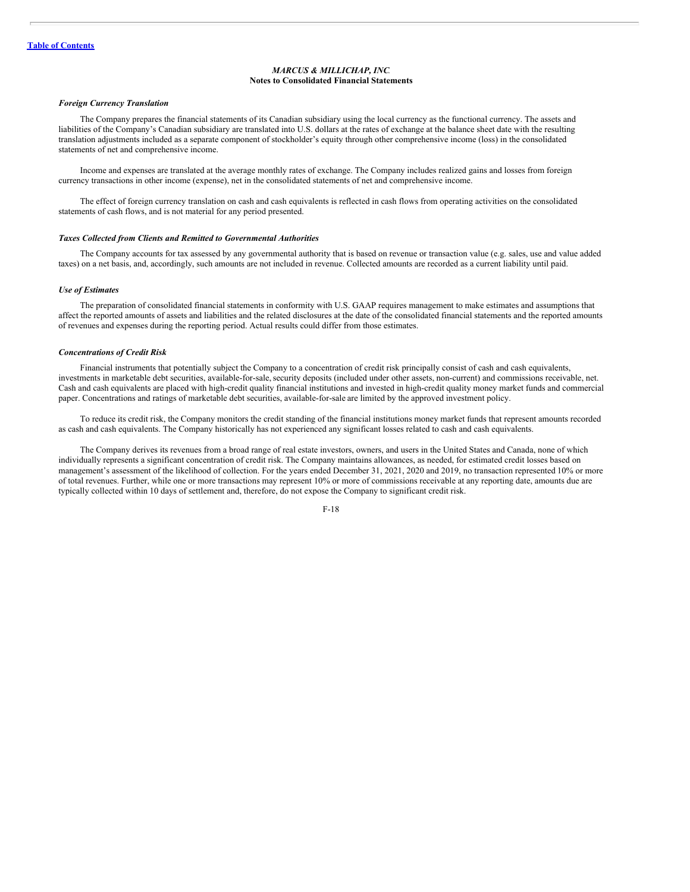### Foreign Currency Translation

The Company prepares the financial statements of its Canadian subsidiary using the local currency as the functional currency. The assets and liabilities of the Company's Canadian subsidiary are translated into U.S. dollars at the rates of exchange at the balance sheet date with the resulting translation adjustments included as a separate component of stockholder's equity through other comprehensive income (loss) in the consolidated statements of net and comprehensive income.

Income and expenses are translated at the average monthly rates of exchange. The Company includes realized gains and losses from foreign currency transactions in other income (expense), net in the consolidated statements of net and comprehensive income.

The effect of foreign currency translation on cash and cash equivalents is reflected in cash flows from operating activities on the consolidated statements of cash flows, and is not material for any period presented.

### Taxes Collected from Clients and Remitted to Governmental Authorities

The Company accounts for tax assessed by any governmental authority that is based on revenue or transaction value (e.g. sales, use and value added taxes) on a net basis, and, accordingly, such amounts are not included in revenue. Collected amounts are recorded as a current liability until paid.

### Use of Estimates

The preparation of consolidated financial statements in conformity with U.S. GAAP requires management to make estimates and assumptions that affect the reported amounts of assets and liabilities and the related disclosures at the date of the consolidated financial statements and the reported amounts of revenues and expenses during the reporting period. Actual results could differ from those estimates.

### Concentrations of Credit Risk

Financial instruments that potentially subject the Company to a concentration of credit risk principally consist of cash and cash equivalents, investments in marketable debt securities, available-for-sale, security deposits (included under other assets, non-current) and commissions receivable, net. Cash and cash equivalents are placed with high-credit quality financial institutions and invested in high-credit quality money market funds and commercial paper. Concentrations and ratings of marketable debt securities, available-for-sale are limited by the approved investment policy.

To reduce its credit risk, the Company monitors the credit standing of the financial institutions money market funds that represent amounts recorded as cash and cash equivalents. The Company historically has not experienced any significant losses related to cash and cash equivalents.

The Company derives its revenues from a broad range of real estate investors, owners, and users in the United States and Canada, none of which individually represents a significant concentration of credit risk. The Company maintains allowances, as needed, for estimated credit losses based on management's assessment of the likelihood of collection. For the years ended December 31, 2021, 2020 and 2019, no transaction represented 10% or more of total revenues. Further, while one or more transactions may represent 10% or more of commissions receivable at any reporting date, amounts due are typically collected within 10 days of settlement and, therefore, do not expose the Company to significant credit risk.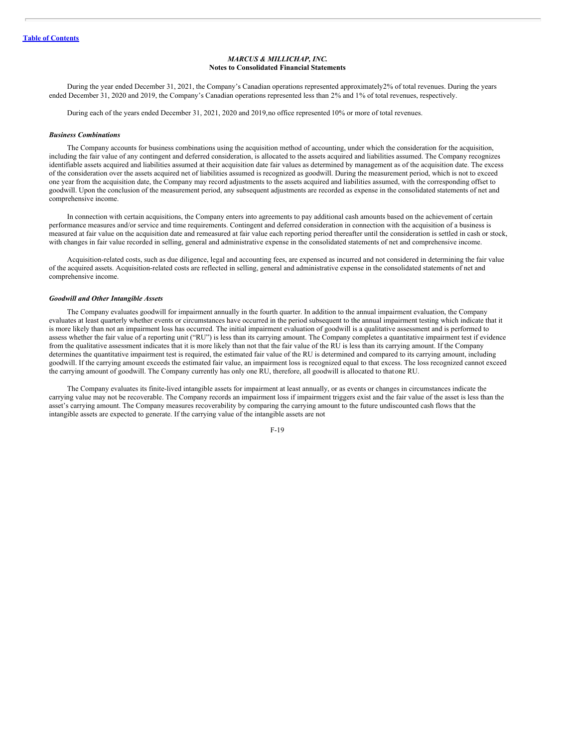During the year ended December 31, 2021, the Company's Canadian operations represented approximately 2% of total revenues. During the years ended December 31, 2020 and 2019, the Company's Canadian operations represented less than 2% and 1% of total revenues, respectively.

During each of the years ended December 31, 2021, 2020 and 2019, no office represented 10% or more of total revenues.

***Business Combinations***

The Company accounts for business combinations using the acquisition method of accounting, under which the consideration for the acquisition, including the fair value of any contingent and deferred consideration, is allocated to the assets acquired and liabilities assumed. The Company recognizes identifiable assets acquired and liabilities assumed at their acquisition date fair values as determined by management as of the acquisition date. The excess of the consideration over the assets acquired net of liabilities assumed is recognized as goodwill. During the measurement period, which is not to exceed one year from the acquisition date, the Company may record adjustments to the assets acquired and liabilities assumed, with the corresponding offset to goodwill. Upon the conclusion of the measurement period, any subsequent adjustments are recorded as expense in the consolidated statements of net and comprehensive income.

In connection with certain acquisitions, the Company enters into agreements to pay additional cash amounts based on the achievement of certain performance measures and/or service and time requirements. Contingent and deferred consideration in connection with the acquisition of a business is measured at fair value on the acquisition date and remeasured at fair value each reporting period thereafter until the consideration is settled in cash or stock, with changes in fair value recorded in selling, general and administrative expense in the consolidated statements of net and comprehensive income.

Acquisition-related costs, such as due diligence, legal and accounting fees, are expensed as incurred and not considered in determining the fair value of the acquired assets. Acquisition-related costs are reflected in selling, general and administrative expense in the consolidated statements of net and comprehensive income.

***Goodwill and Other Intangible Assets***

The Company evaluates goodwill for impairment annually in the fourth quarter. In addition to the annual impairment evaluation, the Company evaluates at least quarterly whether events or circumstances have occurred in the period subsequent to the annual impairment testing which indicate that it is more likely than not an impairment loss has occurred. The initial impairment evaluation of goodwill is a qualitative assessment and is performed to assess whether the fair value of a reporting unit ("RU") is less than its carrying amount. The Company completes a quantitative impairment test if evidence from the qualitative assessment indicates that it is more likely than not that the fair value of the RU is less than its carrying amount. If the Company determines the quantitative impairment test is required, the estimated fair value of the RU is determined and compared to its carrying amount, including goodwill. If the carrying amount exceeds the estimated fair value, an impairment loss is recognized equal to that excess. The loss recognized cannot exceed the carrying amount of goodwill. The Company currently has only one RU, therefore, all goodwill is allocated to that one RU.

The Company evaluates its finite-lived intangible assets for impairment at least annually, or as events or changes in circumstances indicate the carrying value may not be recoverable. The Company records an impairment loss if impairment triggers exist and the fair value of the asset is less than the asset's carrying amount. The Company measures recoverability by comparing the carrying amount to the future undiscounted cash flows that the intangible assets are expected to generate. If the carrying value of the intangible assets are not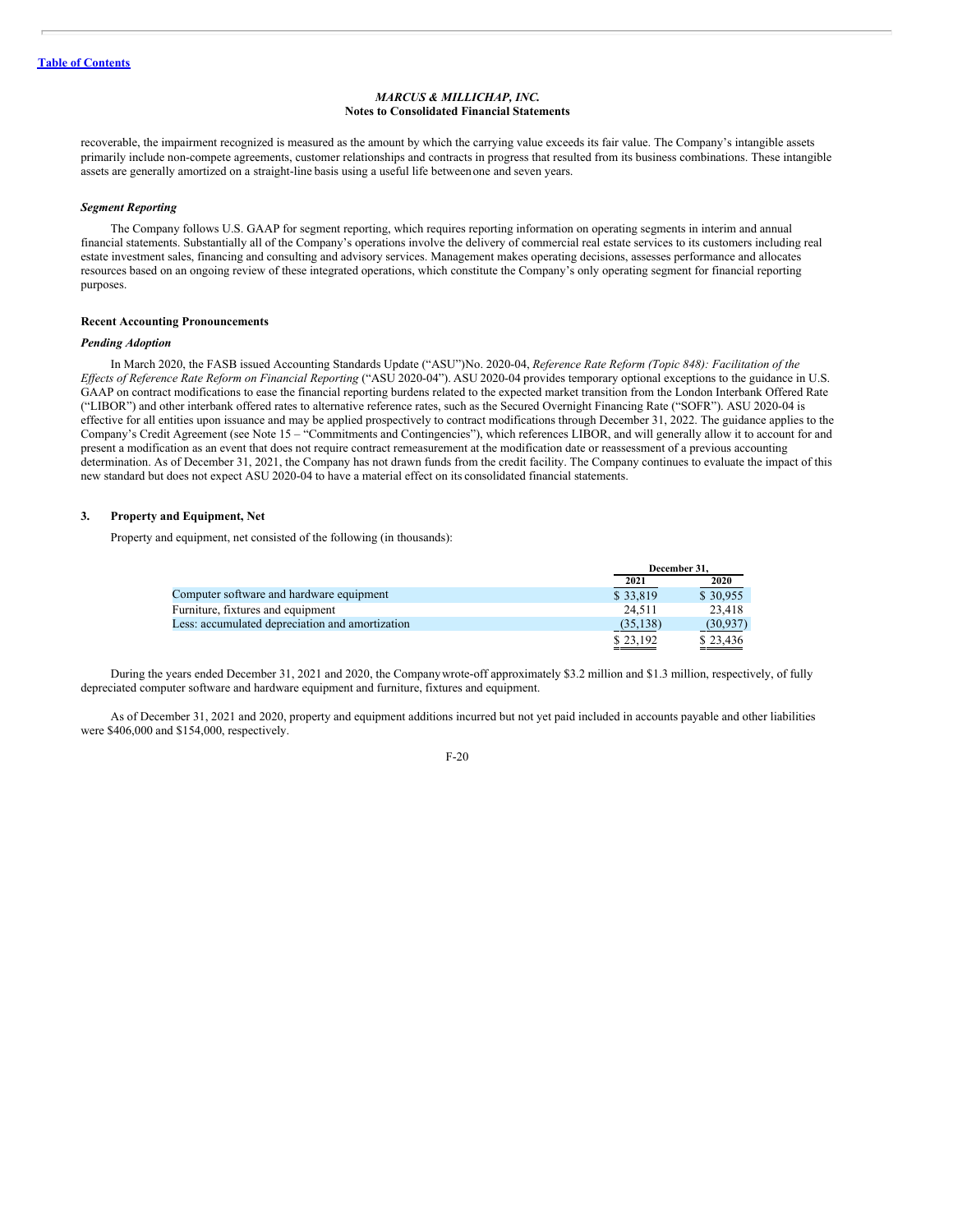recoverable, the impairment recognized is measured as the amount by which the carrying value exceeds its fair value. The Company's intangible assets primarily include non-compete agreements, customer relationships and contracts in progress that resulted from its business combinations. These intangible assets are generally amortized on a straight-line basis using a useful life between one and seven years.

***Segment Reporting***

The Company follows U.S. GAAP for segment reporting, which requires reporting information on operating segments in interim and annual financial statements. Substantially all of the Company's operations involve the delivery of commercial real estate services to its customers including real estate investment sales, financing and consulting and advisory services. Management makes operating decisions, assesses performance and allocates resources based on an ongoing review of these integrated operations, which constitute the Company's only operating segment for financial reporting purposes.

**Recent Accounting Pronouncements**

***Pending Adoption***

In March 2020, the FASB issued Accounting Standards Update ("ASU")No. 2020-04, *Reference Rate Reform (Topic 848): Facilitation of the Effects of Reference Rate Reform on Financial Reporting* ("ASU 2020-04"). ASU 2020-04 provides temporary optional exceptions to the guidance in U.S. GAAP on contract modifications to ease the financial reporting burdens related to the expected market transition from the London Interbank Offered Rate ("LIBOR") and other interbank offered rates to alternative reference rates, such as the Secured Overnight Financing Rate ("SOFR"). ASU 2020-04 is effective for all entities upon issuance and may be applied prospectively to contract modifications through December 31, 2022. The guidance applies to the Company's Credit Agreement (see Note 15 – "Commitments and Contingencies"), which references LIBOR, and will generally allow it to account for and present a modification as an event that does not require contract remeasurement at the modification date or reassessment of a previous accounting determination. As of December 31, 2021, the Company has not drawn funds from the credit facility. The Company continues to evaluate the impact of this new standard but does not expect ASU 2020-04 to have a material effect on its consolidated financial statements.

## 3. Property and Equipment, Net

Property and equipment, net consisted of the following (in thousands):

| | December 31, | |
|---|---|---|
| | 2021 | 2020 |
| Computer software and hardware equipment | $ 33,819 | $ 30,955 |
| Furniture, fixtures and equipment | 24,511 | 23,418 |
| Less: accumulated depreciation and amortization | (35,138) | (30,937) |
| | $ 23,192 | $ 23,436 |

During the years ended December 31, 2021 and 2020, the Company wrote-off approximately $3.2 million and $1.3 million, respectively, of fully depreciated computer software and hardware equipment and furniture, fixtures and equipment.

As of December 31, 2021 and 2020, property and equipment additions incurred but not yet paid included in accounts payable and other liabilities were $406,000 and $154,000, respectively.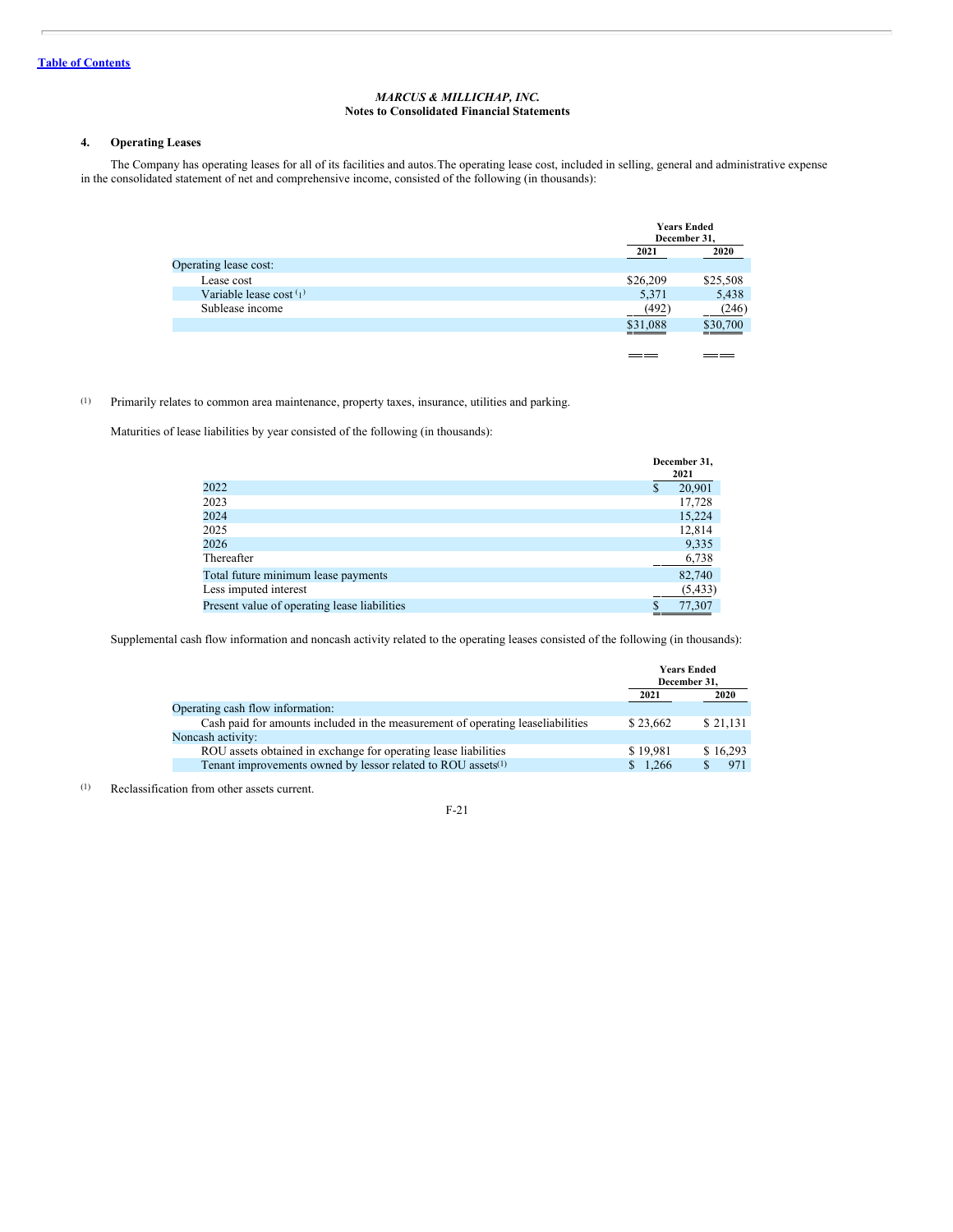*MARCUS & MILLICHAP, INC.*
**Notes to Consolidated Financial Statements**

## 4. Operating Leases

The Company has operating leases for all of its facilities and autos. The operating lease cost, included in selling, general and administrative expense in the consolidated statement of net and comprehensive income, consisted of the following (in thousands):

| | Years Ended December 31, | |
|---|---|---|
| | 2021 | 2020 |
| Operating lease cost: | | |
| Lease cost | $26,209 | $25,508 |
| Variable lease cost [1] | 5,371 | 5,438 |
| Sublease income | (492) | (246) |
| | $31,088 | $30,700 |

[1] Primarily relates to common area maintenance, property taxes, insurance, utilities and parking.

Maturities of lease liabilities by year consisted of the following (in thousands):

| | December 31, 2021 |
|---|---|
| 2022 | $ 20,901 |
| 2023 | 17,728 |
| 2024 | 15,224 |
| 2025 | 12,814 |
| 2026 | 9,335 |
| Thereafter | 6,738 |
| Total future minimum lease payments | 82,740 |
| Less imputed interest | (5,433) |
| Present value of operating lease liabilities | $ 77,307 |

Supplemental cash flow information and noncash activity related to the operating leases consisted of the following (in thousands):

| | Years Ended December 31, | |
|---|---|---|
| | 2021 | 2020 |
| Operating cash flow information: | | |
| Cash paid for amounts included in the measurement of operating lease liabilities | $ 23,662 | $ 21,131 |
| Noncash activity: | | |
| ROU assets obtained in exchange for operating lease liabilities | $ 19,981 | $ 16,293 |
| Tenant improvements owned by lessor related to ROU assets[1] | $ 1,266 | $ 971 |

[1] Reclassification from other assets current.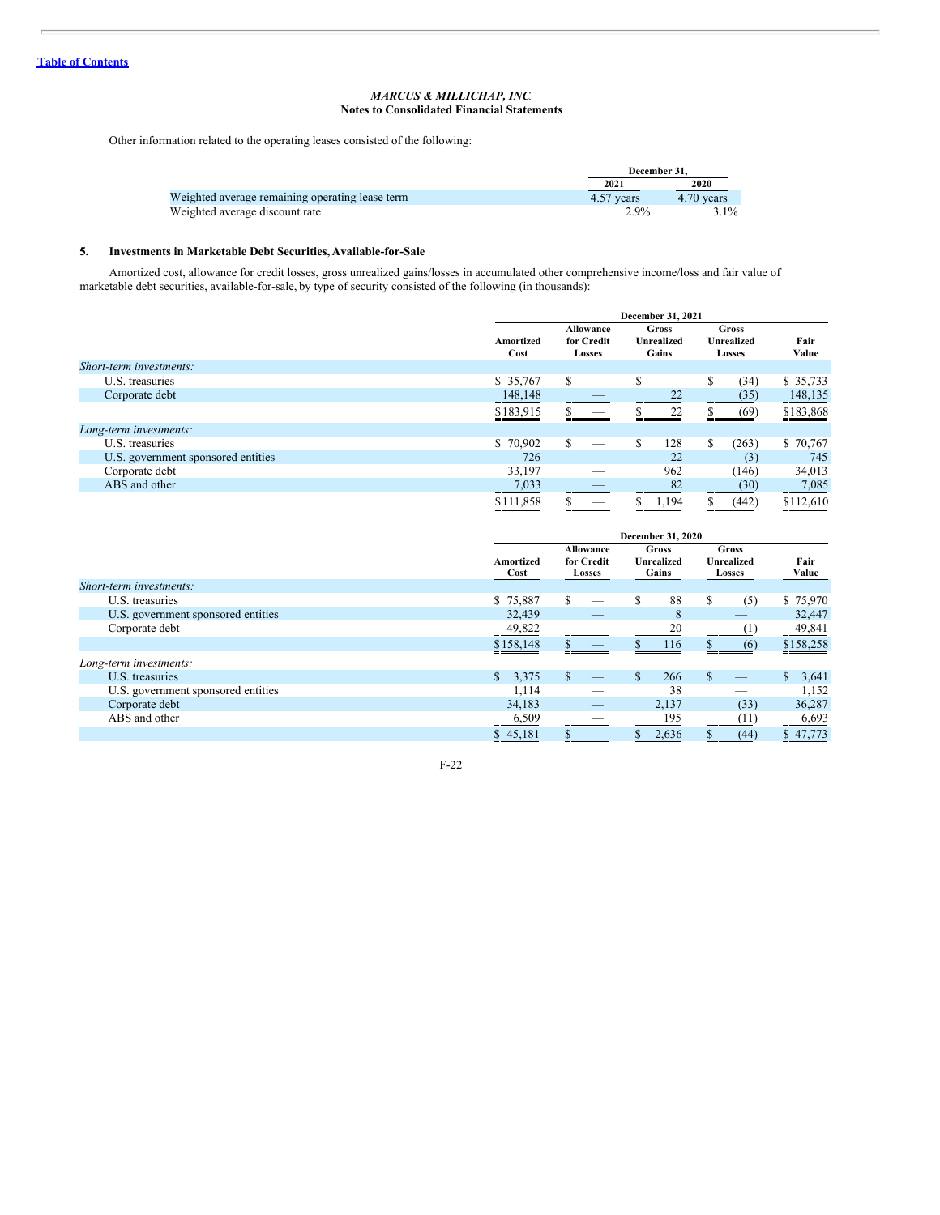Table of Contents

*MARCUS & MILLICHAP, INC.*
**Notes to Consolidated Financial Statements**

Other information related to the operating leases consisted of the following:

| | December 31, 2021 | December 31, 2020 |
|---|---|---|
| Weighted average remaining operating lease term | 4.57 years | 4.70 years |
| Weighted average discount rate | 2.9% | 3.1% |

## 5. Investments in Marketable Debt Securities, Available-for-Sale

Amortized cost, allowance for credit losses, gross unrealized gains/losses in accumulated other comprehensive income/loss and fair value of marketable debt securities, available-for-sale, by type of security consisted of the following (in thousands):

| | December 31, 2021 | | | | |
|---|---|---|---|---|---|
| | Amortized Cost | Allowance for Credit Losses | Gross Unrealized Gains | Gross Unrealized Losses | Fair Value |
| *Short-term investments:* | | | | | |
| U.S. treasuries | $ 35,767 | $ — | $ — | $ (34) | $ 35,733 |
| Corporate debt | 148,148 | — | 22 | (35) | 148,135 |
| | $183,915 | $ — | $ 22 | $ (69) | $183,868 |
| *Long-term investments:* | | | | | |
| U.S. treasuries | $ 70,902 | $ — | $ 128 | $ (263) | $ 70,767 |
| U.S. government sponsored entities | 726 | — | 22 | (3) | 745 |
| Corporate debt | 33,197 | — | 962 | (146) | 34,013 |
| ABS and other | 7,033 | — | 82 | (30) | 7,085 |
| | $111,858 | $ — | $ 1,194 | $ (442) | $112,610 |

| | December 31, 2020 | | | | |
|---|---|---|---|---|---|
| | Amortized Cost | Allowance for Credit Losses | Gross Unrealized Gains | Gross Unrealized Losses | Fair Value |
| *Short-term investments:* | | | | | |
| U.S. treasuries | $ 75,887 | $ — | $ 88 | $ (5) | $ 75,970 |
| U.S. government sponsored entities | 32,439 | — | 8 | — | 32,447 |
| Corporate debt | 49,822 | — | 20 | (1) | 49,841 |
| | $158,148 | $ — | $ 116 | $ (6) | $158,258 |
| *Long-term investments:* | | | | | |
| U.S. treasuries | $ 3,375 | $ — | $ 266 | $ — | $ 3,641 |
| U.S. government sponsored entities | 1,114 | — | 38 | — | 1,152 |
| Corporate debt | 34,183 | — | 2,137 | (33) | 36,287 |
| ABS and other | 6,509 | — | 195 | (11) | 6,693 |
| | $ 45,181 | $ — | $ 2,636 | $ (44) | $ 47,773 |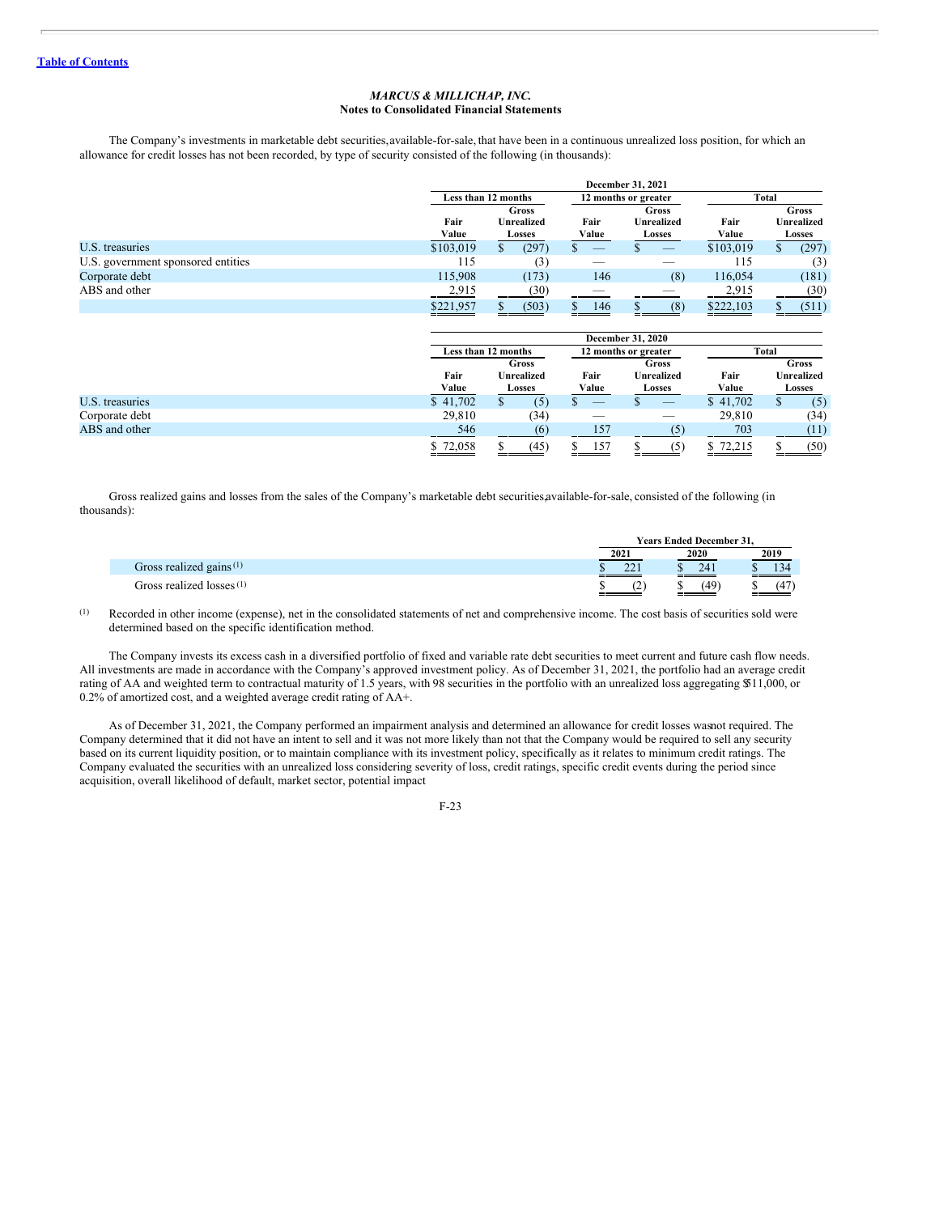*MARCUS & MILLICHAP, INC.*
**Notes to Consolidated Financial Statements**

The Company's investments in marketable debt securities, available-for-sale, that have been in a continuous unrealized loss position, for which an allowance for credit losses has not been recorded, by type of security consisted of the following (in thousands):

| | December 31, 2021 | | | | | |
|---|---|---|---|---|---|---|
| | Less than 12 months | | 12 months or greater | | Total | |
| | Fair Value | Gross Unrealized Losses | Fair Value | Gross Unrealized Losses | Fair Value | Gross Unrealized Losses |
| U.S. treasuries | $103,019 | $ (297) | $ — | $ — | $103,019 | $ (297) |
| U.S. government sponsored entities | 115 | (3) | — | — | 115 | (3) |
| Corporate debt | 115,908 | (173) | 146 | (8) | 116,054 | (181) |
| ABS and other | 2,915 | (30) | — | — | 2,915 | (30) |
| | $221,957 | $ (503) | $ 146 | $ (8) | $222,103 | $ (511) |

| | December 31, 2020 | | | | | |
|---|---|---|---|---|---|---|
| | Less than 12 months | | 12 months or greater | | Total | |
| | Fair Value | Gross Unrealized Losses | Fair Value | Gross Unrealized Losses | Fair Value | Gross Unrealized Losses |
| U.S. treasuries | $ 41,702 | $ (5) | $ — | $ — | $ 41,702 | $ (5) |
| Corporate debt | 29,810 | (34) | — | — | 29,810 | (34) |
| ABS and other | 546 | (6) | 157 | (5) | 703 | (11) |
| | $ 72,058 | $ (45) | $ 157 | $ (5) | $ 72,215 | $ (50) |

Gross realized gains and losses from the sales of the Company's marketable debt securities, available-for-sale, consisted of the following (in thousands):

| | Years Ended December 31, | | |
|---|---|---|---|
| | 2021 | 2020 | 2019 |
| Gross realized gains [(1)] | $ 221 | $ 241 | $ 134 |
| Gross realized losses [(1)] | $ (2) | $ (49) | $ (47) |

(1) Recorded in other income (expense), net in the consolidated statements of net and comprehensive income. The cost basis of securities sold were determined based on the specific identification method.

The Company invests its excess cash in a diversified portfolio of fixed and variable rate debt securities to meet current and future cash flow needs. All investments are made in accordance with the Company's approved investment policy. As of December 31, 2021, the portfolio had an average credit rating of AA and weighted term to contractual maturity of 1.5 years, with 98 securities in the portfolio with an unrealized loss aggregating $511,000, or 0.2% of amortized cost, and a weighted average credit rating of AA+.

As of December 31, 2021, the Company performed an impairment analysis and determined an allowance for credit losses was not required. The Company determined that it did not have an intent to sell and it was not more likely than not that the Company would be required to sell any security based on its current liquidity position, or to maintain compliance with its investment policy, specifically as it relates to minimum credit ratings. The Company evaluated the securities with an unrealized loss considering severity of loss, credit ratings, specific credit events during the period since acquisition, overall likelihood of default, market sector, potential impact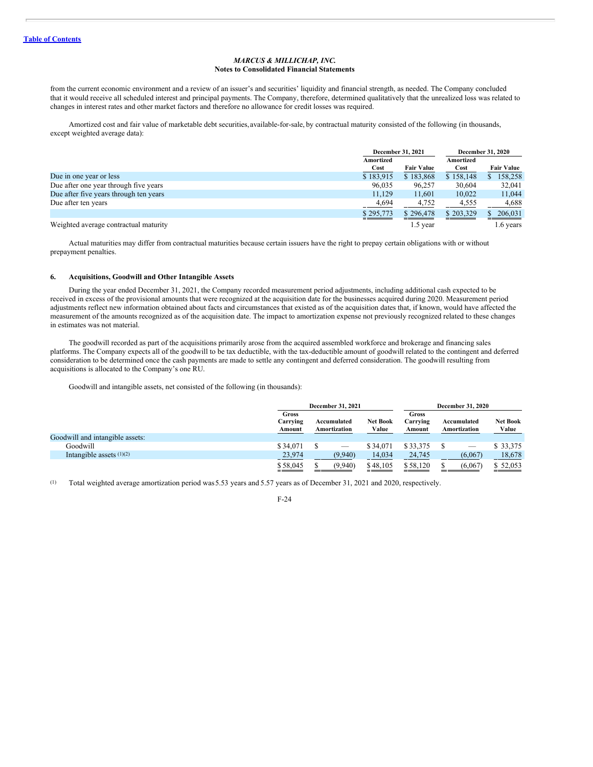from the current economic environment and a review of an issuer's and securities' liquidity and financial strength, as needed. The Company concluded that it would receive all scheduled interest and principal payments. The Company, therefore, determined qualitatively that the unrealized loss was related to changes in interest rates and other market factors and therefore no allowance for credit losses was required.

Amortized cost and fair value of marketable debt securities, available-for-sale, by contractual maturity consisted of the following (in thousands, except weighted average data):

| | December 31, 2021 | | December 31, 2020 | |
|---|---|---|---|---|
| | Amortized Cost | Fair Value | Amortized Cost | Fair Value |
| Due in one year or less | $ 183,915 | $ 183,868 | $ 158,148 | $ 158,258 |
| Due after one year through five years | 96,035 | 96,257 | 30,604 | 32,041 |
| Due after five years through ten years | 11,129 | 11,601 | 10,022 | 11,044 |
| Due after ten years | 4,694 | 4,752 | 4,555 | 4,688 |
| | $ 295,773 | $ 296,478 | $ 203,329 | $ 206,031 |
| Weighted average contractual maturity | | 1.5 year | | 1.6 years |

Actual maturities may differ from contractual maturities because certain issuers have the right to prepay certain obligations with or without prepayment penalties.

### 6. Acquisitions, Goodwill and Other Intangible Assets

During the year ended December 31, 2021, the Company recorded measurement period adjustments, including additional cash expected to be received in excess of the provisional amounts that were recognized at the acquisition date for the businesses acquired during 2020. Measurement period adjustments reflect new information obtained about facts and circumstances that existed as of the acquisition dates that, if known, would have affected the measurement of the amounts recognized as of the acquisition date. The impact to amortization expense not previously recognized related to these changes in estimates was not material.

The goodwill recorded as part of the acquisitions primarily arose from the acquired assembled workforce and brokerage and financing sales platforms. The Company expects all of the goodwill to be tax deductible, with the tax-deductible amount of goodwill related to the contingent and deferred consideration to be determined once the cash payments are made to settle any contingent and deferred consideration. The goodwill resulting from acquisitions is allocated to the Company's one RU.

Goodwill and intangible assets, net consisted of the following (in thousands):

| | December 31, 2021 | | | December 31, 2020 | | |
|---|---|---|---|---|---|---|
| | Gross Carrying Amount | Accumulated Amortization | Net Book Value | Gross Carrying Amount | Accumulated Amortization | Net Book Value |
| Goodwill and intangible assets: | | | | | | |
| Goodwill | $ 34,071 | $ — | $ 34,071 | $ 33,375 | $ — | $ 33,375 |
| Intangible assets [(1)(2)] | 23,974 | (9,940) | 14,034 | 24,745 | (6,067) | 18,678 |
| | $ 58,045 | $ (9,940) | $ 48,105 | $ 58,120 | $ (6,067) | $ 52,053 |

(1) Total weighted average amortization period was 5.53 years and 5.57 years as of December 31, 2021 and 2020, respectively.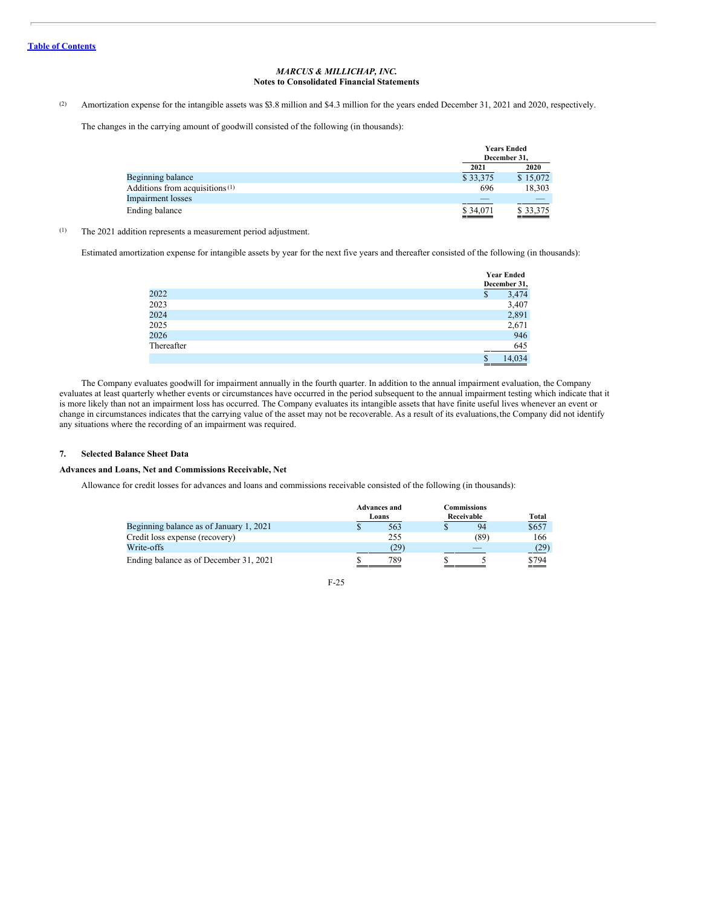(2) Amortization expense for the intangible assets was $3.8 million and $4.3 million for the years ended December 31, 2021 and 2020, respectively.

The changes in the carrying amount of goodwill consisted of the following (in thousands):

| | Years Ended December 31, | |
|---|---|---|
| | 2021 | 2020 |
| Beginning balance | $ 33,375 | $ 15,072 |
| Additions from acquisitions [1] | 696 | 18,303 |
| Impairment losses | — | — |
| Ending balance | $ 34,071 | $ 33,375 |

(1) The 2021 addition represents a measurement period adjustment.

Estimated amortization expense for intangible assets by year for the next five years and thereafter consisted of the following (in thousands):

| | Year Ended December 31, |
|---|---|
| 2022 | $ 3,474 |
| 2023 | 3,407 |
| 2024 | 2,891 |
| 2025 | 2,671 |
| 2026 | 946 |
| Thereafter | 645 |
| | $ 14,034 |

The Company evaluates goodwill for impairment annually in the fourth quarter. In addition to the annual impairment evaluation, the Company evaluates at least quarterly whether events or circumstances have occurred in the period subsequent to the annual impairment testing which indicate that it is more likely than not an impairment loss has occurred. The Company evaluates its intangible assets that have finite useful lives whenever an event or change in circumstances indicates that the carrying value of the asset may not be recoverable. As a result of its evaluations, the Company did not identify any situations where the recording of an impairment was required.

## 7. Selected Balance Sheet Data

**Advances and Loans, Net and Commissions Receivable, Net**

Allowance for credit losses for advances and loans and commissions receivable consisted of the following (in thousands):

| | Advances and Loans | Commissions Receivable | Total |
|---|---|---|---|
| Beginning balance as of January 1, 2021 | $ 563 | $ 94 | $657 |
| Credit loss expense (recovery) | 255 | (89) | 166 |
| Write-offs | (29) | — | (29) |
| Ending balance as of December 31, 2021 | $ 789 | $ 5 | $794 |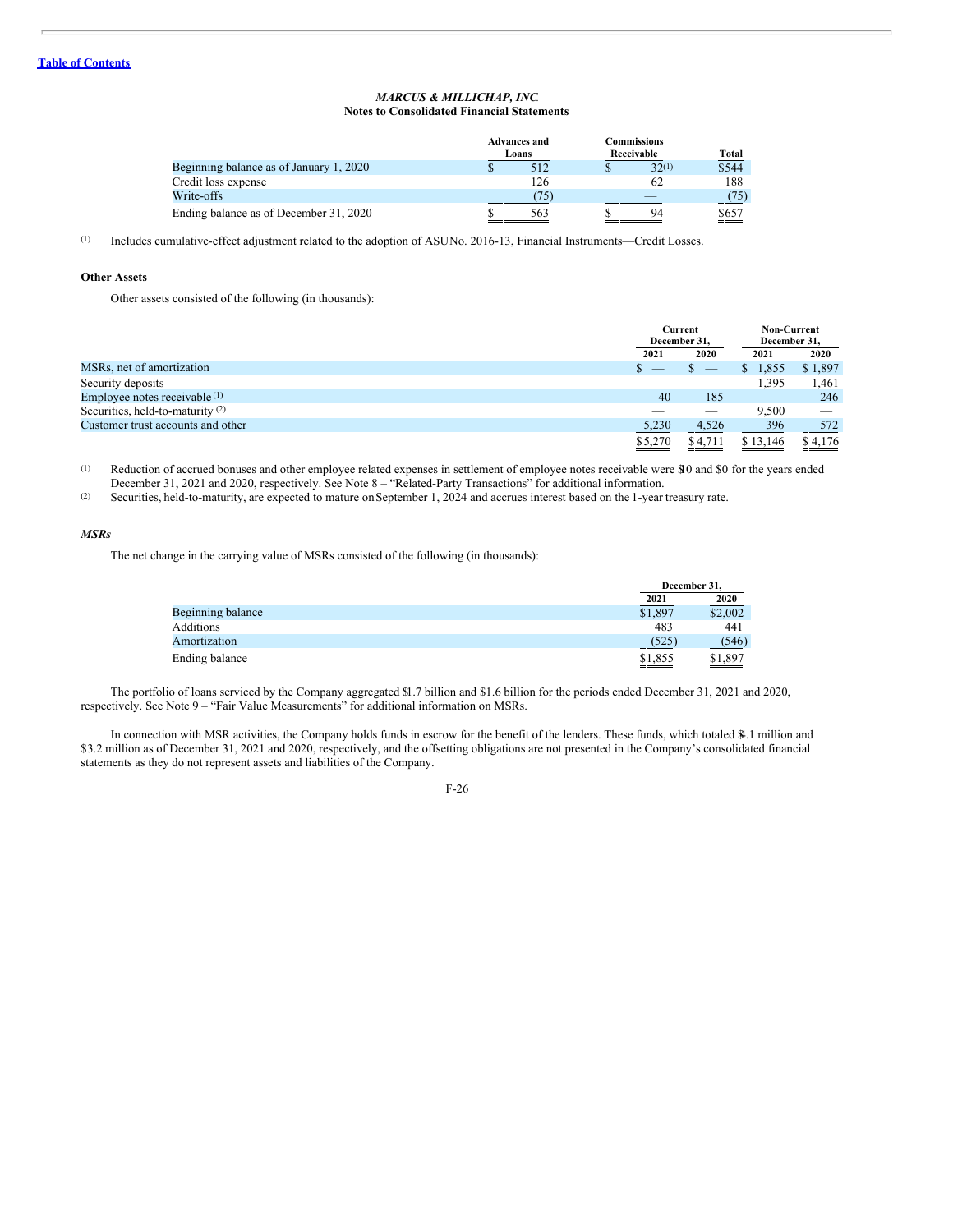MARCUS & MILLICHAP, INC.
**Notes to Consolidated Financial Statements**

| | Advances and Loans | Commissions Receivable | Total |
|---|---|---|---|
| Beginning balance as of January 1, 2020 | $ 512 | $ 32[(1)] | $544 |
| Credit loss expense | 126 | 62 | 188 |
| Write-offs | (75) | — | (75) |
| Ending balance as of December 31, 2020 | $ 563 | $ 94 | $657 |

(1) Includes cumulative-effect adjustment related to the adoption of ASU No. 2016-13, Financial Instruments—Credit Losses.

### Other Assets

Other assets consisted of the following (in thousands):

| | Current December 31, | | Non-Current December 31, | |
|---|---|---|---|---|
| | 2021 | 2020 | 2021 | 2020 |
| MSRs, net of amortization | $ — | $ — | $ 1,855 | $ 1,897 |
| Security deposits | — | — | 1,395 | 1,461 |
| Employee notes receivable [(1)] | 40 | 185 | — | 246 |
| Securities, held-to-maturity [(2)] | — | — | 9,500 | — |
| Customer trust accounts and other | 5,230 | 4,526 | 396 | 572 |
| | $5,270 | $4,711 | $ 13,146 | $ 4,176 |

(1) Reduction of accrued bonuses and other employee related expenses in settlement of employee notes receivable were $10 and $0 for the years ended December 31, 2021 and 2020, respectively. See Note 8 – "Related-Party Transactions" for additional information.

(2) Securities, held-to-maturity, are expected to mature on September 1, 2024 and accrues interest based on the 1-year treasury rate.

### *MSRs*

The net change in the carrying value of MSRs consisted of the following (in thousands):

| | December 31, | |
|---|---|---|
| | 2021 | 2020 |
| Beginning balance | $1,897 | $2,002 |
| Additions | 483 | 441 |
| Amortization | (525) | (546) |
| Ending balance | $1,855 | $1,897 |

The portfolio of loans serviced by the Company aggregated $1.7 billion and $1.6 billion for the periods ended December 31, 2021 and 2020, respectively. See Note 9 – "Fair Value Measurements" for additional information on MSRs.

In connection with MSR activities, the Company holds funds in escrow for the benefit of the lenders. These funds, which totaled $4.1 million and $3.2 million as of December 31, 2021 and 2020, respectively, and the offsetting obligations are not presented in the Company's consolidated financial statements as they do not represent assets and liabilities of the Company.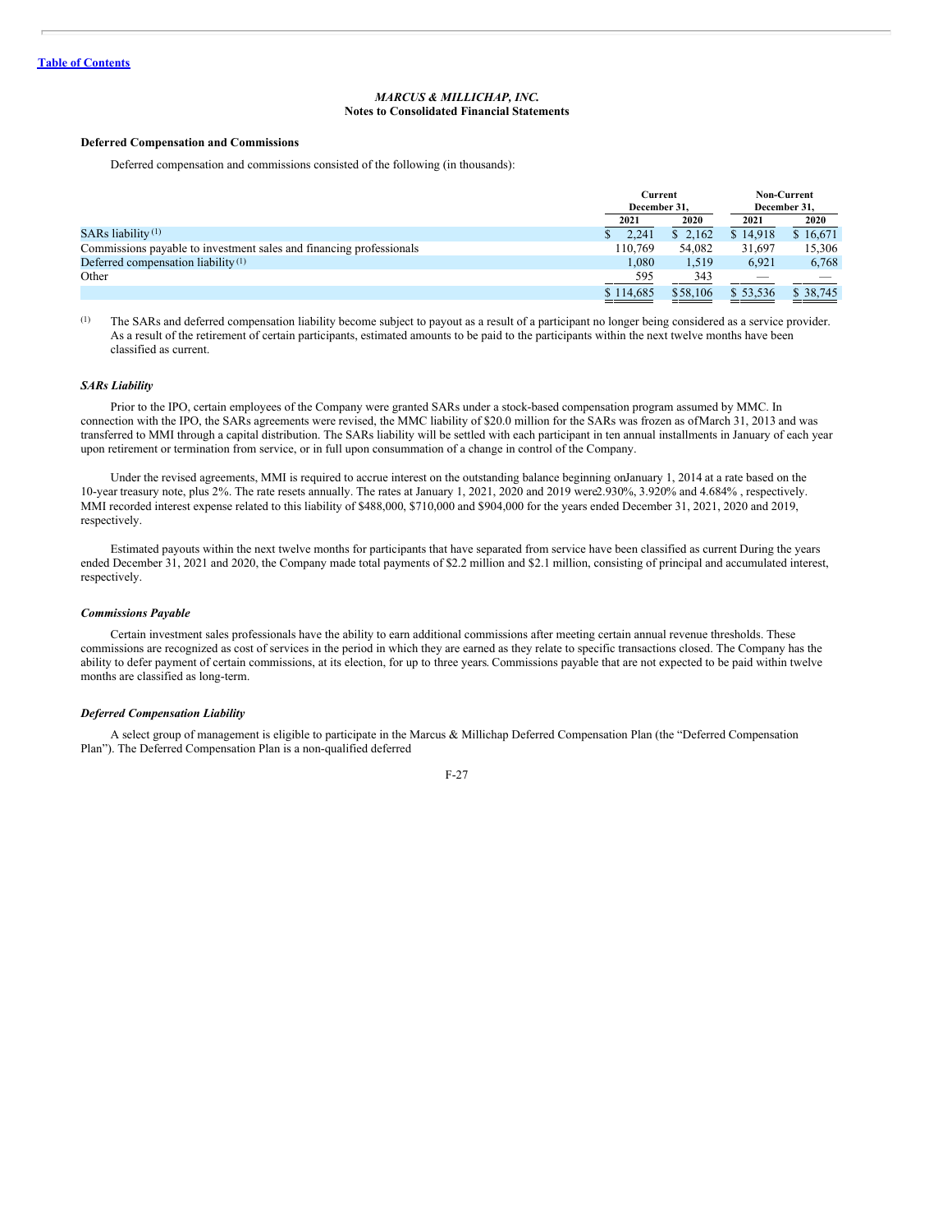**MARCUS & MILLICHAP, INC.**
**Notes to Consolidated Financial Statements**

**Deferred Compensation and Commissions**

Deferred compensation and commissions consisted of the following (in thousands):

| | Current December 31, | | Non-Current December 31, | |
|---|---|---|---|---|
| | 2021 | 2020 | 2021 | 2020 |
| SARs liability [(1)] | $ 2,241 | $ 2,162 | $ 14,918 | $ 16,671 |
| Commissions payable to investment sales and financing professionals | 110,769 | 54,082 | 31,697 | 15,306 |
| Deferred compensation liability [(1)] | 1,080 | 1,519 | 6,921 | 6,768 |
| Other | 595 | 343 | — | — |
| | $ 114,685 | $58,106 | $ 53,536 | $ 38,745 |

(1) The SARs and deferred compensation liability become subject to payout as a result of a participant no longer being considered as a service provider. As a result of the retirement of certain participants, estimated amounts to be paid to the participants within the next twelve months have been classified as current.

***SARs Liability***

Prior to the IPO, certain employees of the Company were granted SARs under a stock-based compensation program assumed by MMC. In connection with the IPO, the SARs agreements were revised, the MMC liability of $20.0 million for the SARs was frozen as ofMarch 31, 2013 and was transferred to MMI through a capital distribution. The SARs liability will be settled with each participant in ten annual installments in January of each year upon retirement or termination from service, or in full upon consummation of a change in control of the Company.

Under the revised agreements, MMI is required to accrue interest on the outstanding balance beginning onJanuary 1, 2014 at a rate based on the 10-year treasury note, plus 2%. The rate resets annually. The rates at January 1, 2021, 2020 and 2019 were2.930%, 3.920% and 4.684% , respectively. MMI recorded interest expense related to this liability of $488,000, $710,000 and $904,000 for the years ended December 31, 2021, 2020 and 2019, respectively.

Estimated payouts within the next twelve months for participants that have separated from service have been classified as current During the years ended December 31, 2021 and 2020, the Company made total payments of $2.2 million and $2.1 million, consisting of principal and accumulated interest, respectively.

***Commissions Payable***

Certain investment sales professionals have the ability to earn additional commissions after meeting certain annual revenue thresholds. These commissions are recognized as cost of services in the period in which they are earned as they relate to specific transactions closed. The Company has the ability to defer payment of certain commissions, at its election, for up to three years. Commissions payable that are not expected to be paid within twelve months are classified as long-term.

***Deferred Compensation Liability***

A select group of management is eligible to participate in the Marcus & Millichap Deferred Compensation Plan (the "Deferred Compensation Plan"). The Deferred Compensation Plan is a non-qualified deferred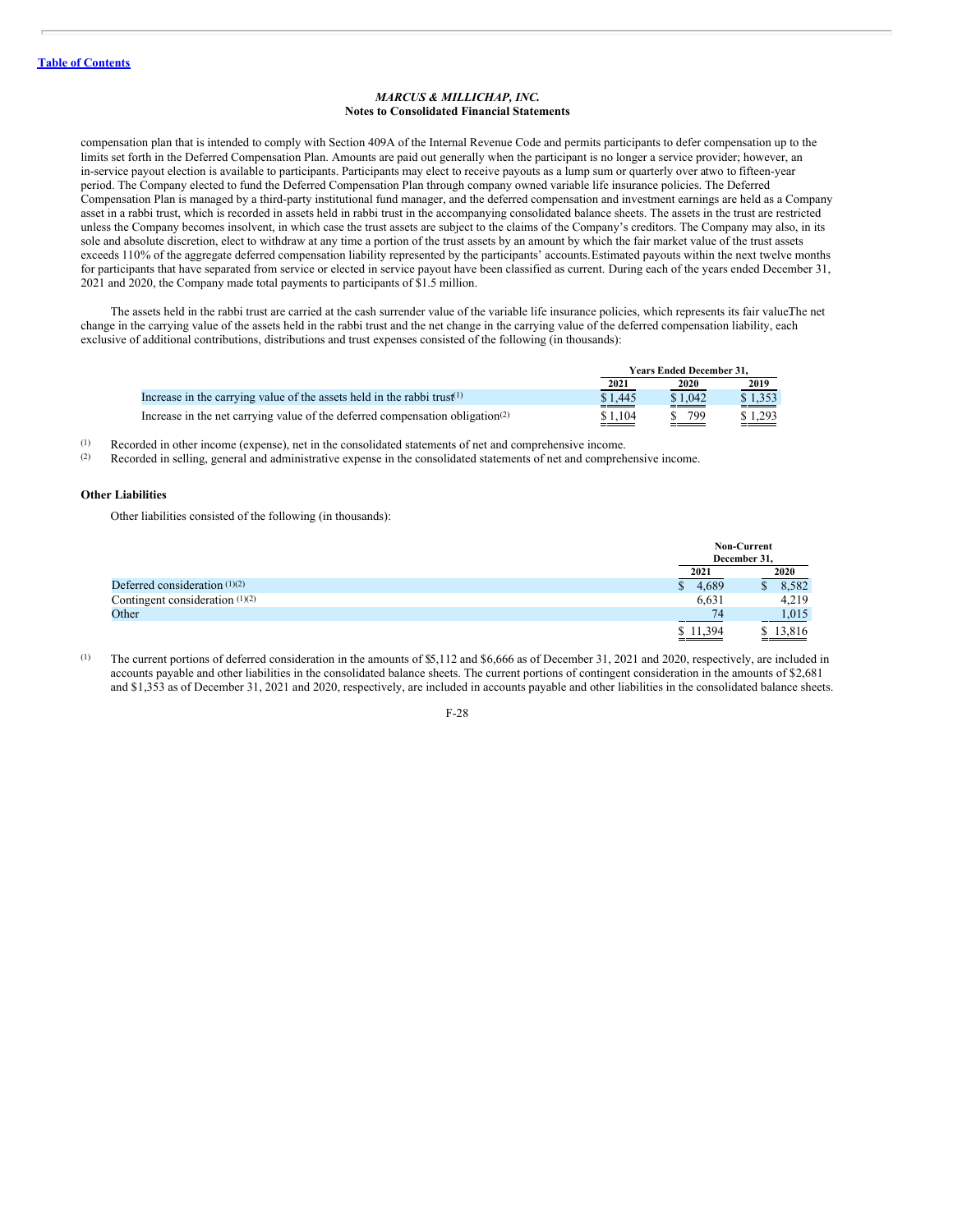compensation plan that is intended to comply with Section 409A of the Internal Revenue Code and permits participants to defer compensation up to the limits set forth in the Deferred Compensation Plan. Amounts are paid out generally when the participant is no longer a service provider; however, an in-service payout election is available to participants. Participants may elect to receive payouts as a lump sum or quarterly over atwo to fifteen-year period. The Company elected to fund the Deferred Compensation Plan through company owned variable life insurance policies. The Deferred Compensation Plan is managed by a third-party institutional fund manager, and the deferred compensation and investment earnings are held as a Company asset in a rabbi trust, which is recorded in assets held in rabbi trust in the accompanying consolidated balance sheets. The assets in the trust are restricted unless the Company becomes insolvent, in which case the trust assets are subject to the claims of the Company's creditors. The Company may also, in its sole and absolute discretion, elect to withdraw at any time a portion of the trust assets by an amount by which the fair market value of the trust assets exceeds 110% of the aggregate deferred compensation liability represented by the participants' accounts.Estimated payouts within the next twelve months for participants that have separated from service or elected in service payout have been classified as current. During each of the years ended December 31, 2021 and 2020, the Company made total payments to participants of $1.5 million.

The assets held in the rabbi trust are carried at the cash surrender value of the variable life insurance policies, which represents its fair valueThe net change in the carrying value of the assets held in the rabbi trust and the net change in the carrying value of the deferred compensation liability, each exclusive of additional contributions, distributions and trust expenses consisted of the following (in thousands):

| | Years Ended December 31, | | |
|---|---|---|---|
| | 2021 | 2020 | 2019 |
| Increase in the carrying value of the assets held in the rabbi trust[1] | $ 1,445 | $ 1,042 | $ 1,353 |
| Increase in the net carrying value of the deferred compensation obligation[2] | $ 1,104 | $ 799 | $ 1,293 |

[1] Recorded in other income (expense), net in the consolidated statements of net and comprehensive income.
[2] Recorded in selling, general and administrative expense in the consolidated statements of net and comprehensive income.

### Other Liabilities

Other liabilities consisted of the following (in thousands):

| | Non-Current December 31, | |
|---|---|---|
| | 2021 | 2020 |
| Deferred consideration [1][2] | $ 4,689 | $ 8,582 |
| Contingent consideration [1][2] | 6,631 | 4,219 |
| Other | 74 | 1,015 |
| | $ 11,394 | $ 13,816 |

[1] The current portions of deferred consideration in the amounts of $5,112 and $6,666 as of December 31, 2021 and 2020, respectively, are included in accounts payable and other liabilities in the consolidated balance sheets. The current portions of contingent consideration in the amounts of $2,681 and $1,353 as of December 31, 2021 and 2020, respectively, are included in accounts payable and other liabilities in the consolidated balance sheets.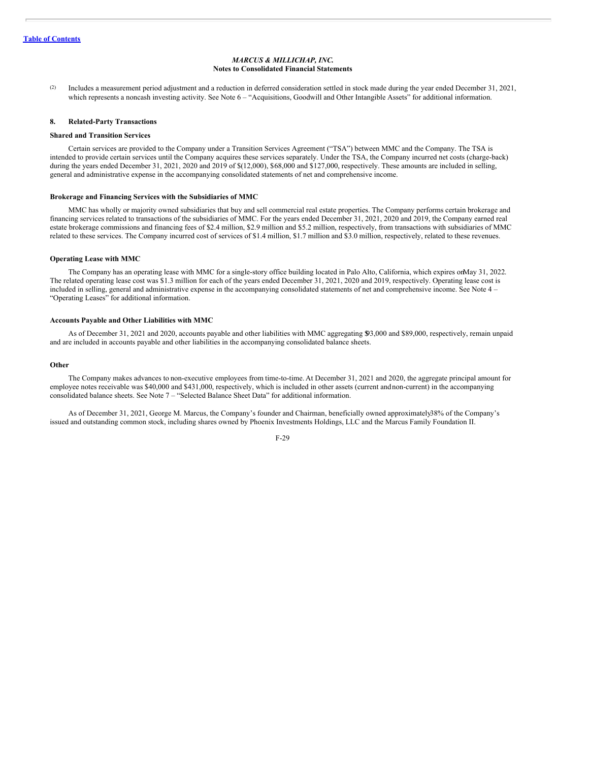(2) Includes a measurement period adjustment and a reduction in deferred consideration settled in stock made during the year ended December 31, 2021, which represents a noncash investing activity. See Note 6 – "Acquisitions, Goodwill and Other Intangible Assets" for additional information.

## 8. Related-Party Transactions

### Shared and Transition Services

Certain services are provided to the Company under a Transition Services Agreement ("TSA") between MMC and the Company. The TSA is intended to provide certain services until the Company acquires these services separately. Under the TSA, the Company incurred net costs (charge-back) during the years ended December 31, 2021, 2020 and 2019 of $(12,000), $68,000 and $127,000, respectively. These amounts are included in selling, general and administrative expense in the accompanying consolidated statements of net and comprehensive income.

### Brokerage and Financing Services with the Subsidiaries of MMC

MMC has wholly or majority owned subsidiaries that buy and sell commercial real estate properties. The Company performs certain brokerage and financing services related to transactions of the subsidiaries of MMC. For the years ended December 31, 2021, 2020 and 2019, the Company earned real estate brokerage commissions and financing fees of $2.4 million, $2.9 million and $5.2 million, respectively, from transactions with subsidiaries of MMC related to these services. The Company incurred cost of services of $1.4 million, $1.7 million and $3.0 million, respectively, related to these revenues.

### Operating Lease with MMC

The Company has an operating lease with MMC for a single-story office building located in Palo Alto, California, which expires on May 31, 2022. The related operating lease cost was $1.3 million for each of the years ended December 31, 2021, 2020 and 2019, respectively. Operating lease cost is included in selling, general and administrative expense in the accompanying consolidated statements of net and comprehensive income. See Note 4 – "Operating Leases" for additional information.

### Accounts Payable and Other Liabilities with MMC

As of December 31, 2021 and 2020, accounts payable and other liabilities with MMC aggregating $93,000 and $89,000, respectively, remain unpaid and are included in accounts payable and other liabilities in the accompanying consolidated balance sheets.

### Other

The Company makes advances to non-executive employees from time-to-time. At December 31, 2021 and 2020, the aggregate principal amount for employee notes receivable was $40,000 and $431,000, respectively, which is included in other assets (current and non-current) in the accompanying consolidated balance sheets. See Note 7 – "Selected Balance Sheet Data" for additional information.

As of December 31, 2021, George M. Marcus, the Company's founder and Chairman, beneficially owned approximately 38% of the Company's issued and outstanding common stock, including shares owned by Phoenix Investments Holdings, LLC and the Marcus Family Foundation II.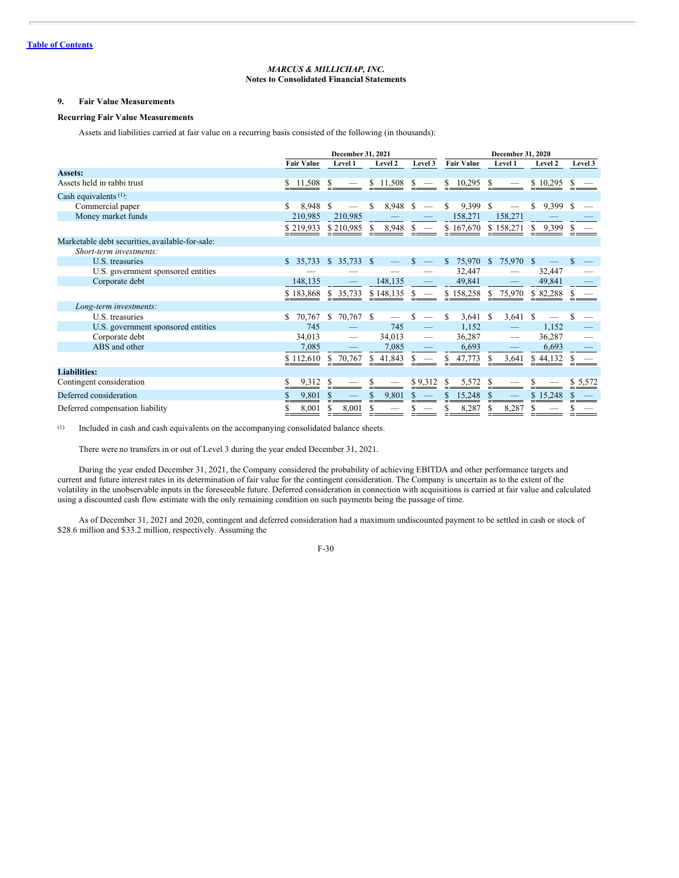MARCUS & MILLICHAP, INC.
**Notes to Consolidated Financial Statements**

## 9. Fair Value Measurements

### Recurring Fair Value Measurements

Assets and liabilities carried at fair value on a recurring basis consisted of the following (in thousands):

| | December 31, 2021 | | | | December 31, 2020 | | | |
|---|---|---|---|---|---|---|---|---|
| | Fair Value | Level 1 | Level 2 | Level 3 | Fair Value | Level 1 | Level 2 | Level 3 |
| **Assets:** | | | | | | | | |
| Assets held in rabbi trust | $ 11,508 | $ — | $ 11,508 | $ — | $ 10,295 | $ — | $ 10,295 | $ — |
| Cash equivalents [(1)]: | | | | | | | | |
| Commercial paper | $ 8,948 | $ — | $ 8,948 | $ — | $ 9,399 | $ — | $ 9,399 | $ — |
| Money market funds | 210,985 | 210,985 | — | — | 158,271 | 158,271 | — | — |
| | $ 219,933 | $ 210,985 | $ 8,948 | $ — | $ 167,670 | $ 158,271 | $ 9,399 | $ — |
| Marketable debt securities, available-for-sale: | | | | | | | | |
| *Short-term investments:* | | | | | | | | |
| U.S. treasuries | $ 35,733 | $ 35,733 | $ — | $ — | $ 75,970 | $ 75,970 | $ — | $ — |
| U.S. government sponsored entities | — | — | — | — | 32,447 | — | 32,447 | — |
| Corporate debt | 148,135 | — | 148,135 | — | 49,841 | — | 49,841 | — |
| | $ 183,868 | $ 35,733 | $ 148,135 | $ — | $ 158,258 | $ 75,970 | $ 82,288 | $ — |
| *Long-term investments:* | | | | | | | | |
| U.S. treasuries | $ 70,767 | $ 70,767 | $ — | $ — | $ 3,641 | $ 3,641 | $ — | $ — |
| U.S. government sponsored entities | 745 | — | 745 | — | 1,152 | — | 1,152 | — |
| Corporate debt | 34,013 | — | 34,013 | — | 36,287 | — | 36,287 | — |
| ABS and other | 7,085 | — | 7,085 | — | 6,693 | — | 6,693 | — |
| | $ 112,610 | $ 70,767 | $ 41,843 | $ — | $ 47,773 | $ 3,641 | $ 44,132 | $ — |
| **Liabilities:** | | | | | | | | |
| Contingent consideration | $ 9,312 | $ — | $ — | $ 9,312 | $ 5,572 | $ — | $ — | $ 5,572 |
| Deferred consideration | $ 9,801 | $ — | $ 9,801 | $ — | $ 15,248 | $ — | $ 15,248 | $ — |
| Deferred compensation liability | $ 8,001 | $ 8,001 | $ — | $ — | $ 8,287 | $ 8,287 | $ — | $ — |

(1) Included in cash and cash equivalents on the accompanying consolidated balance sheets.

There were no transfers in or out of Level 3 during the year ended December 31, 2021.

During the year ended December 31, 2021, the Company considered the probability of achieving EBITDA and other performance targets and current and future interest rates in its determination of fair value for the contingent consideration. The Company is uncertain as to the extent of the volatility in the unobservable inputs in the foreseeable future. Deferred consideration in connection with acquisitions is carried at fair value and calculated using a discounted cash flow estimate with the only remaining condition on such payments being the passage of time.

As of December 31, 2021 and 2020, contingent and deferred consideration had a maximum undiscounted payment to be settled in cash or stock of $28.6 million and $33.2 million, respectively. Assuming the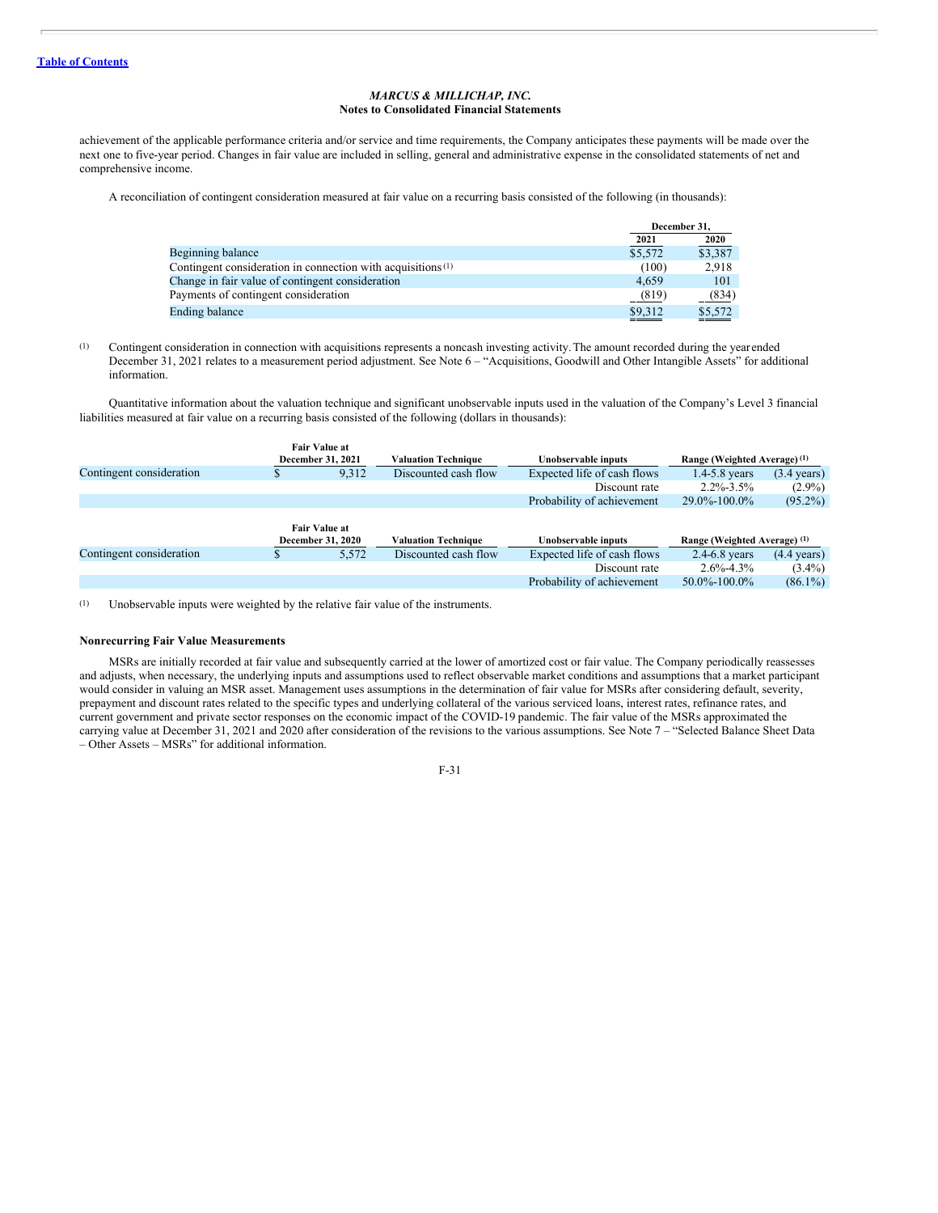achievement of the applicable performance criteria and/or service and time requirements, the Company anticipates these payments will be made over the next one to five-year period. Changes in fair value are included in selling, general and administrative expense in the consolidated statements of net and comprehensive income.

A reconciliation of contingent consideration measured at fair value on a recurring basis consisted of the following (in thousands):

| | December 31, 2021 | December 31, 2020 |
|---|---|---|
| Beginning balance | $5,572 | $3,387 |
| Contingent consideration in connection with acquisitions [1] | (100) | 2,918 |
| Change in fair value of contingent consideration | 4,659 | 101 |
| Payments of contingent consideration | (819) | (834) |
| Ending balance | $9,312 | $5,572 |

[1] Contingent consideration in connection with acquisitions represents a noncash investing activity. The amount recorded during the year ended December 31, 2021 relates to a measurement period adjustment. See Note 6 – "Acquisitions, Goodwill and Other Intangible Assets" for additional information.

Quantitative information about the valuation technique and significant unobservable inputs used in the valuation of the Company's Level 3 financial liabilities measured at fair value on a recurring basis consisted of the following (dollars in thousands):

| | Fair Value at December 31, 2021 | Valuation Technique | Unobservable inputs | Range | (Weighted Average) [1] |
|---|---|---|---|---|---|
| Contingent consideration | $ 9,312 | Discounted cash flow | Expected life of cash flows | 1.4-5.8 years | (3.4 years) |
| | | | Discount rate | 2.2%-3.5% | (2.9%) |
| | | | Probability of achievement | 29.0%-100.0% | (95.2%) |

| | Fair Value at December 31, 2020 | Valuation Technique | Unobservable inputs | Range | (Weighted Average) [1] |
|---|---|---|---|---|---|
| Contingent consideration | $ 5,572 | Discounted cash flow | Expected life of cash flows | 2.4-6.8 years | (4.4 years) |
| | | | Discount rate | 2.6%-4.3% | (3.4%) |
| | | | Probability of achievement | 50.0%-100.0% | (86.1%) |

[1] Unobservable inputs were weighted by the relative fair value of the instruments.

### Nonrecurring Fair Value Measurements

MSRs are initially recorded at fair value and subsequently carried at the lower of amortized cost or fair value. The Company periodically reassesses and adjusts, when necessary, the underlying inputs and assumptions used to reflect observable market conditions and assumptions that a market participant would consider in valuing an MSR asset. Management uses assumptions in the determination of fair value for MSRs after considering default, severity, prepayment and discount rates related to the specific types and underlying collateral of the various serviced loans, interest rates, refinance rates, and current government and private sector responses on the economic impact of the COVID-19 pandemic. The fair value of the MSRs approximated the carrying value at December 31, 2021 and 2020 after consideration of the revisions to the various assumptions. See Note 7 – "Selected Balance Sheet Data – Other Assets – MSRs" for additional information.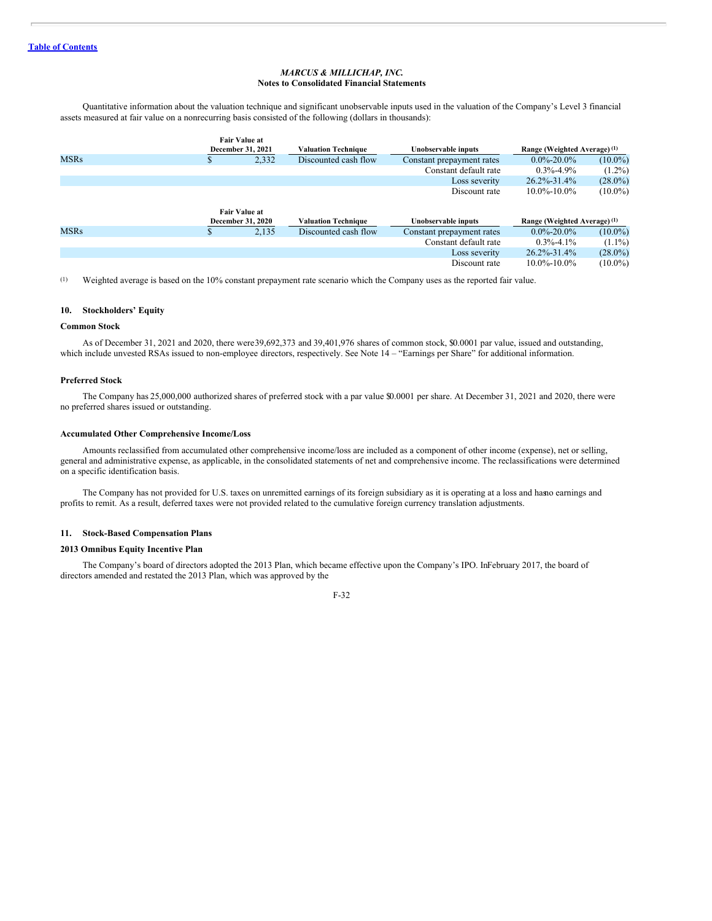*MARCUS & MILLICHAP, INC.*
**Notes to Consolidated Financial Statements**

Quantitative information about the valuation technique and significant unobservable inputs used in the valuation of the Company's Level 3 financial assets measured at fair value on a nonrecurring basis consisted of the following (dollars in thousands):

| | Fair Value at December 31, 2021 | Valuation Technique | Unobservable inputs | Range (Weighted Average) (1) | |
|---|---|---|---|---|---|
| MSRs | $ 2,332 | Discounted cash flow | Constant prepayment rates | 0.0%-20.0% | (10.0%) |
| | | | Constant default rate | 0.3%-4.9% | (1.2%) |
| | | | Loss severity | 26.2%-31.4% | (28.0%) |
| | | | Discount rate | 10.0%-10.0% | (10.0%) |

| | Fair Value at December 31, 2020 | Valuation Technique | Unobservable inputs | Range (Weighted Average) (1) | |
|---|---|---|---|---|---|
| MSRs | $ 2,135 | Discounted cash flow | Constant prepayment rates | 0.0%-20.0% | (10.0%) |
| | | | Constant default rate | 0.3%-4.1% | (1.1%) |
| | | | Loss severity | 26.2%-31.4% | (28.0%) |
| | | | Discount rate | 10.0%-10.0% | (10.0%) |

(1) Weighted average is based on the 10% constant prepayment rate scenario which the Company uses as the reported fair value.

## 10. Stockholders' Equity

### Common Stock

As of December 31, 2021 and 2020, there were 39,692,373 and 39,401,976 shares of common stock, $0.0001 par value, issued and outstanding, which include unvested RSAs issued to non-employee directors, respectively. See Note 14 – "Earnings per Share" for additional information.

### Preferred Stock

The Company has 25,000,000 authorized shares of preferred stock with a par value $0.0001 per share. At December 31, 2021 and 2020, there were no preferred shares issued or outstanding.

### Accumulated Other Comprehensive Income/Loss

Amounts reclassified from accumulated other comprehensive income/loss are included as a component of other income (expense), net or selling, general and administrative expense, as applicable, in the consolidated statements of net and comprehensive income. The reclassifications were determined on a specific identification basis.

The Company has not provided for U.S. taxes on unremitted earnings of its foreign subsidiary as it is operating at a loss and has no earnings and profits to remit. As a result, deferred taxes were not provided related to the cumulative foreign currency translation adjustments.

## 11. Stock-Based Compensation Plans

### 2013 Omnibus Equity Incentive Plan

The Company's board of directors adopted the 2013 Plan, which became effective upon the Company's IPO. In February 2017, the board of directors amended and restated the 2013 Plan, which was approved by the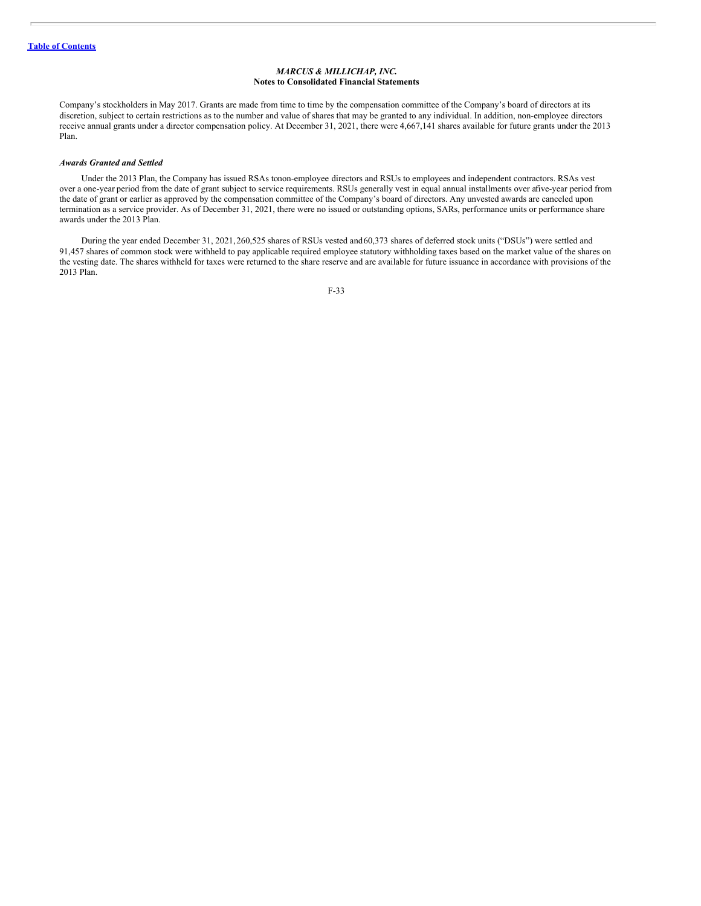Company's stockholders in May 2017. Grants are made from time to time by the compensation committee of the Company's board of directors at its discretion, subject to certain restrictions as to the number and value of shares that may be granted to any individual. In addition, non-employee directors receive annual grants under a director compensation policy. At December 31, 2021, there were 4,667,141 shares available for future grants under the 2013 Plan.

***Awards Granted and Settled***

Under the 2013 Plan, the Company has issued RSAs to non-employee directors and RSUs to employees and independent contractors. RSAs vest over a one-year period from the date of grant subject to service requirements. RSUs generally vest in equal annual installments over a five-year period from the date of grant or earlier as approved by the compensation committee of the Company's board of directors. Any unvested awards are canceled upon termination as a service provider. As of December 31, 2021, there were no issued or outstanding options, SARs, performance units or performance share awards under the 2013 Plan.

During the year ended December 31, 2021, 260,525 shares of RSUs vested and 60,373 shares of deferred stock units ("DSUs") were settled and 91,457 shares of common stock were withheld to pay applicable required employee statutory withholding taxes based on the market value of the shares on the vesting date. The shares withheld for taxes were returned to the share reserve and are available for future issuance in accordance with provisions of the 2013 Plan.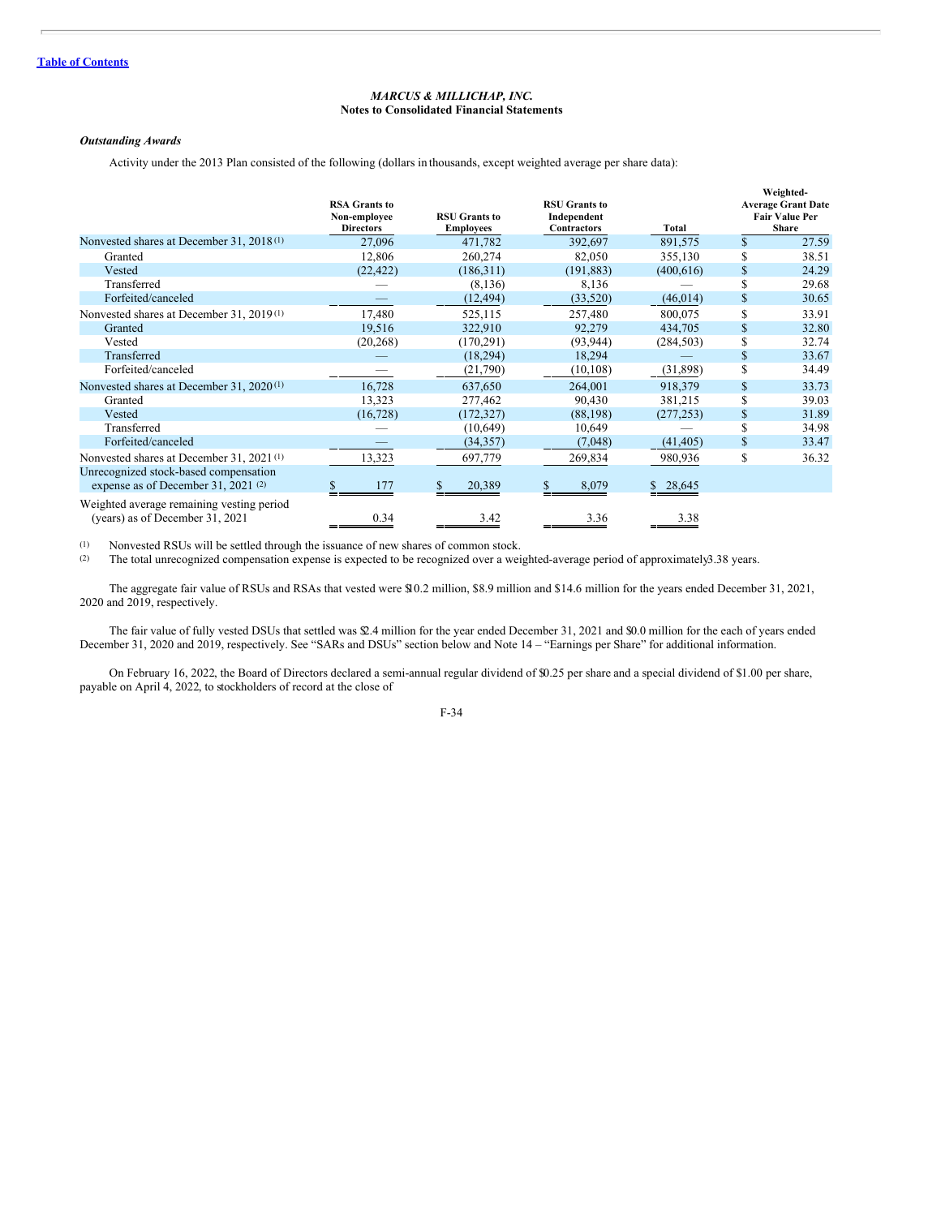MARCUS & MILLICHAP, INC.
**Notes to Consolidated Financial Statements**

***Outstanding Awards***

Activity under the 2013 Plan consisted of the following (dollars in thousands, except weighted average per share data):

| | RSA Grants to Non-employee Directors | RSU Grants to Employees | RSU Grants to Independent Contractors | Total | Weighted-Average Grant Date Fair Value Per Share |
|---|---|---|---|---|---|
| Nonvested shares at December 31, 2018 (1) | 27,096 | 471,782 | 392,697 | 891,575 | $ 27.59 |
| Granted | 12,806 | 260,274 | 82,050 | 355,130 | $ 38.51 |
| Vested | (22,422) | (186,311) | (191,883) | (400,616) | $ 24.29 |
| Transferred | — | (8,136) | 8,136 | — | $ 29.68 |
| Forfeited/canceled | — | (12,494) | (33,520) | (46,014) | $ 30.65 |
| Nonvested shares at December 31, 2019 (1) | 17,480 | 525,115 | 257,480 | 800,075 | $ 33.91 |
| Granted | 19,516 | 322,910 | 92,279 | 434,705 | $ 32.80 |
| Vested | (20,268) | (170,291) | (93,944) | (284,503) | $ 32.74 |
| Transferred | — | (18,294) | 18,294 | — | $ 33.67 |
| Forfeited/canceled | — | (21,790) | (10,108) | (31,898) | $ 34.49 |
| Nonvested shares at December 31, 2020 (1) | 16,728 | 637,650 | 264,001 | 918,379 | $ 33.73 |
| Granted | 13,323 | 277,462 | 90,430 | 381,215 | $ 39.03 |
| Vested | (16,728) | (172,327) | (88,198) | (277,253) | $ 31.89 |
| Transferred | — | (10,649) | 10,649 | — | $ 34.98 |
| Forfeited/canceled | — | (34,357) | (7,048) | (41,405) | $ 33.47 |
| Nonvested shares at December 31, 2021 (1) | 13,323 | 697,779 | 269,834 | 980,936 | $ 36.32 |
| Unrecognized stock-based compensation expense as of December 31, 2021 (2) | $ 177 | $ 20,389 | $ 8,079 | $ 28,645 | |
| Weighted average remaining vesting period (years) as of December 31, 2021 | 0.34 | 3.42 | 3.36 | 3.38 | |

(1) Nonvested RSUs will be settled through the issuance of new shares of common stock.
(2) The total unrecognized compensation expense is expected to be recognized over a weighted-average period of approximately 3.38 years.

The aggregate fair value of RSUs and RSAs that vested were $10.2 million, $8.9 million and $14.6 million for the years ended December 31, 2021, 2020 and 2019, respectively.

The fair value of fully vested DSUs that settled was $2.4 million for the year ended December 31, 2021 and $0.0 million for the each of years ended December 31, 2020 and 2019, respectively. See "SARs and DSUs" section below and Note 14 – "Earnings per Share" for additional information.

On February 16, 2022, the Board of Directors declared a semi-annual regular dividend of $0.25 per share and a special dividend of $1.00 per share, payable on April 4, 2022, to stockholders of record at the close of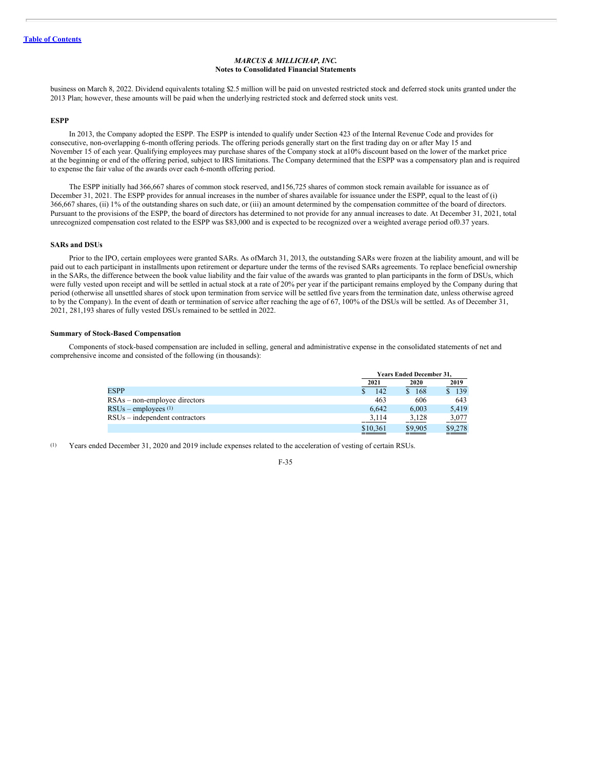*MARCUS & MILLICHAP, INC.*
**Notes to Consolidated Financial Statements**

business on March 8, 2022. Dividend equivalents totaling $2.5 million will be paid on unvested restricted stock and deferred stock units granted under the 2013 Plan; however, these amounts will be paid when the underlying restricted stock and deferred stock units vest.

**ESPP**

In 2013, the Company adopted the ESPP. The ESPP is intended to qualify under Section 423 of the Internal Revenue Code and provides for consecutive, non-overlapping 6-month offering periods. The offering periods generally start on the first trading day on or after May 15 and November 15 of each year. Qualifying employees may purchase shares of the Company stock at a10% discount based on the lower of the market price at the beginning or end of the offering period, subject to IRS limitations. The Company determined that the ESPP was a compensatory plan and is required to expense the fair value of the awards over each 6-month offering period.

The ESPP initially had 366,667 shares of common stock reserved, and156,725 shares of common stock remain available for issuance as of December 31, 2021. The ESPP provides for annual increases in the number of shares available for issuance under the ESPP, equal to the least of (i) 366,667 shares, (ii) 1% of the outstanding shares on such date, or (iii) an amount determined by the compensation committee of the board of directors. Pursuant to the provisions of the ESPP, the board of directors has determined to not provide for any annual increases to date. At December 31, 2021, total unrecognized compensation cost related to the ESPP was $83,000 and is expected to be recognized over a weighted average period of0.37 years.

**SARs and DSUs**

Prior to the IPO, certain employees were granted SARs. As ofMarch 31, 2013, the outstanding SARs were frozen at the liability amount, and will be paid out to each participant in installments upon retirement or departure under the terms of the revised SARs agreements. To replace beneficial ownership in the SARs, the difference between the book value liability and the fair value of the awards was granted to plan participants in the form of DSUs, which were fully vested upon receipt and will be settled in actual stock at a rate of 20% per year if the participant remains employed by the Company during that period (otherwise all unsettled shares of stock upon termination from service will be settled five years from the termination date, unless otherwise agreed to by the Company). In the event of death or termination of service after reaching the age of 67, 100% of the DSUs will be settled. As of December 31, 2021, 281,193 shares of fully vested DSUs remained to be settled in 2022.

**Summary of Stock-Based Compensation**

Components of stock-based compensation are included in selling, general and administrative expense in the consolidated statements of net and comprehensive income and consisted of the following (in thousands):

| | Years Ended December 31, | | |
|---|---|---|---|
| | 2021 | 2020 | 2019 |
| ESPP | $ 142 | $ 168 | $ 139 |
| RSAs – non-employee directors | 463 | 606 | 643 |
| RSUs – employees [(1)] | 6,642 | 6,003 | 5,419 |
| RSUs – independent contractors | 3,114 | 3,128 | 3,077 |
| | $10,361 | $9,905 | $9,278 |

(1) Years ended December 31, 2020 and 2019 include expenses related to the acceleration of vesting of certain RSUs.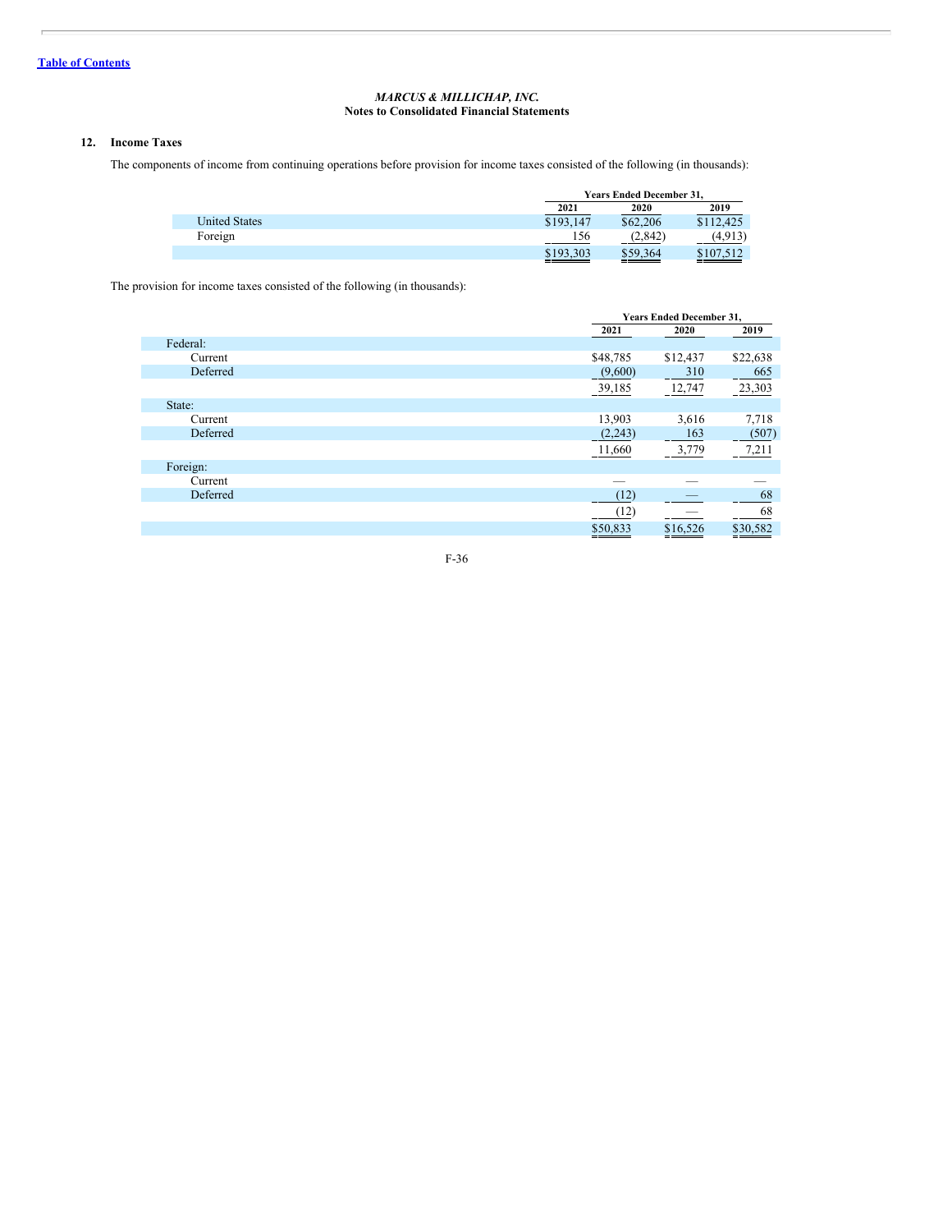MARCUS & MILLICHAP, INC.
**Notes to Consolidated Financial Statements**

## 12. Income Taxes

The components of income from continuing operations before provision for income taxes consisted of the following (in thousands):

| | Years Ended December 31, | | |
|---|---|---|---|
| | 2021 | 2020 | 2019 |
| United States | $193,147 | $62,206 | $112,425 |
| Foreign | 156 | (2,842) | (4,913) |
| | $193,303 | $59,364 | $107,512 |

The provision for income taxes consisted of the following (in thousands):

| | Years Ended December 31, | | |
|---|---|---|---|
| | 2021 | 2020 | 2019 |
| Federal: | | | |
| Current | $48,785 | $12,437 | $22,638 |
| Deferred | (9,600) | 310 | 665 |
| | 39,185 | 12,747 | 23,303 |
| State: | | | |
| Current | 13,903 | 3,616 | 7,718 |
| Deferred | (2,243) | 163 | (507) |
| | 11,660 | 3,779 | 7,211 |
| Foreign: | | | |
| Current | — | — | — |
| Deferred | (12) | — | 68 |
| | (12) | — | 68 |
| | $50,833 | $16,526 | $30,582 |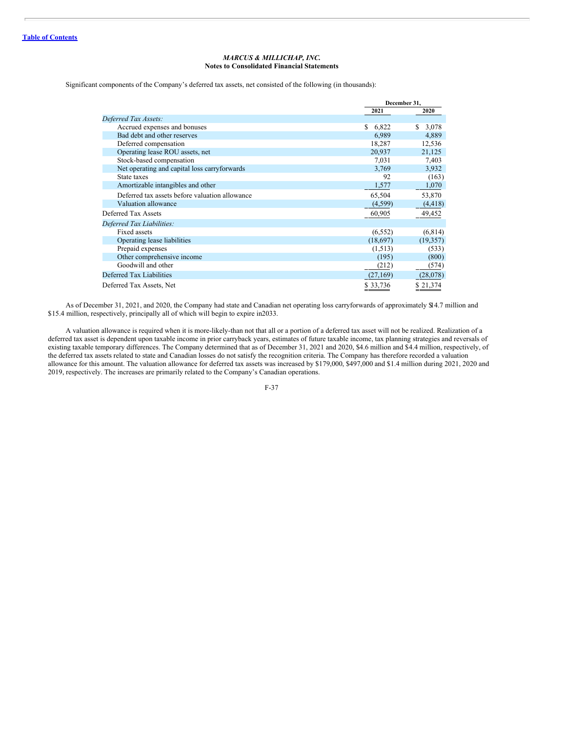*MARCUS & MILLICHAP, INC.*
**Notes to Consolidated Financial Statements**

Significant components of the Company's deferred tax assets, net consisted of the following (in thousands):

| | December 31, | |
|---|---|---|
| | 2021 | 2020 |
| *Deferred Tax Assets:* | | |
| Accrued expenses and bonuses | $ 6,822 | $ 3,078 |
| Bad debt and other reserves | 6,989 | 4,889 |
| Deferred compensation | 18,287 | 12,536 |
| Operating lease ROU assets, net | 20,937 | 21,125 |
| Stock-based compensation | 7,031 | 7,403 |
| Net operating and capital loss carryforwards | 3,769 | 3,932 |
| State taxes | 92 | (163) |
| Amortizable intangibles and other | 1,577 | 1,070 |
| Deferred tax assets before valuation allowance | 65,504 | 53,870 |
| Valuation allowance | (4,599) | (4,418) |
| Deferred Tax Assets | 60,905 | 49,452 |
| *Deferred Tax Liabilities:* | | |
| Fixed assets | (6,552) | (6,814) |
| Operating lease liabilities | (18,697) | (19,357) |
| Prepaid expenses | (1,513) | (533) |
| Other comprehensive income | (195) | (800) |
| Goodwill and other | (212) | (574) |
| Deferred Tax Liabilities | (27,169) | (28,078) |
| Deferred Tax Assets, Net | $ 33,736 | $ 21,374 |

As of December 31, 2021, and 2020, the Company had state and Canadian net operating loss carryforwards of approximately $14.7 million and $15.4 million, respectively, principally all of which will begin to expire in 2033.

A valuation allowance is required when it is more-likely-than not that all or a portion of a deferred tax asset will not be realized. Realization of a deferred tax asset is dependent upon taxable income in prior carryback years, estimates of future taxable income, tax planning strategies and reversals of existing taxable temporary differences. The Company determined that as of December 31, 2021 and 2020, $4.6 million and $4.4 million, respectively, of the deferred tax assets related to state and Canadian losses do not satisfy the recognition criteria. The Company has therefore recorded a valuation allowance for this amount. The valuation allowance for deferred tax assets was increased by $179,000, $497,000 and $1.4 million during 2021, 2020 and 2019, respectively. The increases are primarily related to the Company's Canadian operations.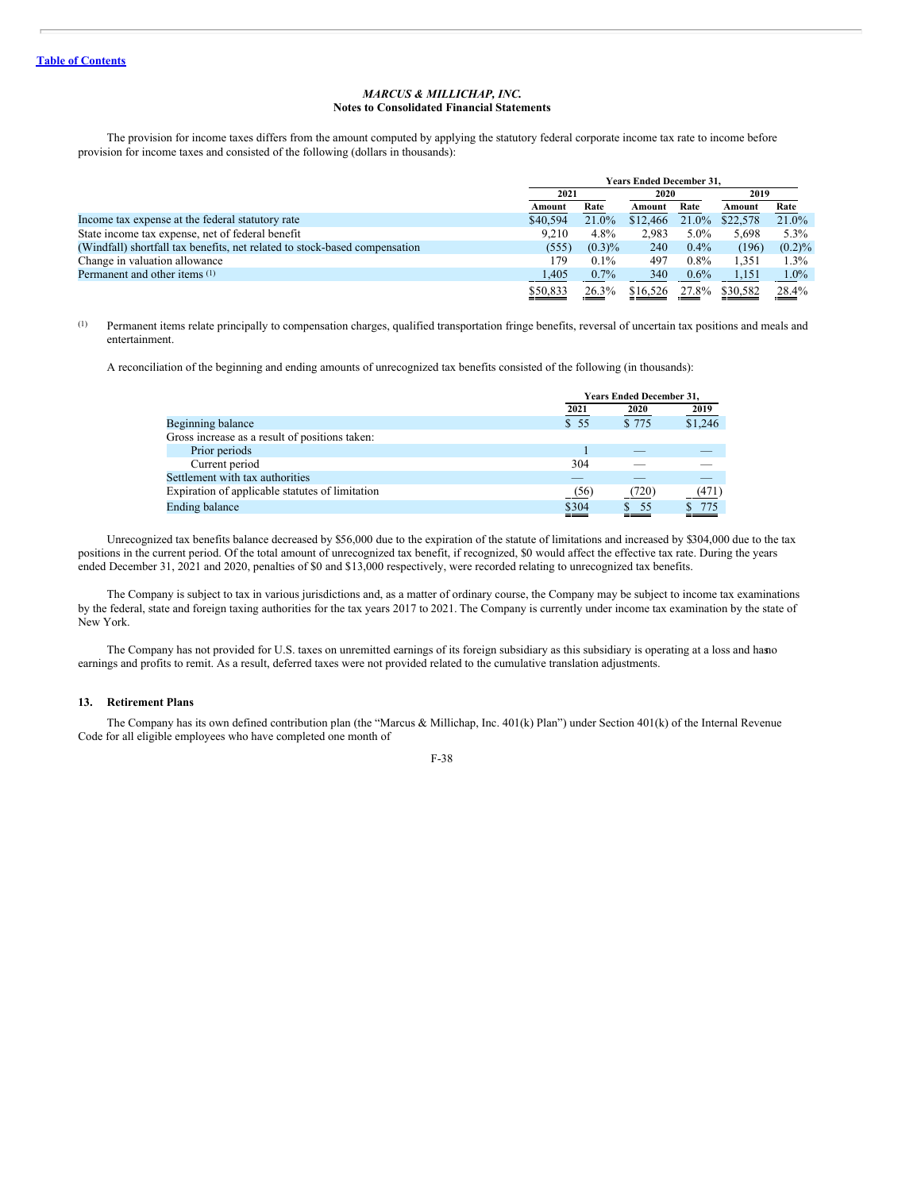*MARCUS & MILLICHAP, INC.*
**Notes to Consolidated Financial Statements**

The provision for income taxes differs from the amount computed by applying the statutory federal corporate income tax rate to income before provision for income taxes and consisted of the following (dollars in thousands):

| | Years Ended December 31, | | | | | |
|---|---|---|---|---|---|---|
| | 2021 | | 2020 | | 2019 | |
| | Amount | Rate | Amount | Rate | Amount | Rate |
| Income tax expense at the federal statutory rate | $40,594 | 21.0% | $12,466 | 21.0% | $22,578 | 21.0% |
| State income tax expense, net of federal benefit | 9,210 | 4.8% | 2,983 | 5.0% | 5,698 | 5.3% |
| (Windfall) shortfall tax benefits, net related to stock-based compensation | (555) | (0.3)% | 240 | 0.4% | (196) | (0.2)% |
| Change in valuation allowance | 179 | 0.1% | 497 | 0.8% | 1,351 | 1.3% |
| Permanent and other items [(1)] | 1,405 | 0.7% | 340 | 0.6% | 1,151 | 1.0% |
| | $50,833 | 26.3% | $16,526 | 27.8% | $30,582 | 28.4% |

(1) Permanent items relate principally to compensation charges, qualified transportation fringe benefits, reversal of uncertain tax positions and meals and entertainment.

A reconciliation of the beginning and ending amounts of unrecognized tax benefits consisted of the following (in thousands):

| | Years Ended December 31, | | |
|---|---|---|---|
| | 2021 | 2020 | 2019 |
| Beginning balance | $ 55 | $ 775 | $1,246 |
| Gross increase as a result of positions taken: | | | |
| Prior periods | 1 | — | — |
| Current period | 304 | — | — |
| Settlement with tax authorities | — | — | — |
| Expiration of applicable statutes of limitation | (56) | (720) | (471) |
| Ending balance | $304 | $ 55 | $ 775 |

Unrecognized tax benefits balance decreased by $56,000 due to the expiration of the statute of limitations and increased by $304,000 due to the tax positions in the current period. Of the total amount of unrecognized tax benefit, if recognized, $0 would affect the effective tax rate. During the years ended December 31, 2021 and 2020, penalties of $0 and $13,000 respectively, were recorded relating to unrecognized tax benefits.

The Company is subject to tax in various jurisdictions and, as a matter of ordinary course, the Company may be subject to income tax examinations by the federal, state and foreign taxing authorities for the tax years 2017 to 2021. The Company is currently under income tax examination by the state of New York.

The Company has not provided for U.S. taxes on unremitted earnings of its foreign subsidiary as this subsidiary is operating at a loss and has no earnings and profits to remit. As a result, deferred taxes were not provided related to the cumulative translation adjustments.

## 13. Retirement Plans

The Company has its own defined contribution plan (the "Marcus & Millichap, Inc. 401(k) Plan") under Section 401(k) of the Internal Revenue Code for all eligible employees who have completed one month of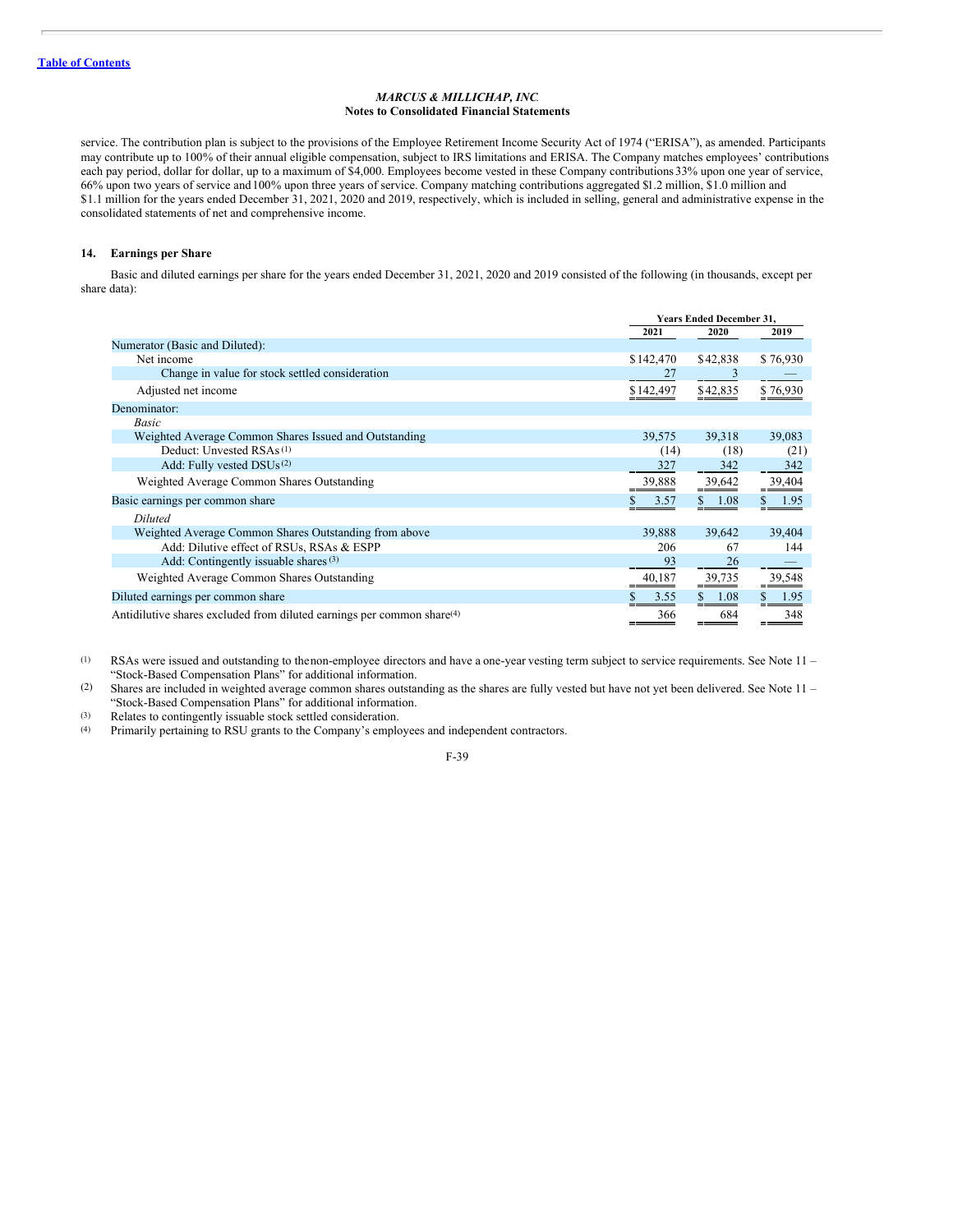service. The contribution plan is subject to the provisions of the Employee Retirement Income Security Act of 1974 ("ERISA"), as amended. Participants may contribute up to 100% of their annual eligible compensation, subject to IRS limitations and ERISA. The Company matches employees' contributions each pay period, dollar for dollar, up to a maximum of $4,000. Employees become vested in these Company contributions 33% upon one year of service, 66% upon two years of service and 100% upon three years of service. Company matching contributions aggregated $1.2 million, $1.0 million and $1.1 million for the years ended December 31, 2021, 2020 and 2019, respectively, which is included in selling, general and administrative expense in the consolidated statements of net and comprehensive income.

### 14. Earnings per Share

Basic and diluted earnings per share for the years ended December 31, 2021, 2020 and 2019 consisted of the following (in thousands, except per share data):

| | Years Ended December 31, | | |
|---|---|---|---|
| | 2021 | 2020 | 2019 |
| Numerator (Basic and Diluted): | | | |
| Net income | $142,470 | $42,838 | $76,930 |
| Change in value for stock settled consideration | 27 | 3 | — |
| Adjusted net income | $142,497 | $42,835 | $76,930 |
| Denominator: | | | |
| *Basic* | | | |
| Weighted Average Common Shares Issued and Outstanding | 39,575 | 39,318 | 39,083 |
| Deduct: Unvested RSAs [(1)] | (14) | (18) | (21) |
| Add: Fully vested DSUs [(2)] | 327 | 342 | 342 |
| Weighted Average Common Shares Outstanding | 39,888 | 39,642 | 39,404 |
| Basic earnings per common share | $ 3.57 | $ 1.08 | $ 1.95 |
| *Diluted* | | | |
| Weighted Average Common Shares Outstanding from above | 39,888 | 39,642 | 39,404 |
| Add: Dilutive effect of RSUs, RSAs & ESPP | 206 | 67 | 144 |
| Add: Contingently issuable shares [(3)] | 93 | 26 | — |
| Weighted Average Common Shares Outstanding | 40,187 | 39,735 | 39,548 |
| Diluted earnings per common share | $ 3.55 | $ 1.08 | $ 1.95 |
| Antidilutive shares excluded from diluted earnings per common share[(4)] | 366 | 684 | 348 |

(1) RSAs were issued and outstanding to the non-employee directors and have a one-year vesting term subject to service requirements. See Note 11 – "Stock-Based Compensation Plans" for additional information.

(2) Shares are included in weighted average common shares outstanding as the shares are fully vested but have not yet been delivered. See Note 11 – "Stock-Based Compensation Plans" for additional information.

(3) Relates to contingently issuable stock settled consideration.

(4) Primarily pertaining to RSU grants to the Company's employees and independent contractors.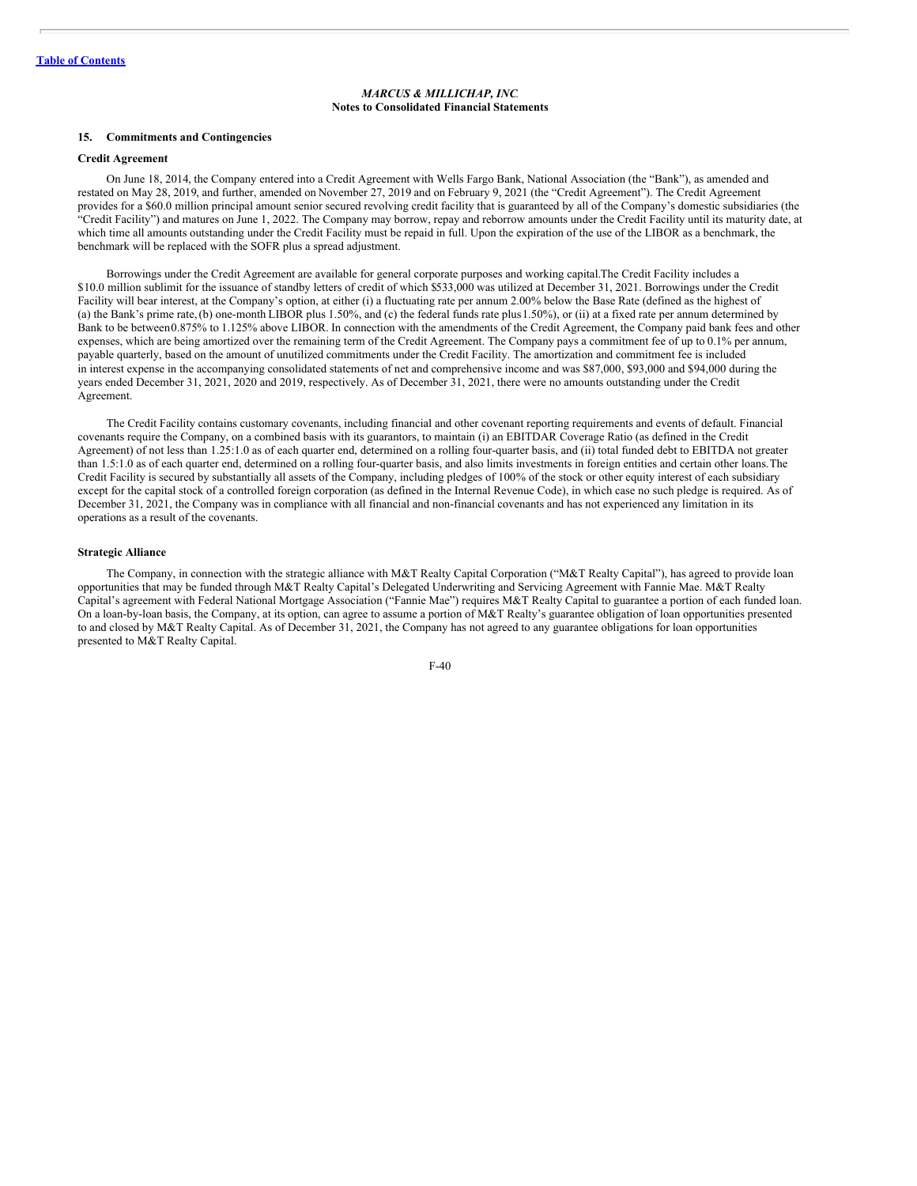*MARCUS & MILLICHAP, INC.*
**Notes to Consolidated Financial Statements**

## 15. Commitments and Contingencies

### Credit Agreement

On June 18, 2014, the Company entered into a Credit Agreement with Wells Fargo Bank, National Association (the "Bank"), as amended and restated on May 28, 2019, and further, amended on November 27, 2019 and on February 9, 2021 (the "Credit Agreement"). The Credit Agreement provides for a $60.0 million principal amount senior secured revolving credit facility that is guaranteed by all of the Company's domestic subsidiaries (the "Credit Facility") and matures on June 1, 2022. The Company may borrow, repay and reborrow amounts under the Credit Facility until its maturity date, at which time all amounts outstanding under the Credit Facility must be repaid in full. Upon the expiration of the use of the LIBOR as a benchmark, the benchmark will be replaced with the SOFR plus a spread adjustment.

Borrowings under the Credit Agreement are available for general corporate purposes and working capital.The Credit Facility includes a $10.0 million sublimit for the issuance of standby letters of credit of which $533,000 was utilized at December 31, 2021. Borrowings under the Credit Facility will bear interest, at the Company's option, at either (i) a fluctuating rate per annum 2.00% below the Base Rate (defined as the highest of (a) the Bank's prime rate, (b) one-month LIBOR plus 1.50%, and (c) the federal funds rate plus 1.50%), or (ii) at a fixed rate per annum determined by Bank to be between 0.875% to 1.125% above LIBOR. In connection with the amendments of the Credit Agreement, the Company paid bank fees and other expenses, which are being amortized over the remaining term of the Credit Agreement. The Company pays a commitment fee of up to 0.1% per annum, payable quarterly, based on the amount of unutilized commitments under the Credit Facility. The amortization and commitment fee is included in interest expense in the accompanying consolidated statements of net and comprehensive income and was $87,000, $93,000 and $94,000 during the years ended December 31, 2021, 2020 and 2019, respectively. As of December 31, 2021, there were no amounts outstanding under the Credit Agreement.

The Credit Facility contains customary covenants, including financial and other covenant reporting requirements and events of default. Financial covenants require the Company, on a combined basis with its guarantors, to maintain (i) an EBITDAR Coverage Ratio (as defined in the Credit Agreement) of not less than 1.25:1.0 as of each quarter end, determined on a rolling four-quarter basis, and (ii) total funded debt to EBITDA not greater than 1.5:1.0 as of each quarter end, determined on a rolling four-quarter basis, and also limits investments in foreign entities and certain other loans.The Credit Facility is secured by substantially all assets of the Company, including pledges of 100% of the stock or other equity interest of each subsidiary except for the capital stock of a controlled foreign corporation (as defined in the Internal Revenue Code), in which case no such pledge is required. As of December 31, 2021, the Company was in compliance with all financial and non-financial covenants and has not experienced any limitation in its operations as a result of the covenants.

### Strategic Alliance

The Company, in connection with the strategic alliance with M&T Realty Capital Corporation ("M&T Realty Capital"), has agreed to provide loan opportunities that may be funded through M&T Realty Capital's Delegated Underwriting and Servicing Agreement with Fannie Mae. M&T Realty Capital's agreement with Federal National Mortgage Association ("Fannie Mae") requires M&T Realty Capital to guarantee a portion of each funded loan. On a loan-by-loan basis, the Company, at its option, can agree to assume a portion of M&T Realty's guarantee obligation of loan opportunities presented to and closed by M&T Realty Capital. As of December 31, 2021, the Company has not agreed to any guarantee obligations for loan opportunities presented to M&T Realty Capital.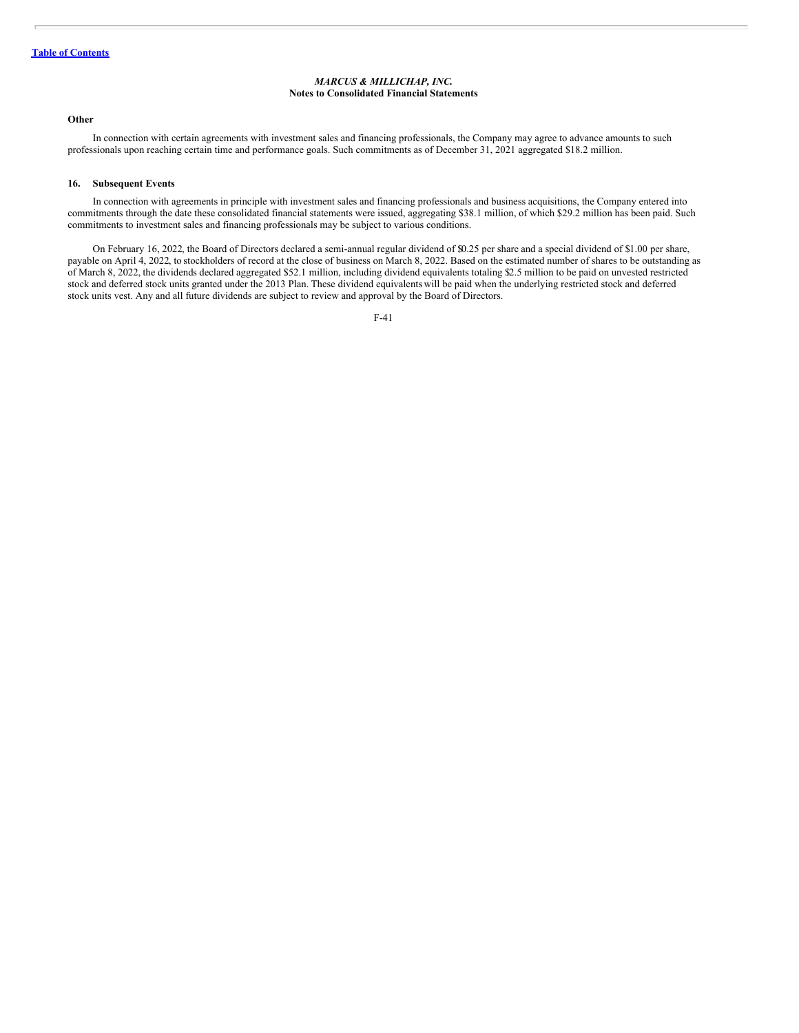*MARCUS & MILLICHAP, INC.*
**Notes to Consolidated Financial Statements**

**Other**

In connection with certain agreements with investment sales and financing professionals, the Company may agree to advance amounts to such professionals upon reaching certain time and performance goals. Such commitments as of December 31, 2021 aggregated $18.2 million.

## 16. Subsequent Events

In connection with agreements in principle with investment sales and financing professionals and business acquisitions, the Company entered into commitments through the date these consolidated financial statements were issued, aggregating $38.1 million, of which $29.2 million has been paid. Such commitments to investment sales and financing professionals may be subject to various conditions.

On February 16, 2022, the Board of Directors declared a semi-annual regular dividend of $0.25 per share and a special dividend of $1.00 per share, payable on April 4, 2022, to stockholders of record at the close of business on March 8, 2022. Based on the estimated number of shares to be outstanding as of March 8, 2022, the dividends declared aggregated $52.1 million, including dividend equivalents totaling $2.5 million to be paid on unvested restricted stock and deferred stock units granted under the 2013 Plan. These dividend equivalents will be paid when the underlying restricted stock and deferred stock units vest. Any and all future dividends are subject to review and approval by the Board of Directors.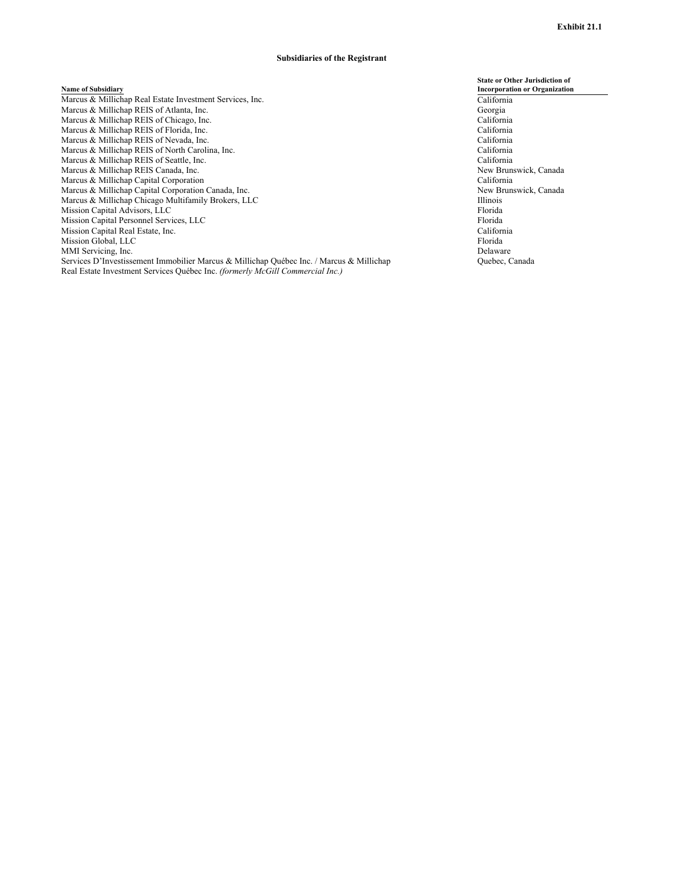**Exhibit 21.1**

**Subsidiaries of the Registrant**

| Name of Subsidiary | State or Other Jurisdiction of Incorporation or Organization |
|---|---|
| Marcus & Millichap Real Estate Investment Services, Inc. | California |
| Marcus & Millichap REIS of Atlanta, Inc. | Georgia |
| Marcus & Millichap REIS of Chicago, Inc. | California |
| Marcus & Millichap REIS of Florida, Inc. | California |
| Marcus & Millichap REIS of Nevada, Inc. | California |
| Marcus & Millichap REIS of North Carolina, Inc. | California |
| Marcus & Millichap REIS of Seattle, Inc. | California |
| Marcus & Millichap REIS Canada, Inc. | New Brunswick, Canada |
| Marcus & Millichap Capital Corporation | California |
| Marcus & Millichap Capital Corporation Canada, Inc. | New Brunswick, Canada |
| Marcus & Millichap Chicago Multifamily Brokers, LLC | Illinois |
| Mission Capital Advisors, LLC | Florida |
| Mission Capital Personnel Services, LLC | Florida |
| Mission Capital Real Estate, Inc. | California |
| Mission Global, LLC | Florida |
| MMI Servicing, Inc. | Delaware |
| Services D'Investissement Immobilier Marcus & Millichap Québec Inc. / Marcus & Millichap Real Estate Investment Services Québec Inc. *(formerly McGill Commercial Inc.)* | Quebec, Canada |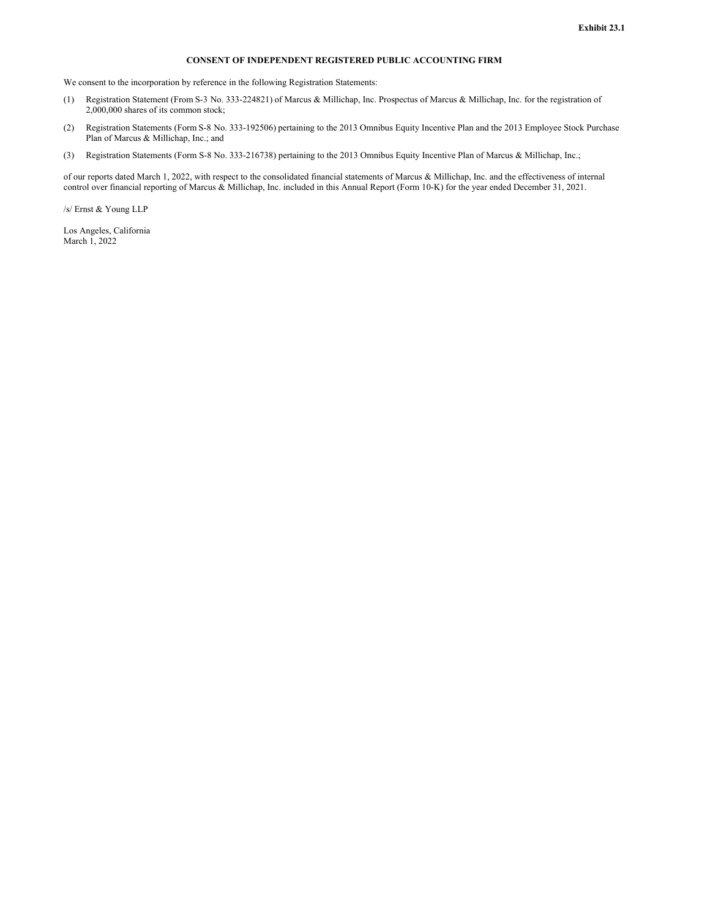**Exhibit 23.1**

**CONSENT OF INDEPENDENT REGISTERED PUBLIC ACCOUNTING FIRM**

We consent to the incorporation by reference in the following Registration Statements:

(1) Registration Statement (From S-3 No. 333-224821) of Marcus & Millichap, Inc. Prospectus of Marcus & Millichap, Inc. for the registration of 2,000,000 shares of its common stock;

(2) Registration Statements (Form S-8 No. 333-192506) pertaining to the 2013 Omnibus Equity Incentive Plan and the 2013 Employee Stock Purchase Plan of Marcus & Millichap, Inc.; and

(3) Registration Statements (Form S-8 No. 333-216738) pertaining to the 2013 Omnibus Equity Incentive Plan of Marcus & Millichap, Inc.;

of our reports dated March 1, 2022, with respect to the consolidated financial statements of Marcus & Millichap, Inc. and the effectiveness of internal control over financial reporting of Marcus & Millichap, Inc. included in this Annual Report (Form 10-K) for the year ended December 31, 2021.

/s/ Ernst & Young LLP

Los Angeles, California
March 1, 2022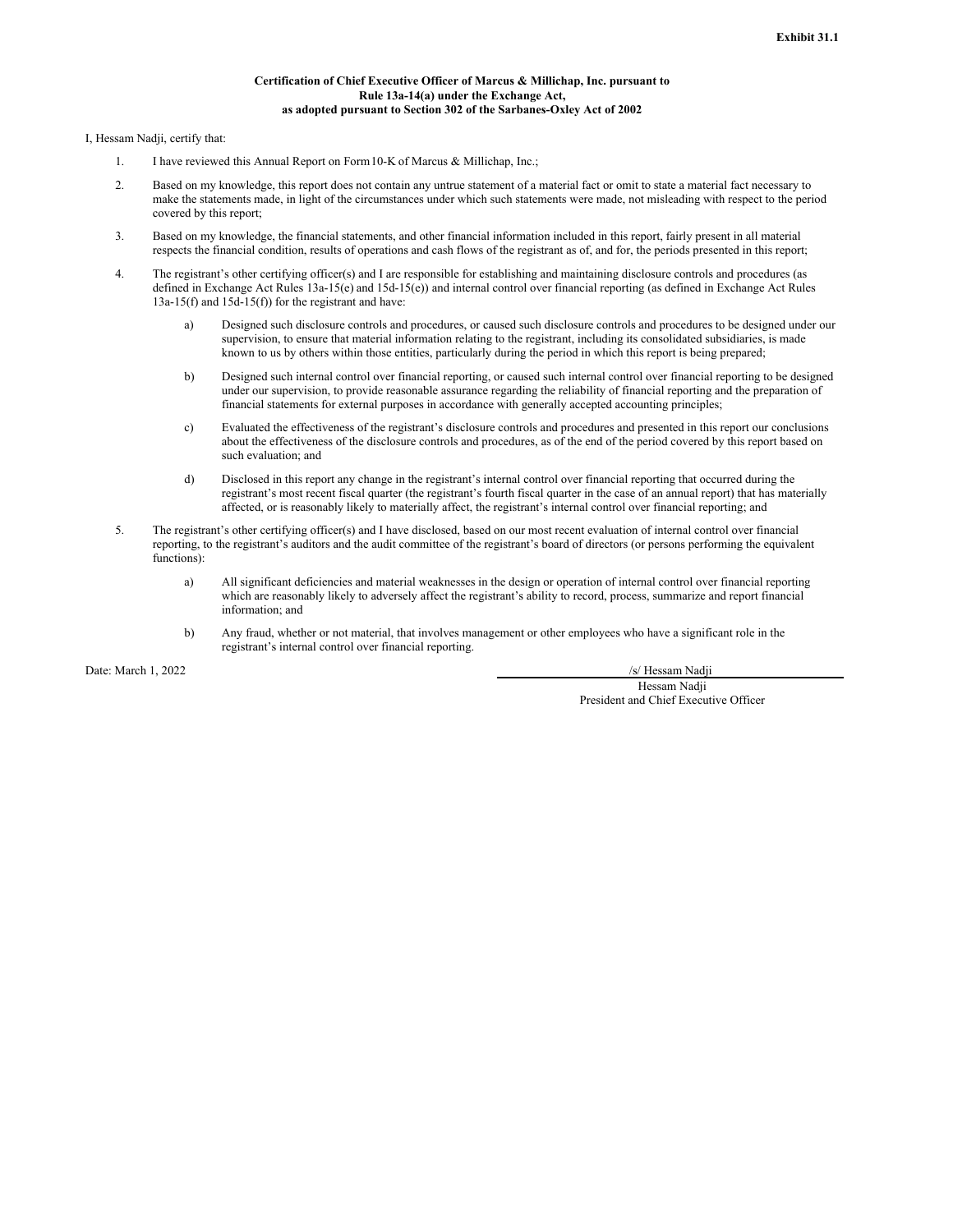**Exhibit 31.1**

**Certification of Chief Executive Officer of Marcus & Millichap, Inc. pursuant to Rule 13a-14(a) under the Exchange Act, as adopted pursuant to Section 302 of the Sarbanes-Oxley Act of 2002**

I, Hessam Nadji, certify that:

1. I have reviewed this Annual Report on Form10-K of Marcus & Millichap, Inc.;
2. Based on my knowledge, this report does not contain any untrue statement of a material fact or omit to state a material fact necessary to make the statements made, in light of the circumstances under which such statements were made, not misleading with respect to the period covered by this report;
3. Based on my knowledge, the financial statements, and other financial information included in this report, fairly present in all material respects the financial condition, results of operations and cash flows of the registrant as of, and for, the periods presented in this report;
4. The registrant's other certifying officer(s) and I are responsible for establishing and maintaining disclosure controls and procedures (as defined in Exchange Act Rules 13a-15(e) and 15d-15(e)) and internal control over financial reporting (as defined in Exchange Act Rules 13a-15(f) and 15d-15(f)) for the registrant and have:
   a) Designed such disclosure controls and procedures, or caused such disclosure controls and procedures to be designed under our supervision, to ensure that material information relating to the registrant, including its consolidated subsidiaries, is made known to us by others within those entities, particularly during the period in which this report is being prepared;
   b) Designed such internal control over financial reporting, or caused such internal control over financial reporting to be designed under our supervision, to provide reasonable assurance regarding the reliability of financial reporting and the preparation of financial statements for external purposes in accordance with generally accepted accounting principles;
   c) Evaluated the effectiveness of the registrant's disclosure controls and procedures and presented in this report our conclusions about the effectiveness of the disclosure controls and procedures, as of the end of the period covered by this report based on such evaluation; and
   d) Disclosed in this report any change in the registrant's internal control over financial reporting that occurred during the registrant's most recent fiscal quarter (the registrant's fourth fiscal quarter in the case of an annual report) that has materially affected, or is reasonably likely to materially affect, the registrant's internal control over financial reporting; and
5. The registrant's other certifying officer(s) and I have disclosed, based on our most recent evaluation of internal control over financial reporting, to the registrant's auditors and the audit committee of the registrant's board of directors (or persons performing the equivalent functions):
   a) All significant deficiencies and material weaknesses in the design or operation of internal control over financial reporting which are reasonably likely to adversely affect the registrant's ability to record, process, summarize and report financial information; and
   b) Any fraud, whether or not material, that involves management or other employees who have a significant role in the registrant's internal control over financial reporting.

Date: March 1, 2022

/s/ Hessam Nadji

Hessam Nadji

President and Chief Executive Officer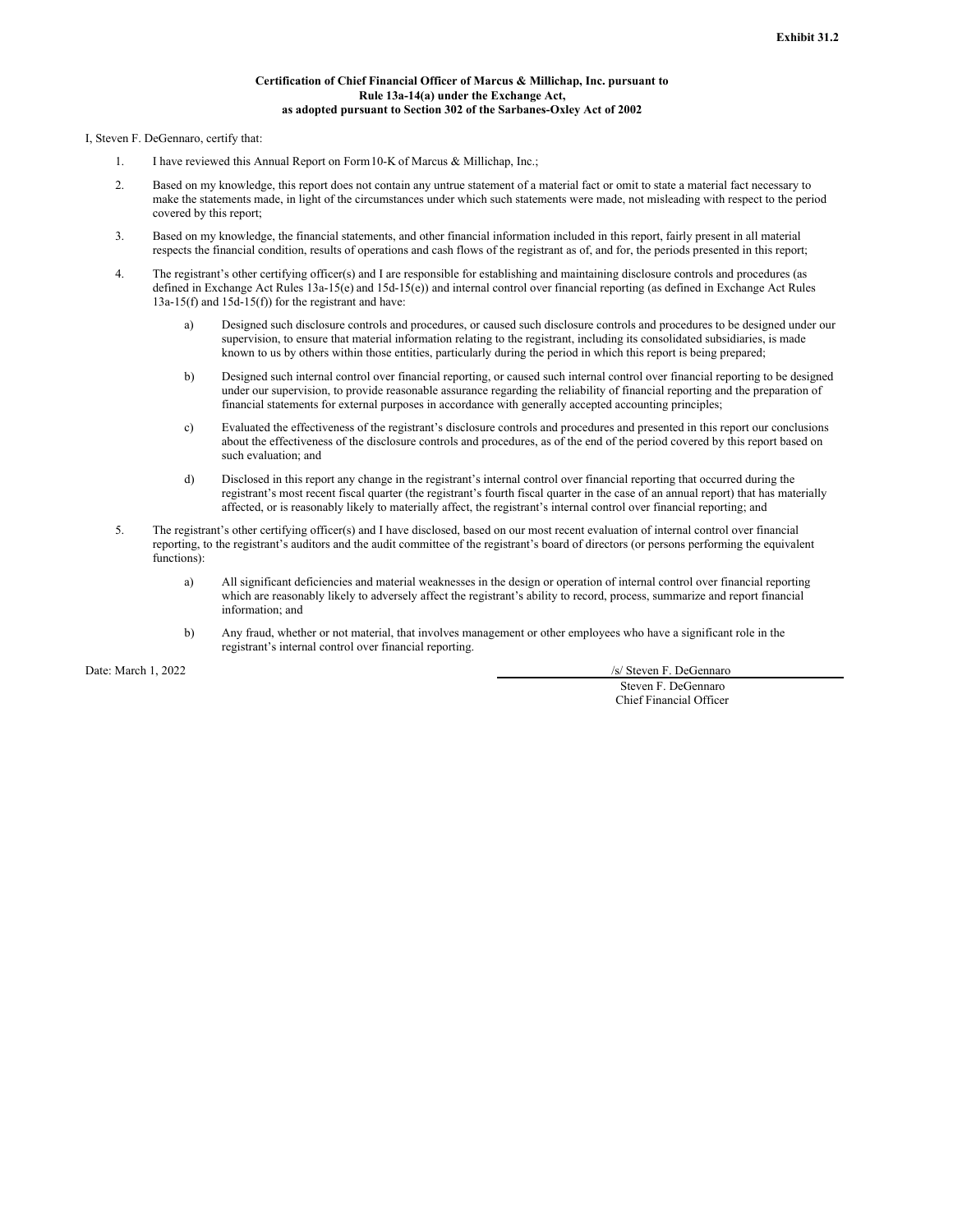Exhibit 31.2

**Certification of Chief Financial Officer of Marcus & Millichap, Inc. pursuant to Rule 13a-14(a) under the Exchange Act, as adopted pursuant to Section 302 of the Sarbanes-Oxley Act of 2002**

I, Steven F. DeGennaro, certify that:

1. I have reviewed this Annual Report on Form10-K of Marcus & Millichap, Inc.;

2. Based on my knowledge, this report does not contain any untrue statement of a material fact or omit to state a material fact necessary to make the statements made, in light of the circumstances under which such statements were made, not misleading with respect to the period covered by this report;

3. Based on my knowledge, the financial statements, and other financial information included in this report, fairly present in all material respects the financial condition, results of operations and cash flows of the registrant as of, and for, the periods presented in this report;

4. The registrant's other certifying officer(s) and I are responsible for establishing and maintaining disclosure controls and procedures (as defined in Exchange Act Rules 13a-15(e) and 15d-15(e)) and internal control over financial reporting (as defined in Exchange Act Rules 13a-15(f) and 15d-15(f)) for the registrant and have:

    a) Designed such disclosure controls and procedures, or caused such disclosure controls and procedures to be designed under our supervision, to ensure that material information relating to the registrant, including its consolidated subsidiaries, is made known to us by others within those entities, particularly during the period in which this report is being prepared;

    b) Designed such internal control over financial reporting, or caused such internal control over financial reporting to be designed under our supervision, to provide reasonable assurance regarding the reliability of financial reporting and the preparation of financial statements for external purposes in accordance with generally accepted accounting principles;

    c) Evaluated the effectiveness of the registrant's disclosure controls and procedures and presented in this report our conclusions about the effectiveness of the disclosure controls and procedures, as of the end of the period covered by this report based on such evaluation; and

    d) Disclosed in this report any change in the registrant's internal control over financial reporting that occurred during the registrant's most recent fiscal quarter (the registrant's fourth fiscal quarter in the case of an annual report) that has materially affected, or is reasonably likely to materially affect, the registrant's internal control over financial reporting; and

5. The registrant's other certifying officer(s) and I have disclosed, based on our most recent evaluation of internal control over financial reporting, to the registrant's auditors and the audit committee of the registrant's board of directors (or persons performing the equivalent functions):

    a) All significant deficiencies and material weaknesses in the design or operation of internal control over financial reporting which are reasonably likely to adversely affect the registrant's ability to record, process, summarize and report financial information; and

    b) Any fraud, whether or not material, that involves management or other employees who have a significant role in the registrant's internal control over financial reporting.

Date: March 1, 2022

/s/ Steven F. DeGennaro

Steven F. DeGennaro
Chief Financial Officer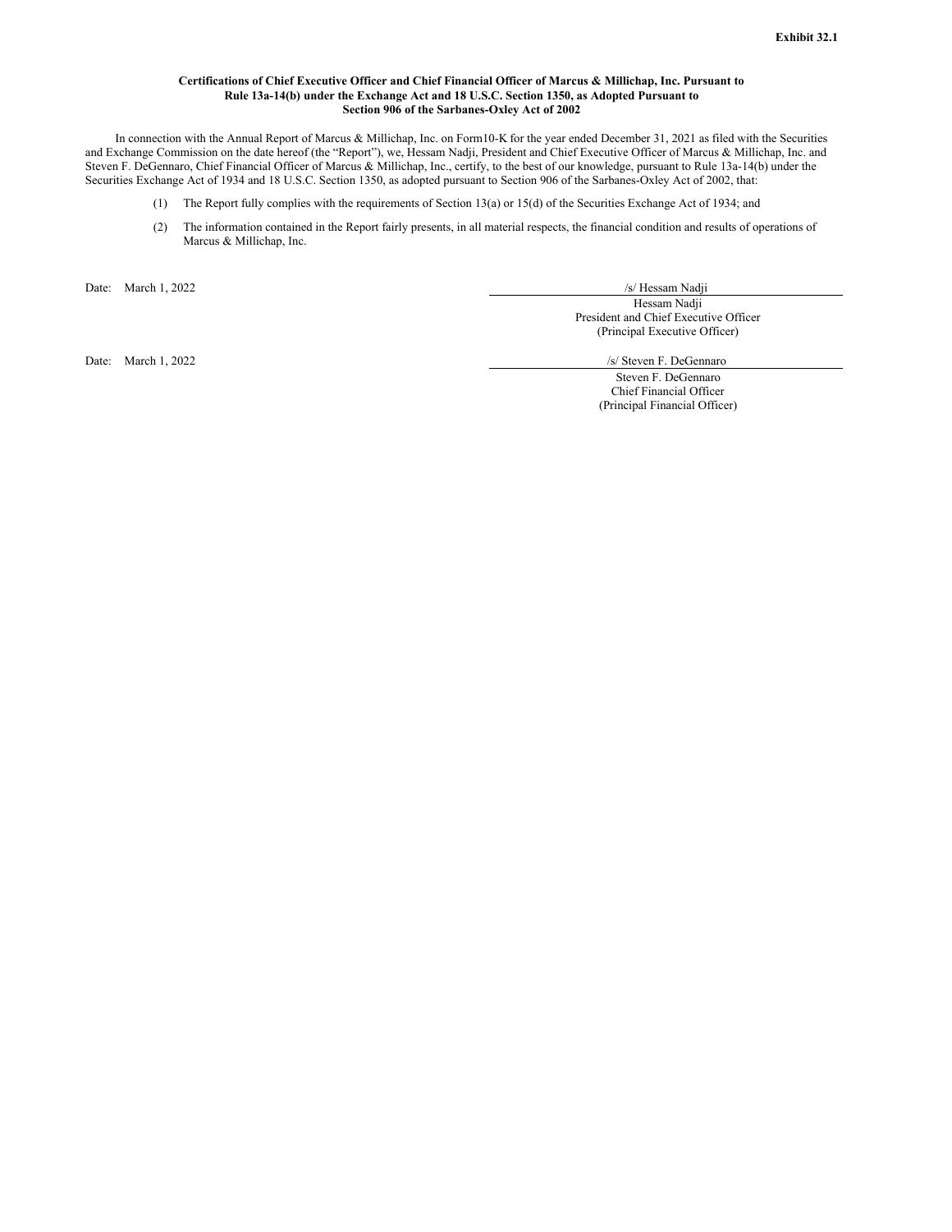**Exhibit 32.1**

**Certifications of Chief Executive Officer and Chief Financial Officer of Marcus & Millichap, Inc. Pursuant to Rule 13a-14(b) under the Exchange Act and 18 U.S.C. Section 1350, as Adopted Pursuant to Section 906 of the Sarbanes-Oxley Act of 2002**

In connection with the Annual Report of Marcus & Millichap, Inc. on Form10-K for the year ended December 31, 2021 as filed with the Securities and Exchange Commission on the date hereof (the "Report"), we, Hessam Nadji, President and Chief Executive Officer of Marcus & Millichap, Inc. and Steven F. DeGennaro, Chief Financial Officer of Marcus & Millichap, Inc., certify, to the best of our knowledge, pursuant to Rule 13a-14(b) under the Securities Exchange Act of 1934 and 18 U.S.C. Section 1350, as adopted pursuant to Section 906 of the Sarbanes-Oxley Act of 2002, that:

(1) The Report fully complies with the requirements of Section 13(a) or 15(d) of the Securities Exchange Act of 1934; and

(2) The information contained in the Report fairly presents, in all material respects, the financial condition and results of operations of Marcus & Millichap, Inc.

Date: March 1, 2022

/s/ Hessam Nadji
Hessam Nadji
President and Chief Executive Officer
(Principal Executive Officer)

Date: March 1, 2022

/s/ Steven F. DeGennaro
Steven F. DeGennaro
Chief Financial Officer
(Principal Financial Officer)